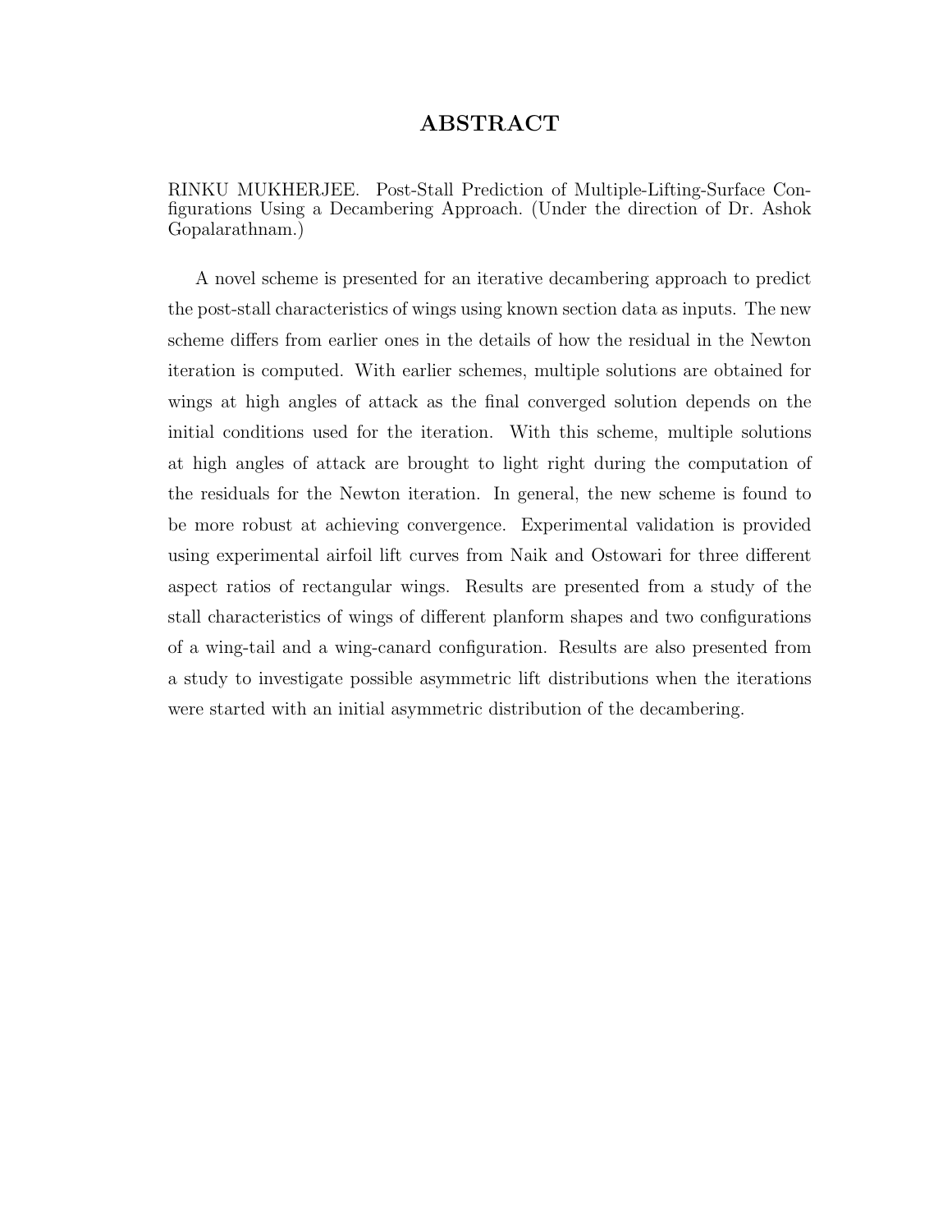# ABSTRACT

RINKU MUKHERJEE. Post-Stall Prediction of Multiple-Lifting-Surface Configurations Using a Decambering Approach. (Under the direction of Dr. Ashok Gopalarathnam.)

A novel scheme is presented for an iterative decambering approach to predict the post-stall characteristics of wings using known section data as inputs. The new scheme differs from earlier ones in the details of how the residual in the Newton iteration is computed. With earlier schemes, multiple solutions are obtained for wings at high angles of attack as the final converged solution depends on the initial conditions used for the iteration. With this scheme, multiple solutions at high angles of attack are brought to light right during the computation of the residuals for the Newton iteration. In general, the new scheme is found to be more robust at achieving convergence. Experimental validation is provided using experimental airfoil lift curves from Naik and Ostowari for three different aspect ratios of rectangular wings. Results are presented from a study of the stall characteristics of wings of different planform shapes and two configurations of a wing-tail and a wing-canard configuration. Results are also presented from a study to investigate possible asymmetric lift distributions when the iterations were started with an initial asymmetric distribution of the decambering.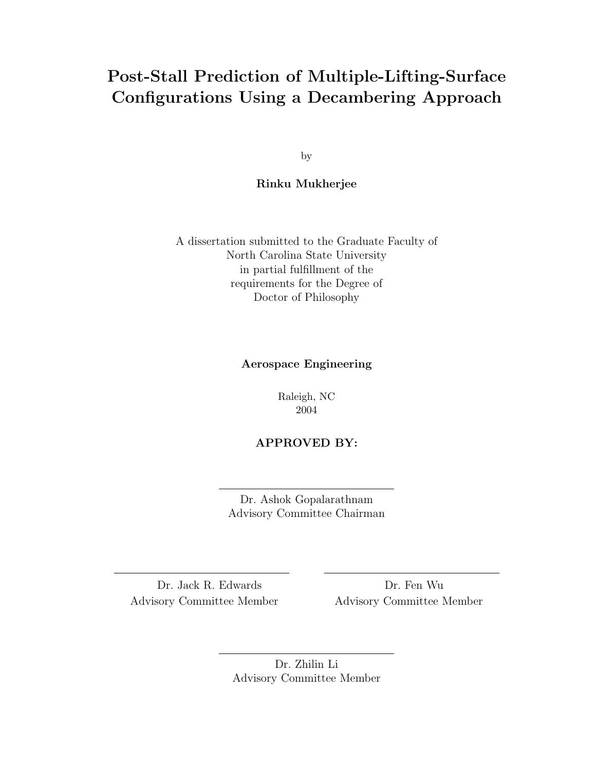# Post-Stall Prediction of Multiple-Lifting-Surface Configurations Using a Decambering Approach

by

**Rinku Mukherjee**

A dissertation submitted to the Graduate Faculty of
North Carolina State University
in partial fulfillment of the
requirements for the Degree of
Doctor of Philosophy

**Aerospace Engineering**

Raleigh, NC
2004

**APPROVED BY:**

Dr. Ashok Gopalarathnam
Advisory Committee Chairman

Dr. Jack R. Edwards
Advisory Committee Member

Dr. Fen Wu
Advisory Committee Member

Dr. Zhilin Li
Advisory Committee Member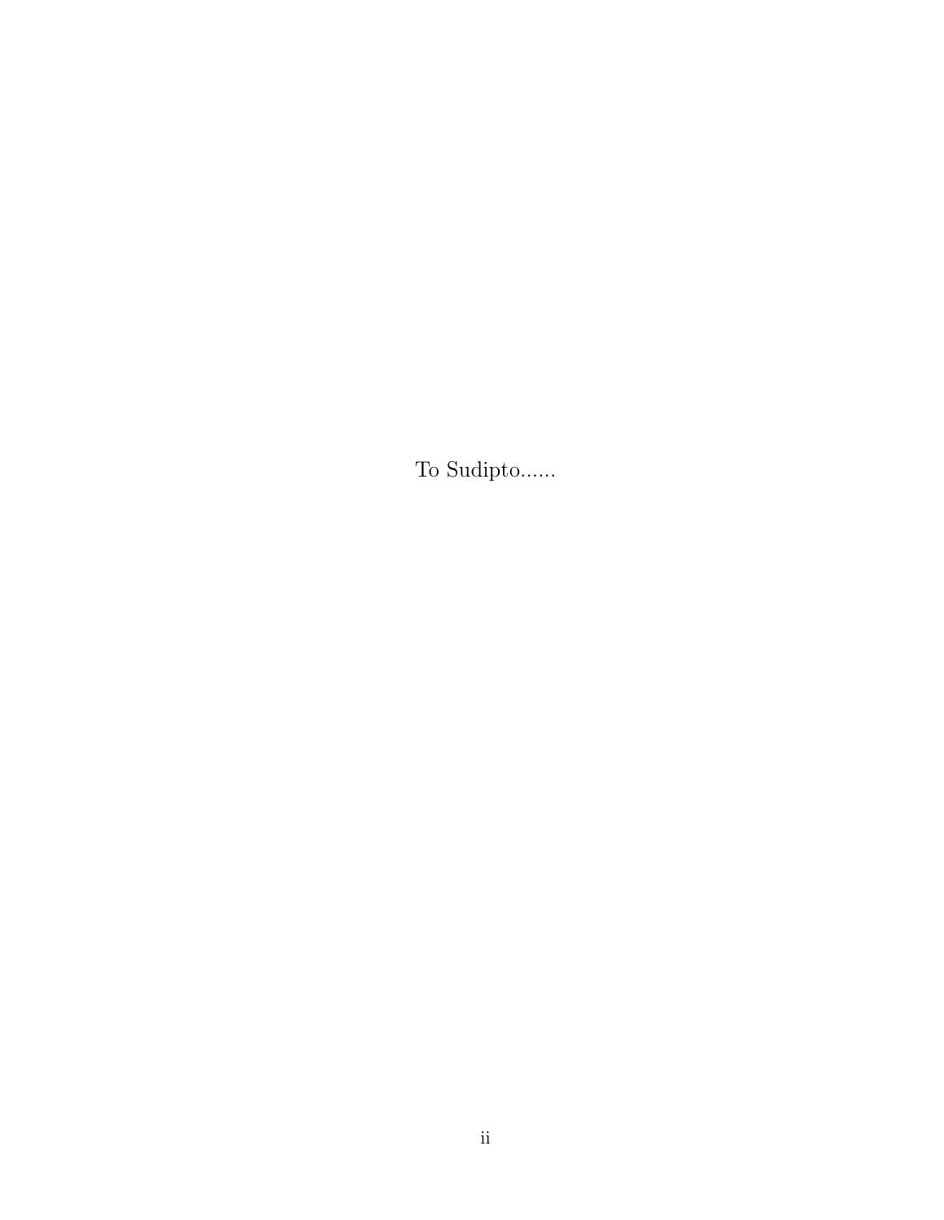To Sudipto......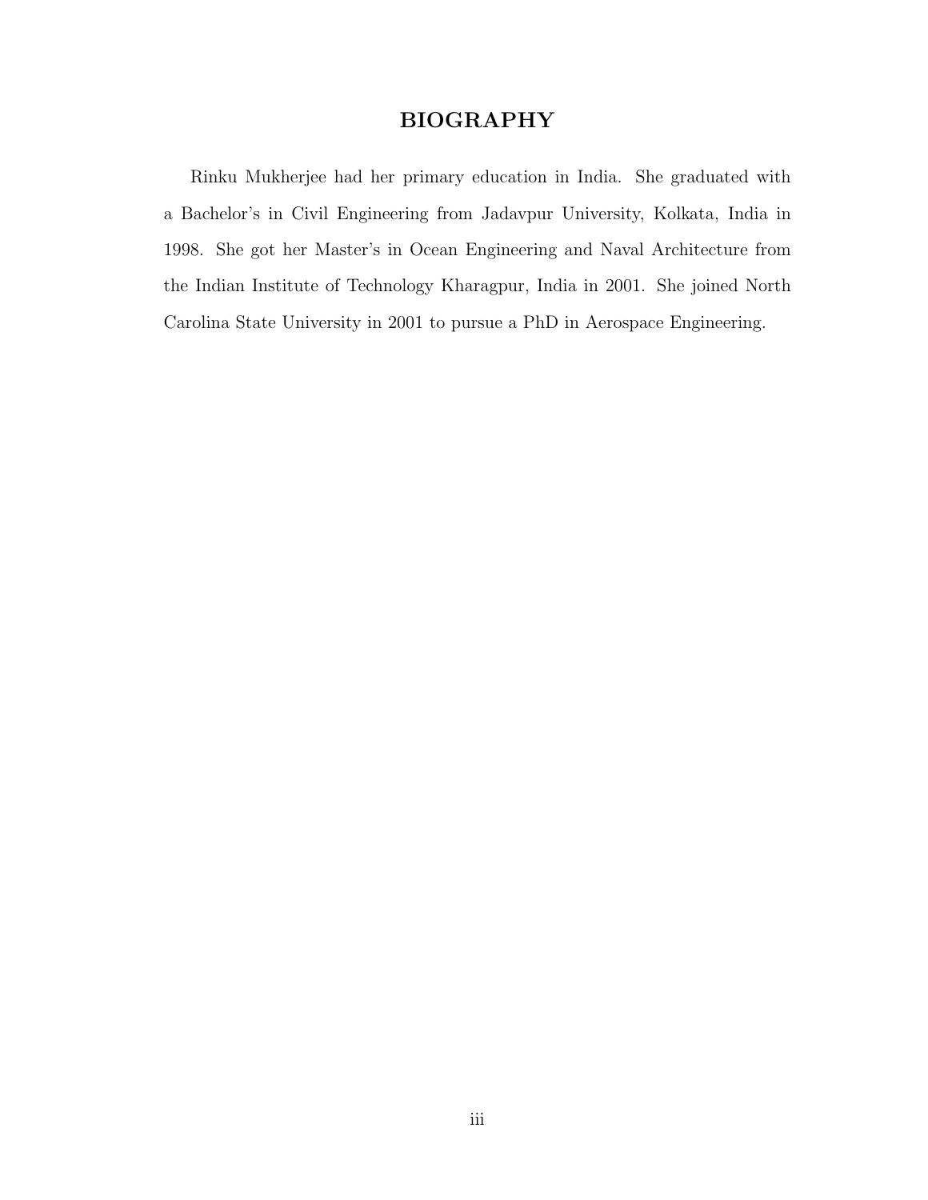# BIOGRAPHY

Rinku Mukherjee had her primary education in India. She graduated with a Bachelor's in Civil Engineering from Jadavpur University, Kolkata, India in 1998. She got her Master's in Ocean Engineering and Naval Architecture from the Indian Institute of Technology Kharagpur, India in 2001. She joined North Carolina State University in 2001 to pursue a PhD in Aerospace Engineering.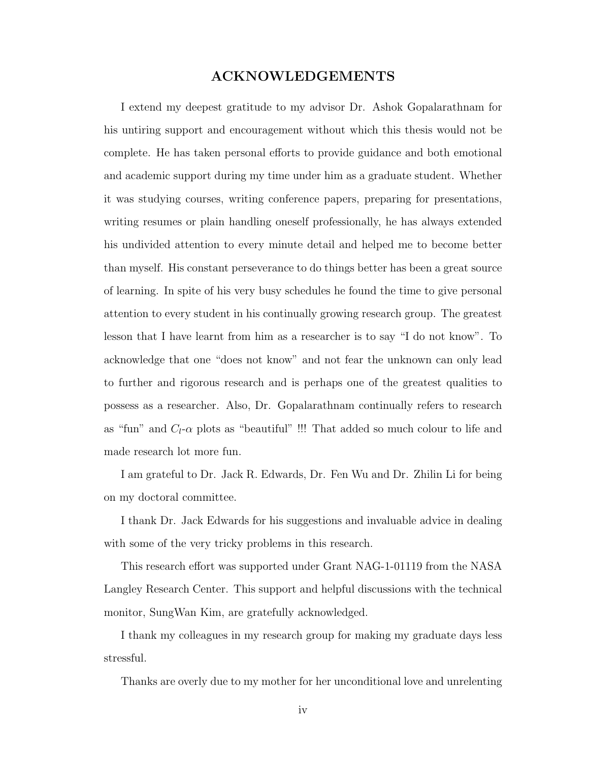# ACKNOWLEDGEMENTS

I extend my deepest gratitude to my advisor Dr. Ashok Gopalarathnam for his untiring support and encouragement without which this thesis would not be complete. He has taken personal efforts to provide guidance and both emotional and academic support during my time under him as a graduate student. Whether it was studying courses, writing conference papers, preparing for presentations, writing resumes or plain handling oneself professionally, he has always extended his undivided attention to every minute detail and helped me to become better than myself. His constant perseverance to do things better has been a great source of learning. In spite of his very busy schedules he found the time to give personal attention to every student in his continually growing research group. The greatest lesson that I have learnt from him as a researcher is to say "I do not know". To acknowledge that one "does not know" and not fear the unknown can only lead to further and rigorous research and is perhaps one of the greatest qualities to possess as a researcher. Also, Dr. Gopalarathnam continually refers to research as "fun" and $C_l$-$\alpha$ plots as "beautiful" !!! That added so much colour to life and made research lot more fun.

I am grateful to Dr. Jack R. Edwards, Dr. Fen Wu and Dr. Zhilin Li for being on my doctoral committee.

I thank Dr. Jack Edwards for his suggestions and invaluable advice in dealing with some of the very tricky problems in this research.

This research effort was supported under Grant NAG-1-01119 from the NASA Langley Research Center. This support and helpful discussions with the technical monitor, SungWan Kim, are gratefully acknowledged.

I thank my colleagues in my research group for making my graduate days less stressful.

Thanks are overly due to my mother for her unconditional love and unrelenting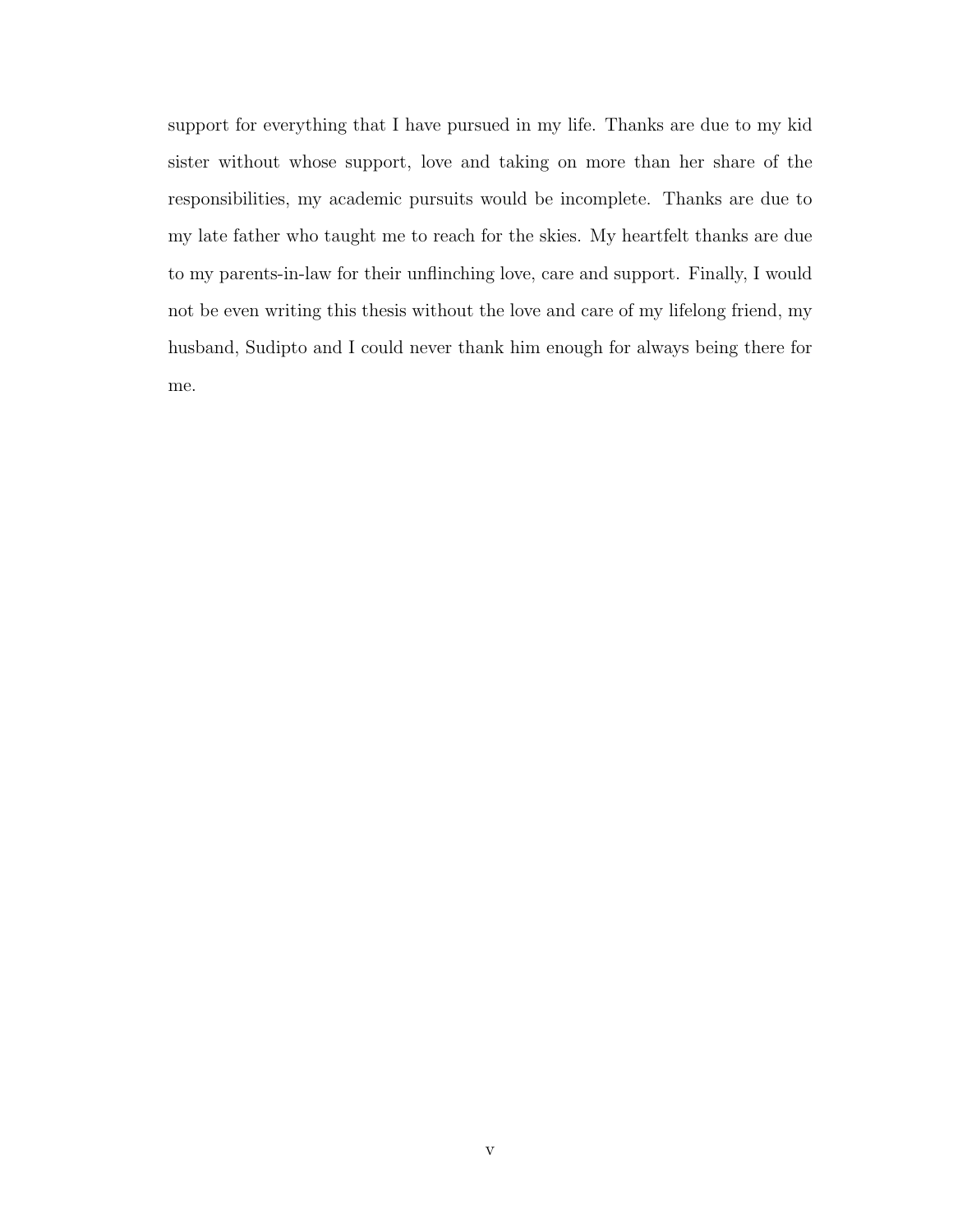support for everything that I have pursued in my life. Thanks are due to my kid sister without whose support, love and taking on more than her share of the responsibilities, my academic pursuits would be incomplete. Thanks are due to my late father who taught me to reach for the skies. My heartfelt thanks are due to my parents-in-law for their unflinching love, care and support. Finally, I would not be even writing this thesis without the love and care of my lifelong friend, my husband, Sudipto and I could never thank him enough for always being there for me.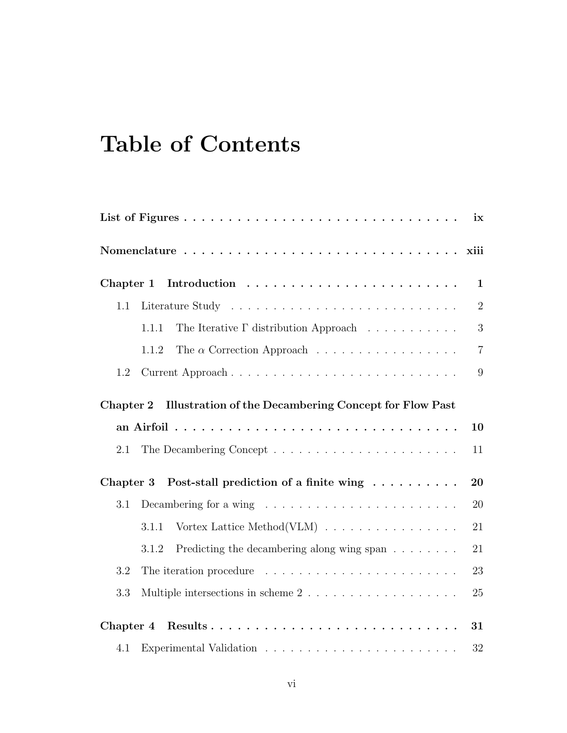# Table of Contents

**List of Figures** . . . . . . . . . . . . . . . . . . . . . . . . . . . . . . . . **ix**

**Nomenclature** . . . . . . . . . . . . . . . . . . . . . . . . . . . . . . . . **xiii**

**Chapter 1 Introduction** . . . . . . . . . . . . . . . . . . . . . . . . . **1**

1.1 Literature Study . . . . . . . . . . . . . . . . . . . . . . . . . . . . 2

1.1.1 The Iterative $\Gamma$ distribution Approach . . . . . . . . . . . 3

1.1.2 The $\alpha$ Correction Approach . . . . . . . . . . . . . . . . . 7

1.2 Current Approach . . . . . . . . . . . . . . . . . . . . . . . . . . . 9

**Chapter 2 Illustration of the Decambering Concept for Flow Past an Airfoil** . . . . . . . . . . . . . . . . . . . . . . . . . . . . . . . . **10**

2.1 The Decambering Concept . . . . . . . . . . . . . . . . . . . . . . . 11

**Chapter 3 Post-stall prediction of a finite wing** . . . . . . . . . . **20**

3.1 Decambering for a wing . . . . . . . . . . . . . . . . . . . . . . . . 20

3.1.1 Vortex Lattice Method(VLM) . . . . . . . . . . . . . . . . 21

3.1.2 Predicting the decambering along wing span . . . . . . . . 21

3.2 The iteration procedure . . . . . . . . . . . . . . . . . . . . . . . . 23

3.3 Multiple intersections in scheme 2 . . . . . . . . . . . . . . . . . . 25

**Chapter 4 Results** . . . . . . . . . . . . . . . . . . . . . . . . . . . . **31**

4.1 Experimental Validation . . . . . . . . . . . . . . . . . . . . . . . . 32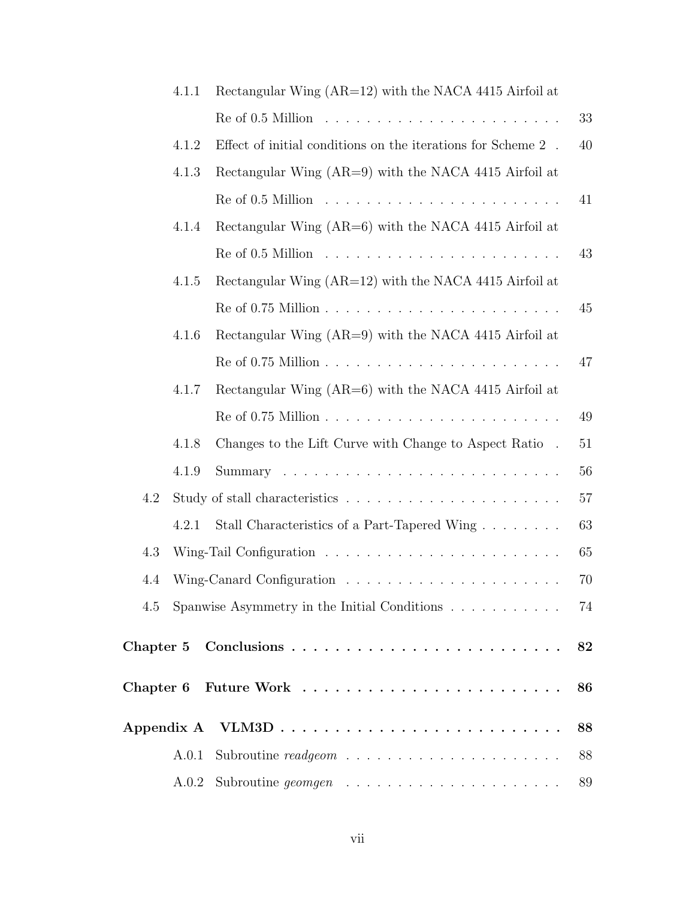4.1.1 Rectangular Wing (AR=12) with the NACA 4415 Airfoil at Re of 0.5 Million . . . . . . . . . . . . . . . . . . . . . . . 33

4.1.2 Effect of initial conditions on the iterations for Scheme 2 . 40

4.1.3 Rectangular Wing (AR=9) with the NACA 4415 Airfoil at Re of 0.5 Million . . . . . . . . . . . . . . . . . . . . . . . 41

4.1.4 Rectangular Wing (AR=6) with the NACA 4415 Airfoil at Re of 0.5 Million . . . . . . . . . . . . . . . . . . . . . . . 43

4.1.5 Rectangular Wing (AR=12) with the NACA 4415 Airfoil at Re of 0.75 Million . . . . . . . . . . . . . . . . . . . . . . . 45

4.1.6 Rectangular Wing (AR=9) with the NACA 4415 Airfoil at Re of 0.75 Million . . . . . . . . . . . . . . . . . . . . . . . 47

4.1.7 Rectangular Wing (AR=6) with the NACA 4415 Airfoil at Re of 0.75 Million . . . . . . . . . . . . . . . . . . . . . . . 49

4.1.8 Changes to the Lift Curve with Change to Aspect Ratio . 51

4.1.9 Summary . . . . . . . . . . . . . . . . . . . . . . . . . . . 56

4.2 Study of stall characteristics . . . . . . . . . . . . . . . . . . . . . 57

4.2.1 Stall Characteristics of a Part-Tapered Wing . . . . . . . . 63

4.3 Wing-Tail Configuration . . . . . . . . . . . . . . . . . . . . . . . 65

4.4 Wing-Canard Configuration . . . . . . . . . . . . . . . . . . . . . 70

4.5 Spanwise Asymmetry in the Initial Conditions . . . . . . . . . . . 74

**Chapter 5 Conclusions . . . . . . . . . . . . . . . . . . . . . . . . . 82**

**Chapter 6 Future Work . . . . . . . . . . . . . . . . . . . . . . . . . 86**

**Appendix A VLM3D . . . . . . . . . . . . . . . . . . . . . . . . . . . 88**

A.0.1 Subroutine *readgeom* . . . . . . . . . . . . . . . . . . . . . 88

A.0.2 Subroutine *geomgen* . . . . . . . . . . . . . . . . . . . . . 89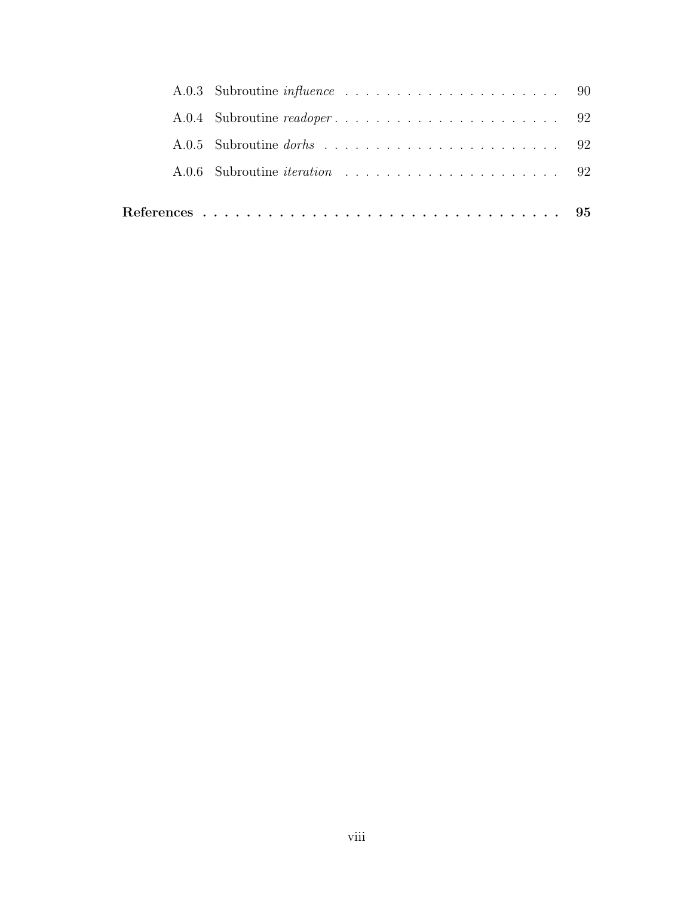A.0.3 Subroutine *influence* . . . . . . . . . . . . . . . . . . . . . 90

A.0.4 Subroutine *readoper* . . . . . . . . . . . . . . . . . . . . . . 92

A.0.5 Subroutine *dorhs* . . . . . . . . . . . . . . . . . . . . . . . 92

A.0.6 Subroutine *iteration* . . . . . . . . . . . . . . . . . . . . . 92

**References . . . . . . . . . . . . . . . . . . . . . . . . . . . . . . . . 95**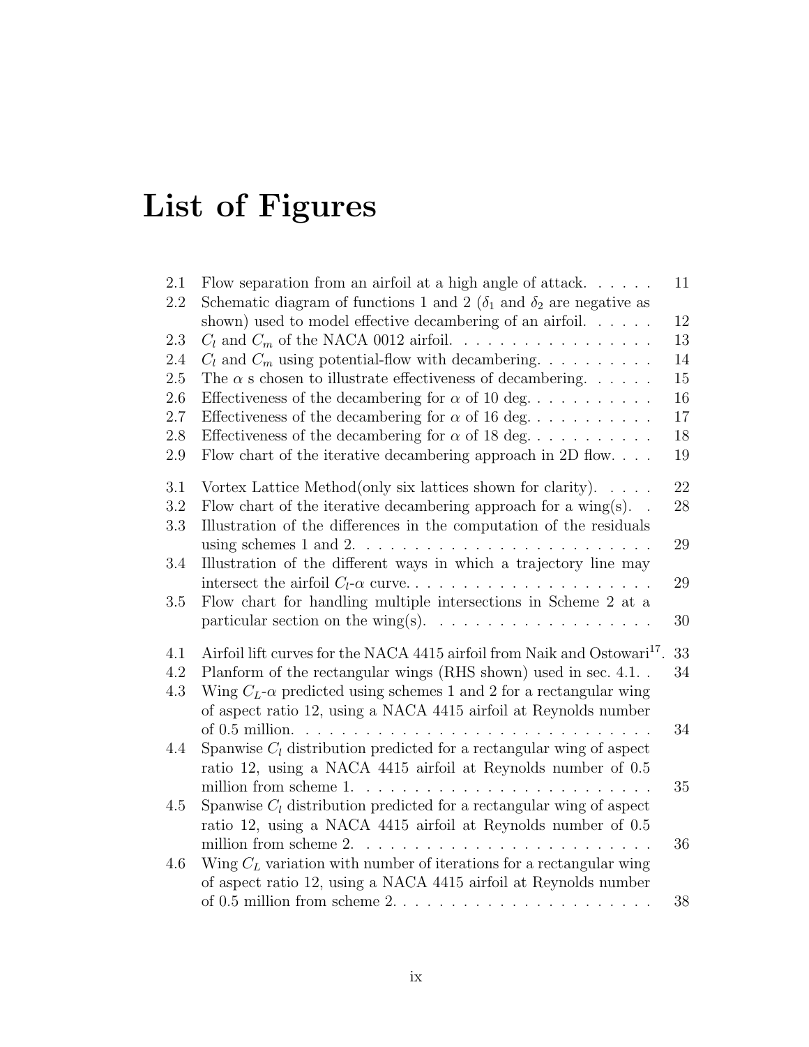# List of Figures

| | | |
|---|---|---|
| 2.1 | Flow separation from an airfoil at a high angle of attack. | 11 |
| 2.2 | Schematic diagram of functions 1 and 2 ($\delta_1$ and $\delta_2$ are negative as shown) used to model effective decambering of an airfoil. | 12 |
| 2.3 | $C_l$ and $C_m$ of the NACA 0012 airfoil. | 13 |
| 2.4 | $C_l$ and $C_m$ using potential-flow with decambering. | 14 |
| 2.5 | The $\alpha$ s chosen to illustrate effectiveness of decambering. | 15 |
| 2.6 | Effectiveness of the decambering for $\alpha$ of 10 deg. | 16 |
| 2.7 | Effectiveness of the decambering for $\alpha$ of 16 deg. | 17 |
| 2.8 | Effectiveness of the decambering for $\alpha$ of 18 deg. | 18 |
| 2.9 | Flow chart of the iterative decambering approach in 2D flow. | 19 |
| 3.1 | Vortex Lattice Method(only six lattices shown for clarity). | 22 |
| 3.2 | Flow chart of the iterative decambering approach for a wing(s). | 28 |
| 3.3 | Illustration of the differences in the computation of the residuals using schemes 1 and 2. | 29 |
| 3.4 | Illustration of the different ways in which a trajectory line may intersect the airfoil $C_l$-$\alpha$ curve. | 29 |
| 3.5 | Flow chart for handling multiple intersections in Scheme 2 at a particular section on the wing(s). | 30 |
| 4.1 | Airfoil lift curves for the NACA 4415 airfoil from Naik and Ostowari[17]. | 33 |
| 4.2 | Planform of the rectangular wings (RHS shown) used in sec. 4.1. | 34 |
| 4.3 | Wing $C_L$-$\alpha$ predicted using schemes 1 and 2 for a rectangular wing of aspect ratio 12, using a NACA 4415 airfoil at Reynolds number of 0.5 million. | 34 |
| 4.4 | Spanwise $C_l$ distribution predicted for a rectangular wing of aspect ratio 12, using a NACA 4415 airfoil at Reynolds number of 0.5 million from scheme 1. | 35 |
| 4.5 | Spanwise $C_l$ distribution predicted for a rectangular wing of aspect ratio 12, using a NACA 4415 airfoil at Reynolds number of 0.5 million from scheme 2. | 36 |
| 4.6 | Wing $C_L$ variation with number of iterations for a rectangular wing of aspect ratio 12, using a NACA 4415 airfoil at Reynolds number of 0.5 million from scheme 2. | 38 |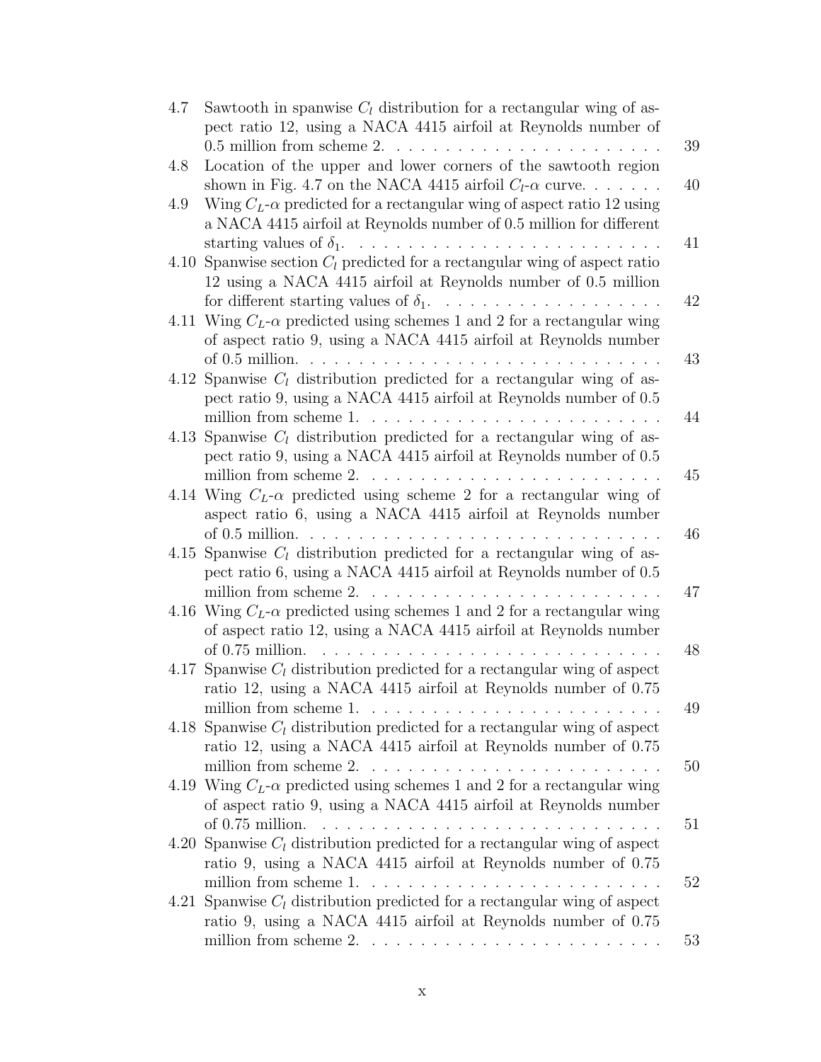4.7 Sawtooth in spanwise $C_l$ distribution for a rectangular wing of aspect ratio 12, using a NACA 4415 airfoil at Reynolds number of 0.5 million from scheme 2. . . . . . . . . . . . . . . . . . . . . . . 39

4.8 Location of the upper and lower corners of the sawtooth region shown in Fig. 4.7 on the NACA 4415 airfoil $C_l$-$\alpha$ curve. . . . . . . 40

4.9 Wing $C_L$-$\alpha$ predicted for a rectangular wing of aspect ratio 12 using a NACA 4415 airfoil at Reynolds number of 0.5 million for different starting values of $\delta_1$. . . . . . . . . . . . . . . . . . . . . . . . . 41

4.10 Spanwise section $C_l$ predicted for a rectangular wing of aspect ratio 12 using a NACA 4415 airfoil at Reynolds number of 0.5 million for different starting values of $\delta_1$. . . . . . . . . . . . . . . . . . 42

4.11 Wing $C_L$-$\alpha$ predicted using schemes 1 and 2 for a rectangular wing of aspect ratio 9, using a NACA 4415 airfoil at Reynolds number of 0.5 million. . . . . . . . . . . . . . . . . . . . . . . . . . . . . 43

4.12 Spanwise $C_l$ distribution predicted for a rectangular wing of aspect ratio 9, using a NACA 4415 airfoil at Reynolds number of 0.5 million from scheme 1. . . . . . . . . . . . . . . . . . . . . . . . 44

4.13 Spanwise $C_l$ distribution predicted for a rectangular wing of aspect ratio 9, using a NACA 4415 airfoil at Reynolds number of 0.5 million from scheme 2. . . . . . . . . . . . . . . . . . . . . . . . 45

4.14 Wing $C_L$-$\alpha$ predicted using scheme 2 for a rectangular wing of aspect ratio 6, using a NACA 4415 airfoil at Reynolds number of 0.5 million. . . . . . . . . . . . . . . . . . . . . . . . . . . . . 46

4.15 Spanwise $C_l$ distribution predicted for a rectangular wing of aspect ratio 6, using a NACA 4415 airfoil at Reynolds number of 0.5 million from scheme 2. . . . . . . . . . . . . . . . . . . . . . . . 47

4.16 Wing $C_L$-$\alpha$ predicted using schemes 1 and 2 for a rectangular wing of aspect ratio 12, using a NACA 4415 airfoil at Reynolds number of 0.75 million. . . . . . . . . . . . . . . . . . . . . . . . . . . . 48

4.17 Spanwise $C_l$ distribution predicted for a rectangular wing of aspect ratio 12, using a NACA 4415 airfoil at Reynolds number of 0.75 million from scheme 1. . . . . . . . . . . . . . . . . . . . . . . . 49

4.18 Spanwise $C_l$ distribution predicted for a rectangular wing of aspect ratio 12, using a NACA 4415 airfoil at Reynolds number of 0.75 million from scheme 2. . . . . . . . . . . . . . . . . . . . . . . . 50

4.19 Wing $C_L$-$\alpha$ predicted using schemes 1 and 2 for a rectangular wing of aspect ratio 9, using a NACA 4415 airfoil at Reynolds number of 0.75 million. . . . . . . . . . . . . . . . . . . . . . . . . . . . 51

4.20 Spanwise $C_l$ distribution predicted for a rectangular wing of aspect ratio 9, using a NACA 4415 airfoil at Reynolds number of 0.75 million from scheme 1. . . . . . . . . . . . . . . . . . . . . . . . 52

4.21 Spanwise $C_l$ distribution predicted for a rectangular wing of aspect ratio 9, using a NACA 4415 airfoil at Reynolds number of 0.75 million from scheme 2. . . . . . . . . . . . . . . . . . . . . . . . 53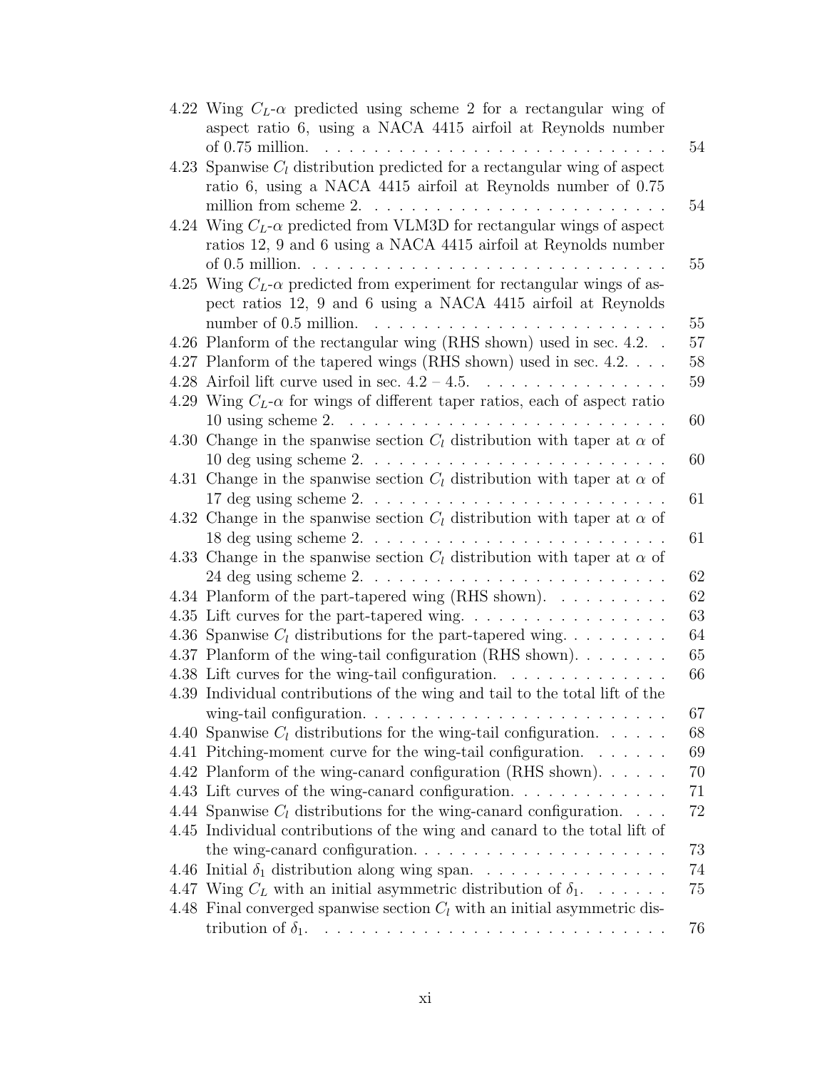4.22 Wing $C_L$-$\alpha$ predicted using scheme 2 for a rectangular wing of aspect ratio 6, using a NACA 4415 airfoil at Reynolds number of 0.75 million. . . . . . . . . . . . . . . . . . . . . . . . . . . . 54

4.23 Spanwise $C_l$ distribution predicted for a rectangular wing of aspect ratio 6, using a NACA 4415 airfoil at Reynolds number of 0.75 million from scheme 2. . . . . . . . . . . . . . . . . . . . . . . . . 54

4.24 Wing $C_L$-$\alpha$ predicted from VLM3D for rectangular wings of aspect ratios 12, 9 and 6 using a NACA 4415 airfoil at Reynolds number of 0.5 million. . . . . . . . . . . . . . . . . . . . . . . . . . . . . 55

4.25 Wing $C_L$-$\alpha$ predicted from experiment for rectangular wings of aspect ratios 12, 9 and 6 using a NACA 4415 airfoil at Reynolds number of 0.5 million. . . . . . . . . . . . . . . . . . . . . . . . . 55

4.26 Planform of the rectangular wing (RHS shown) used in sec. 4.2. . 57

4.27 Planform of the tapered wings (RHS shown) used in sec. 4.2. . . . 58

4.28 Airfoil lift curve used in sec. 4.2 – 4.5. . . . . . . . . . . . . . . . 59

4.29 Wing $C_L$-$\alpha$ for wings of different taper ratios, each of aspect ratio 10 using scheme 2. . . . . . . . . . . . . . . . . . . . . . . . . . 60

4.30 Change in the spanwise section $C_l$ distribution with taper at $\alpha$ of 10 deg using scheme 2. . . . . . . . . . . . . . . . . . . . . . . . 60

4.31 Change in the spanwise section $C_l$ distribution with taper at $\alpha$ of 17 deg using scheme 2. . . . . . . . . . . . . . . . . . . . . . . . 61

4.32 Change in the spanwise section $C_l$ distribution with taper at $\alpha$ of 18 deg using scheme 2. . . . . . . . . . . . . . . . . . . . . . . . 61

4.33 Change in the spanwise section $C_l$ distribution with taper at $\alpha$ of 24 deg using scheme 2. . . . . . . . . . . . . . . . . . . . . . . . 62

4.34 Planform of the part-tapered wing (RHS shown). . . . . . . . . . 62

4.35 Lift curves for the part-tapered wing. . . . . . . . . . . . . . . . . 63

4.36 Spanwise $C_l$ distributions for the part-tapered wing. . . . . . . . . 64

4.37 Planform of the wing-tail configuration (RHS shown). . . . . . . . 65

4.38 Lift curves for the wing-tail configuration. . . . . . . . . . . . . . 66

4.39 Individual contributions of the wing and tail to the total lift of the wing-tail configuration. . . . . . . . . . . . . . . . . . . . . . . . 67

4.40 Spanwise $C_l$ distributions for the wing-tail configuration. . . . . . 68

4.41 Pitching-moment curve for the wing-tail configuration. . . . . . . 69

4.42 Planform of the wing-canard configuration (RHS shown). . . . . . 70

4.43 Lift curves of the wing-canard configuration. . . . . . . . . . . . . 71

4.44 Spanwise $C_l$ distributions for the wing-canard configuration. . . . 72

4.45 Individual contributions of the wing and canard to the total lift of the wing-canard configuration. . . . . . . . . . . . . . . . . . . . 73

4.46 Initial $\delta_1$ distribution along wing span. . . . . . . . . . . . . . . 74

4.47 Wing $C_L$ with an initial asymmetric distribution of $\delta_1$. . . . . . . 75

4.48 Final converged spanwise section $C_l$ with an initial asymmetric distribution of $\delta_1$. . . . . . . . . . . . . . . . . . . . . . . . . . . . 76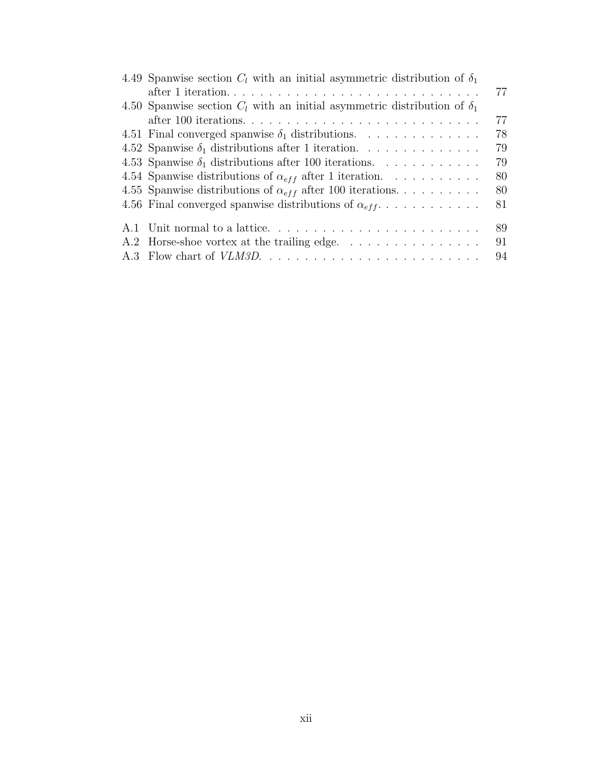4.49 Spanwise section $C_l$ with an initial asymmetric distribution of $\delta_1$ after 1 iteration. . . . . . . . . . . . . . . . . . . . . . . . . . . . . . 77
4.50 Spanwise section $C_l$ with an initial asymmetric distribution of $\delta_1$ after 100 iterations. . . . . . . . . . . . . . . . . . . . . . . . . . . . 77
4.51 Final converged spanwise $\delta_1$ distributions. . . . . . . . . . . . . . 78
4.52 Spanwise $\delta_1$ distributions after 1 iteration. . . . . . . . . . . . . . 79
4.53 Spanwise $\delta_1$ distributions after 100 iterations. . . . . . . . . . . . 79
4.54 Spanwise distributions of $\alpha_{eff}$ after 1 iteration. . . . . . . . . . . 80
4.55 Spanwise distributions of $\alpha_{eff}$ after 100 iterations. . . . . . . . . . 80
4.56 Final converged spanwise distributions of $\alpha_{eff}$. . . . . . . . . . . . 81

A.1 Unit normal to a lattice. . . . . . . . . . . . . . . . . . . . . . . . 89
A.2 Horse-shoe vortex at the trailing edge. . . . . . . . . . . . . . . . . 91
A.3 Flow chart of *VLM3D*. . . . . . . . . . . . . . . . . . . . . . . . . 94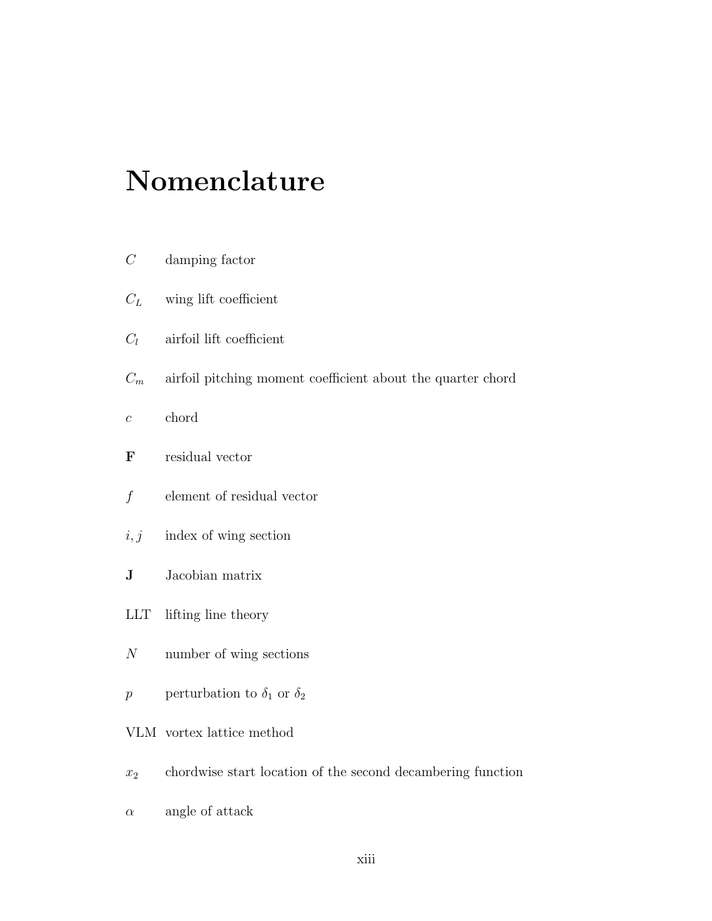# Nomenclature

| | |
|---|---|
| $C$ | damping factor |
| $C_L$ | wing lift coefficient |
| $C_l$ | airfoil lift coefficient |
| $C_m$ | airfoil pitching moment coefficient about the quarter chord |
| $c$ | chord |
| $\mathbf{F}$ | residual vector |
| $f$ | element of residual vector |
| $i, j$ | index of wing section |
| $\mathbf{J}$ | Jacobian matrix |
| LLT | lifting line theory |
| $N$ | number of wing sections |
| $p$ | perturbation to $\delta_1$ or $\delta_2$ |
| VLM | vortex lattice method |
| $x_2$ | chordwise start location of the second decambering function |
| $\alpha$ | angle of attack |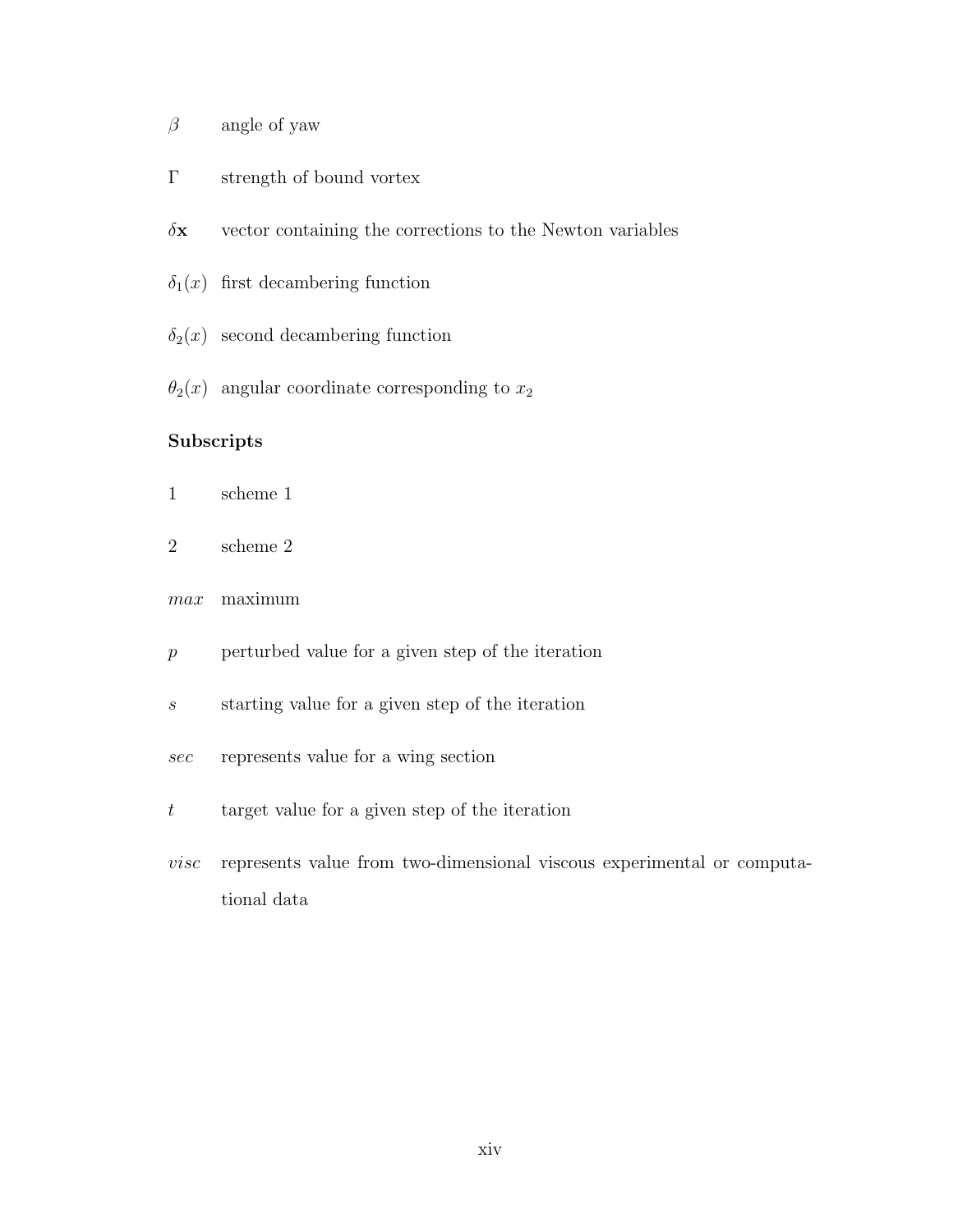$\beta$ angle of yaw

$\Gamma$ strength of bound vortex

$\delta\mathbf{x}$ vector containing the corrections to the Newton variables

$\delta_1(x)$ first decambering function

$\delta_2(x)$ second decambering function

$\theta_2(x)$ angular coordinate corresponding to $x_2$

**Subscripts**

1 scheme 1

2 scheme 2

$max$ maximum

$p$ perturbed value for a given step of the iteration

$s$ starting value for a given step of the iteration

$sec$ represents value for a wing section

$t$ target value for a given step of the iteration

$visc$ represents value from two-dimensional viscous experimental or computational data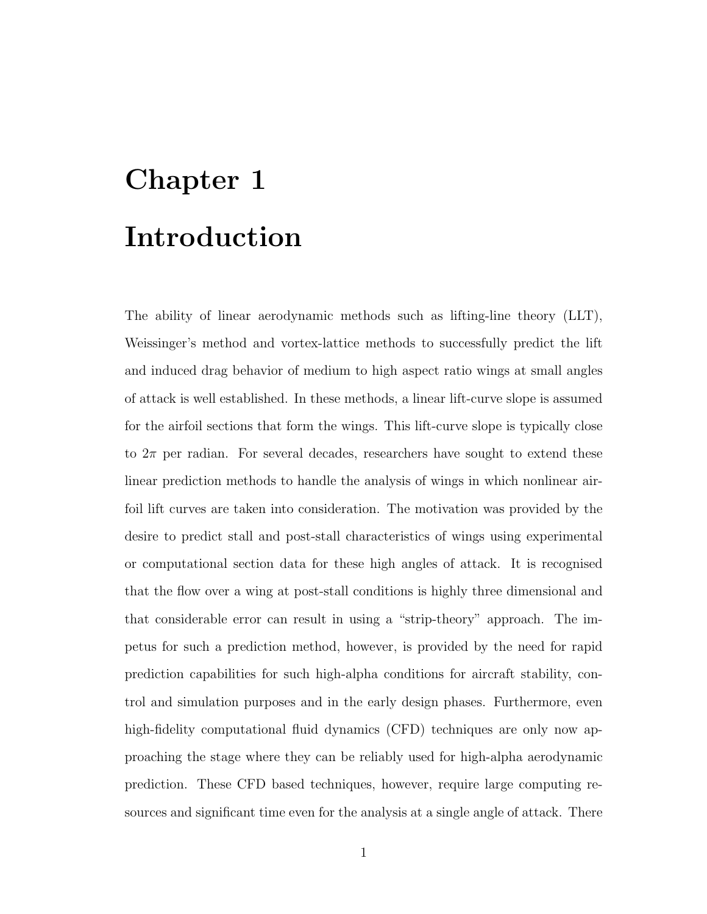# Chapter 1

# Introduction

The ability of linear aerodynamic methods such as lifting-line theory (LLT), Weissinger's method and vortex-lattice methods to successfully predict the lift and induced drag behavior of medium to high aspect ratio wings at small angles of attack is well established. In these methods, a linear lift-curve slope is assumed for the airfoil sections that form the wings. This lift-curve slope is typically close to $2\pi$ per radian. For several decades, researchers have sought to extend these linear prediction methods to handle the analysis of wings in which nonlinear airfoil lift curves are taken into consideration. The motivation was provided by the desire to predict stall and post-stall characteristics of wings using experimental or computational section data for these high angles of attack. It is recognised that the flow over a wing at post-stall conditions is highly three dimensional and that considerable error can result in using a "strip-theory" approach. The impetus for such a prediction method, however, is provided by the need for rapid prediction capabilities for such high-alpha conditions for aircraft stability, control and simulation purposes and in the early design phases. Furthermore, even high-fidelity computational fluid dynamics (CFD) techniques are only now approaching the stage where they can be reliably used for high-alpha aerodynamic prediction. These CFD based techniques, however, require large computing resources and significant time even for the analysis at a single angle of attack. There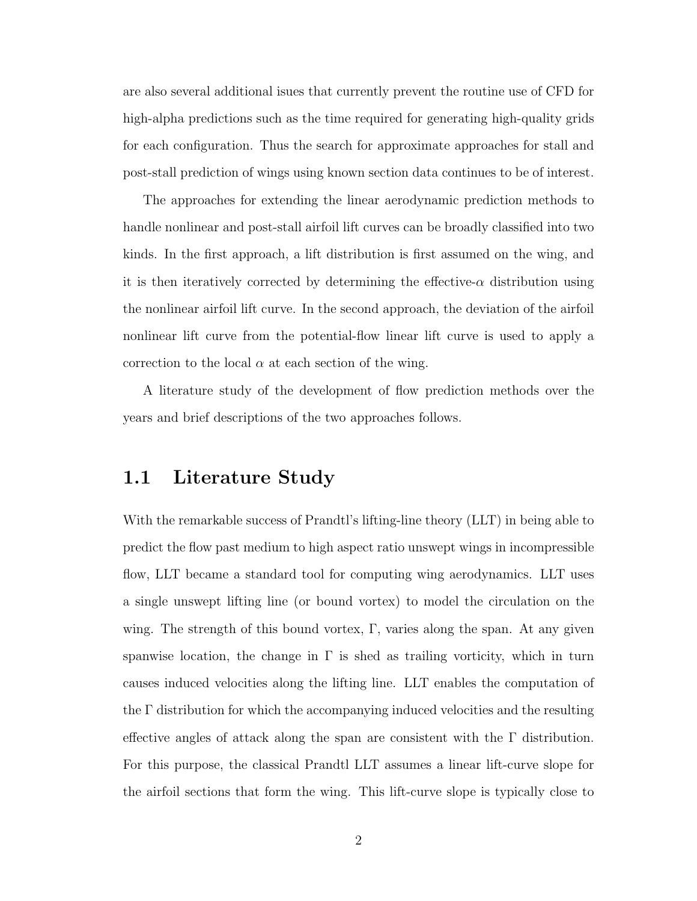are also several additional isues that currently prevent the routine use of CFD for high-alpha predictions such as the time required for generating high-quality grids for each configuration. Thus the search for approximate approaches for stall and post-stall prediction of wings using known section data continues to be of interest.

The approaches for extending the linear aerodynamic prediction methods to handle nonlinear and post-stall airfoil lift curves can be broadly classified into two kinds. In the first approach, a lift distribution is first assumed on the wing, and it is then iteratively corrected by determining the effective-$\alpha$ distribution using the nonlinear airfoil lift curve. In the second approach, the deviation of the airfoil nonlinear lift curve from the potential-flow linear lift curve is used to apply a correction to the local $\alpha$ at each section of the wing.

A literature study of the development of flow prediction methods over the years and brief descriptions of the two approaches follows.

## 1.1 Literature Study

With the remarkable success of Prandtl's lifting-line theory (LLT) in being able to predict the flow past medium to high aspect ratio unswept wings in incompressible flow, LLT became a standard tool for computing wing aerodynamics. LLT uses a single unswept lifting line (or bound vortex) to model the circulation on the wing. The strength of this bound vortex, $\Gamma$, varies along the span. At any given spanwise location, the change in $\Gamma$ is shed as trailing vorticity, which in turn causes induced velocities along the lifting line. LLT enables the computation of the $\Gamma$ distribution for which the accompanying induced velocities and the resulting effective angles of attack along the span are consistent with the $\Gamma$ distribution. For this purpose, the classical Prandtl LLT assumes a linear lift-curve slope for the airfoil sections that form the wing. This lift-curve slope is typically close to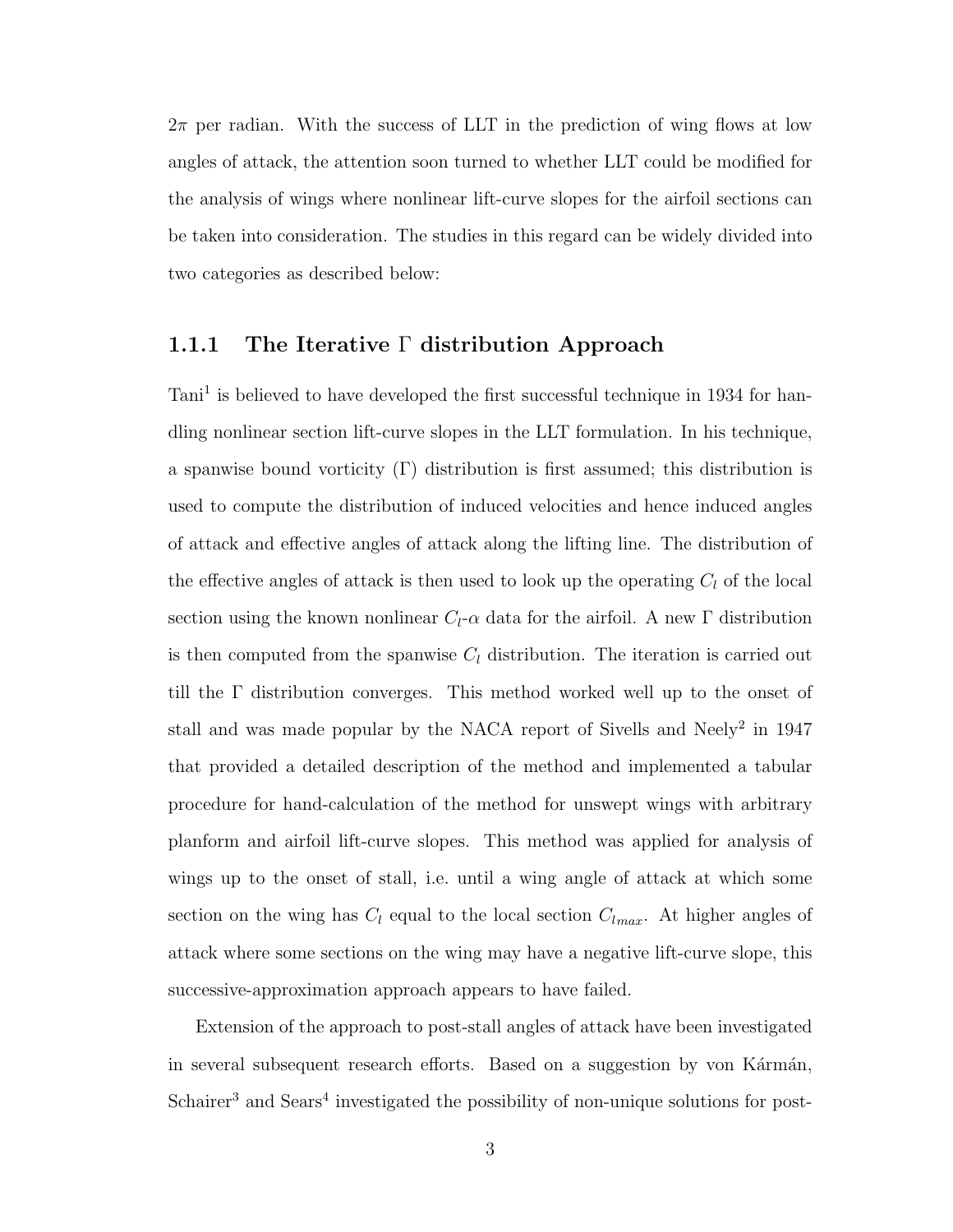$2\pi$ per radian. With the success of LLT in the prediction of wing flows at low angles of attack, the attention soon turned to whether LLT could be modified for the analysis of wings where nonlinear lift-curve slopes for the airfoil sections can be taken into consideration. The studies in this regard can be widely divided into two categories as described below:

### 1.1.1 The Iterative $\Gamma$ distribution Approach

Tani[1] is believed to have developed the first successful technique in 1934 for handling nonlinear section lift-curve slopes in the LLT formulation. In his technique, a spanwise bound vorticity ($\Gamma$) distribution is first assumed; this distribution is used to compute the distribution of induced velocities and hence induced angles of attack and effective angles of attack along the lifting line. The distribution of the effective angles of attack is then used to look up the operating $C_l$ of the local section using the known nonlinear $C_l$-$\alpha$ data for the airfoil. A new $\Gamma$ distribution is then computed from the spanwise $C_l$ distribution. The iteration is carried out till the $\Gamma$ distribution converges. This method worked well up to the onset of stall and was made popular by the NACA report of Sivells and Neely[2] in 1947 that provided a detailed description of the method and implemented a tabular procedure for hand-calculation of the method for unswept wings with arbitrary planform and airfoil lift-curve slopes. This method was applied for analysis of wings up to the onset of stall, i.e. until a wing angle of attack at which some section on the wing has $C_l$ equal to the local section $C_{l_{max}}$. At higher angles of attack where some sections on the wing may have a negative lift-curve slope, this successive-approximation approach appears to have failed.

Extension of the approach to post-stall angles of attack have been investigated in several subsequent research efforts. Based on a suggestion by von Kármán, Schairer[3] and Sears[4] investigated the possibility of non-unique solutions for post-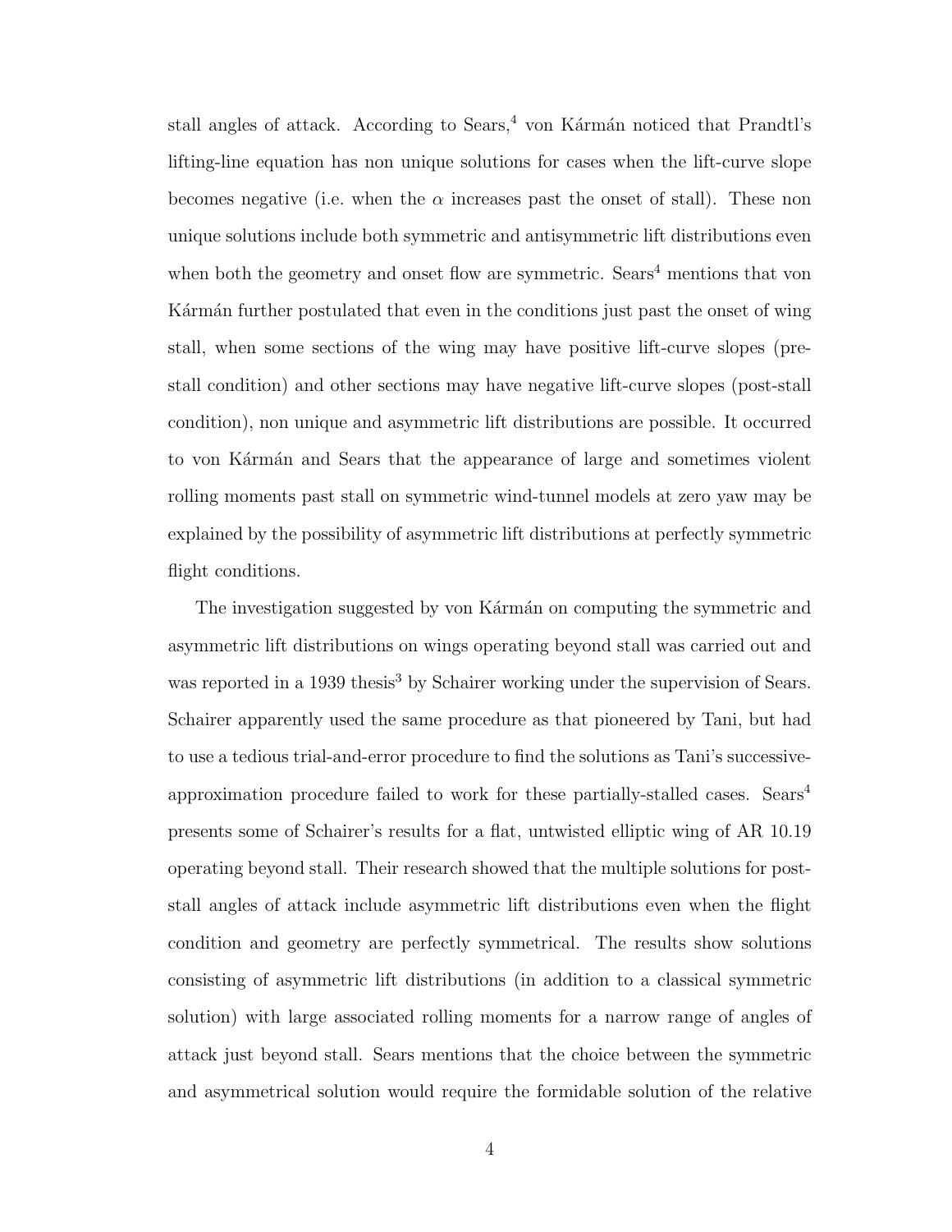stall angles of attack. According to Sears,[4] von Kármán noticed that Prandtl's lifting-line equation has non unique solutions for cases when the lift-curve slope becomes negative (i.e. when the $\alpha$ increases past the onset of stall). These non unique solutions include both symmetric and antisymmetric lift distributions even when both the geometry and onset flow are symmetric. Sears[4] mentions that von Kármán further postulated that even in the conditions just past the onset of wing stall, when some sections of the wing may have positive lift-curve slopes (pre-stall condition) and other sections may have negative lift-curve slopes (post-stall condition), non unique and asymmetric lift distributions are possible. It occurred to von Kármán and Sears that the appearance of large and sometimes violent rolling moments past stall on symmetric wind-tunnel models at zero yaw may be explained by the possibility of asymmetric lift distributions at perfectly symmetric flight conditions.

The investigation suggested by von Kármán on computing the symmetric and asymmetric lift distributions on wings operating beyond stall was carried out and was reported in a 1939 thesis[3] by Schairer working under the supervision of Sears. Schairer apparently used the same procedure as that pioneered by Tani, but had to use a tedious trial-and-error procedure to find the solutions as Tani's successive-approximation procedure failed to work for these partially-stalled cases. Sears[4] presents some of Schairer's results for a flat, untwisted elliptic wing of AR 10.19 operating beyond stall. Their research showed that the multiple solutions for post-stall angles of attack include asymmetric lift distributions even when the flight condition and geometry are perfectly symmetrical. The results show solutions consisting of asymmetric lift distributions (in addition to a classical symmetric solution) with large associated rolling moments for a narrow range of angles of attack just beyond stall. Sears mentions that the choice between the symmetric and asymmetrical solution would require the formidable solution of the relative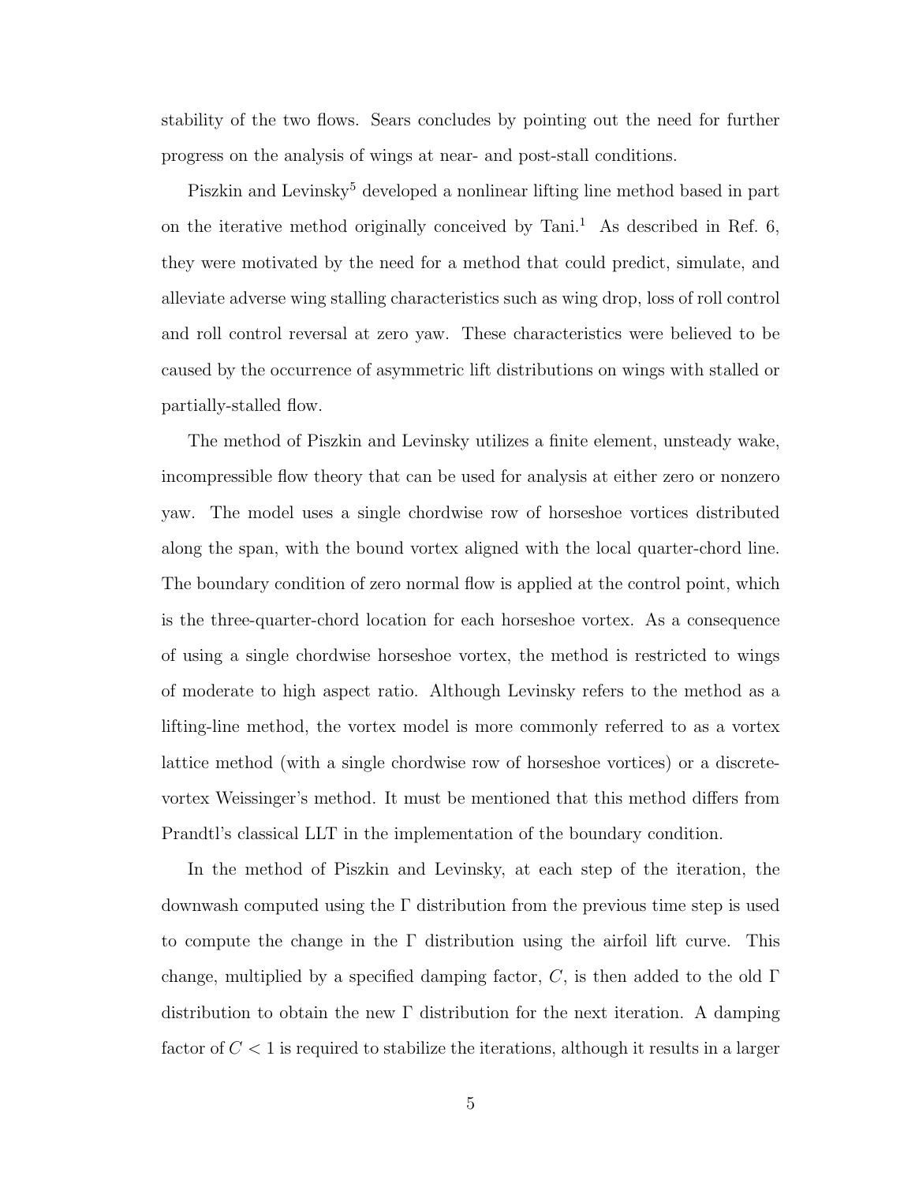stability of the two flows. Sears concludes by pointing out the need for further progress on the analysis of wings at near- and post-stall conditions.

Piszkin and Levinsky[5] developed a nonlinear lifting line method based in part on the iterative method originally conceived by Tani.[1] As described in Ref. 6, they were motivated by the need for a method that could predict, simulate, and alleviate adverse wing stalling characteristics such as wing drop, loss of roll control and roll control reversal at zero yaw. These characteristics were believed to be caused by the occurrence of asymmetric lift distributions on wings with stalled or partially-stalled flow.

The method of Piszkin and Levinsky utilizes a finite element, unsteady wake, incompressible flow theory that can be used for analysis at either zero or nonzero yaw. The model uses a single chordwise row of horseshoe vortices distributed along the span, with the bound vortex aligned with the local quarter-chord line. The boundary condition of zero normal flow is applied at the control point, which is the three-quarter-chord location for each horseshoe vortex. As a consequence of using a single chordwise horseshoe vortex, the method is restricted to wings of moderate to high aspect ratio. Although Levinsky refers to the method as a lifting-line method, the vortex model is more commonly referred to as a vortex lattice method (with a single chordwise row of horseshoe vortices) or a discrete-vortex Weissinger's method. It must be mentioned that this method differs from Prandtl's classical LLT in the implementation of the boundary condition.

In the method of Piszkin and Levinsky, at each step of the iteration, the downwash computed using the $\Gamma$ distribution from the previous time step is used to compute the change in the $\Gamma$ distribution using the airfoil lift curve. This change, multiplied by a specified damping factor, $C$, is then added to the old $\Gamma$ distribution to obtain the new $\Gamma$ distribution for the next iteration. A damping factor of $C < 1$ is required to stabilize the iterations, although it results in a larger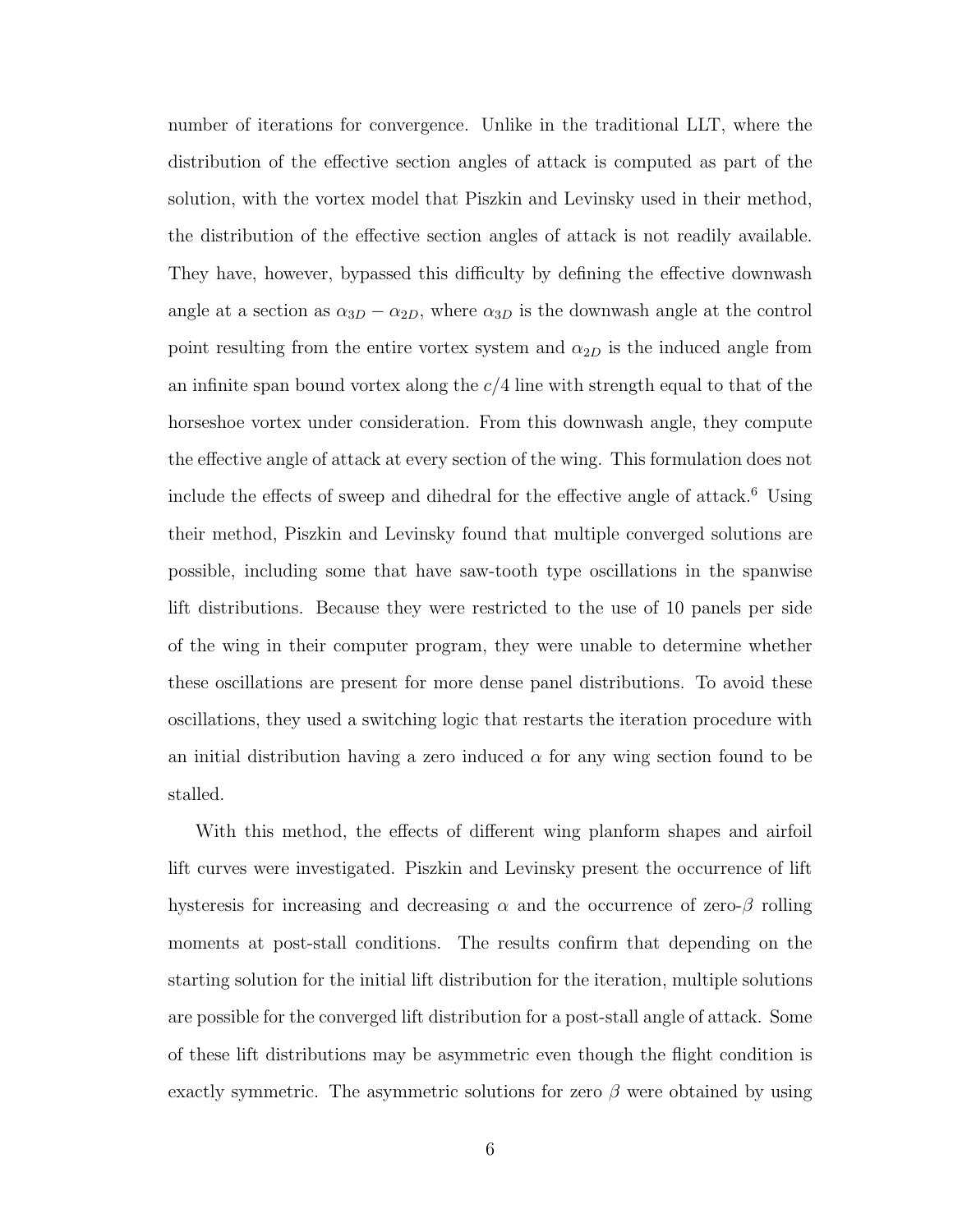number of iterations for convergence. Unlike in the traditional LLT, where the distribution of the effective section angles of attack is computed as part of the solution, with the vortex model that Piszkin and Levinsky used in their method, the distribution of the effective section angles of attack is not readily available. They have, however, bypassed this difficulty by defining the effective downwash angle at a section as $\alpha_{3D} - \alpha_{2D}$, where $\alpha_{3D}$ is the downwash angle at the control point resulting from the entire vortex system and $\alpha_{2D}$ is the induced angle from an infinite span bound vortex along the $c/4$ line with strength equal to that of the horseshoe vortex under consideration. From this downwash angle, they compute the effective angle of attack at every section of the wing. This formulation does not include the effects of sweep and dihedral for the effective angle of attack.[6] Using their method, Piszkin and Levinsky found that multiple converged solutions are possible, including some that have saw-tooth type oscillations in the spanwise lift distributions. Because they were restricted to the use of 10 panels per side of the wing in their computer program, they were unable to determine whether these oscillations are present for more dense panel distributions. To avoid these oscillations, they used a switching logic that restarts the iteration procedure with an initial distribution having a zero induced $\alpha$ for any wing section found to be stalled.

With this method, the effects of different wing planform shapes and airfoil lift curves were investigated. Piszkin and Levinsky present the occurrence of lift hysteresis for increasing and decreasing $\alpha$ and the occurrence of zero-$\beta$ rolling moments at post-stall conditions. The results confirm that depending on the starting solution for the initial lift distribution for the iteration, multiple solutions are possible for the converged lift distribution for a post-stall angle of attack. Some of these lift distributions may be asymmetric even though the flight condition is exactly symmetric. The asymmetric solutions for zero $\beta$ were obtained by using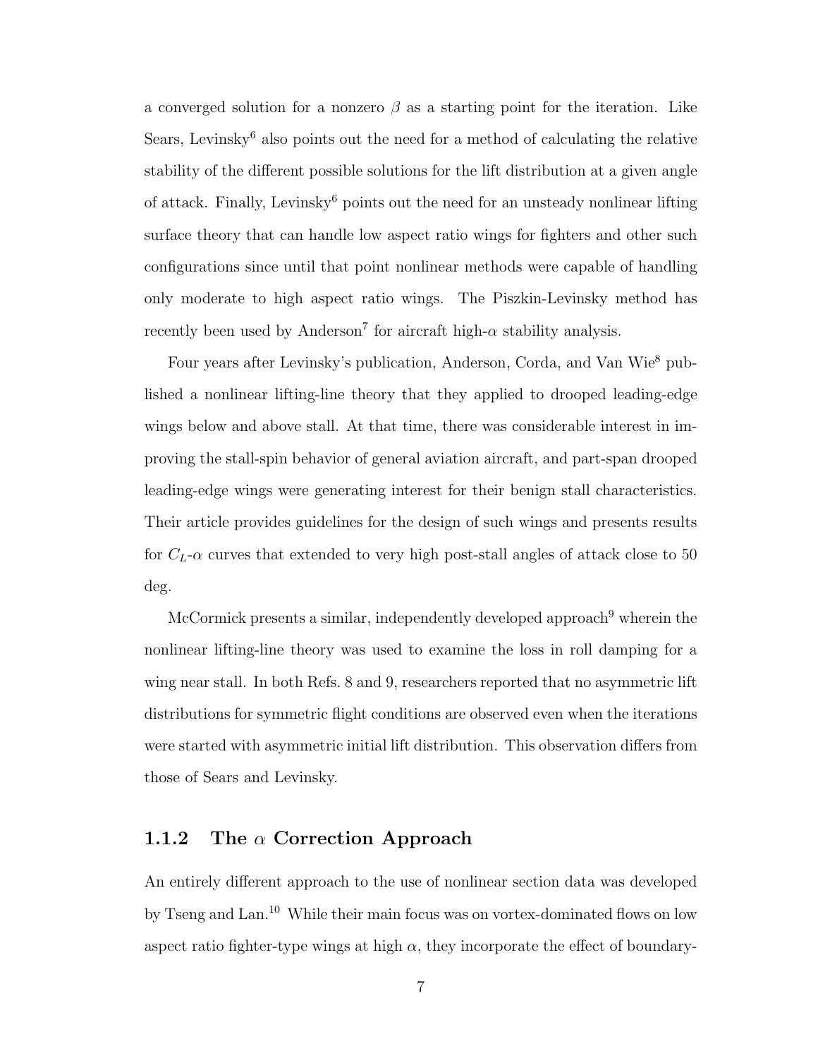a converged solution for a nonzero $\beta$ as a starting point for the iteration. Like Sears, Levinsky[6] also points out the need for a method of calculating the relative stability of the different possible solutions for the lift distribution at a given angle of attack. Finally, Levinsky[6] points out the need for an unsteady nonlinear lifting surface theory that can handle low aspect ratio wings for fighters and other such configurations since until that point nonlinear methods were capable of handling only moderate to high aspect ratio wings. The Piszkin-Levinsky method has recently been used by Anderson[7] for aircraft high-$\alpha$ stability analysis.

Four years after Levinsky's publication, Anderson, Corda, and Van Wie[8] published a nonlinear lifting-line theory that they applied to drooped leading-edge wings below and above stall. At that time, there was considerable interest in improving the stall-spin behavior of general aviation aircraft, and part-span drooped leading-edge wings were generating interest for their benign stall characteristics. Their article provides guidelines for the design of such wings and presents results for $C_L$-$\alpha$ curves that extended to very high post-stall angles of attack close to 50 deg.

McCormick presents a similar, independently developed approach[9] wherein the nonlinear lifting-line theory was used to examine the loss in roll damping for a wing near stall. In both Refs. 8 and 9, researchers reported that no asymmetric lift distributions for symmetric flight conditions are observed even when the iterations were started with asymmetric initial lift distribution. This observation differs from those of Sears and Levinsky.

### 1.1.2 The $\alpha$ Correction Approach

An entirely different approach to the use of nonlinear section data was developed by Tseng and Lan.[10] While their main focus was on vortex-dominated flows on low aspect ratio fighter-type wings at high $\alpha$, they incorporate the effect of boundary-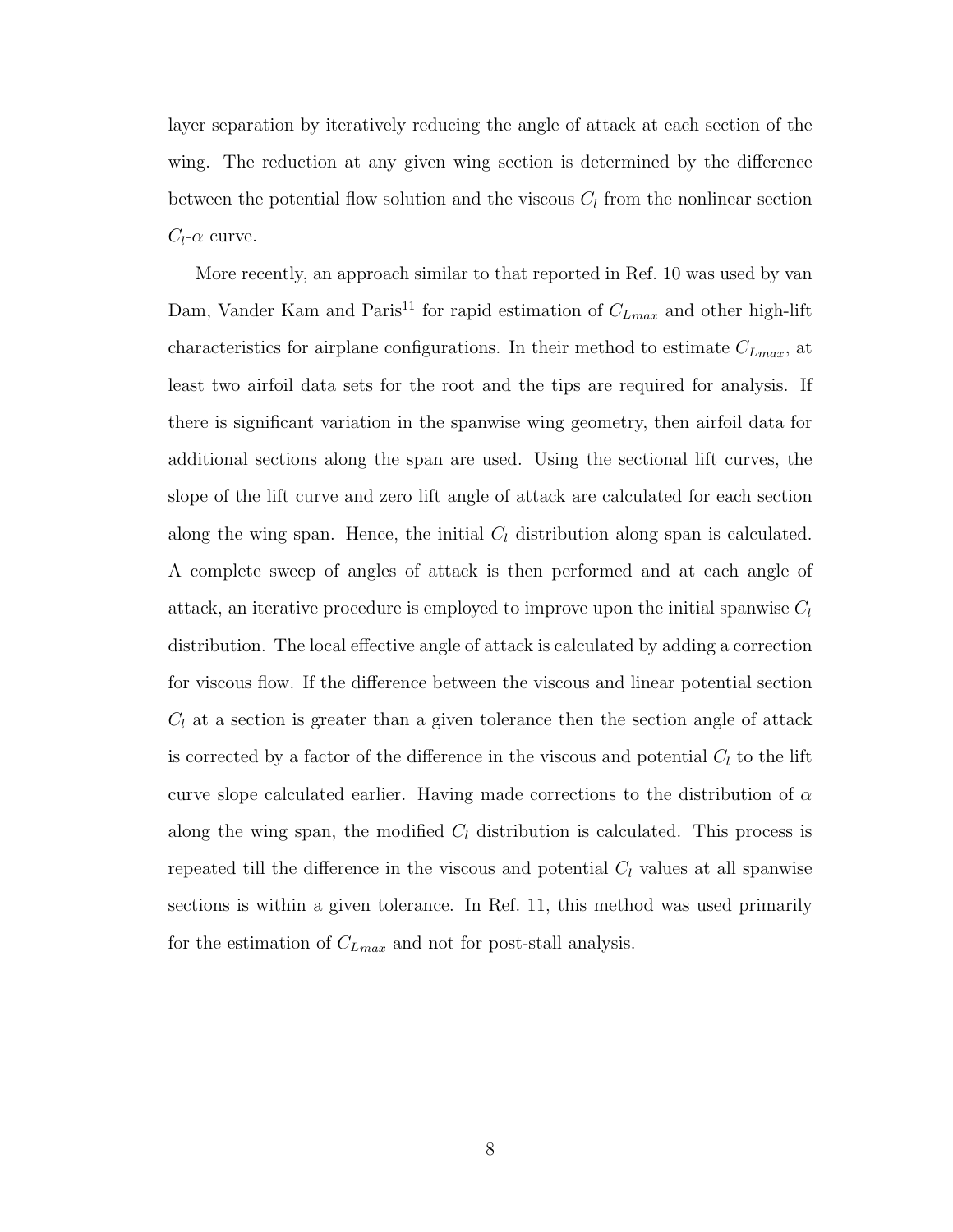layer separation by iteratively reducing the angle of attack at each section of the wing. The reduction at any given wing section is determined by the difference between the potential flow solution and the viscous $C_l$ from the nonlinear section $C_l$-$\alpha$ curve.

More recently, an approach similar to that reported in Ref. 10 was used by van Dam, Vander Kam and Paris[11] for rapid estimation of $C_{Lmax}$ and other high-lift characteristics for airplane configurations. In their method to estimate $C_{Lmax}$, at least two airfoil data sets for the root and the tips are required for analysis. If there is significant variation in the spanwise wing geometry, then airfoil data for additional sections along the span are used. Using the sectional lift curves, the slope of the lift curve and zero lift angle of attack are calculated for each section along the wing span. Hence, the initial $C_l$ distribution along span is calculated. A complete sweep of angles of attack is then performed and at each angle of attack, an iterative procedure is employed to improve upon the initial spanwise $C_l$ distribution. The local effective angle of attack is calculated by adding a correction for viscous flow. If the difference between the viscous and linear potential section $C_l$ at a section is greater than a given tolerance then the section angle of attack is corrected by a factor of the difference in the viscous and potential $C_l$ to the lift curve slope calculated earlier. Having made corrections to the distribution of $\alpha$ along the wing span, the modified $C_l$ distribution is calculated. This process is repeated till the difference in the viscous and potential $C_l$ values at all spanwise sections is within a given tolerance. In Ref. 11, this method was used primarily for the estimation of $C_{Lmax}$ and not for post-stall analysis.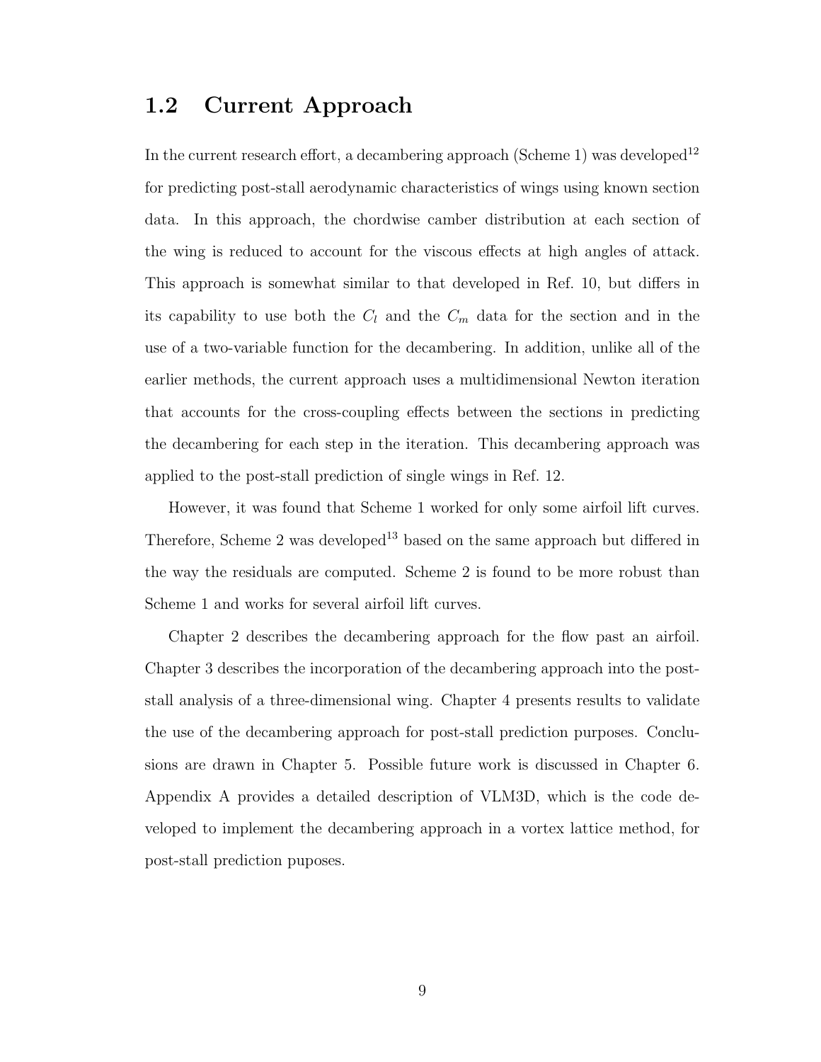## 1.2 Current Approach

In the current research effort, a decambering approach (Scheme 1) was developed[12] for predicting post-stall aerodynamic characteristics of wings using known section data. In this approach, the chordwise camber distribution at each section of the wing is reduced to account for the viscous effects at high angles of attack. This approach is somewhat similar to that developed in Ref. 10, but differs in its capability to use both the $C_l$ and the $C_m$ data for the section and in the use of a two-variable function for the decambering. In addition, unlike all of the earlier methods, the current approach uses a multidimensional Newton iteration that accounts for the cross-coupling effects between the sections in predicting the decambering for each step in the iteration. This decambering approach was applied to the post-stall prediction of single wings in Ref. 12.

However, it was found that Scheme 1 worked for only some airfoil lift curves. Therefore, Scheme 2 was developed[13] based on the same approach but differed in the way the residuals are computed. Scheme 2 is found to be more robust than Scheme 1 and works for several airfoil lift curves.

Chapter 2 describes the decambering approach for the flow past an airfoil. Chapter 3 describes the incorporation of the decambering approach into the post-stall analysis of a three-dimensional wing. Chapter 4 presents results to validate the use of the decambering approach for post-stall prediction purposes. Conclusions are drawn in Chapter 5. Possible future work is discussed in Chapter 6. Appendix A provides a detailed description of VLM3D, which is the code developed to implement the decambering approach in a vortex lattice method, for post-stall prediction puposes.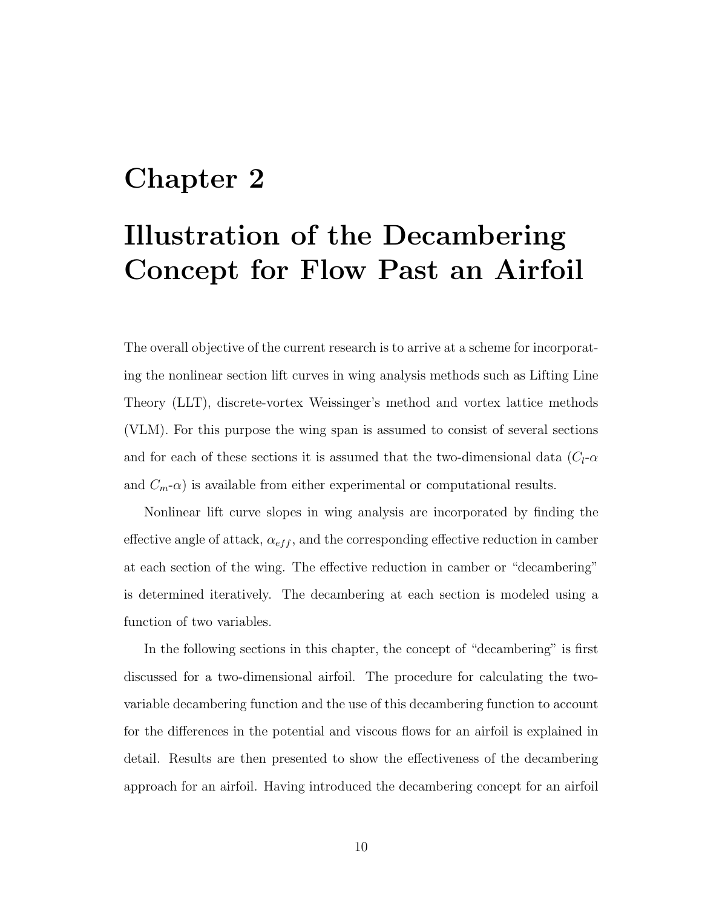# Chapter 2

# Illustration of the Decambering Concept for Flow Past an Airfoil

The overall objective of the current research is to arrive at a scheme for incorporating the nonlinear section lift curves in wing analysis methods such as Lifting Line Theory (LLT), discrete-vortex Weissinger's method and vortex lattice methods (VLM). For this purpose the wing span is assumed to consist of several sections and for each of these sections it is assumed that the two-dimensional data ($C_l$-$\alpha$ and $C_m$-$\alpha$) is available from either experimental or computational results.

Nonlinear lift curve slopes in wing analysis are incorporated by finding the effective angle of attack, $\alpha_{eff}$, and the corresponding effective reduction in camber at each section of the wing. The effective reduction in camber or "decambering" is determined iteratively. The decambering at each section is modeled using a function of two variables.

In the following sections in this chapter, the concept of "decambering" is first discussed for a two-dimensional airfoil. The procedure for calculating the two-variable decambering function and the use of this decambering function to account for the differences in the potential and viscous flows for an airfoil is explained in detail. Results are then presented to show the effectiveness of the decambering approach for an airfoil. Having introduced the decambering concept for an airfoil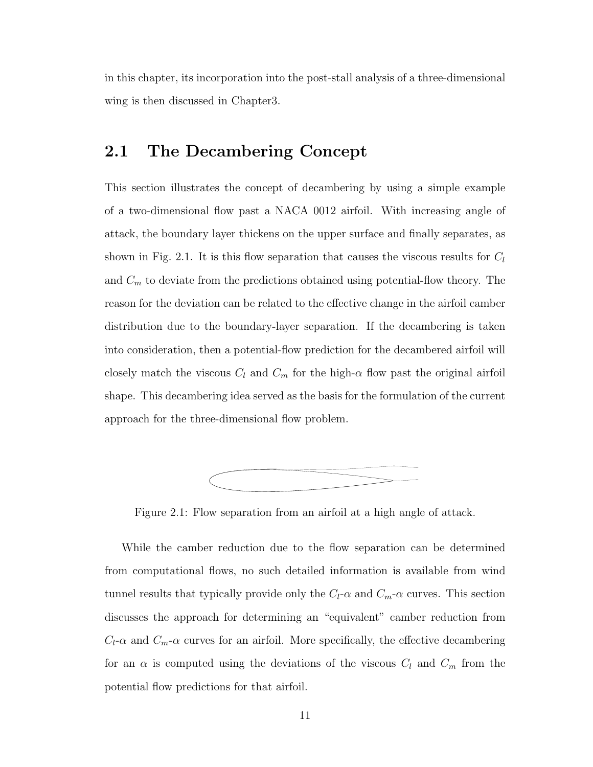in this chapter, its incorporation into the post-stall analysis of a three-dimensional wing is then discussed in Chapter3.

## 2.1 The Decambering Concept

This section illustrates the concept of decambering by using a simple example of a two-dimensional flow past a NACA 0012 airfoil. With increasing angle of attack, the boundary layer thickens on the upper surface and finally separates, as shown in Fig. 2.1. It is this flow separation that causes the viscous results for $C_l$ and $C_m$ to deviate from the predictions obtained using potential-flow theory. The reason for the deviation can be related to the effective change in the airfoil camber distribution due to the boundary-layer separation. If the decambering is taken into consideration, then a potential-flow prediction for the decambered airfoil will closely match the viscous $C_l$ and $C_m$ for the high-$\alpha$ flow past the original airfoil shape. This decambering idea served as the basis for the formulation of the current approach for the three-dimensional flow problem.

Figure 2.1: Flow separation from an airfoil at a high angle of attack.

While the camber reduction due to the flow separation can be determined from computational flows, no such detailed information is available from wind tunnel results that typically provide only the $C_l$-$\alpha$ and $C_m$-$\alpha$ curves. This section discusses the approach for determining an "equivalent" camber reduction from $C_l$-$\alpha$ and $C_m$-$\alpha$ curves for an airfoil. More specifically, the effective decambering for an $\alpha$ is computed using the deviations of the viscous $C_l$ and $C_m$ from the potential flow predictions for that airfoil.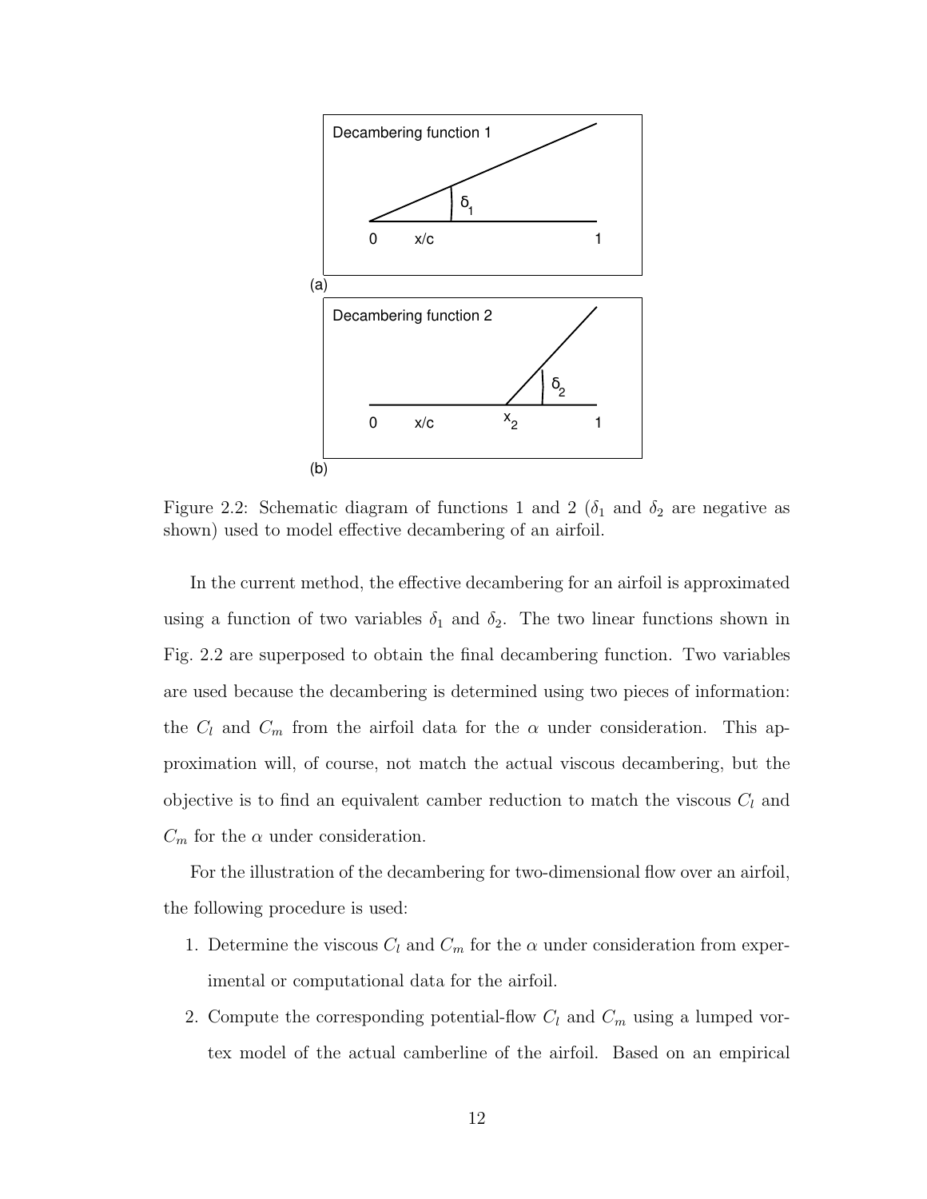Figure 2.2: Schematic diagram of functions 1 and 2 ($\delta_1$ and $\delta_2$ are negative as shown) used to model effective decambering of an airfoil.

In the current method, the effective decambering for an airfoil is approximated using a function of two variables $\delta_1$ and $\delta_2$. The two linear functions shown in Fig. 2.2 are superposed to obtain the final decambering function. Two variables are used because the decambering is determined using two pieces of information: the $C_l$ and $C_m$ from the airfoil data for the $\alpha$ under consideration. This approximation will, of course, not match the actual viscous decambering, but the objective is to find an equivalent camber reduction to match the viscous $C_l$ and $C_m$ for the $\alpha$ under consideration.

For the illustration of the decambering for two-dimensional flow over an airfoil, the following procedure is used:

1. Determine the viscous $C_l$ and $C_m$ for the $\alpha$ under consideration from experimental or computational data for the airfoil.
2. Compute the corresponding potential-flow $C_l$ and $C_m$ using a lumped vortex model of the actual camberline of the airfoil. Based on an empirical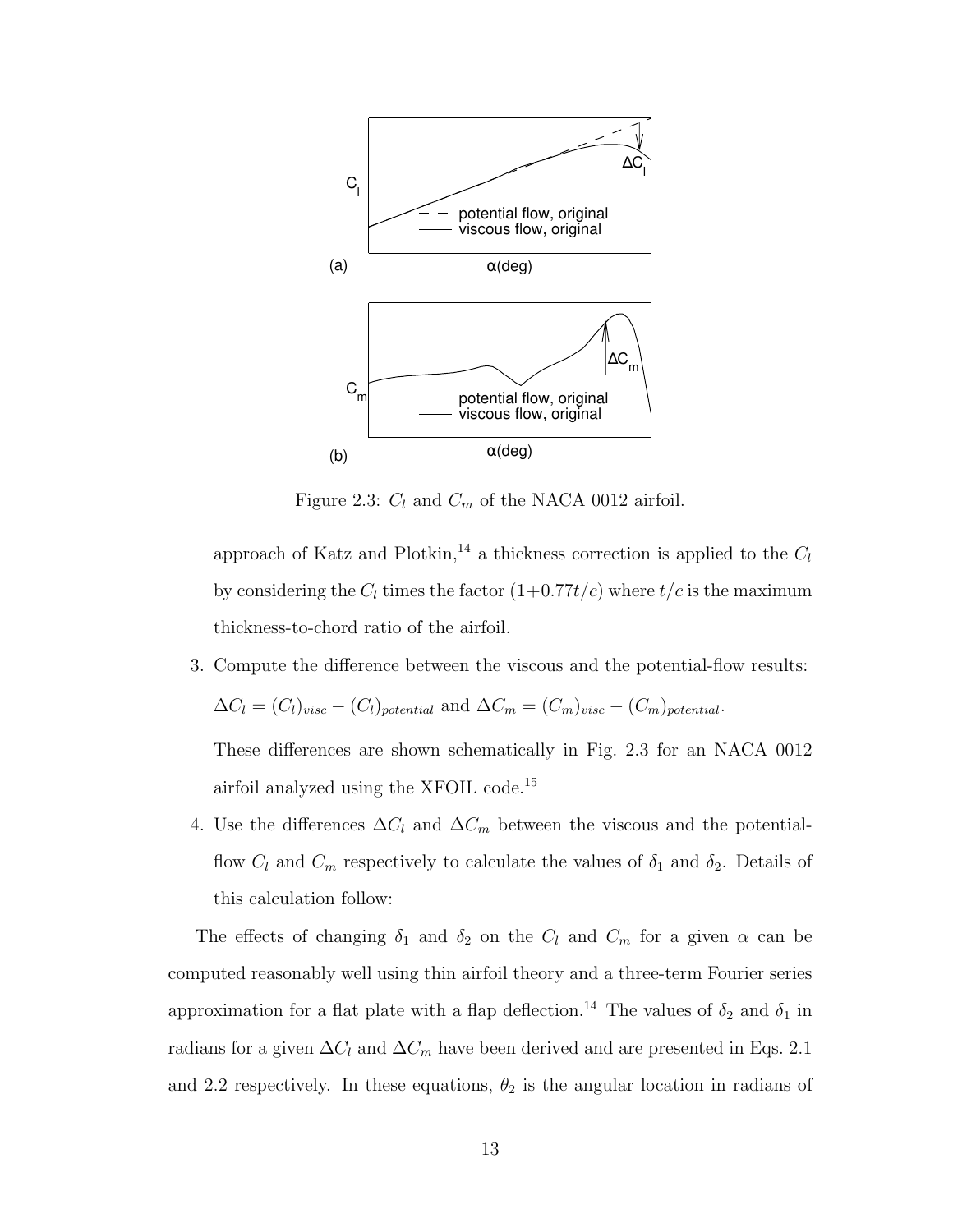Figure 2.3: $C_l$ and $C_m$ of the NACA 0012 airfoil.

approach of Katz and Plotkin,[14] a thickness correction is applied to the $C_l$ by considering the $C_l$ times the factor $(1+0.77t/c)$ where $t/c$ is the maximum thickness-to-chord ratio of the airfoil.

3. Compute the difference between the viscous and the potential-flow results: $\Delta C_l = (C_l)_{visc} - (C_l)_{potential}$ and $\Delta C_m = (C_m)_{visc} - (C_m)_{potential}$.

   These differences are shown schematically in Fig. 2.3 for an NACA 0012 airfoil analyzed using the XFOIL code.[15]

4. Use the differences $\Delta C_l$ and $\Delta C_m$ between the viscous and the potential-flow $C_l$ and $C_m$ respectively to calculate the values of $\delta_1$ and $\delta_2$. Details of this calculation follow:

The effects of changing $\delta_1$ and $\delta_2$ on the $C_l$ and $C_m$ for a given $\alpha$ can be computed reasonably well using thin airfoil theory and a three-term Fourier series approximation for a flat plate with a flap deflection.[14] The values of $\delta_2$ and $\delta_1$ in radians for a given $\Delta C_l$ and $\Delta C_m$ have been derived and are presented in Eqs. 2.1 and 2.2 respectively. In these equations, $\theta_2$ is the angular location in radians of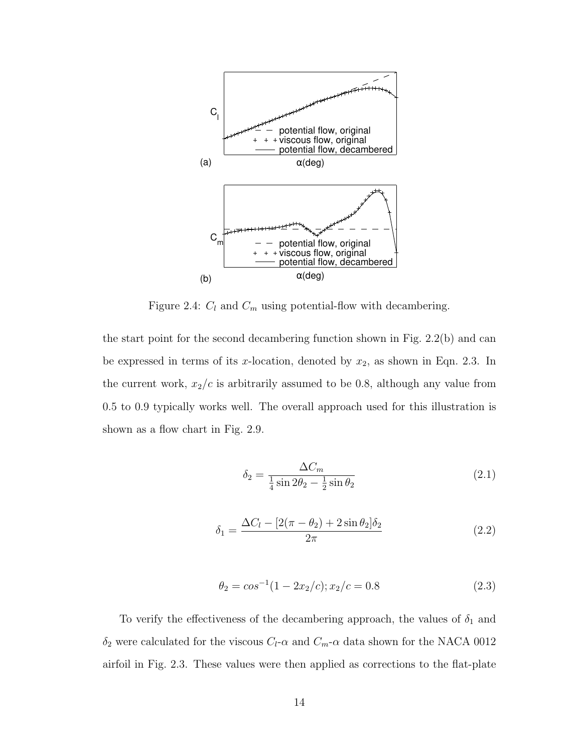Figure 2.4: $C_l$ and $C_m$ using potential-flow with decambering.

the start point for the second decambering function shown in Fig. 2.2(b) and can be expressed in terms of its $x$-location, denoted by $x_2$, as shown in Eqn. 2.3. In the current work, $x_2/c$ is arbitrarily assumed to be 0.8, although any value from 0.5 to 0.9 typically works well. The overall approach used for this illustration is shown as a flow chart in Fig. 2.9.

$$\delta_2 = \frac{\Delta C_m}{\frac{1}{4}\sin 2\theta_2 - \frac{1}{2}\sin\theta_2} \tag{2.1}$$

$$\delta_1 = \frac{\Delta C_l - [2(\pi - \theta_2) + 2\sin\theta_2]\delta_2}{2\pi} \tag{2.2}$$

$$\theta_2 = cos^{-1}(1 - 2x_2/c); x_2/c = 0.8 \tag{2.3}$$

To verify the effectiveness of the decambering approach, the values of $\delta_1$ and $\delta_2$ were calculated for the viscous $C_l$-$\alpha$ and $C_m$-$\alpha$ data shown for the NACA 0012 airfoil in Fig. 2.3. These values were then applied as corrections to the flat-plate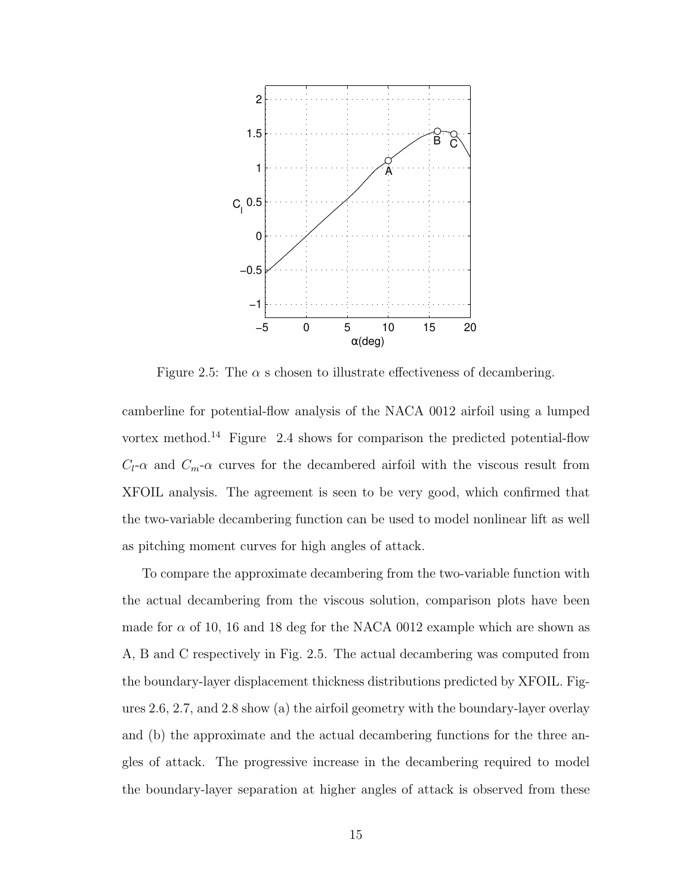Figure 2.5: The $\alpha$ s chosen to illustrate effectiveness of decambering.

camberline for potential-flow analysis of the NACA 0012 airfoil using a lumped vortex method.[14] Figure 2.4 shows for comparison the predicted potential-flow $C_l$-$\alpha$ and $C_m$-$\alpha$ curves for the decambered airfoil with the viscous result from XFOIL analysis. The agreement is seen to be very good, which confirmed that the two-variable decambering function can be used to model nonlinear lift as well as pitching moment curves for high angles of attack.

To compare the approximate decambering from the two-variable function with the actual decambering from the viscous solution, comparison plots have been made for $\alpha$ of 10, 16 and 18 deg for the NACA 0012 example which are shown as A, B and C respectively in Fig. 2.5. The actual decambering was computed from the boundary-layer displacement thickness distributions predicted by XFOIL. Figures 2.6, 2.7, and 2.8 show (a) the airfoil geometry with the boundary-layer overlay and (b) the approximate and the actual decambering functions for the three angles of attack. The progressive increase in the decambering required to model the boundary-layer separation at higher angles of attack is observed from these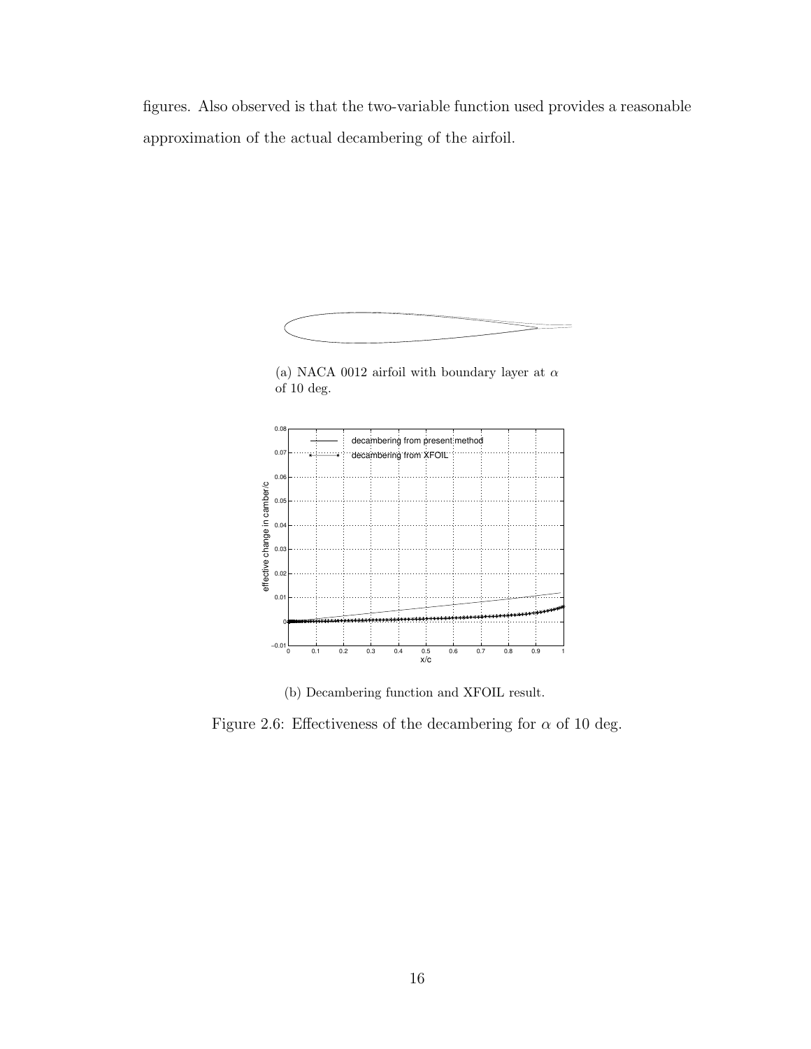figures. Also observed is that the two-variable function used provides a reasonable approximation of the actual decambering of the airfoil.

(a) NACA 0012 airfoil with boundary layer at $\alpha$ of 10 deg.

(b) Decambering function and XFOIL result.

Figure 2.6: Effectiveness of the decambering for $\alpha$ of 10 deg.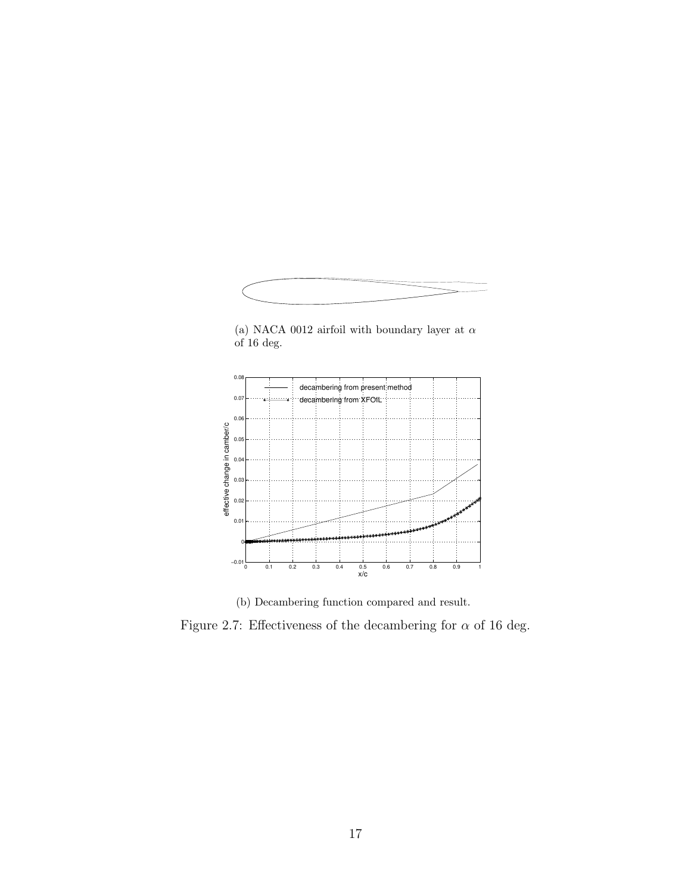(a) NACA 0012 airfoil with boundary layer at $\alpha$ of 16 deg.

(b) Decambering function compared and result.

Figure 2.7: Effectiveness of the decambering for $\alpha$ of 16 deg.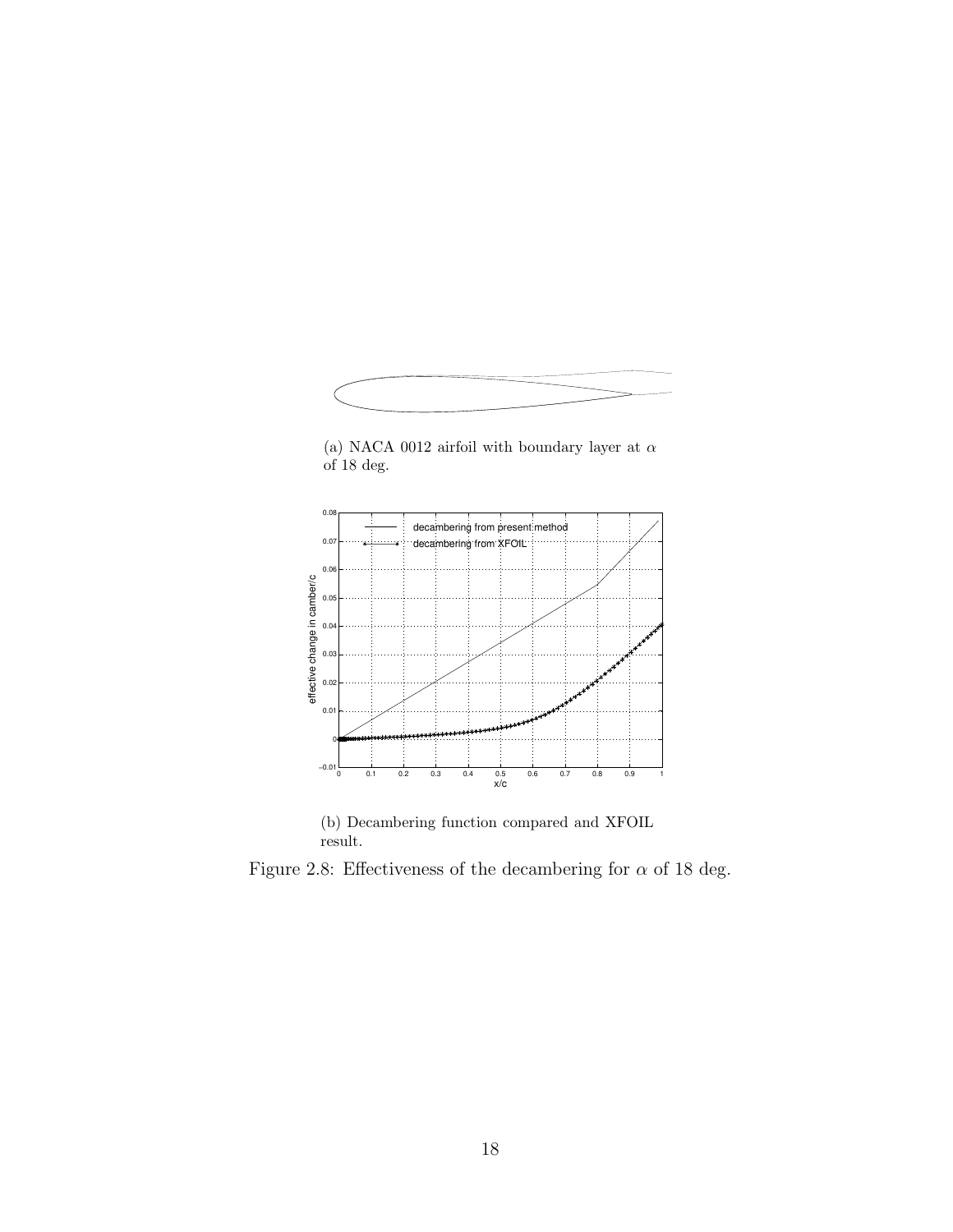(a) NACA 0012 airfoil with boundary layer at $\alpha$ of 18 deg.

(b) Decambering function compared and XFOIL result.

Figure 2.8: Effectiveness of the decambering for $\alpha$ of 18 deg.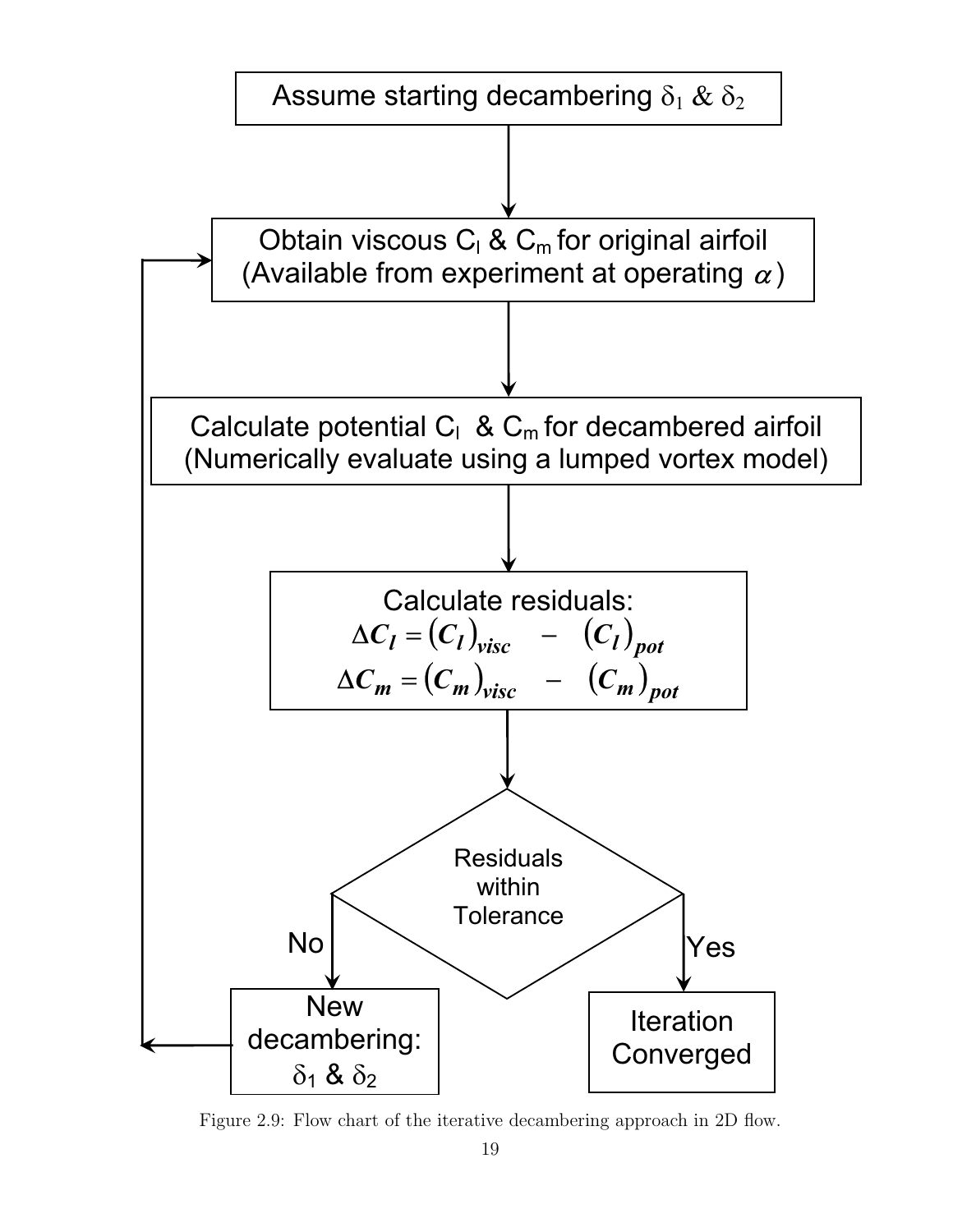Assume starting decambering $\delta_1$ & $\delta_2$

Obtain viscous $C_l$ & $C_m$ for original airfoil (Available from experiment at operating $\alpha$)

Calculate potential $C_l$ & $C_m$ for decambered airfoil (Numerically evaluate using a lumped vortex model)

Calculate residuals:

$$\Delta C_l = (C_l)_{visc} - (C_l)_{pot}$$

$$\Delta C_m = (C_m)_{visc} - (C_m)_{pot}$$

Residuals within Tolerance

No → New decambering: $\delta_1$ & $\delta_2$

Yes → Iteration Converged

Figure 2.9: Flow chart of the iterative decambering approach in 2D flow.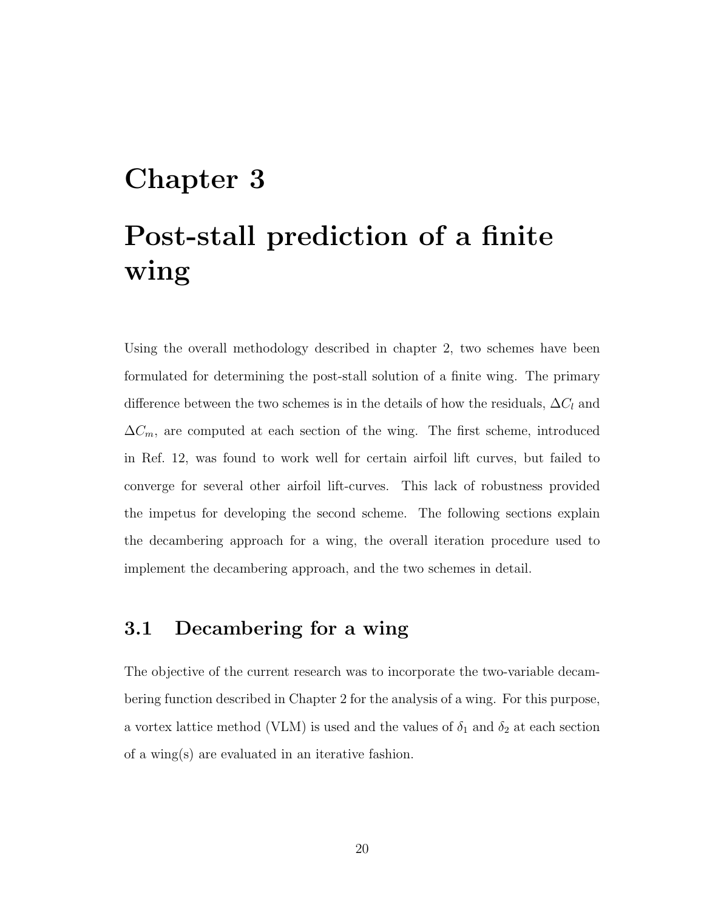# Chapter 3

# Post-stall prediction of a finite wing

Using the overall methodology described in chapter 2, two schemes have been formulated for determining the post-stall solution of a finite wing. The primary difference between the two schemes is in the details of how the residuals, $\Delta C_l$ and $\Delta C_m$, are computed at each section of the wing. The first scheme, introduced in Ref. 12, was found to work well for certain airfoil lift curves, but failed to converge for several other airfoil lift-curves. This lack of robustness provided the impetus for developing the second scheme. The following sections explain the decambering approach for a wing, the overall iteration procedure used to implement the decambering approach, and the two schemes in detail.

## 3.1 Decambering for a wing

The objective of the current research was to incorporate the two-variable decambering function described in Chapter 2 for the analysis of a wing. For this purpose, a vortex lattice method (VLM) is used and the values of $\delta_1$ and $\delta_2$ at each section of a wing(s) are evaluated in an iterative fashion.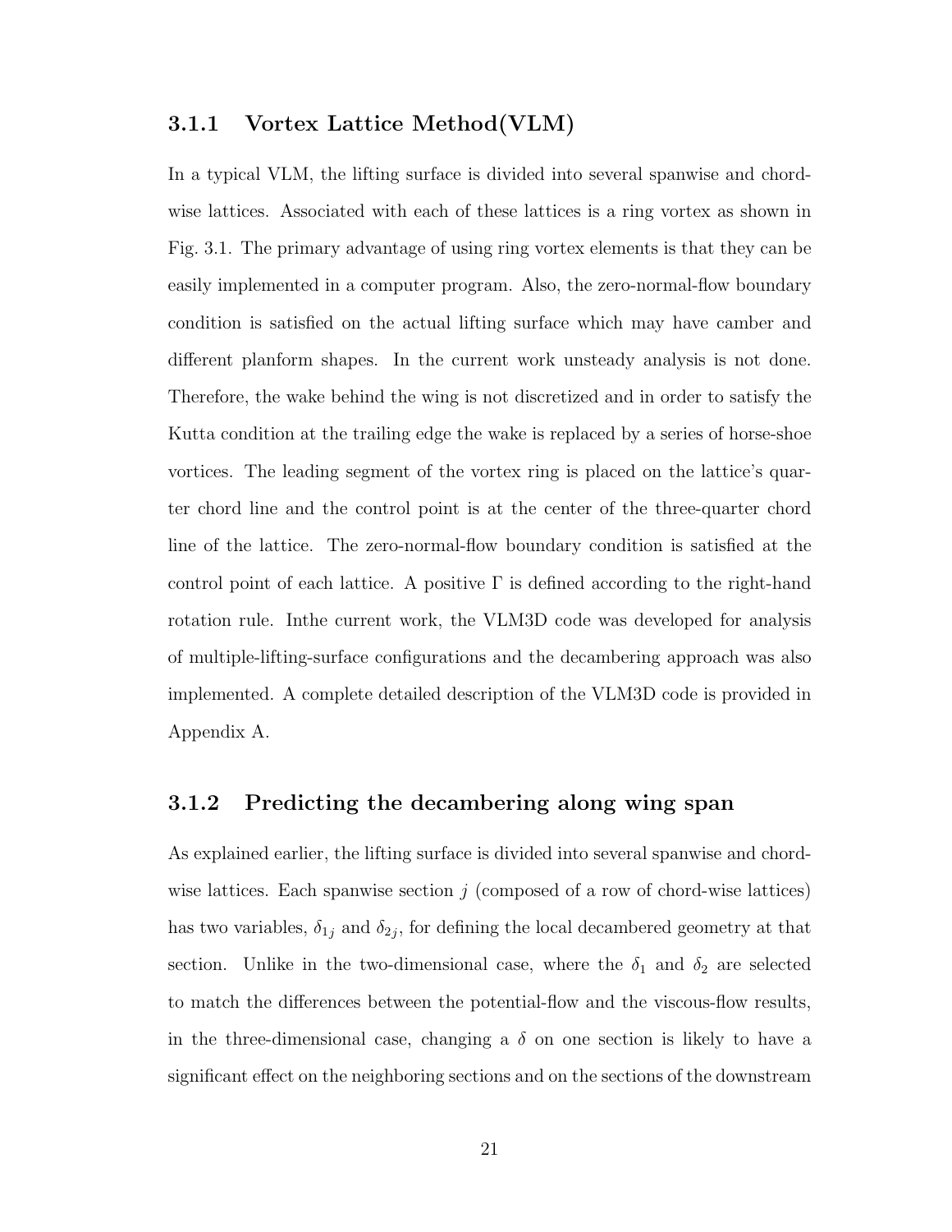### 3.1.1 Vortex Lattice Method(VLM)

In a typical VLM, the lifting surface is divided into several spanwise and chord-wise lattices. Associated with each of these lattices is a ring vortex as shown in Fig. 3.1. The primary advantage of using ring vortex elements is that they can be easily implemented in a computer program. Also, the zero-normal-flow boundary condition is satisfied on the actual lifting surface which may have camber and different planform shapes. In the current work unsteady analysis is not done. Therefore, the wake behind the wing is not discretized and in order to satisfy the Kutta condition at the trailing edge the wake is replaced by a series of horse-shoe vortices. The leading segment of the vortex ring is placed on the lattice's quarter chord line and the control point is at the center of the three-quarter chord line of the lattice. The zero-normal-flow boundary condition is satisfied at the control point of each lattice. A positive $\Gamma$ is defined according to the right-hand rotation rule. Inthe current work, the VLM3D code was developed for analysis of multiple-lifting-surface configurations and the decambering approach was also implemented. A complete detailed description of the VLM3D code is provided in Appendix A.

### 3.1.2 Predicting the decambering along wing span

As explained earlier, the lifting surface is divided into several spanwise and chord-wise lattices. Each spanwise section $j$ (composed of a row of chord-wise lattices) has two variables, $\delta_{1_j}$ and $\delta_{2_j}$, for defining the local decambered geometry at that section. Unlike in the two-dimensional case, where the $\delta_1$ and $\delta_2$ are selected to match the differences between the potential-flow and the viscous-flow results, in the three-dimensional case, changing a $\delta$ on one section is likely to have a significant effect on the neighboring sections and on the sections of the downstream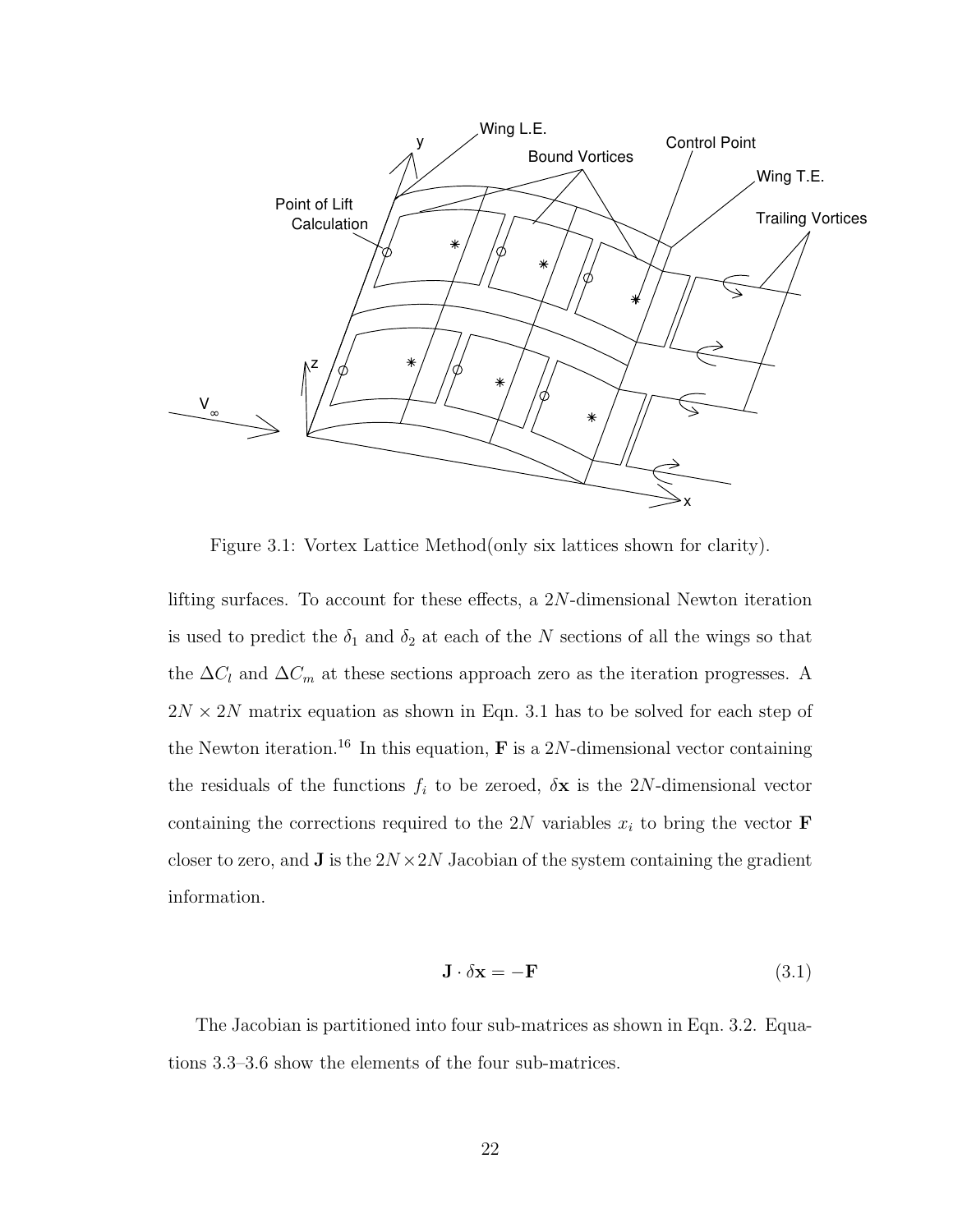Figure 3.1: Vortex Lattice Method(only six lattices shown for clarity).

lifting surfaces. To account for these effects, a $2N$-dimensional Newton iteration is used to predict the $\delta_1$ and $\delta_2$ at each of the $N$ sections of all the wings so that the $\Delta C_l$ and $\Delta C_m$ at these sections approach zero as the iteration progresses. A $2N \times 2N$ matrix equation as shown in Eqn. 3.1 has to be solved for each step of the Newton iteration.[16] In this equation, $\mathbf{F}$ is a $2N$-dimensional vector containing the residuals of the functions $f_i$ to be zeroed, $\delta\mathbf{x}$ is the $2N$-dimensional vector containing the corrections required to the $2N$ variables $x_i$ to bring the vector $\mathbf{F}$ closer to zero, and $\mathbf{J}$ is the $2N \times 2N$ Jacobian of the system containing the gradient information.

$$\mathbf{J} \cdot \delta\mathbf{x} = -\mathbf{F} \tag{3.1}$$

The Jacobian is partitioned into four sub-matrices as shown in Eqn. 3.2. Equations 3.3–3.6 show the elements of the four sub-matrices.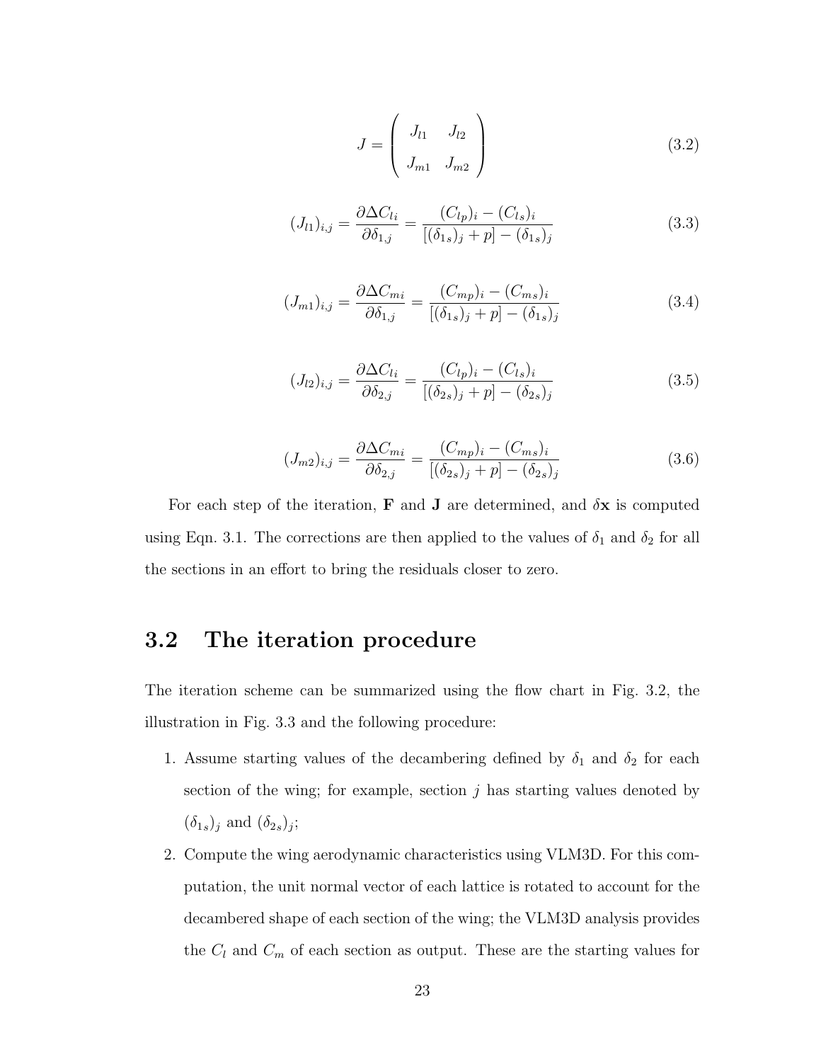$$J = \begin{pmatrix} J_{l1} & J_{l2} \\ J_{m1} & J_{m2} \end{pmatrix} \tag{3.2}$$

$$(J_{l1})_{i,j} = \frac{\partial \Delta C_{li}}{\partial \delta_{1,j}} = \frac{(C_{lp})_i - (C_{ls})_i}{[(\delta_{1s})_j + p] - (\delta_{1s})_j} \tag{3.3}$$

$$(J_{m1})_{i,j} = \frac{\partial \Delta C_{mi}}{\partial \delta_{1,j}} = \frac{(C_{mp})_i - (C_{ms})_i}{[(\delta_{1s})_j + p] - (\delta_{1s})_j} \tag{3.4}$$

$$(J_{l2})_{i,j} = \frac{\partial \Delta C_{li}}{\partial \delta_{2,j}} = \frac{(C_{lp})_i - (C_{ls})_i}{[(\delta_{2s})_j + p] - (\delta_{2s})_j} \tag{3.5}$$

$$(J_{m2})_{i,j} = \frac{\partial \Delta C_{mi}}{\partial \delta_{2,j}} = \frac{(C_{mp})_i - (C_{ms})_i}{[(\delta_{2s})_j + p] - (\delta_{2s})_j} \tag{3.6}$$

For each step of the iteration, $\mathbf{F}$ and $\mathbf{J}$ are determined, and $\delta\mathbf{x}$ is computed using Eqn. 3.1. The corrections are then applied to the values of $\delta_1$ and $\delta_2$ for all the sections in an effort to bring the residuals closer to zero.

## 3.2 The iteration procedure

The iteration scheme can be summarized using the flow chart in Fig. 3.2, the illustration in Fig. 3.3 and the following procedure:

1. Assume starting values of the decambering defined by $\delta_1$ and $\delta_2$ for each section of the wing; for example, section $j$ has starting values denoted by $(\delta_{1s})_j$ and $(\delta_{2s})_j$;
2. Compute the wing aerodynamic characteristics using VLM3D. For this computation, the unit normal vector of each lattice is rotated to account for the decambered shape of each section of the wing; the VLM3D analysis provides the $C_l$ and $C_m$ of each section as output. These are the starting values for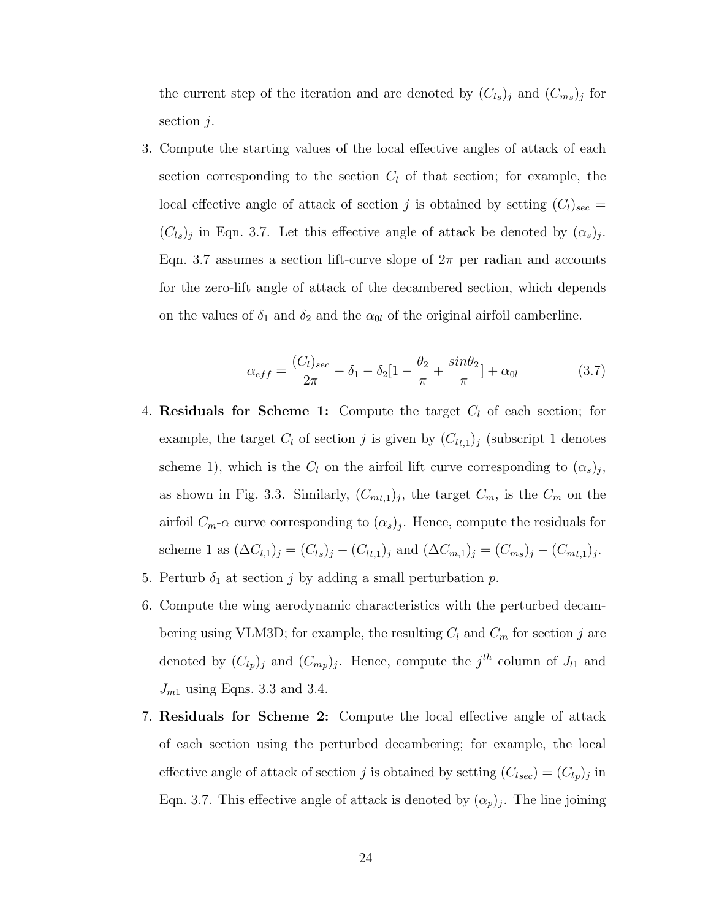the current step of the iteration and are denoted by $(C_{ls})_j$ and $(C_{ms})_j$ for section $j$.

3. Compute the starting values of the local effective angles of attack of each section corresponding to the section $C_l$ of that section; for example, the local effective angle of attack of section $j$ is obtained by setting $(C_l)_{sec} = (C_{ls})_j$ in Eqn. 3.7. Let this effective angle of attack be denoted by $(\alpha_s)_j$. Eqn. 3.7 assumes a section lift-curve slope of $2\pi$ per radian and accounts for the zero-lift angle of attack of the decambered section, which depends on the values of $\delta_1$ and $\delta_2$ and the $\alpha_{0l}$ of the original airfoil camberline.

$$\alpha_{eff} = \frac{(C_l)_{sec}}{2\pi} - \delta_1 - \delta_2[1 - \frac{\theta_2}{\pi} + \frac{sin\theta_2}{\pi}] + \alpha_{0l} \tag{3.7}$$

4. **Residuals for Scheme 1:** Compute the target $C_l$ of each section; for example, the target $C_l$ of section $j$ is given by $(C_{lt,1})_j$ (subscript 1 denotes scheme 1), which is the $C_l$ on the airfoil lift curve corresponding to $(\alpha_s)_j$, as shown in Fig. 3.3. Similarly, $(C_{mt,1})_j$, the target $C_m$, is the $C_m$ on the airfoil $C_m$-$\alpha$ curve corresponding to $(\alpha_s)_j$. Hence, compute the residuals for scheme 1 as $(\Delta C_{l,1})_j = (C_{ls})_j - (C_{lt,1})_j$ and $(\Delta C_{m,1})_j = (C_{ms})_j - (C_{mt,1})_j$.

5. Perturb $\delta_1$ at section $j$ by adding a small perturbation $p$.

6. Compute the wing aerodynamic characteristics with the perturbed decambering using VLM3D; for example, the resulting $C_l$ and $C_m$ for section $j$ are denoted by $(C_{lp})_j$ and $(C_{mp})_j$. Hence, compute the $j^{th}$ column of $J_{l1}$ and $J_{m1}$ using Eqns. 3.3 and 3.4.

7. **Residuals for Scheme 2:** Compute the local effective angle of attack of each section using the perturbed decambering; for example, the local effective angle of attack of section $j$ is obtained by setting $(C_{lsec}) = (C_{lp})_j$ in Eqn. 3.7. This effective angle of attack is denoted by $(\alpha_p)_j$. The line joining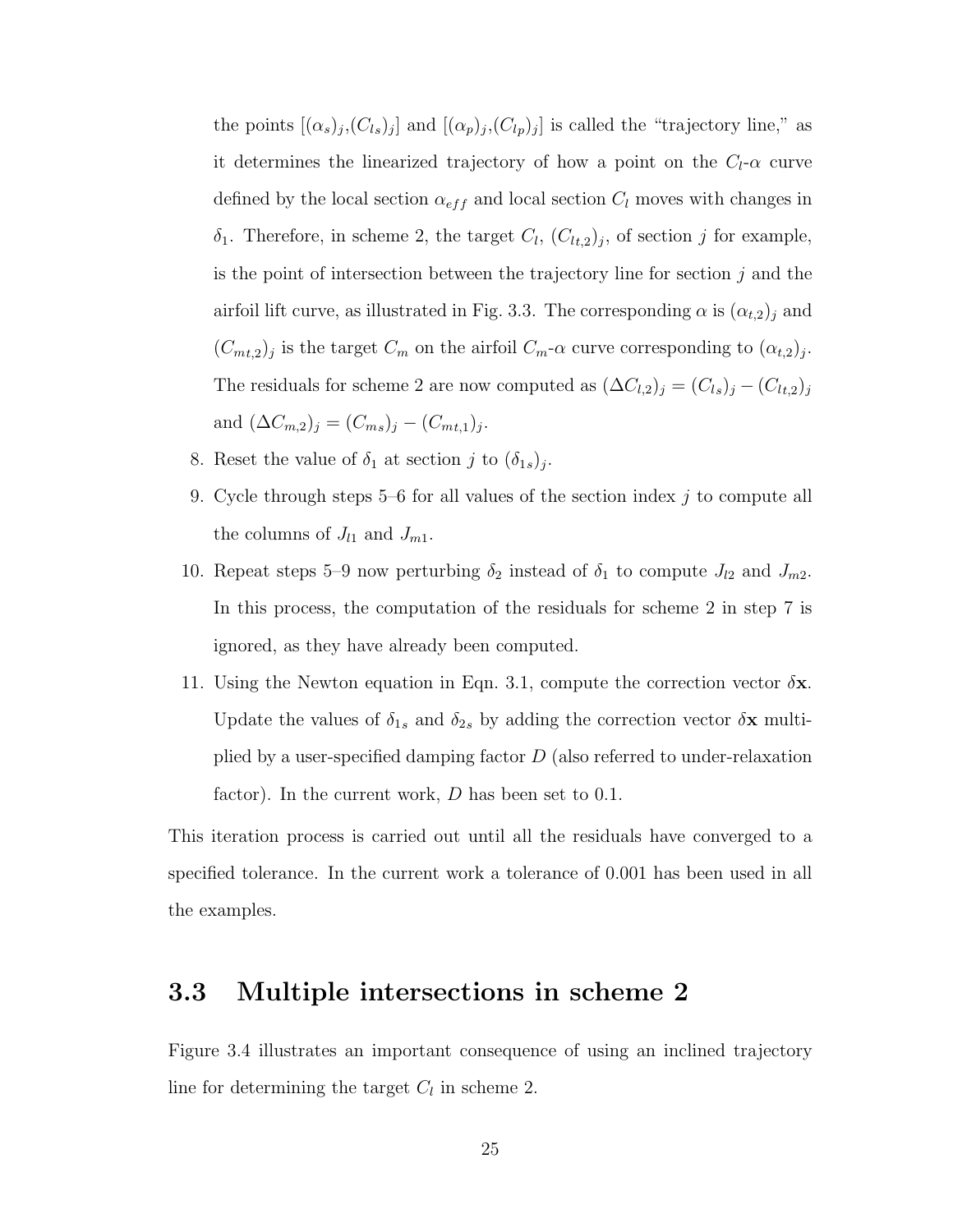the points $[(\alpha_s)_j,(C_{ls})_j]$ and $[(\alpha_p)_j,(C_{lp})_j]$ is called the "trajectory line," as it determines the linearized trajectory of how a point on the $C_l$-$\alpha$ curve defined by the local section $\alpha_{eff}$ and local section $C_l$ moves with changes in $\delta_1$. Therefore, in scheme 2, the target $C_l$, $(C_{lt,2})_j$, of section $j$ for example, is the point of intersection between the trajectory line for section $j$ and the airfoil lift curve, as illustrated in Fig. 3.3. The corresponding $\alpha$ is $(\alpha_{t,2})_j$ and $(C_{mt,2})_j$ is the target $C_m$ on the airfoil $C_m$-$\alpha$ curve corresponding to $(\alpha_{t,2})_j$. The residuals for scheme 2 are now computed as $(\Delta C_{l,2})_j = (C_{ls})_j - (C_{lt,2})_j$ and $(\Delta C_{m,2})_j = (C_{ms})_j - (C_{mt,1})_j$.

8. Reset the value of $\delta_1$ at section $j$ to $(\delta_{1s})_j$.
9. Cycle through steps 5–6 for all values of the section index $j$ to compute all the columns of $J_{l1}$ and $J_{m1}$.
10. Repeat steps 5–9 now perturbing $\delta_2$ instead of $\delta_1$ to compute $J_{l2}$ and $J_{m2}$. In this process, the computation of the residuals for scheme 2 in step 7 is ignored, as they have already been computed.
11. Using the Newton equation in Eqn. 3.1, compute the correction vector $\delta\mathbf{x}$. Update the values of $\delta_{1s}$ and $\delta_{2s}$ by adding the correction vector $\delta\mathbf{x}$ multiplied by a user-specified damping factor $D$ (also referred to under-relaxation factor). In the current work, $D$ has been set to 0.1.

This iteration process is carried out until all the residuals have converged to a specified tolerance. In the current work a tolerance of 0.001 has been used in all the examples.

## 3.3 Multiple intersections in scheme 2

Figure 3.4 illustrates an important consequence of using an inclined trajectory line for determining the target $C_l$ in scheme 2.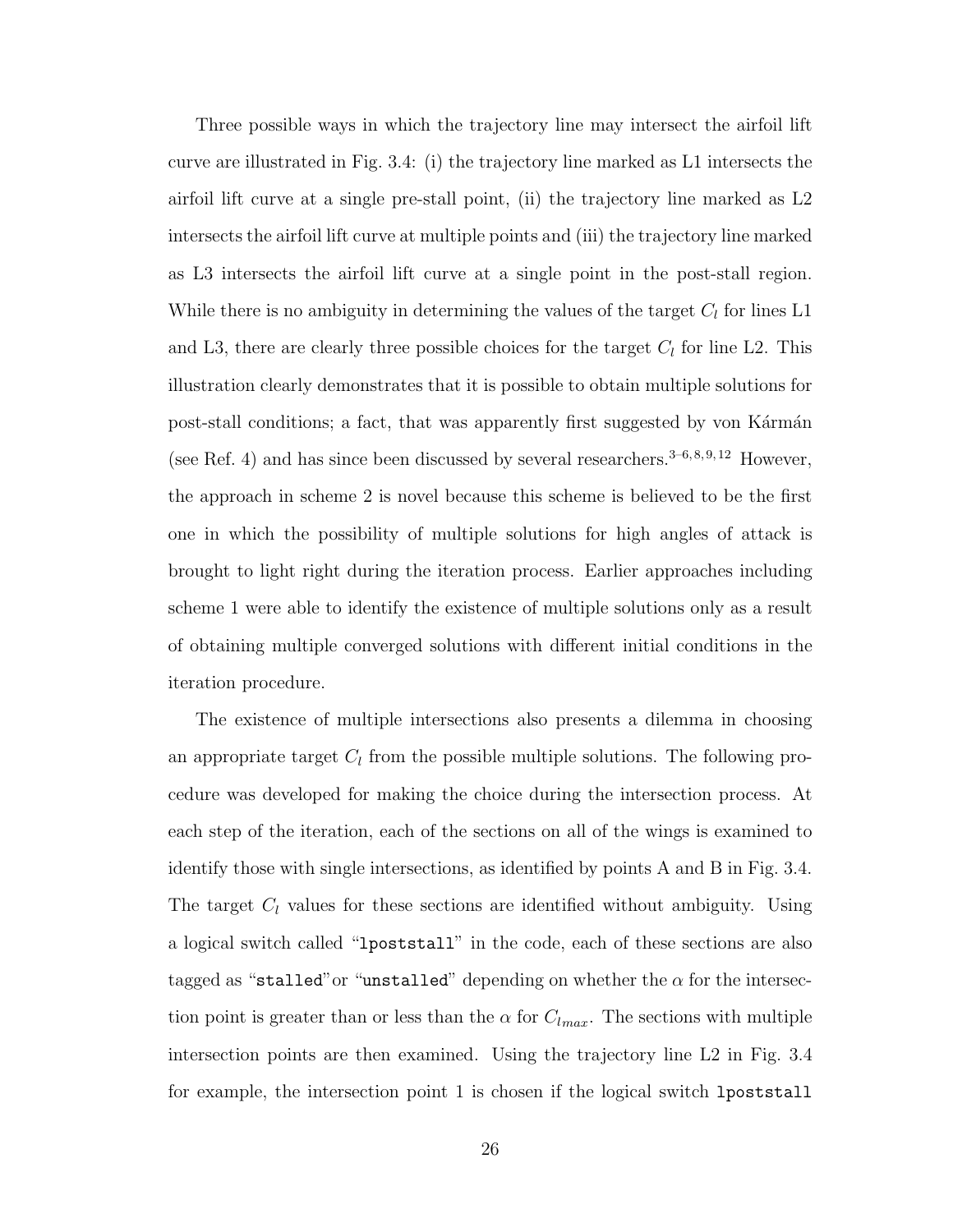Three possible ways in which the trajectory line may intersect the airfoil lift curve are illustrated in Fig. 3.4: (i) the trajectory line marked as L1 intersects the airfoil lift curve at a single pre-stall point, (ii) the trajectory line marked as L2 intersects the airfoil lift curve at multiple points and (iii) the trajectory line marked as L3 intersects the airfoil lift curve at a single point in the post-stall region. While there is no ambiguity in determining the values of the target $C_l$ for lines L1 and L3, there are clearly three possible choices for the target $C_l$ for line L2. This illustration clearly demonstrates that it is possible to obtain multiple solutions for post-stall conditions; a fact, that was apparently first suggested by von Kármán (see Ref. 4) and has since been discussed by several researchers.[3–6,8,9,12] However, the approach in scheme 2 is novel because this scheme is believed to be the first one in which the possibility of multiple solutions for high angles of attack is brought to light right during the iteration process. Earlier approaches including scheme 1 were able to identify the existence of multiple solutions only as a result of obtaining multiple converged solutions with different initial conditions in the iteration procedure.

The existence of multiple intersections also presents a dilemma in choosing an appropriate target $C_l$ from the possible multiple solutions. The following procedure was developed for making the choice during the intersection process. At each step of the iteration, each of the sections on all of the wings is examined to identify those with single intersections, as identified by points A and B in Fig. 3.4. The target $C_l$ values for these sections are identified without ambiguity. Using a logical switch called "`lpoststall`" in the code, each of these sections are also tagged as "`stalled`" or "`unstalled`" depending on whether the $\alpha$ for the intersection point is greater than or less than the $\alpha$ for $C_{l_{max}}$. The sections with multiple intersection points are then examined. Using the trajectory line L2 in Fig. 3.4 for example, the intersection point 1 is chosen if the logical switch `lpoststall`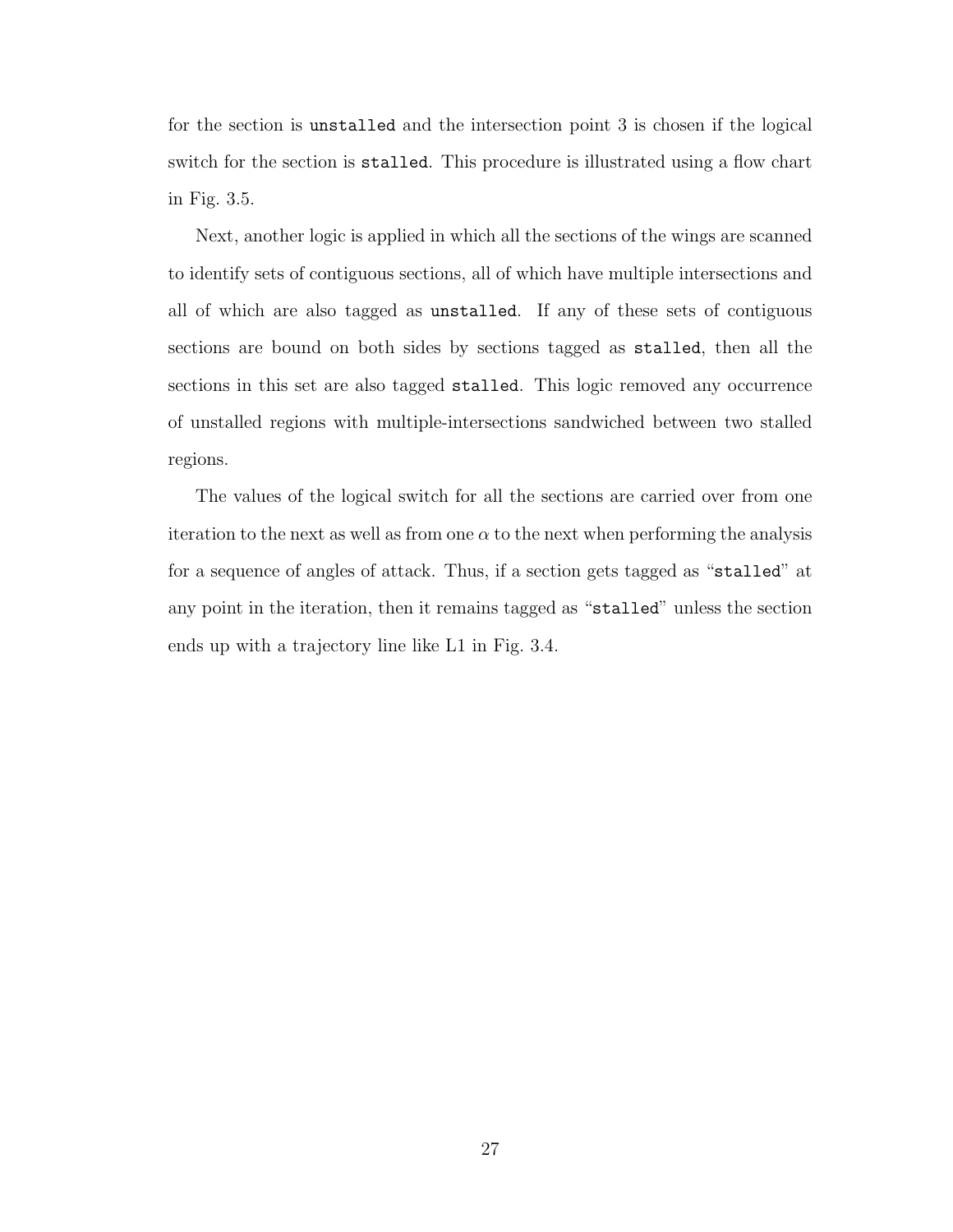for the section is `unstalled` and the intersection point 3 is chosen if the logical switch for the section is `stalled`. This procedure is illustrated using a flow chart in Fig. 3.5.

Next, another logic is applied in which all the sections of the wings are scanned to identify sets of contiguous sections, all of which have multiple intersections and all of which are also tagged as `unstalled`. If any of these sets of contiguous sections are bound on both sides by sections tagged as `stalled`, then all the sections in this set are also tagged `stalled`. This logic removed any occurrence of unstalled regions with multiple-intersections sandwiched between two stalled regions.

The values of the logical switch for all the sections are carried over from one iteration to the next as well as from one $\alpha$ to the next when performing the analysis for a sequence of angles of attack. Thus, if a section gets tagged as "`stalled`" at any point in the iteration, then it remains tagged as "`stalled`" unless the section ends up with a trajectory line like L1 in Fig. 3.4.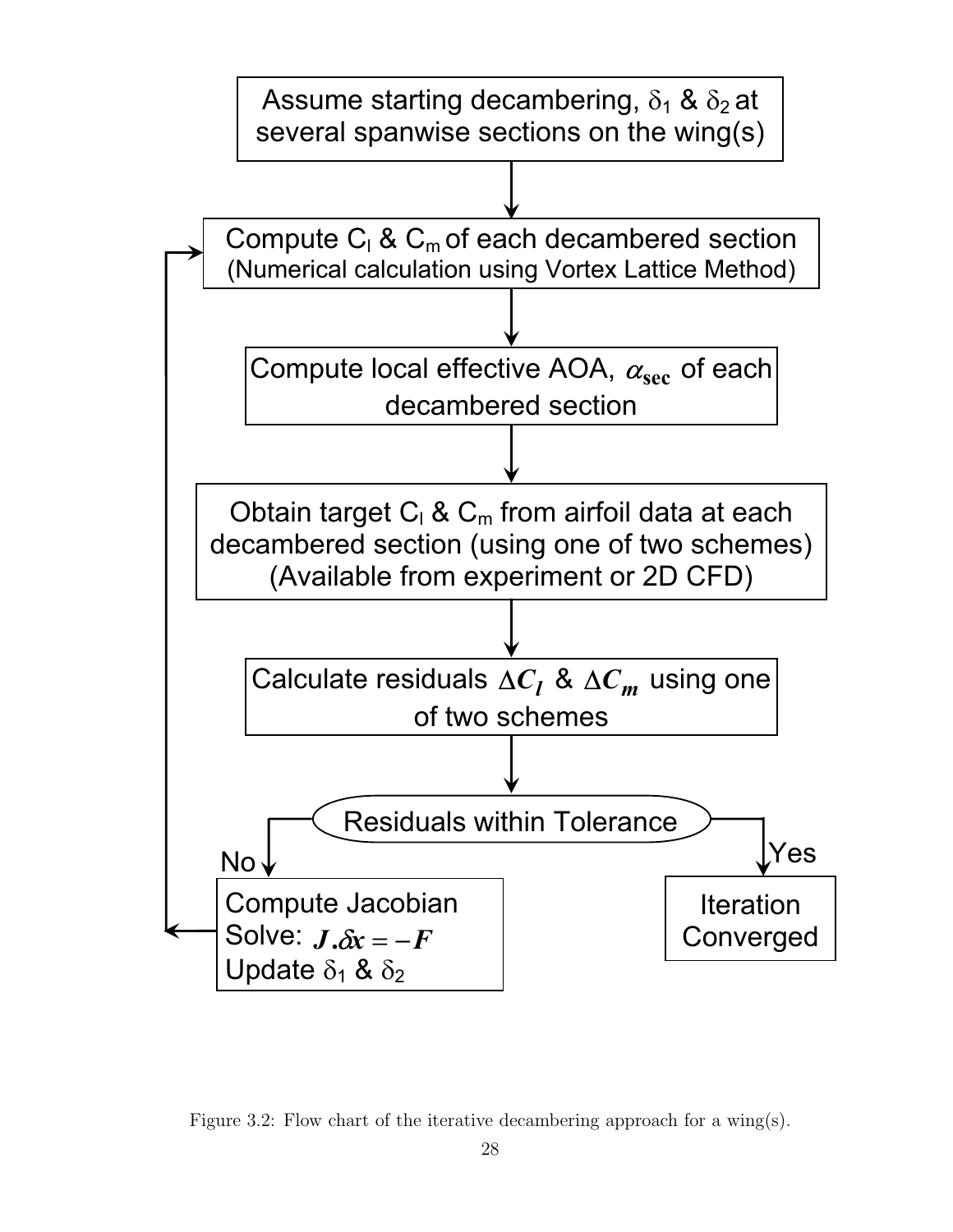Assume starting decambering, $\delta_1$ & $\delta_2$ at several spanwise sections on the wing(s)

↓

Compute $C_l$ & $C_m$ of each decambered section (Numerical calculation using Vortex Lattice Method)

↓

Compute local effective AOA, $\alpha_{sec}$ of each decambered section

↓

Obtain target $C_l$ & $C_m$ from airfoil data at each decambered section (using one of two schemes) (Available from experiment or 2D CFD)

↓

Calculate residuals $\Delta C_l$ & $\Delta C_m$ using one of two schemes

↓

Residuals within Tolerance

- No → Compute Jacobian; Solve: $J.\delta x = -F$; Update $\delta_1$ & $\delta_2$ → (return to "Compute $C_l$ & $C_m$ of each decambered section")
- Yes → Iteration Converged

Figure 3.2: Flow chart of the iterative decambering approach for a wing(s).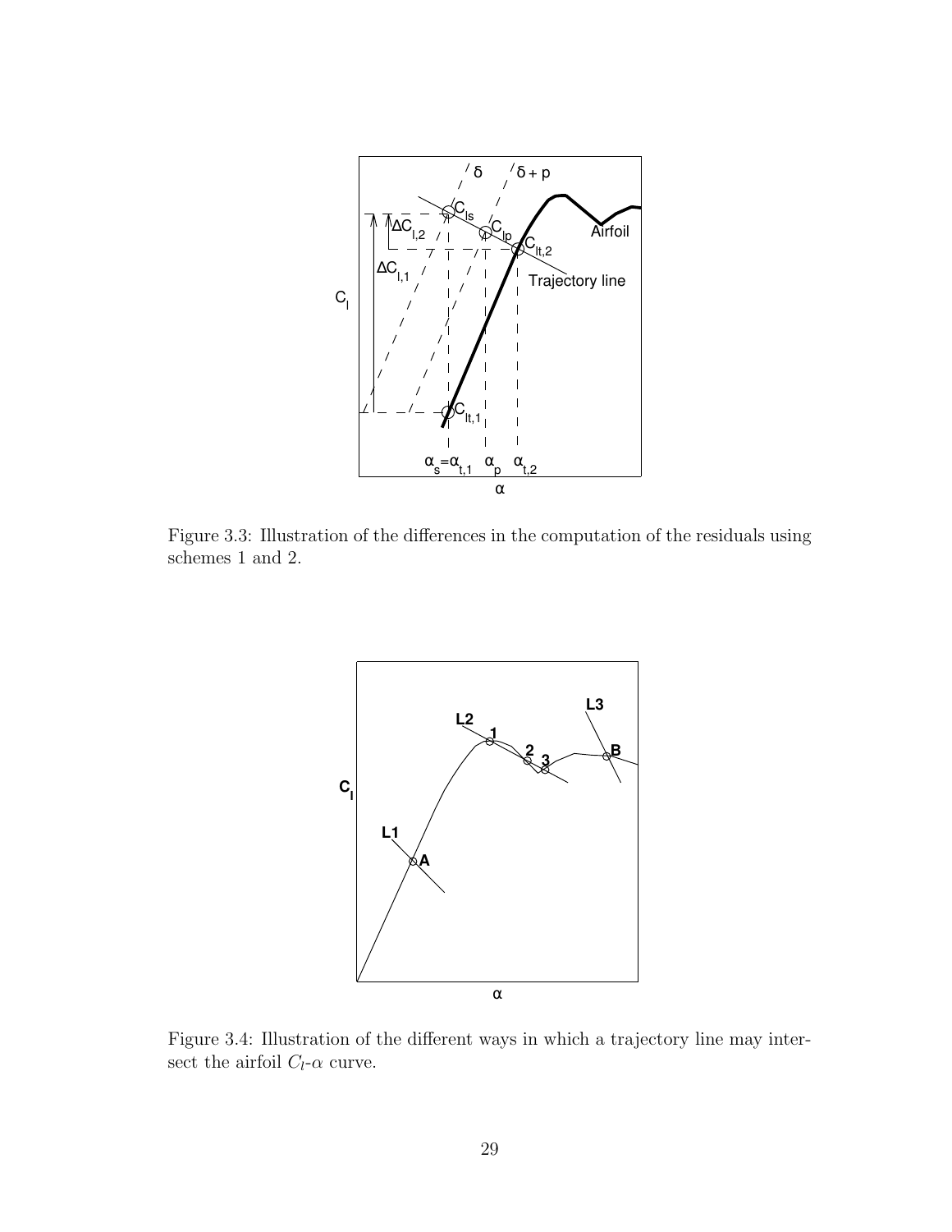Figure 3.3: Illustration of the differences in the computation of the residuals using schemes 1 and 2.

Figure 3.4: Illustration of the different ways in which a trajectory line may intersect the airfoil $C_l$-$\alpha$ curve.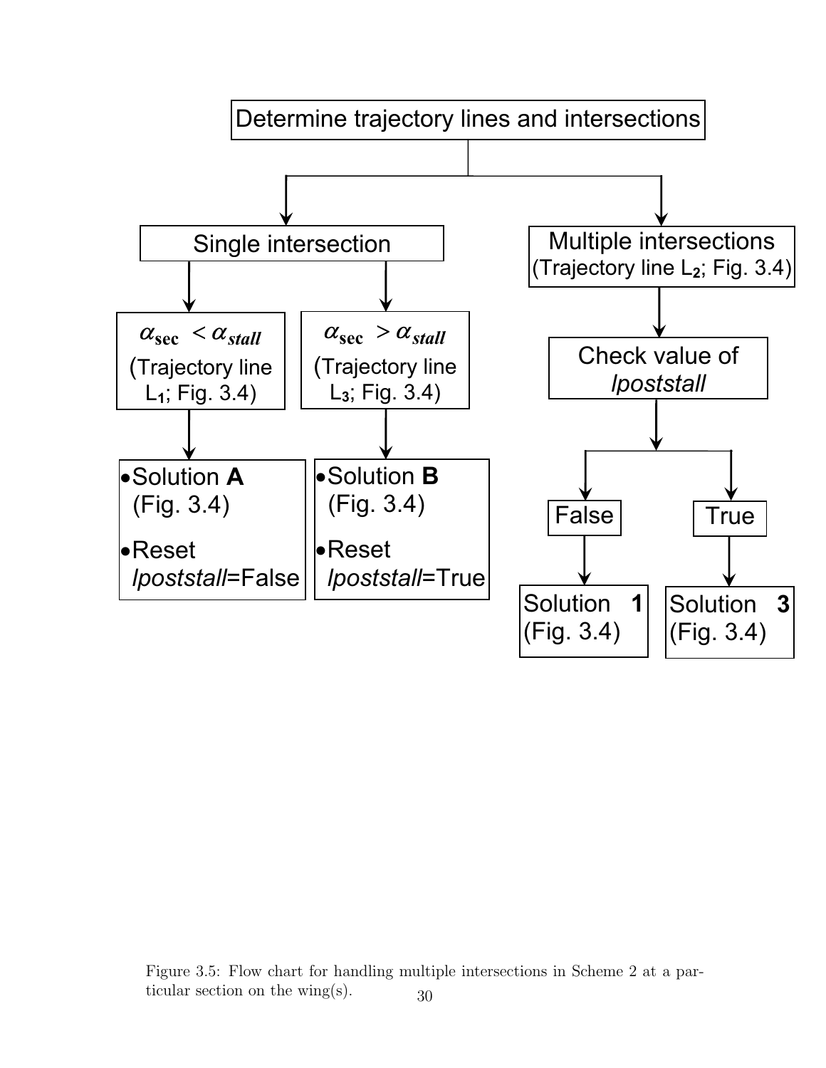Determine trajectory lines and intersections

- Single intersection
  - $\alpha_{\text{sec}} < \alpha_{stall}$ (Trajectory line $L_1$; Fig. 3.4)
    - Solution **A** (Fig. 3.4)
    - Reset *lpoststall*=False
  - $\alpha_{\text{sec}} > \alpha_{stall}$ (Trajectory line $L_3$; Fig. 3.4)
    - Solution **B** (Fig. 3.4)
    - Reset *lpoststall*=True
- Multiple intersections (Trajectory line $L_2$; Fig. 3.4)
  - Check value of *lpoststall*
    - False → Solution **1** (Fig. 3.4)
    - True → Solution **3** (Fig. 3.4)

Figure 3.5: Flow chart for handling multiple intersections in Scheme 2 at a particular section on the wing(s).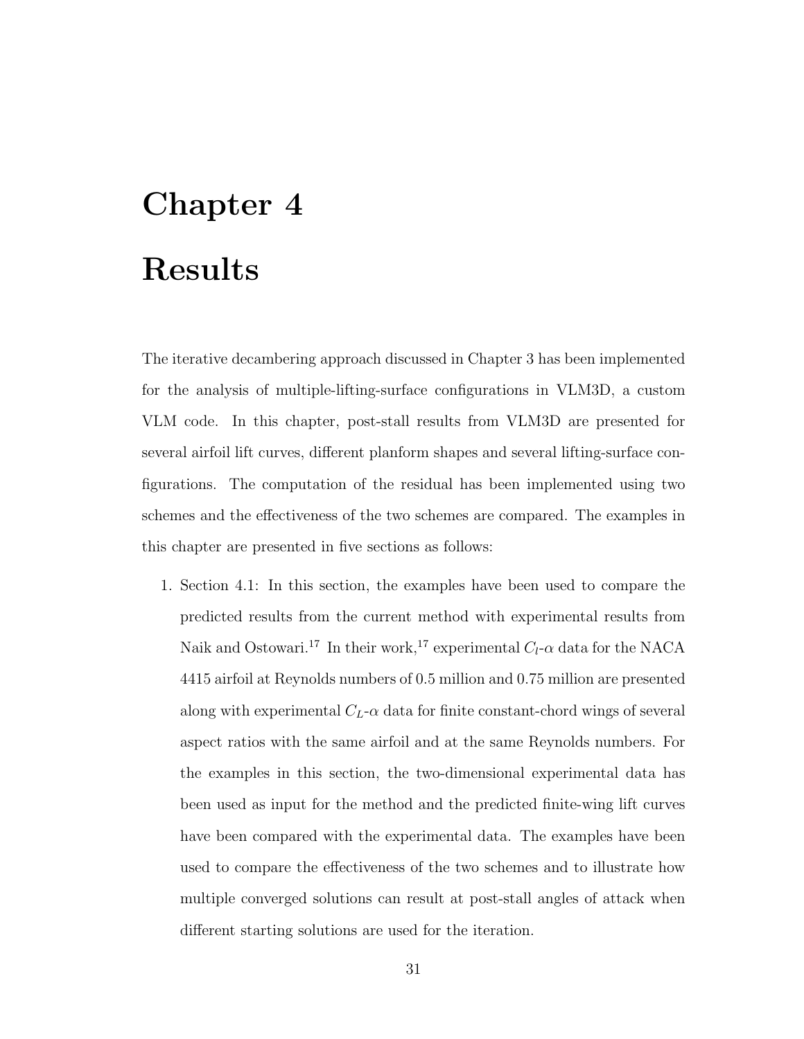# Chapter 4

# Results

The iterative decambering approach discussed in Chapter 3 has been implemented for the analysis of multiple-lifting-surface configurations in VLM3D, a custom VLM code. In this chapter, post-stall results from VLM3D are presented for several airfoil lift curves, different planform shapes and several lifting-surface configurations. The computation of the residual has been implemented using two schemes and the effectiveness of the two schemes are compared. The examples in this chapter are presented in five sections as follows:

1. Section 4.1: In this section, the examples have been used to compare the predicted results from the current method with experimental results from Naik and Ostowari.[17] In their work,[17] experimental $C_l$-$\alpha$ data for the NACA 4415 airfoil at Reynolds numbers of 0.5 million and 0.75 million are presented along with experimental $C_L$-$\alpha$ data for finite constant-chord wings of several aspect ratios with the same airfoil and at the same Reynolds numbers. For the examples in this section, the two-dimensional experimental data has been used as input for the method and the predicted finite-wing lift curves have been compared with the experimental data. The examples have been used to compare the effectiveness of the two schemes and to illustrate how multiple converged solutions can result at post-stall angles of attack when different starting solutions are used for the iteration.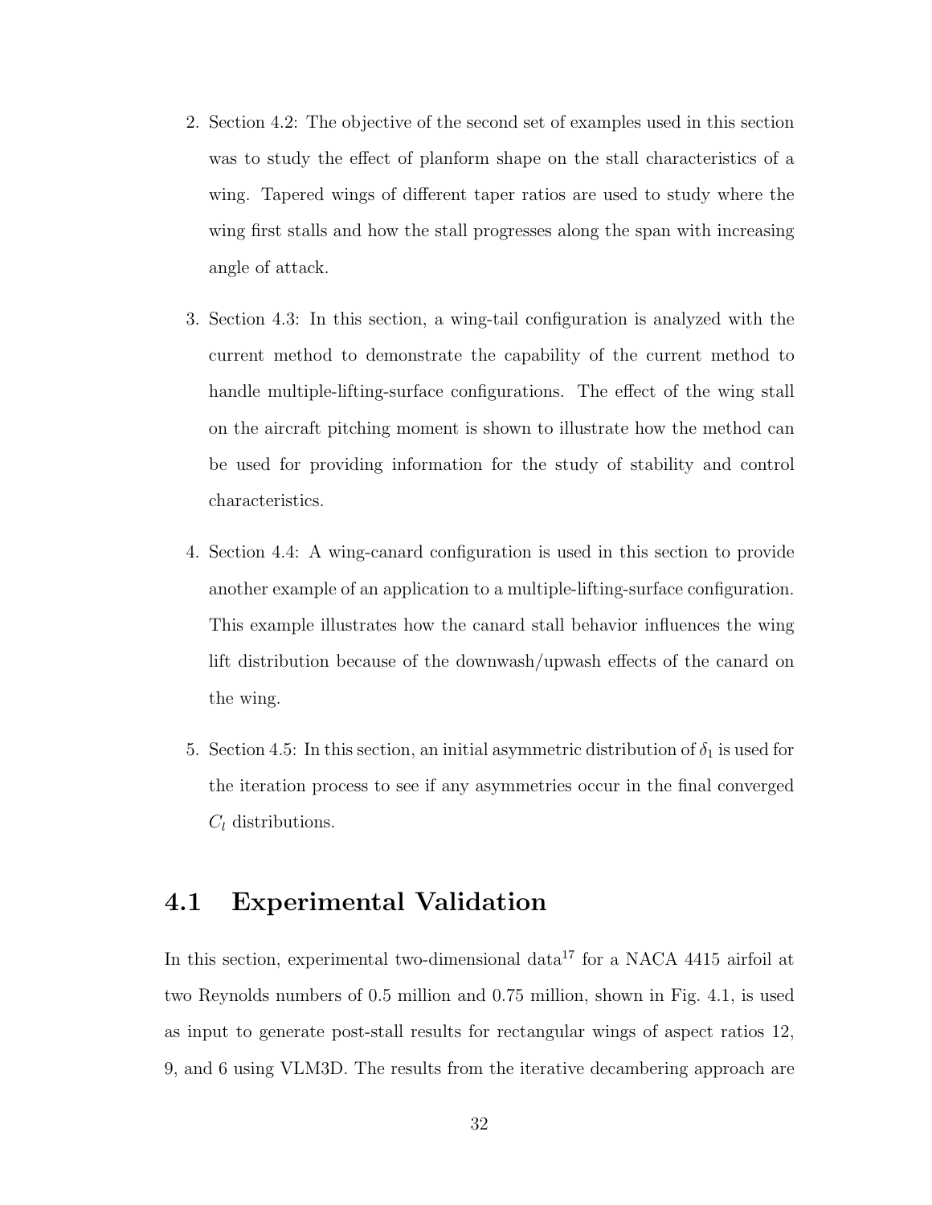2. Section 4.2: The objective of the second set of examples used in this section was to study the effect of planform shape on the stall characteristics of a wing. Tapered wings of different taper ratios are used to study where the wing first stalls and how the stall progresses along the span with increasing angle of attack.

3. Section 4.3: In this section, a wing-tail configuration is analyzed with the current method to demonstrate the capability of the current method to handle multiple-lifting-surface configurations. The effect of the wing stall on the aircraft pitching moment is shown to illustrate how the method can be used for providing information for the study of stability and control characteristics.

4. Section 4.4: A wing-canard configuration is used in this section to provide another example of an application to a multiple-lifting-surface configuration. This example illustrates how the canard stall behavior influences the wing lift distribution because of the downwash/upwash effects of the canard on the wing.

5. Section 4.5: In this section, an initial asymmetric distribution of $\delta_1$ is used for the iteration process to see if any asymmetries occur in the final converged $C_l$ distributions.

## 4.1 Experimental Validation

In this section, experimental two-dimensional data[17] for a NACA 4415 airfoil at two Reynolds numbers of 0.5 million and 0.75 million, shown in Fig. 4.1, is used as input to generate post-stall results for rectangular wings of aspect ratios 12, 9, and 6 using VLM3D. The results from the iterative decambering approach are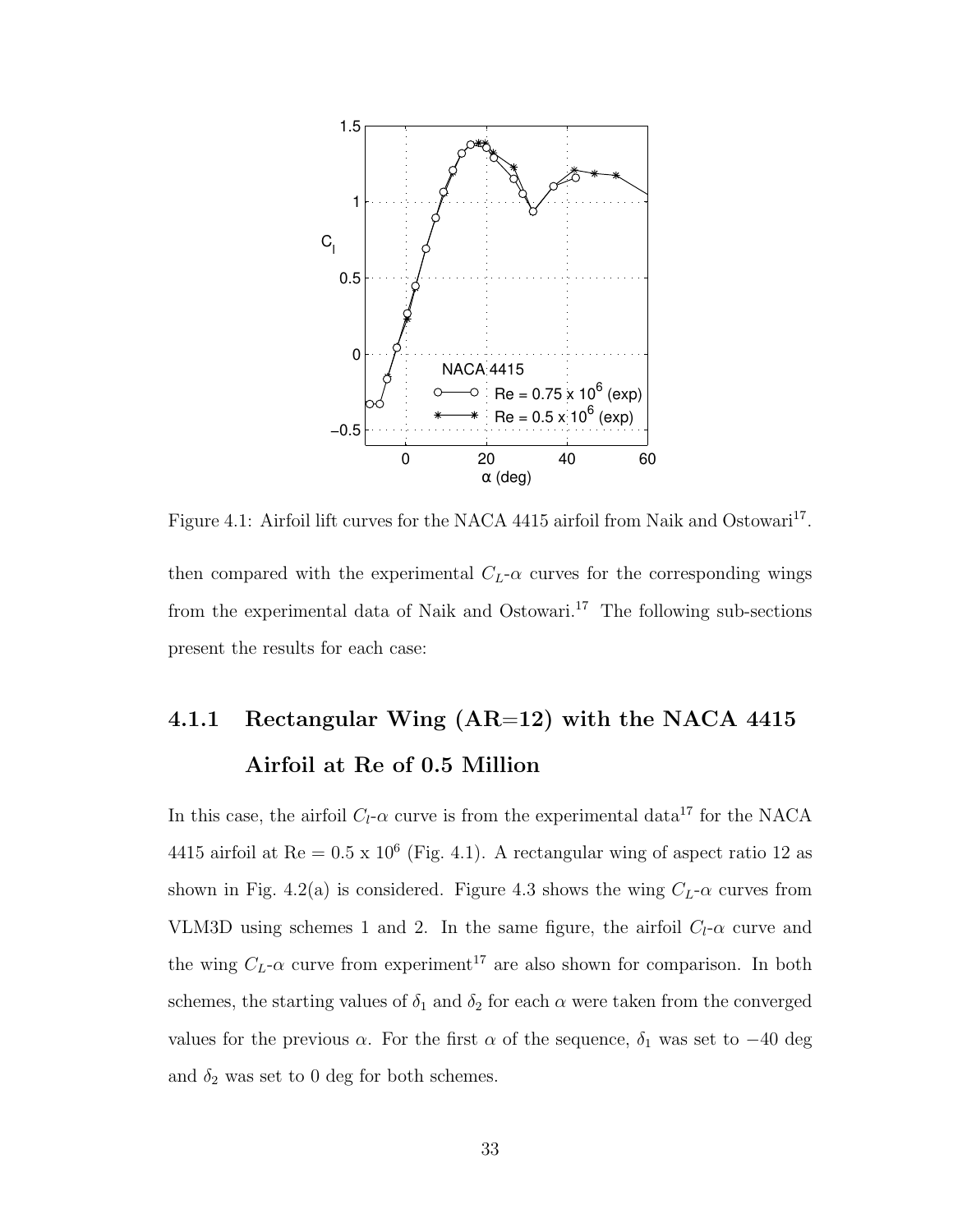Figure 4.1: Airfoil lift curves for the NACA 4415 airfoil from Naik and Ostowari[17].

then compared with the experimental $C_L$-$\alpha$ curves for the corresponding wings from the experimental data of Naik and Ostowari.[17] The following sub-sections present the results for each case:

### 4.1.1 Rectangular Wing (AR=12) with the NACA 4415 Airfoil at Re of 0.5 Million

In this case, the airfoil $C_l$-$\alpha$ curve is from the experimental data[17] for the NACA 4415 airfoil at Re = 0.5 x $10^6$ (Fig. 4.1). A rectangular wing of aspect ratio 12 as shown in Fig. 4.2(a) is considered. Figure 4.3 shows the wing $C_L$-$\alpha$ curves from VLM3D using schemes 1 and 2. In the same figure, the airfoil $C_l$-$\alpha$ curve and the wing $C_L$-$\alpha$ curve from experiment[17] are also shown for comparison. In both schemes, the starting values of $\delta_1$ and $\delta_2$ for each $\alpha$ were taken from the converged values for the previous $\alpha$. For the first $\alpha$ of the sequence, $\delta_1$ was set to $-40$ deg and $\delta_2$ was set to 0 deg for both schemes.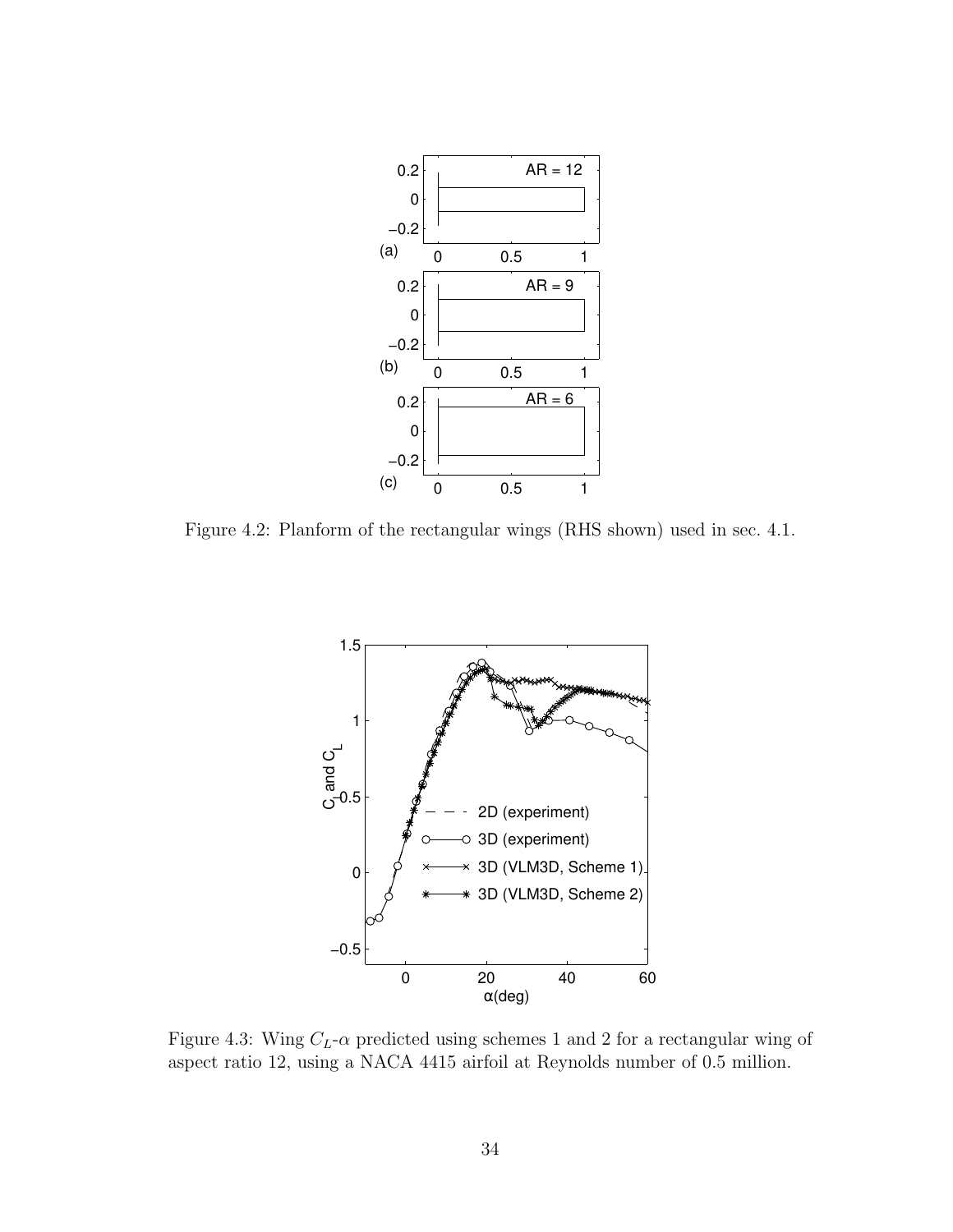Figure 4.2: Planform of the rectangular wings (RHS shown) used in sec. 4.1.

Figure 4.3: Wing $C_L$-$\alpha$ predicted using schemes 1 and 2 for a rectangular wing of aspect ratio 12, using a NACA 4415 airfoil at Reynolds number of 0.5 million.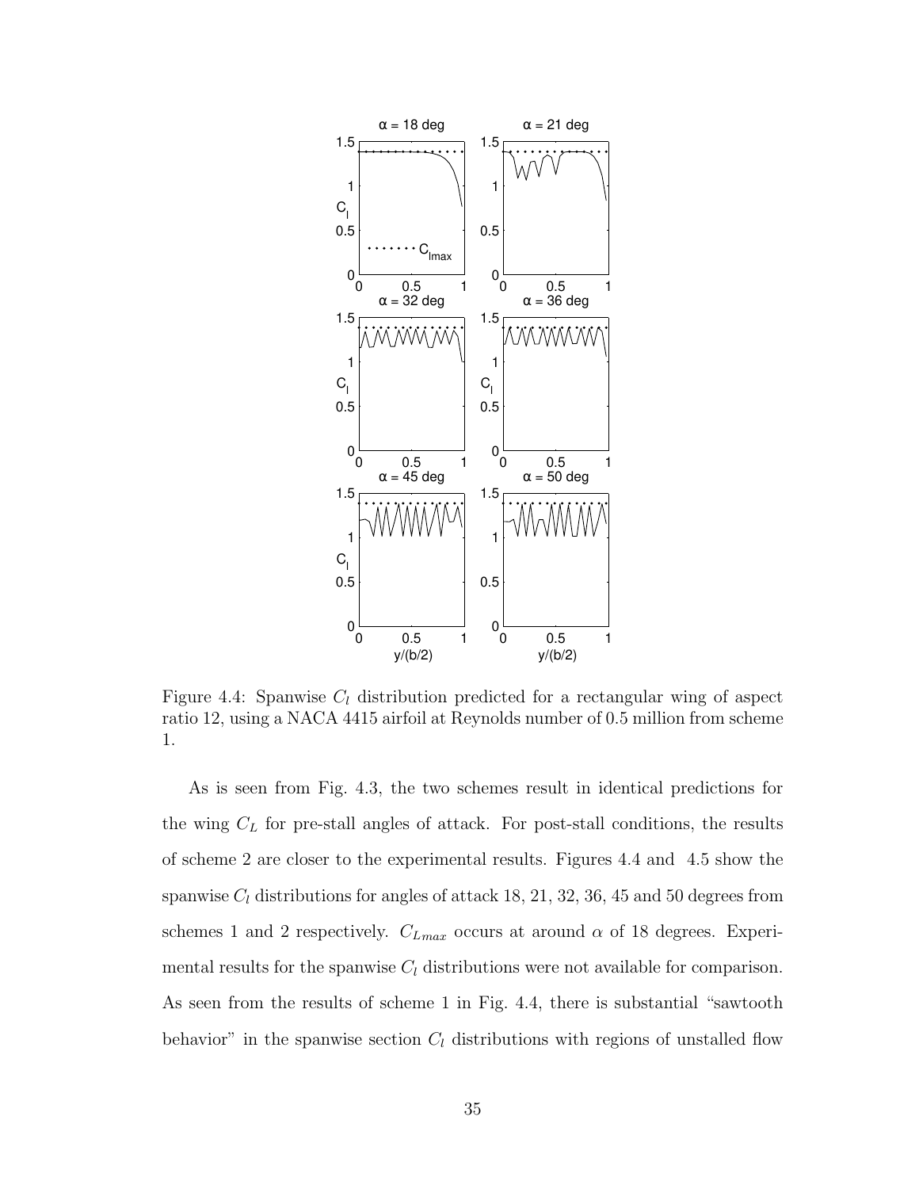Figure 4.4: Spanwise $C_l$ distribution predicted for a rectangular wing of aspect ratio 12, using a NACA 4415 airfoil at Reynolds number of 0.5 million from scheme 1.

As is seen from Fig. 4.3, the two schemes result in identical predictions for the wing $C_L$ for pre-stall angles of attack. For post-stall conditions, the results of scheme 2 are closer to the experimental results. Figures 4.4 and 4.5 show the spanwise $C_l$ distributions for angles of attack 18, 21, 32, 36, 45 and 50 degrees from schemes 1 and 2 respectively. $C_{Lmax}$ occurs at around $\alpha$ of 18 degrees. Experimental results for the spanwise $C_l$ distributions were not available for comparison. As seen from the results of scheme 1 in Fig. 4.4, there is substantial "sawtooth behavior" in the spanwise section $C_l$ distributions with regions of unstalled flow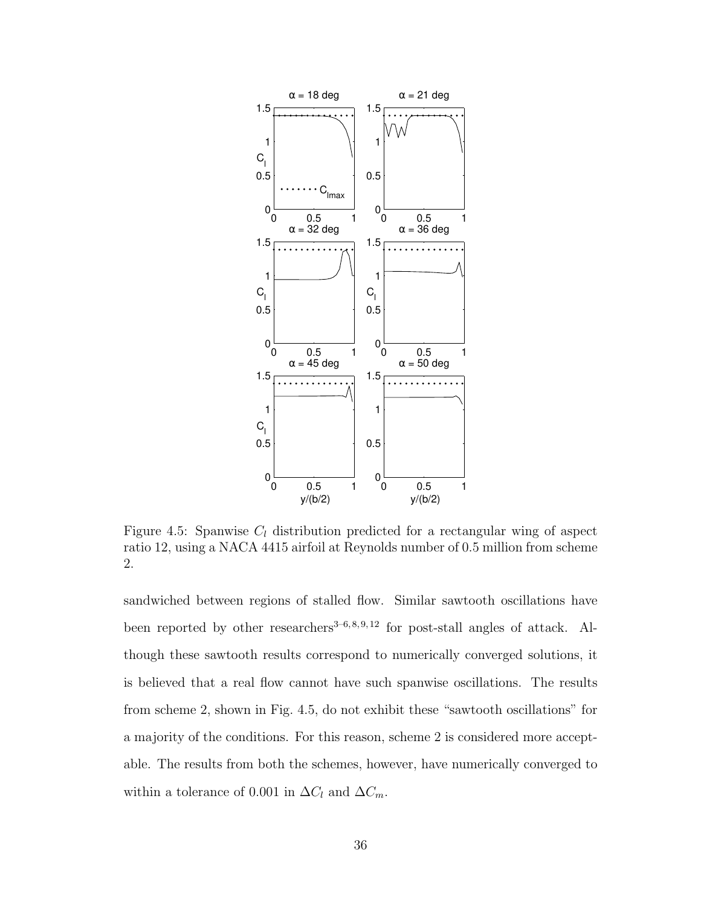Figure 4.5: Spanwise $C_l$ distribution predicted for a rectangular wing of aspect ratio 12, using a NACA 4415 airfoil at Reynolds number of 0.5 million from scheme 2.

sandwiched between regions of stalled flow. Similar sawtooth oscillations have been reported by other researchers[3–6,8,9,12] for post-stall angles of attack. Although these sawtooth results correspond to numerically converged solutions, it is believed that a real flow cannot have such spanwise oscillations. The results from scheme 2, shown in Fig. 4.5, do not exhibit these "sawtooth oscillations" for a majority of the conditions. For this reason, scheme 2 is considered more acceptable. The results from both the schemes, however, have numerically converged to within a tolerance of 0.001 in $\Delta C_l$ and $\Delta C_m$.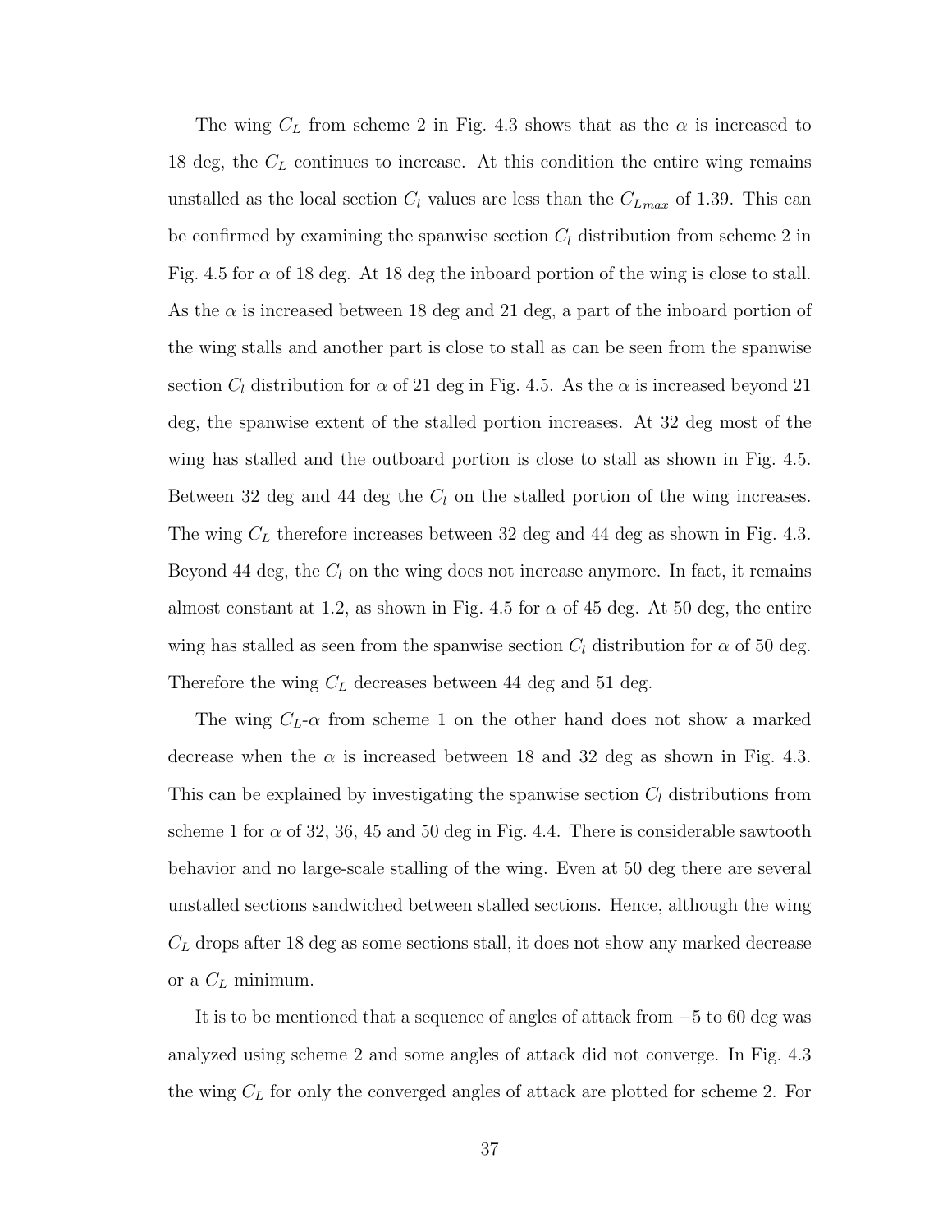The wing $C_L$ from scheme 2 in Fig. 4.3 shows that as the $\alpha$ is increased to 18 deg, the $C_L$ continues to increase. At this condition the entire wing remains unstalled as the local section $C_l$ values are less than the $C_{Lmax}$ of 1.39. This can be confirmed by examining the spanwise section $C_l$ distribution from scheme 2 in Fig. 4.5 for $\alpha$ of 18 deg. At 18 deg the inboard portion of the wing is close to stall. As the $\alpha$ is increased between 18 deg and 21 deg, a part of the inboard portion of the wing stalls and another part is close to stall as can be seen from the spanwise section $C_l$ distribution for $\alpha$ of 21 deg in Fig. 4.5. As the $\alpha$ is increased beyond 21 deg, the spanwise extent of the stalled portion increases. At 32 deg most of the wing has stalled and the outboard portion is close to stall as shown in Fig. 4.5. Between 32 deg and 44 deg the $C_l$ on the stalled portion of the wing increases. The wing $C_L$ therefore increases between 32 deg and 44 deg as shown in Fig. 4.3. Beyond 44 deg, the $C_l$ on the wing does not increase anymore. In fact, it remains almost constant at 1.2, as shown in Fig. 4.5 for $\alpha$ of 45 deg. At 50 deg, the entire wing has stalled as seen from the spanwise section $C_l$ distribution for $\alpha$ of 50 deg. Therefore the wing $C_L$ decreases between 44 deg and 51 deg.

The wing $C_L$-$\alpha$ from scheme 1 on the other hand does not show a marked decrease when the $\alpha$ is increased between 18 and 32 deg as shown in Fig. 4.3. This can be explained by investigating the spanwise section $C_l$ distributions from scheme 1 for $\alpha$ of 32, 36, 45 and 50 deg in Fig. 4.4. There is considerable sawtooth behavior and no large-scale stalling of the wing. Even at 50 deg there are several unstalled sections sandwiched between stalled sections. Hence, although the wing $C_L$ drops after 18 deg as some sections stall, it does not show any marked decrease or a $C_L$ minimum.

It is to be mentioned that a sequence of angles of attack from $-5$ to 60 deg was analyzed using scheme 2 and some angles of attack did not converge. In Fig. 4.3 the wing $C_L$ for only the converged angles of attack are plotted for scheme 2. For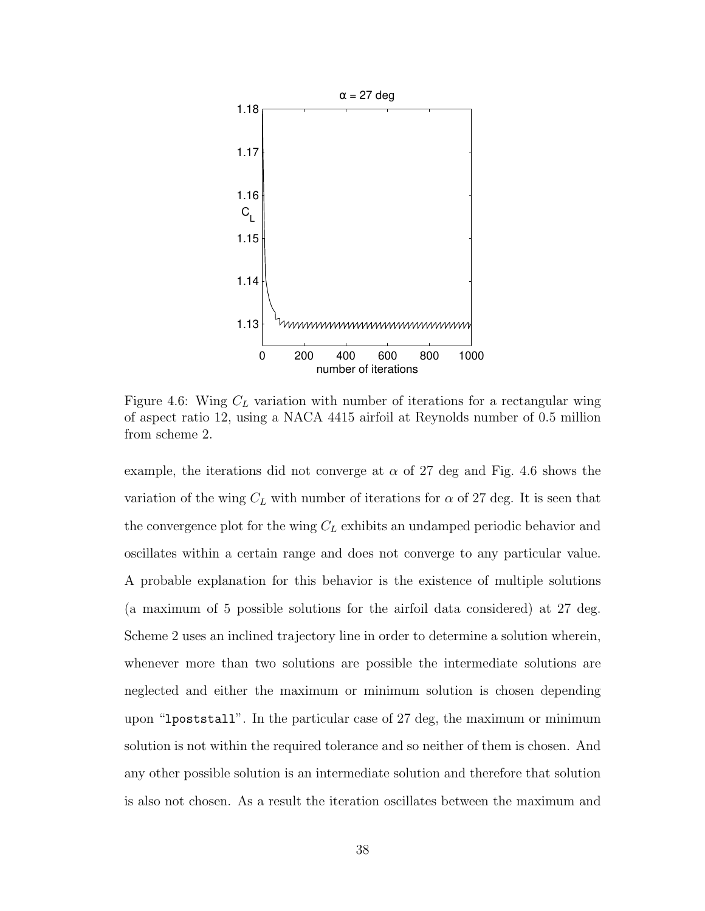Figure 4.6: Wing $C_L$ variation with number of iterations for a rectangular wing of aspect ratio 12, using a NACA 4415 airfoil at Reynolds number of 0.5 million from scheme 2.

example, the iterations did not converge at $\alpha$ of 27 deg and Fig. 4.6 shows the variation of the wing $C_L$ with number of iterations for $\alpha$ of 27 deg. It is seen that the convergence plot for the wing $C_L$ exhibits an undamped periodic behavior and oscillates within a certain range and does not converge to any particular value. A probable explanation for this behavior is the existence of multiple solutions (a maximum of 5 possible solutions for the airfoil data considered) at 27 deg. Scheme 2 uses an inclined trajectory line in order to determine a solution wherein, whenever more than two solutions are possible the intermediate solutions are neglected and either the maximum or minimum solution is chosen depending upon "`lpoststall`". In the particular case of 27 deg, the maximum or minimum solution is not within the required tolerance and so neither of them is chosen. And any other possible solution is an intermediate solution and therefore that solution is also not chosen. As a result the iteration oscillates between the maximum and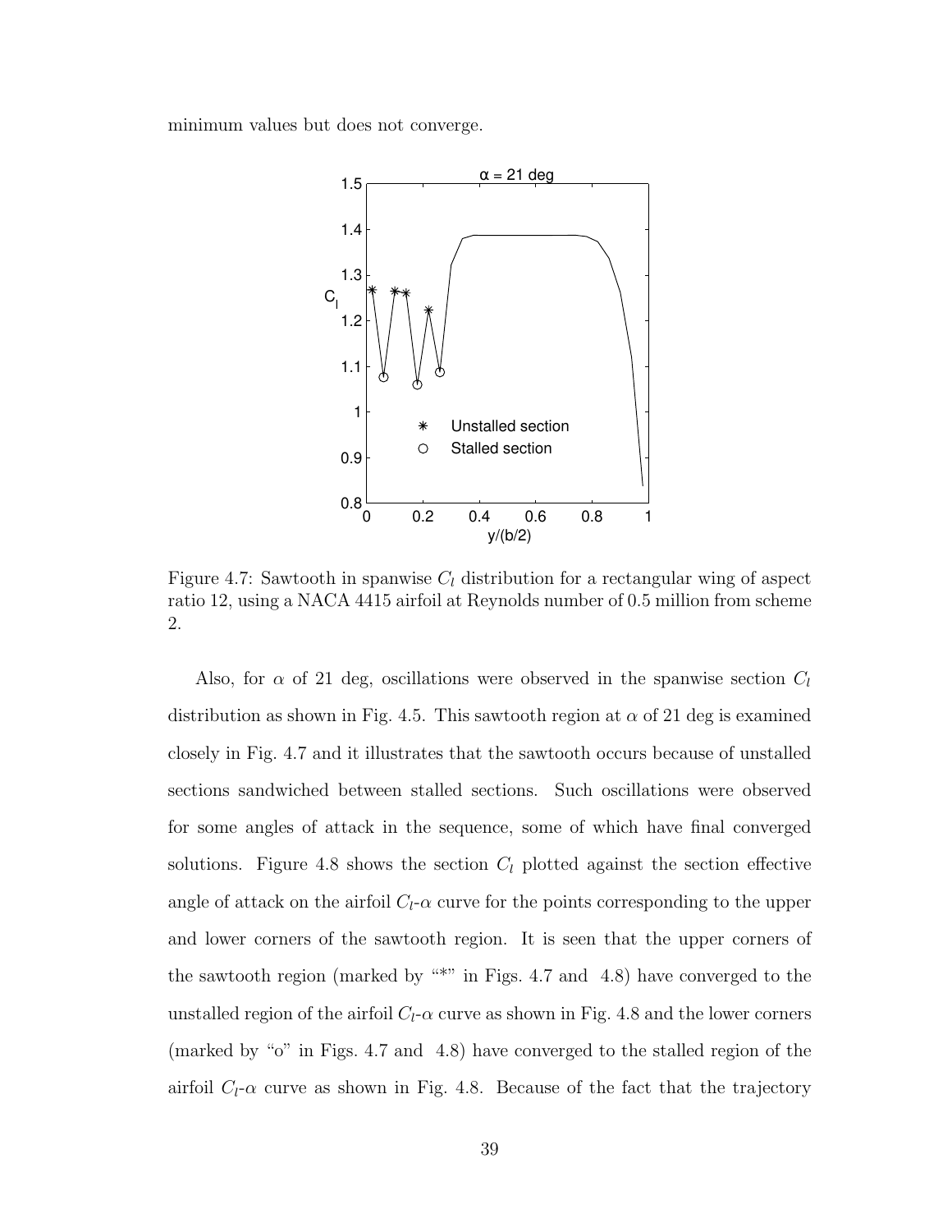minimum values but does not converge.

Figure 4.7: Sawtooth in spanwise $C_l$ distribution for a rectangular wing of aspect ratio 12, using a NACA 4415 airfoil at Reynolds number of 0.5 million from scheme 2.

Also, for $\alpha$ of 21 deg, oscillations were observed in the spanwise section $C_l$ distribution as shown in Fig. 4.5. This sawtooth region at $\alpha$ of 21 deg is examined closely in Fig. 4.7 and it illustrates that the sawtooth occurs because of unstalled sections sandwiched between stalled sections. Such oscillations were observed for some angles of attack in the sequence, some of which have final converged solutions. Figure 4.8 shows the section $C_l$ plotted against the section effective angle of attack on the airfoil $C_l$-$\alpha$ curve for the points corresponding to the upper and lower corners of the sawtooth region. It is seen that the upper corners of the sawtooth region (marked by "*" in Figs. 4.7 and 4.8) have converged to the unstalled region of the airfoil $C_l$-$\alpha$ curve as shown in Fig. 4.8 and the lower corners (marked by "o" in Figs. 4.7 and 4.8) have converged to the stalled region of the airfoil $C_l$-$\alpha$ curve as shown in Fig. 4.8. Because of the fact that the trajectory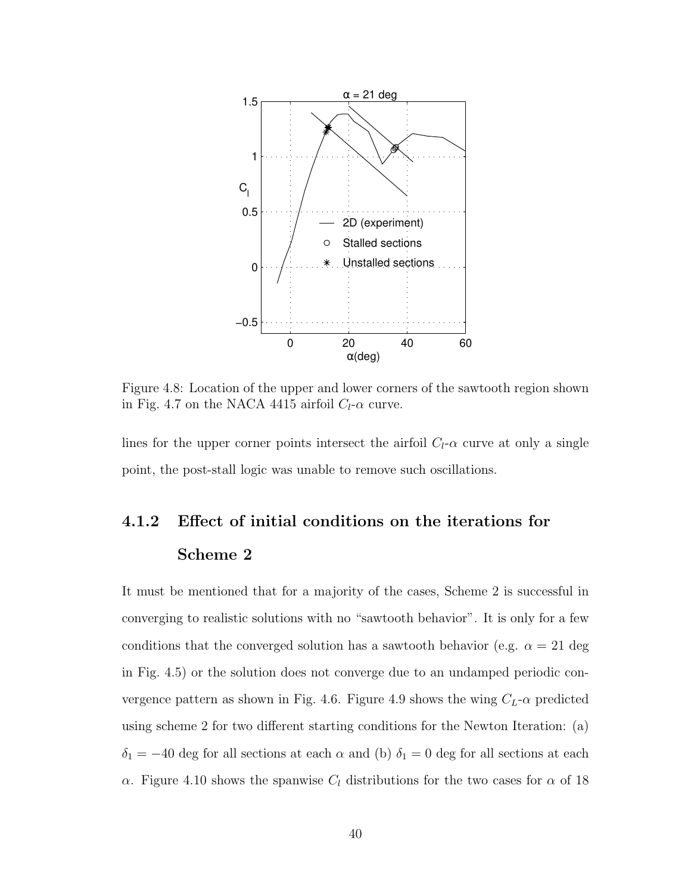Figure 4.8: Location of the upper and lower corners of the sawtooth region shown in Fig. 4.7 on the NACA 4415 airfoil $C_l$-$\alpha$ curve.

lines for the upper corner points intersect the airfoil $C_l$-$\alpha$ curve at only a single point, the post-stall logic was unable to remove such oscillations.

### 4.1.2 Effect of initial conditions on the iterations for Scheme 2

It must be mentioned that for a majority of the cases, Scheme 2 is successful in converging to realistic solutions with no "sawtooth behavior". It is only for a few conditions that the converged solution has a sawtooth behavior (e.g. $\alpha = 21$ deg in Fig. 4.5) or the solution does not converge due to an undamped periodic convergence pattern as shown in Fig. 4.6. Figure 4.9 shows the wing $C_L$-$\alpha$ predicted using scheme 2 for two different starting conditions for the Newton Iteration: (a) $\delta_1 = -40$ deg for all sections at each $\alpha$ and (b) $\delta_1 = 0$ deg for all sections at each $\alpha$. Figure 4.10 shows the spanwise $C_l$ distributions for the two cases for $\alpha$ of 18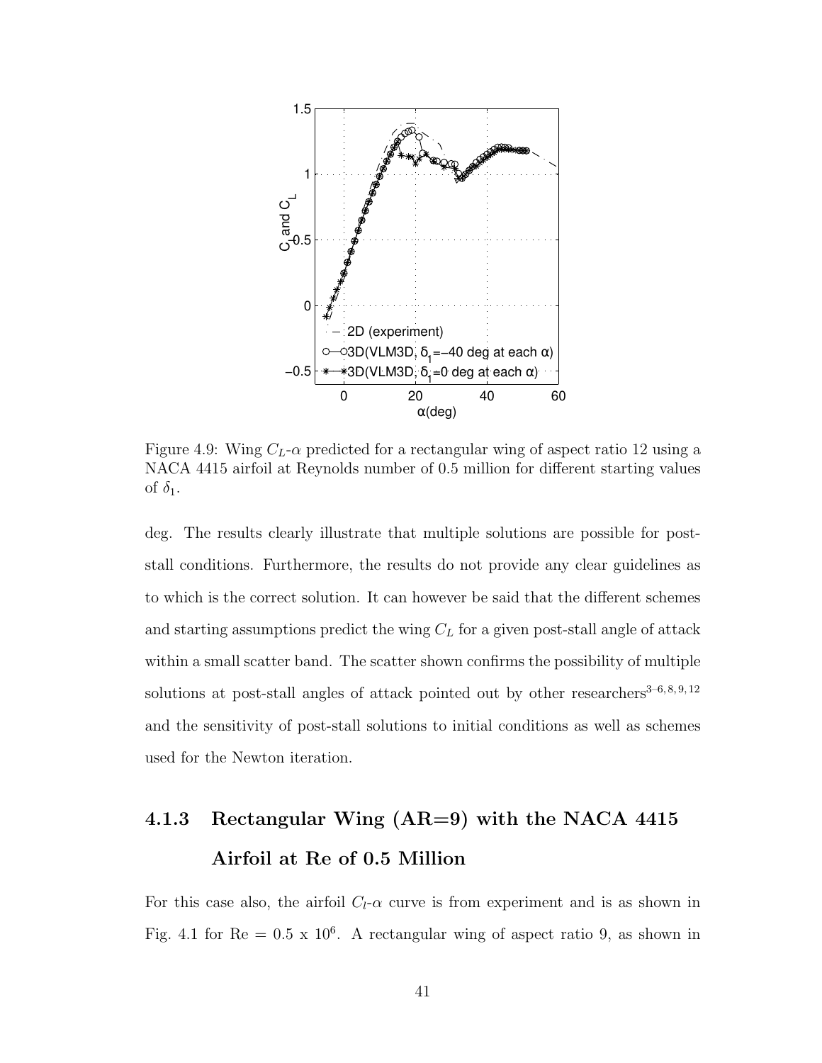Figure 4.9: Wing $C_L$-$\alpha$ predicted for a rectangular wing of aspect ratio 12 using a NACA 4415 airfoil at Reynolds number of 0.5 million for different starting values of $\delta_1$.

deg. The results clearly illustrate that multiple solutions are possible for post-stall conditions. Furthermore, the results do not provide any clear guidelines as to which is the correct solution. It can however be said that the different schemes and starting assumptions predict the wing $C_L$ for a given post-stall angle of attack within a small scatter band. The scatter shown confirms the possibility of multiple solutions at post-stall angles of attack pointed out by other researchers[3–6,8,9,12] and the sensitivity of post-stall solutions to initial conditions as well as schemes used for the Newton iteration.

### 4.1.3 Rectangular Wing (AR=9) with the NACA 4415 Airfoil at Re of 0.5 Million

For this case also, the airfoil $C_l$-$\alpha$ curve is from experiment and is as shown in Fig. 4.1 for Re = 0.5 x $10^6$. A rectangular wing of aspect ratio 9, as shown in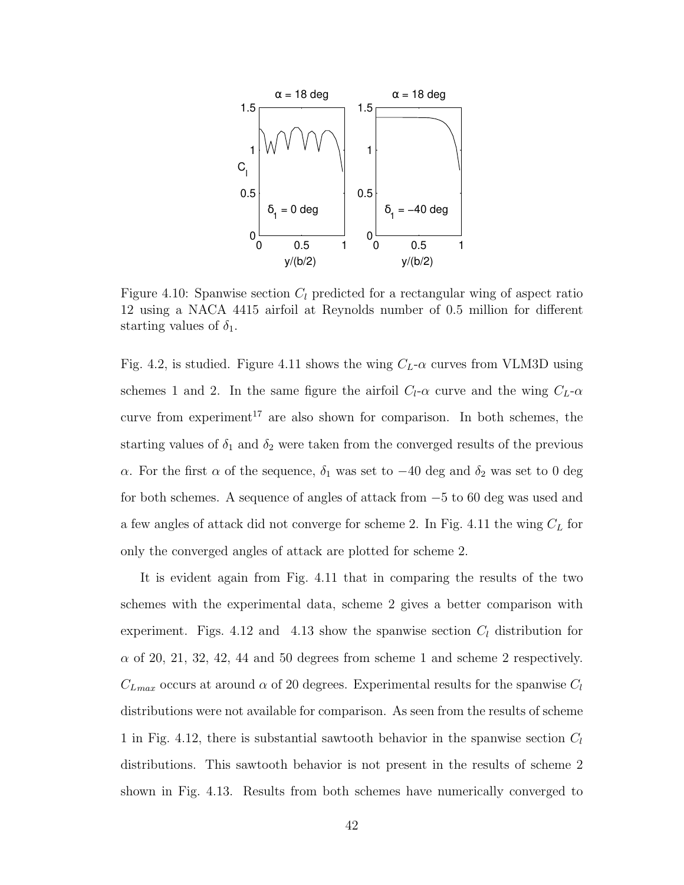Figure 4.10: Spanwise section $C_l$ predicted for a rectangular wing of aspect ratio 12 using a NACA 4415 airfoil at Reynolds number of 0.5 million for different starting values of $\delta_1$.

Fig. 4.2, is studied. Figure 4.11 shows the wing $C_L$-$\alpha$ curves from VLM3D using schemes 1 and 2. In the same figure the airfoil $C_l$-$\alpha$ curve and the wing $C_L$-$\alpha$ curve from experiment[17] are also shown for comparison. In both schemes, the starting values of $\delta_1$ and $\delta_2$ were taken from the converged results of the previous $\alpha$. For the first $\alpha$ of the sequence, $\delta_1$ was set to $-40$ deg and $\delta_2$ was set to 0 deg for both schemes. A sequence of angles of attack from $-5$ to 60 deg was used and a few angles of attack did not converge for scheme 2. In Fig. 4.11 the wing $C_L$ for only the converged angles of attack are plotted for scheme 2.

It is evident again from Fig. 4.11 that in comparing the results of the two schemes with the experimental data, scheme 2 gives a better comparison with experiment. Figs. 4.12 and 4.13 show the spanwise section $C_l$ distribution for $\alpha$ of 20, 21, 32, 42, 44 and 50 degrees from scheme 1 and scheme 2 respectively. $C_{Lmax}$ occurs at around $\alpha$ of 20 degrees. Experimental results for the spanwise $C_l$ distributions were not available for comparison. As seen from the results of scheme 1 in Fig. 4.12, there is substantial sawtooth behavior in the spanwise section $C_l$ distributions. This sawtooth behavior is not present in the results of scheme 2 shown in Fig. 4.13. Results from both schemes have numerically converged to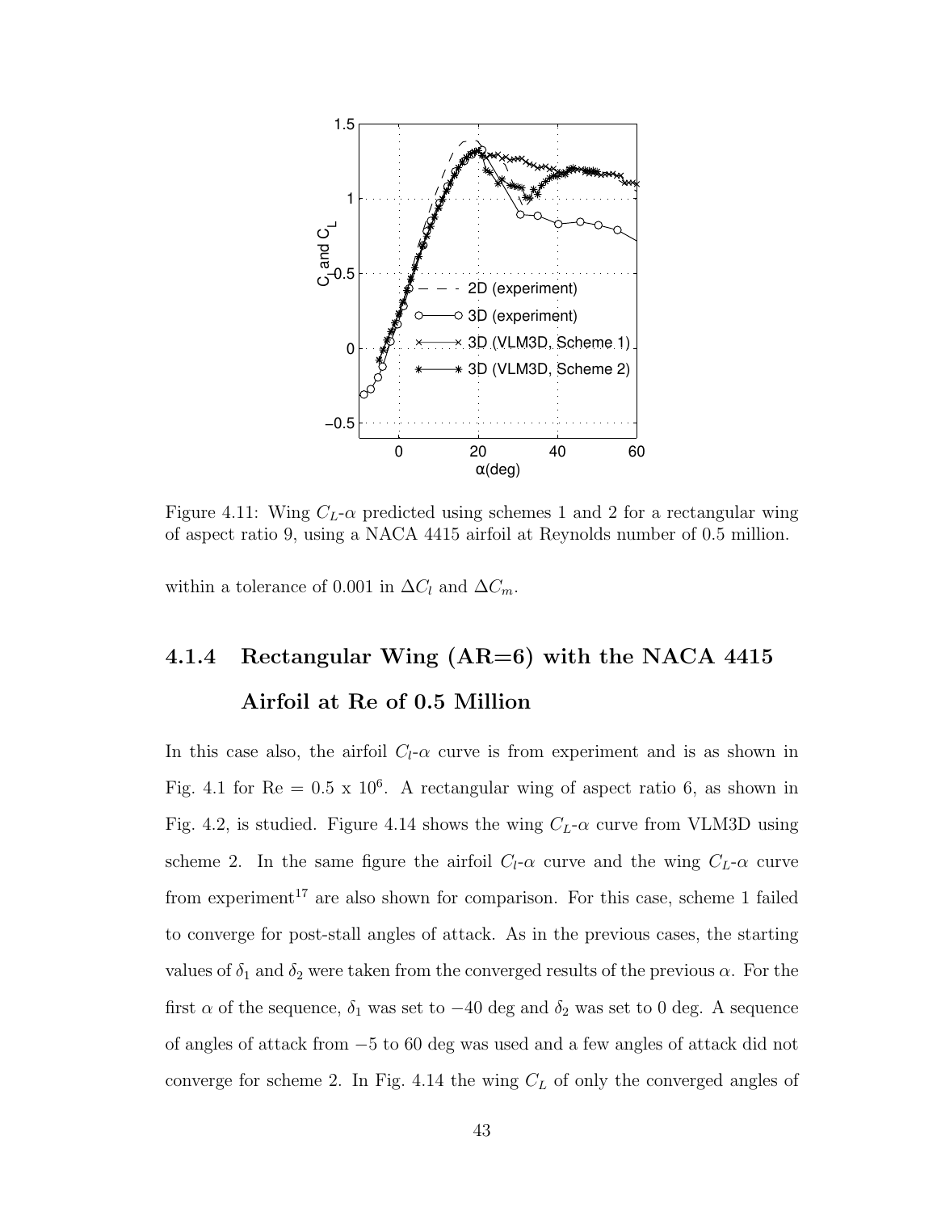Figure 4.11: Wing $C_L$-$\alpha$ predicted using schemes 1 and 2 for a rectangular wing of aspect ratio 9, using a NACA 4415 airfoil at Reynolds number of 0.5 million.

within a tolerance of 0.001 in $\Delta C_l$ and $\Delta C_m$.

### 4.1.4 Rectangular Wing (AR=6) with the NACA 4415 Airfoil at Re of 0.5 Million

In this case also, the airfoil $C_l$-$\alpha$ curve is from experiment and is as shown in Fig. 4.1 for Re = 0.5 x $10^6$. A rectangular wing of aspect ratio 6, as shown in Fig. 4.2, is studied. Figure 4.14 shows the wing $C_L$-$\alpha$ curve from VLM3D using scheme 2. In the same figure the airfoil $C_l$-$\alpha$ curve and the wing $C_L$-$\alpha$ curve from experiment[17] are also shown for comparison. For this case, scheme 1 failed to converge for post-stall angles of attack. As in the previous cases, the starting values of $\delta_1$ and $\delta_2$ were taken from the converged results of the previous $\alpha$. For the first $\alpha$ of the sequence, $\delta_1$ was set to $-40$ deg and $\delta_2$ was set to 0 deg. A sequence of angles of attack from $-5$ to 60 deg was used and a few angles of attack did not converge for scheme 2. In Fig. 4.14 the wing $C_L$ of only the converged angles of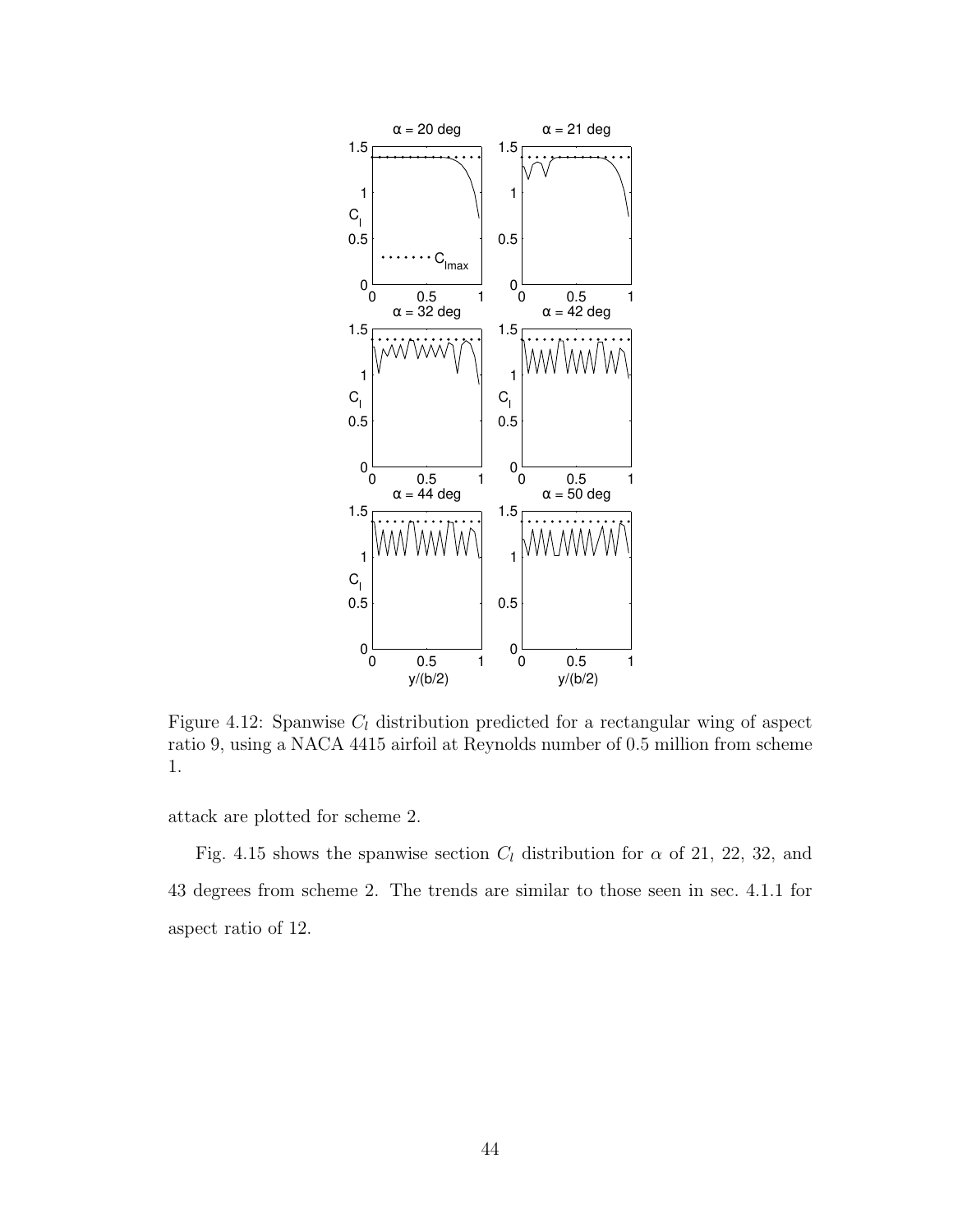Figure 4.12: Spanwise $C_l$ distribution predicted for a rectangular wing of aspect ratio 9, using a NACA 4415 airfoil at Reynolds number of 0.5 million from scheme 1.

attack are plotted for scheme 2.

Fig. 4.15 shows the spanwise section $C_l$ distribution for $\alpha$ of 21, 22, 32, and 43 degrees from scheme 2. The trends are similar to those seen in sec. 4.1.1 for aspect ratio of 12.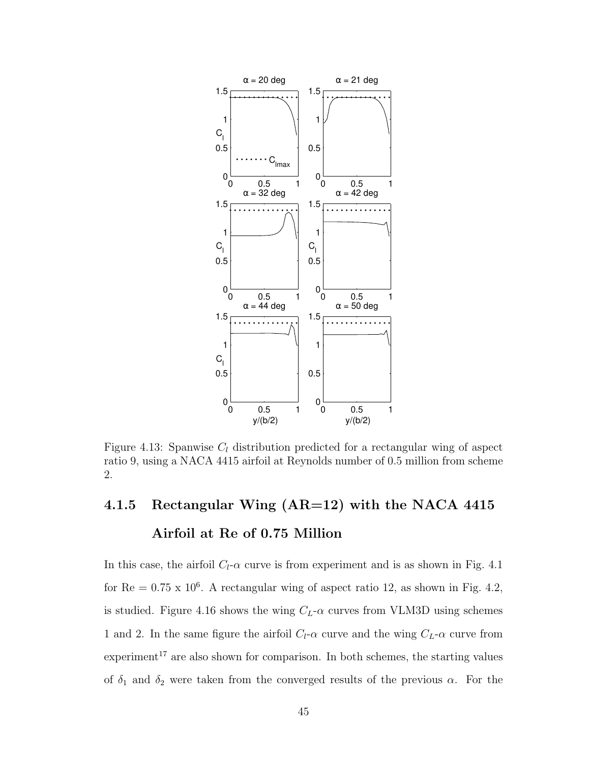Figure 4.13: Spanwise $C_l$ distribution predicted for a rectangular wing of aspect ratio 9, using a NACA 4415 airfoil at Reynolds number of 0.5 million from scheme 2.

### 4.1.5 Rectangular Wing (AR=12) with the NACA 4415 Airfoil at Re of 0.75 Million

In this case, the airfoil $C_l$-$\alpha$ curve is from experiment and is as shown in Fig. 4.1 for Re = 0.75 x $10^6$. A rectangular wing of aspect ratio 12, as shown in Fig. 4.2, is studied. Figure 4.16 shows the wing $C_L$-$\alpha$ curves from VLM3D using schemes 1 and 2. In the same figure the airfoil $C_l$-$\alpha$ curve and the wing $C_L$-$\alpha$ curve from experiment[17] are also shown for comparison. In both schemes, the starting values of $\delta_1$ and $\delta_2$ were taken from the converged results of the previous $\alpha$. For the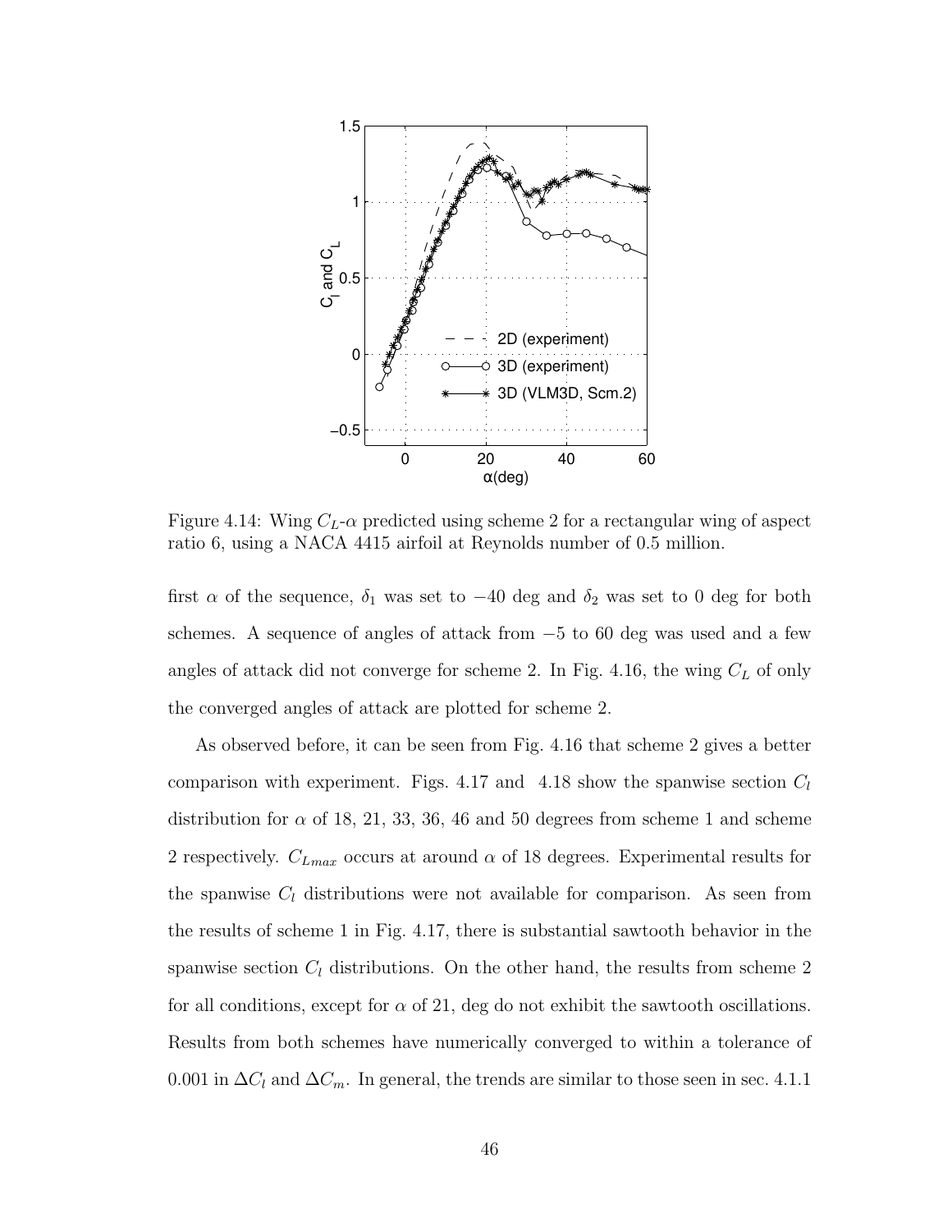Figure 4.14: Wing $C_L$-$\alpha$ predicted using scheme 2 for a rectangular wing of aspect ratio 6, using a NACA 4415 airfoil at Reynolds number of 0.5 million.

first $\alpha$ of the sequence, $\delta_1$ was set to $-40$ deg and $\delta_2$ was set to 0 deg for both schemes. A sequence of angles of attack from $-5$ to 60 deg was used and a few angles of attack did not converge for scheme 2. In Fig. 4.16, the wing $C_L$ of only the converged angles of attack are plotted for scheme 2.

As observed before, it can be seen from Fig. 4.16 that scheme 2 gives a better comparison with experiment. Figs. 4.17 and 4.18 show the spanwise section $C_l$ distribution for $\alpha$ of 18, 21, 33, 36, 46 and 50 degrees from scheme 1 and scheme 2 respectively. $C_{Lmax}$ occurs at around $\alpha$ of 18 degrees. Experimental results for the spanwise $C_l$ distributions were not available for comparison. As seen from the results of scheme 1 in Fig. 4.17, there is substantial sawtooth behavior in the spanwise section $C_l$ distributions. On the other hand, the results from scheme 2 for all conditions, except for $\alpha$ of 21, deg do not exhibit the sawtooth oscillations. Results from both schemes have numerically converged to within a tolerance of 0.001 in $\Delta C_l$ and $\Delta C_m$. In general, the trends are similar to those seen in sec. 4.1.1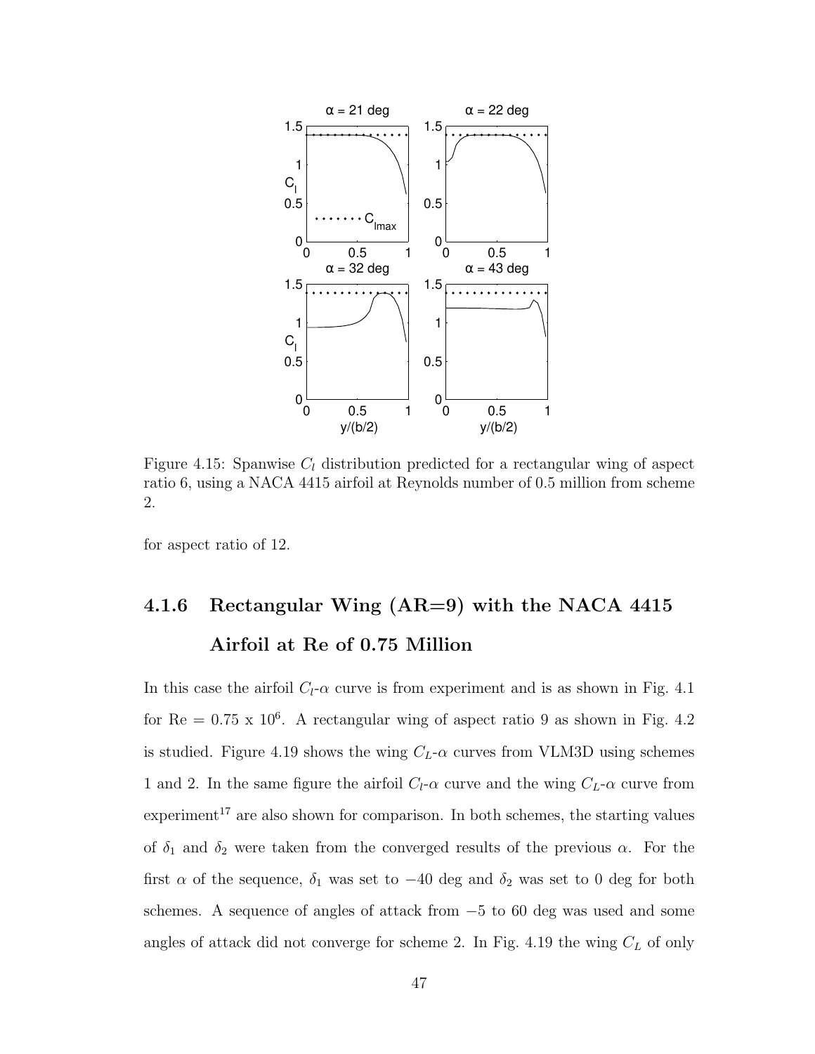Figure 4.15: Spanwise $C_l$ distribution predicted for a rectangular wing of aspect ratio 6, using a NACA 4415 airfoil at Reynolds number of 0.5 million from scheme 2.

for aspect ratio of 12.

### 4.1.6 Rectangular Wing (AR=9) with the NACA 4415 Airfoil at Re of 0.75 Million

In this case the airfoil $C_l$-$\alpha$ curve is from experiment and is as shown in Fig. 4.1 for Re = 0.75 x $10^6$. A rectangular wing of aspect ratio 9 as shown in Fig. 4.2 is studied. Figure 4.19 shows the wing $C_L$-$\alpha$ curves from VLM3D using schemes 1 and 2. In the same figure the airfoil $C_l$-$\alpha$ curve and the wing $C_L$-$\alpha$ curve from experiment[17] are also shown for comparison. In both schemes, the starting values of $\delta_1$ and $\delta_2$ were taken from the converged results of the previous $\alpha$. For the first $\alpha$ of the sequence, $\delta_1$ was set to $-40$ deg and $\delta_2$ was set to 0 deg for both schemes. A sequence of angles of attack from $-5$ to 60 deg was used and some angles of attack did not converge for scheme 2. In Fig. 4.19 the wing $C_L$ of only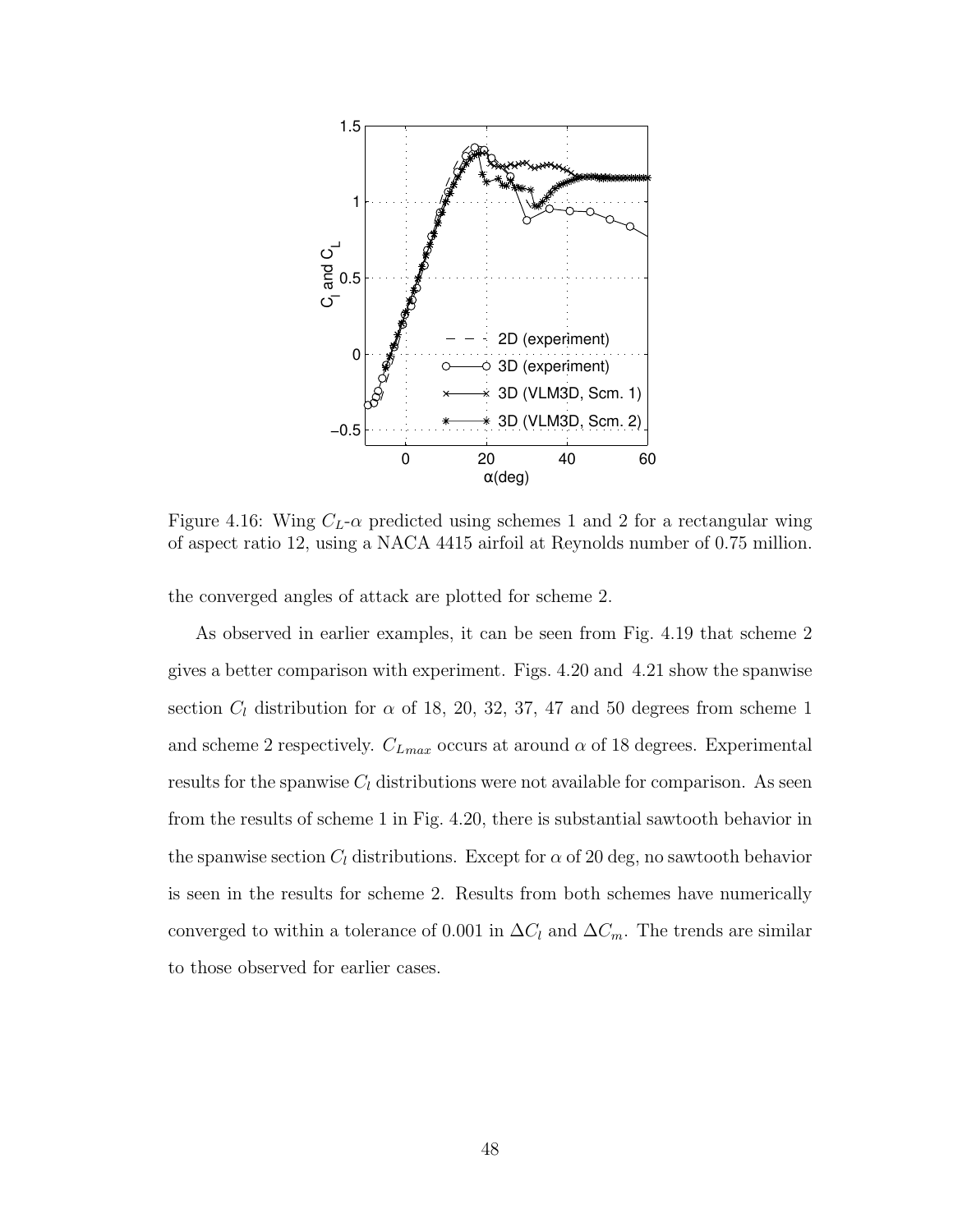Figure 4.16: Wing $C_L$-$\alpha$ predicted using schemes 1 and 2 for a rectangular wing of aspect ratio 12, using a NACA 4415 airfoil at Reynolds number of 0.75 million.

the converged angles of attack are plotted for scheme 2.

As observed in earlier examples, it can be seen from Fig. 4.19 that scheme 2 gives a better comparison with experiment. Figs. 4.20 and 4.21 show the spanwise section $C_l$ distribution for $\alpha$ of 18, 20, 32, 37, 47 and 50 degrees from scheme 1 and scheme 2 respectively. $C_{Lmax}$ occurs at around $\alpha$ of 18 degrees. Experimental results for the spanwise $C_l$ distributions were not available for comparison. As seen from the results of scheme 1 in Fig. 4.20, there is substantial sawtooth behavior in the spanwise section $C_l$ distributions. Except for $\alpha$ of 20 deg, no sawtooth behavior is seen in the results for scheme 2. Results from both schemes have numerically converged to within a tolerance of 0.001 in $\Delta C_l$ and $\Delta C_m$. The trends are similar to those observed for earlier cases.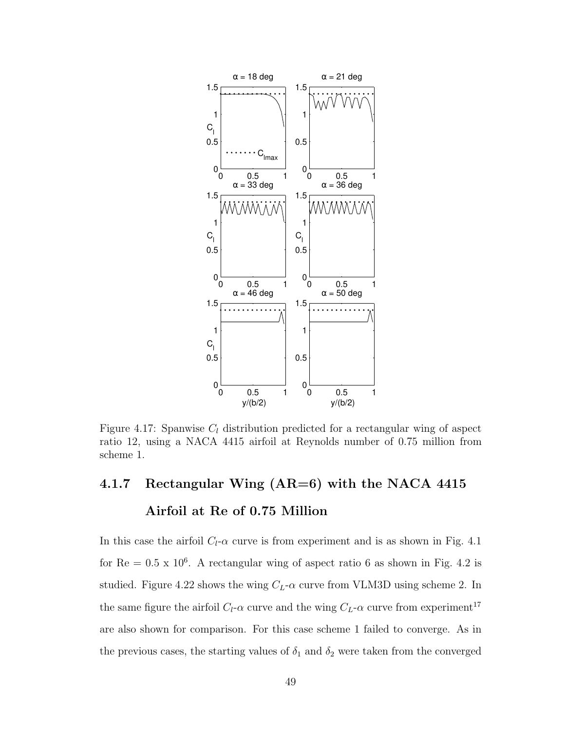Figure 4.17: Spanwise $C_l$ distribution predicted for a rectangular wing of aspect ratio 12, using a NACA 4415 airfoil at Reynolds number of 0.75 million from scheme 1.

### 4.1.7 Rectangular Wing (AR=6) with the NACA 4415 Airfoil at Re of 0.75 Million

In this case the airfoil $C_l$-$\alpha$ curve is from experiment and is as shown in Fig. 4.1 for Re = 0.5 x $10^6$. A rectangular wing of aspect ratio 6 as shown in Fig. 4.2 is studied. Figure 4.22 shows the wing $C_L$-$\alpha$ curve from VLM3D using scheme 2. In the same figure the airfoil $C_l$-$\alpha$ curve and the wing $C_L$-$\alpha$ curve from experiment[17] are also shown for comparison. For this case scheme 1 failed to converge. As in the previous cases, the starting values of $\delta_1$ and $\delta_2$ were taken from the converged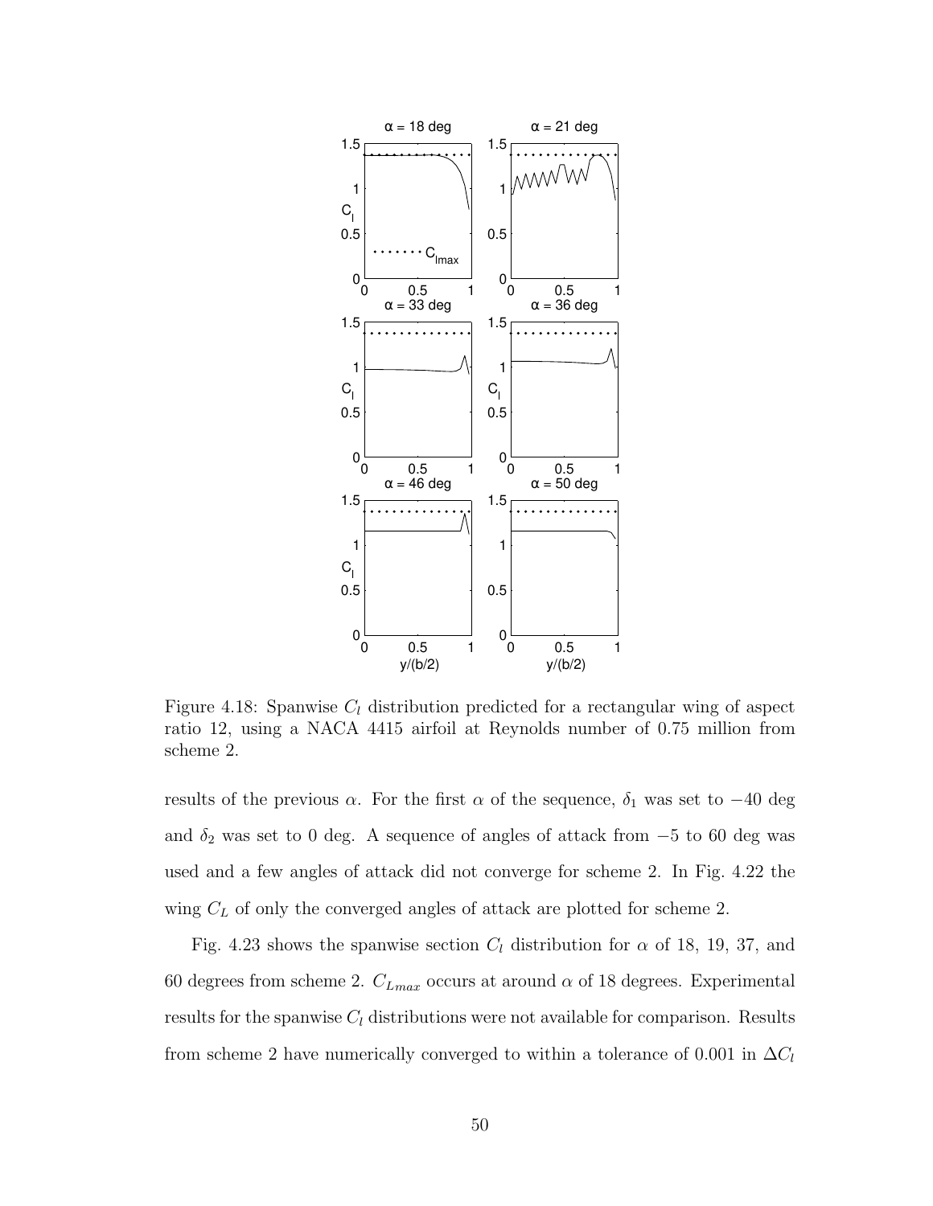Figure 4.18: Spanwise $C_l$ distribution predicted for a rectangular wing of aspect ratio 12, using a NACA 4415 airfoil at Reynolds number of 0.75 million from scheme 2.

results of the previous $\alpha$. For the first $\alpha$ of the sequence, $\delta_1$ was set to $-40$ deg and $\delta_2$ was set to 0 deg. A sequence of angles of attack from $-5$ to 60 deg was used and a few angles of attack did not converge for scheme 2. In Fig. 4.22 the wing $C_L$ of only the converged angles of attack are plotted for scheme 2.

Fig. 4.23 shows the spanwise section $C_l$ distribution for $\alpha$ of 18, 19, 37, and 60 degrees from scheme 2. $C_{Lmax}$ occurs at around $\alpha$ of 18 degrees. Experimental results for the spanwise $C_l$ distributions were not available for comparison. Results from scheme 2 have numerically converged to within a tolerance of 0.001 in $\Delta C_l$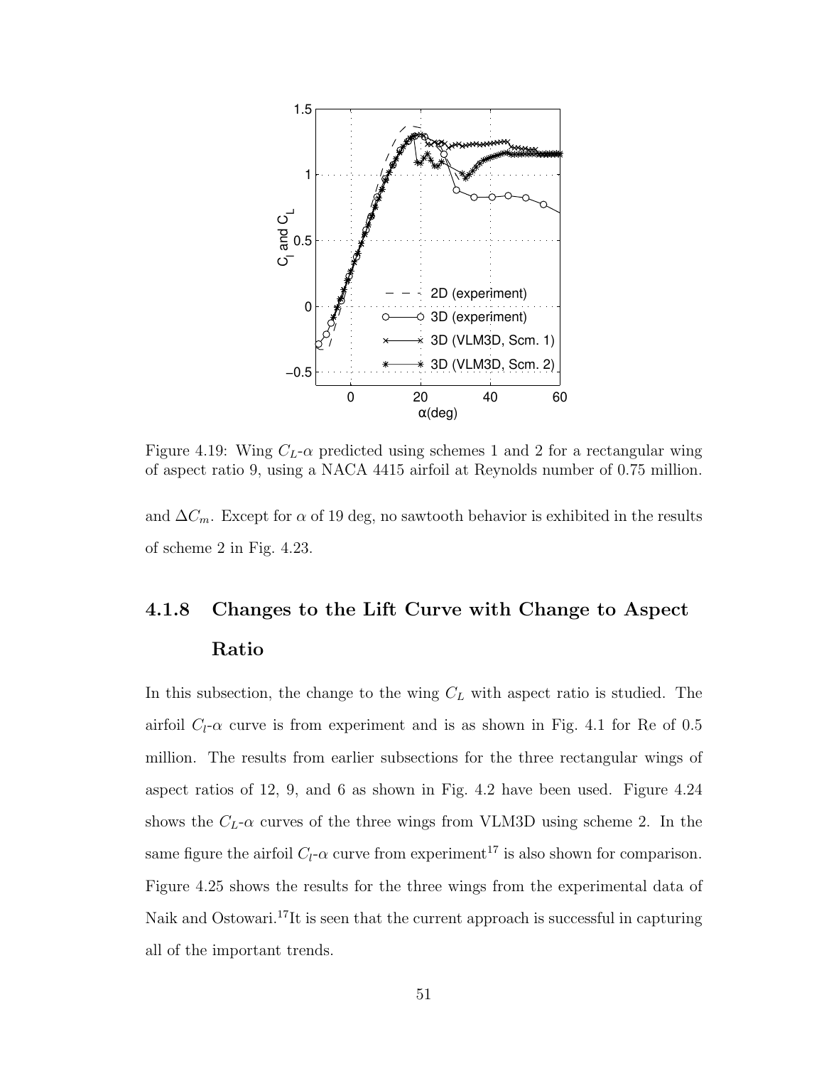Figure 4.19: Wing $C_L$-$\alpha$ predicted using schemes 1 and 2 for a rectangular wing of aspect ratio 9, using a NACA 4415 airfoil at Reynolds number of 0.75 million.

and $\Delta C_m$. Except for $\alpha$ of 19 deg, no sawtooth behavior is exhibited in the results of scheme 2 in Fig. 4.23.

### 4.1.8 Changes to the Lift Curve with Change to Aspect Ratio

In this subsection, the change to the wing $C_L$ with aspect ratio is studied. The airfoil $C_l$-$\alpha$ curve is from experiment and is as shown in Fig. 4.1 for Re of 0.5 million. The results from earlier subsections for the three rectangular wings of aspect ratios of 12, 9, and 6 as shown in Fig. 4.2 have been used. Figure 4.24 shows the $C_L$-$\alpha$ curves of the three wings from VLM3D using scheme 2. In the same figure the airfoil $C_l$-$\alpha$ curve from experiment[17] is also shown for comparison. Figure 4.25 shows the results for the three wings from the experimental data of Naik and Ostowari.[17]It is seen that the current approach is successful in capturing all of the important trends.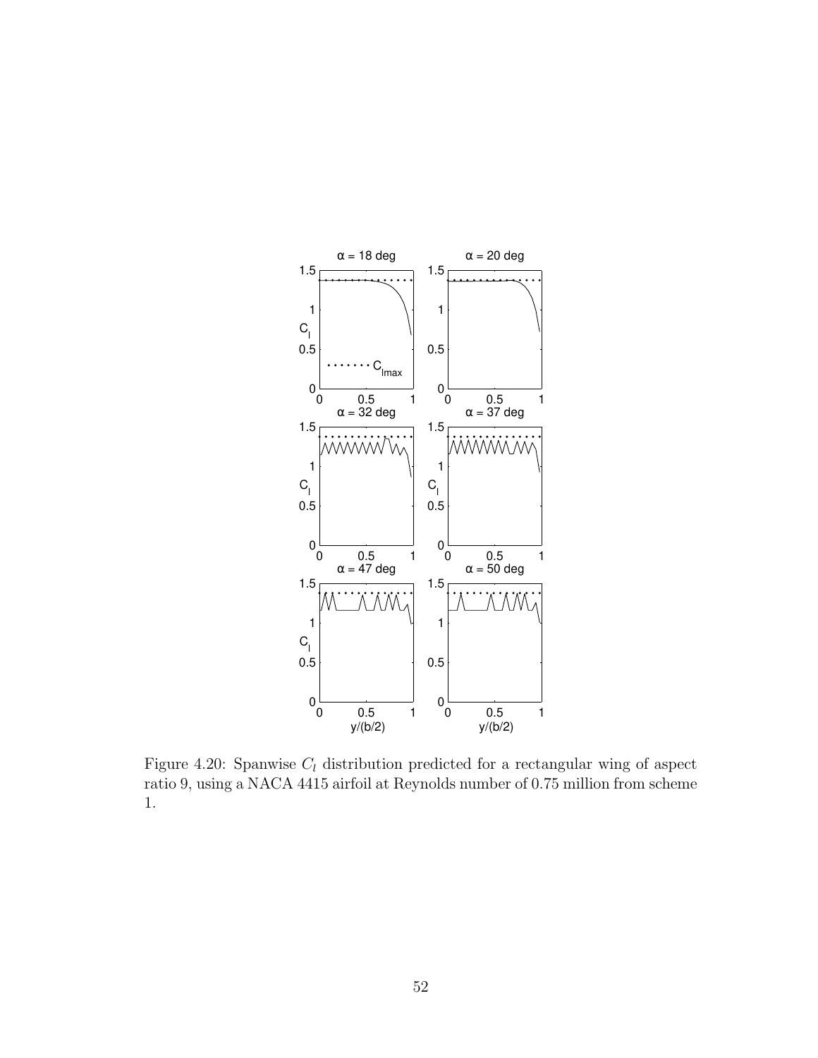Figure 4.20: Spanwise $C_l$ distribution predicted for a rectangular wing of aspect ratio 9, using a NACA 4415 airfoil at Reynolds number of 0.75 million from scheme 1.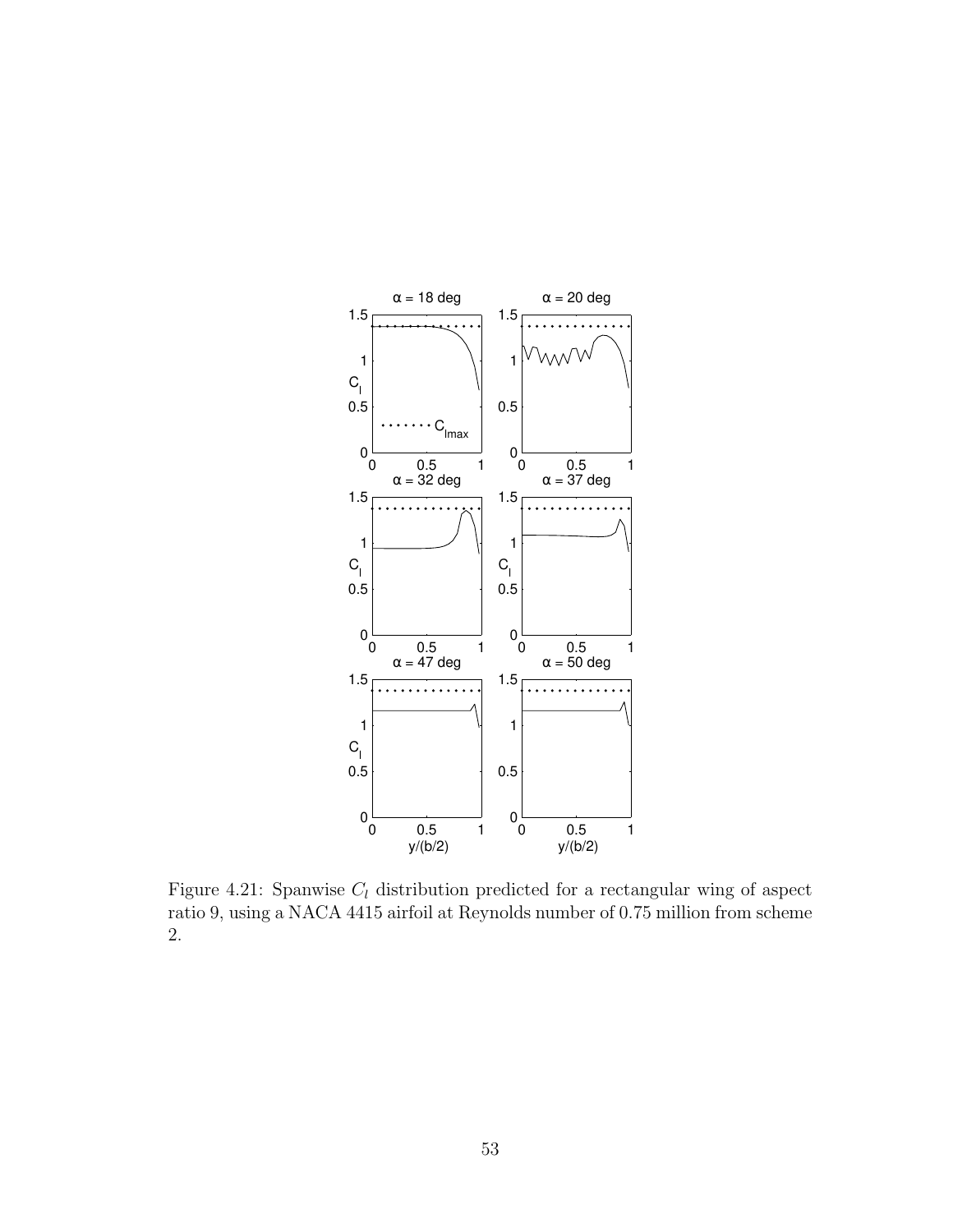Figure 4.21: Spanwise $C_l$ distribution predicted for a rectangular wing of aspect ratio 9, using a NACA 4415 airfoil at Reynolds number of 0.75 million from scheme 2.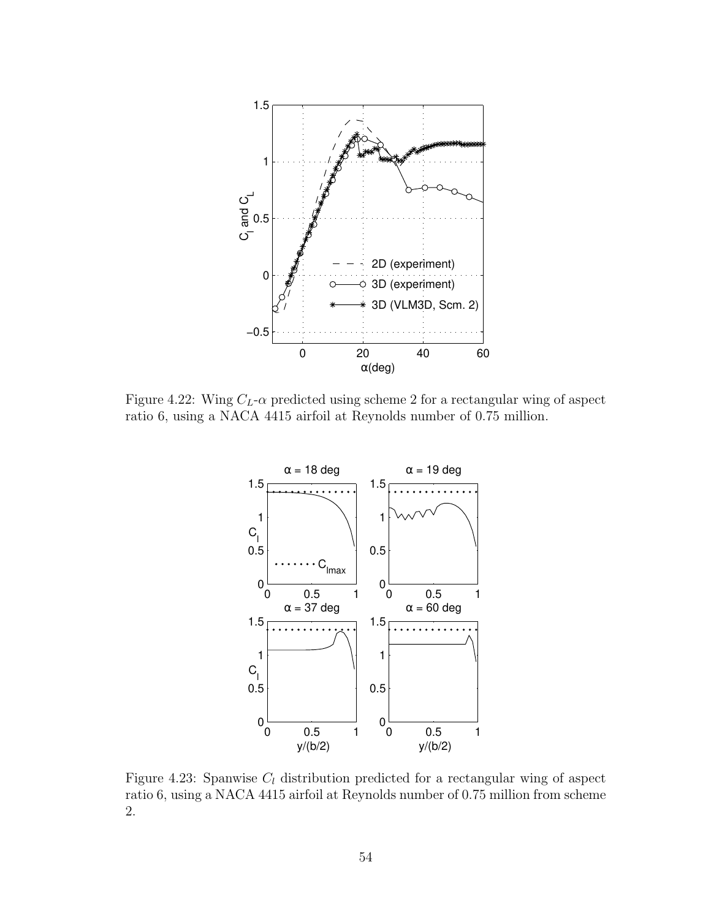Figure 4.22: Wing $C_L$-$\alpha$ predicted using scheme 2 for a rectangular wing of aspect ratio 6, using a NACA 4415 airfoil at Reynolds number of 0.75 million.

Figure 4.23: Spanwise $C_l$ distribution predicted for a rectangular wing of aspect ratio 6, using a NACA 4415 airfoil at Reynolds number of 0.75 million from scheme 2.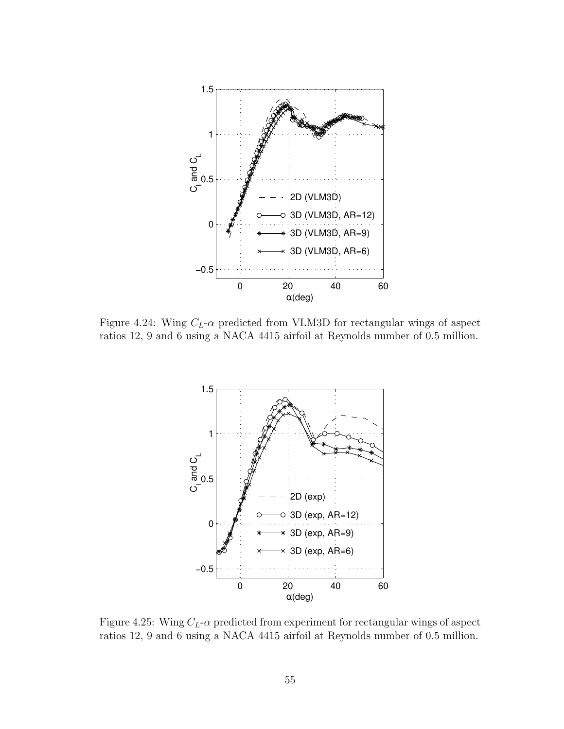Figure 4.24: Wing $C_L$-$\alpha$ predicted from VLM3D for rectangular wings of aspect ratios 12, 9 and 6 using a NACA 4415 airfoil at Reynolds number of 0.5 million.

Figure 4.25: Wing $C_L$-$\alpha$ predicted from experiment for rectangular wings of aspect ratios 12, 9 and 6 using a NACA 4415 airfoil at Reynolds number of 0.5 million.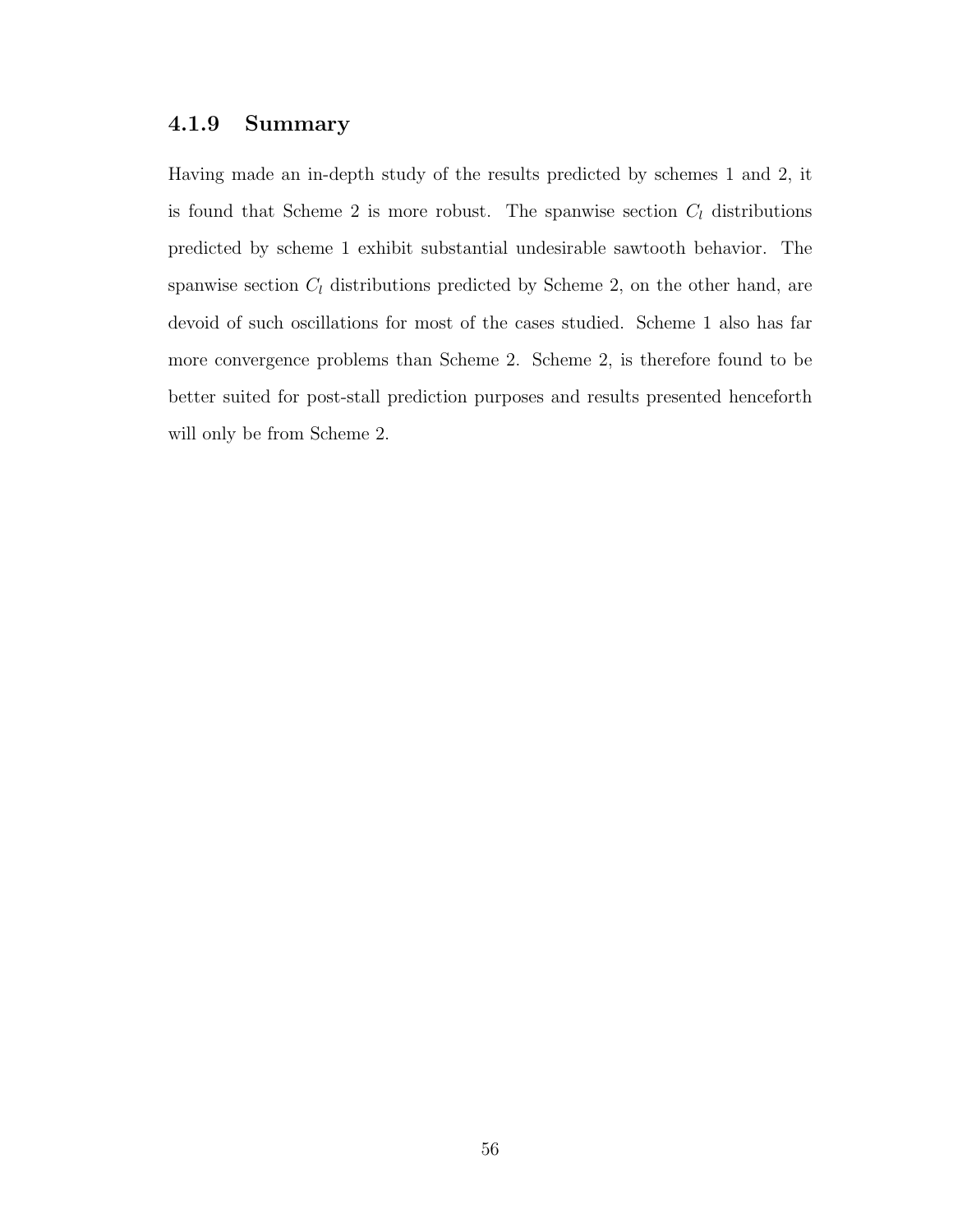### 4.1.9 Summary

Having made an in-depth study of the results predicted by schemes 1 and 2, it is found that Scheme 2 is more robust. The spanwise section $C_l$ distributions predicted by scheme 1 exhibit substantial undesirable sawtooth behavior. The spanwise section $C_l$ distributions predicted by Scheme 2, on the other hand, are devoid of such oscillations for most of the cases studied. Scheme 1 also has far more convergence problems than Scheme 2. Scheme 2, is therefore found to be better suited for post-stall prediction purposes and results presented henceforth will only be from Scheme 2.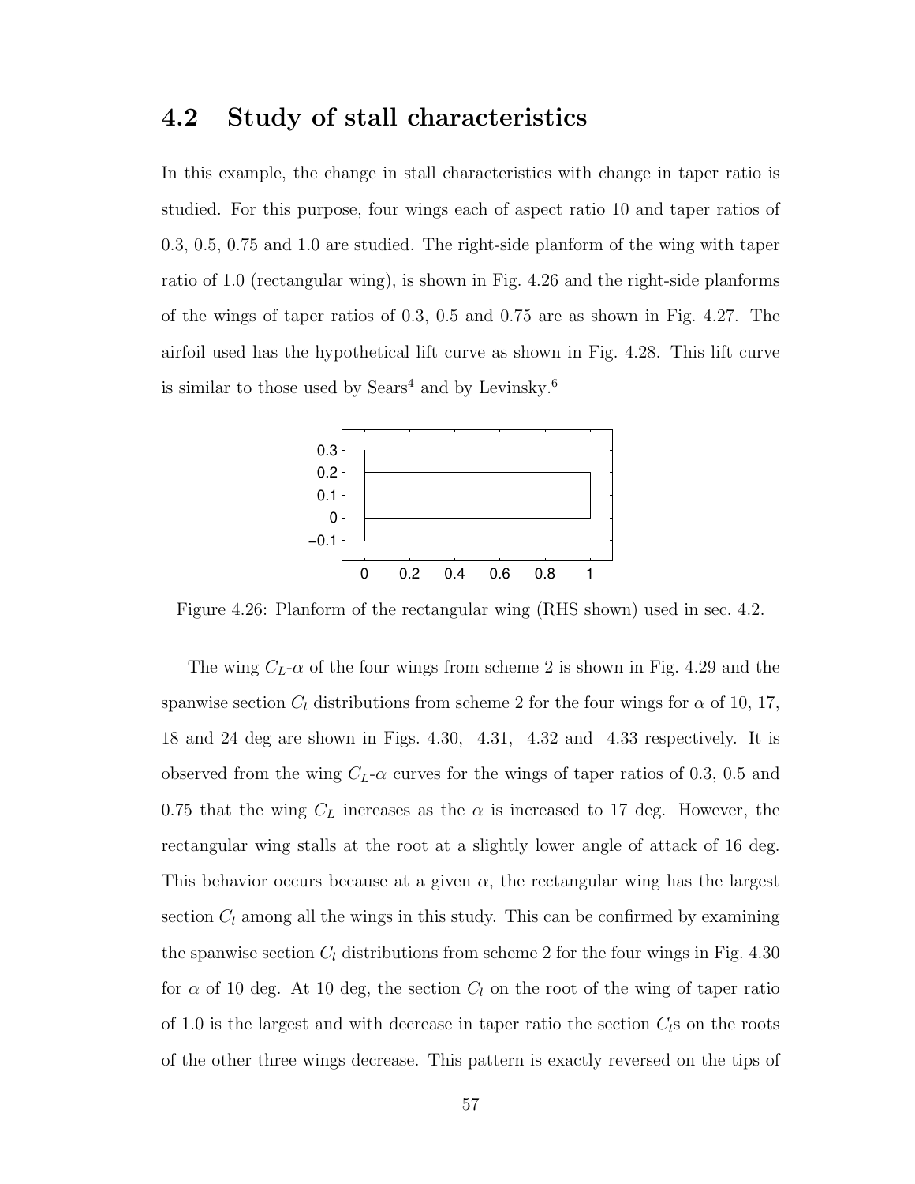## 4.2 Study of stall characteristics

In this example, the change in stall characteristics with change in taper ratio is studied. For this purpose, four wings each of aspect ratio 10 and taper ratios of 0.3, 0.5, 0.75 and 1.0 are studied. The right-side planform of the wing with taper ratio of 1.0 (rectangular wing), is shown in Fig. 4.26 and the right-side planforms of the wings of taper ratios of 0.3, 0.5 and 0.75 are as shown in Fig. 4.27. The airfoil used has the hypothetical lift curve as shown in Fig. 4.28. This lift curve is similar to those used by Sears[4] and by Levinsky.[6]

Figure 4.26: Planform of the rectangular wing (RHS shown) used in sec. 4.2.

The wing $C_L$-$\alpha$ of the four wings from scheme 2 is shown in Fig. 4.29 and the spanwise section $C_l$ distributions from scheme 2 for the four wings for $\alpha$ of 10, 17, 18 and 24 deg are shown in Figs. 4.30, 4.31, 4.32 and 4.33 respectively. It is observed from the wing $C_L$-$\alpha$ curves for the wings of taper ratios of 0.3, 0.5 and 0.75 that the wing $C_L$ increases as the $\alpha$ is increased to 17 deg. However, the rectangular wing stalls at the root at a slightly lower angle of attack of 16 deg. This behavior occurs because at a given $\alpha$, the rectangular wing has the largest section $C_l$ among all the wings in this study. This can be confirmed by examining the spanwise section $C_l$ distributions from scheme 2 for the four wings in Fig. 4.30 for $\alpha$ of 10 deg. At 10 deg, the section $C_l$ on the root of the wing of taper ratio of 1.0 is the largest and with decrease in taper ratio the section $C_l$s on the roots of the other three wings decrease. This pattern is exactly reversed on the tips of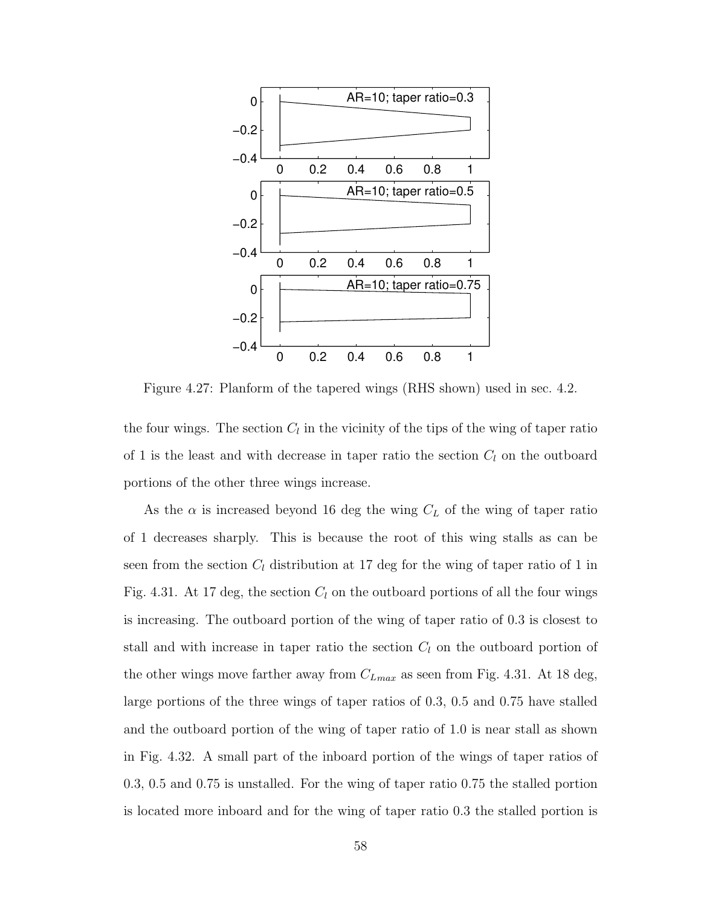Figure 4.27: Planform of the tapered wings (RHS shown) used in sec. 4.2.

the four wings. The section $C_l$ in the vicinity of the tips of the wing of taper ratio of 1 is the least and with decrease in taper ratio the section $C_l$ on the outboard portions of the other three wings increase.

As the $\alpha$ is increased beyond 16 deg the wing $C_L$ of the wing of taper ratio of 1 decreases sharply. This is because the root of this wing stalls as can be seen from the section $C_l$ distribution at 17 deg for the wing of taper ratio of 1 in Fig. 4.31. At 17 deg, the section $C_l$ on the outboard portions of all the four wings is increasing. The outboard portion of the wing of taper ratio of 0.3 is closest to stall and with increase in taper ratio the section $C_l$ on the outboard portion of the other wings move farther away from $C_{Lmax}$ as seen from Fig. 4.31. At 18 deg, large portions of the three wings of taper ratios of 0.3, 0.5 and 0.75 have stalled and the outboard portion of the wing of taper ratio of 1.0 is near stall as shown in Fig. 4.32. A small part of the inboard portion of the wings of taper ratios of 0.3, 0.5 and 0.75 is unstalled. For the wing of taper ratio 0.75 the stalled portion is located more inboard and for the wing of taper ratio 0.3 the stalled portion is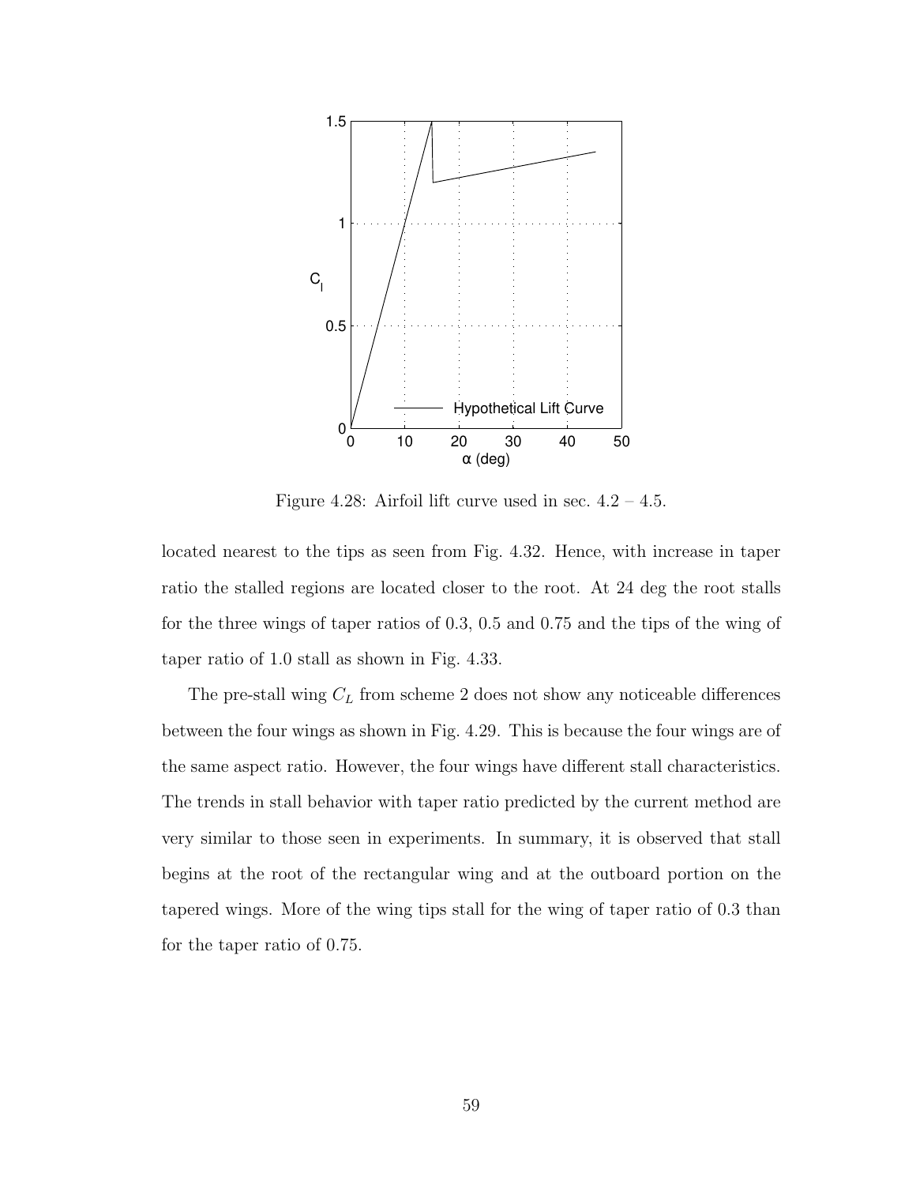Figure 4.28: Airfoil lift curve used in sec. 4.2 – 4.5.

located nearest to the tips as seen from Fig. 4.32. Hence, with increase in taper ratio the stalled regions are located closer to the root. At 24 deg the root stalls for the three wings of taper ratios of 0.3, 0.5 and 0.75 and the tips of the wing of taper ratio of 1.0 stall as shown in Fig. 4.33.

The pre-stall wing $C_L$ from scheme 2 does not show any noticeable differences between the four wings as shown in Fig. 4.29. This is because the four wings are of the same aspect ratio. However, the four wings have different stall characteristics. The trends in stall behavior with taper ratio predicted by the current method are very similar to those seen in experiments. In summary, it is observed that stall begins at the root of the rectangular wing and at the outboard portion on the tapered wings. More of the wing tips stall for the wing of taper ratio of 0.3 than for the taper ratio of 0.75.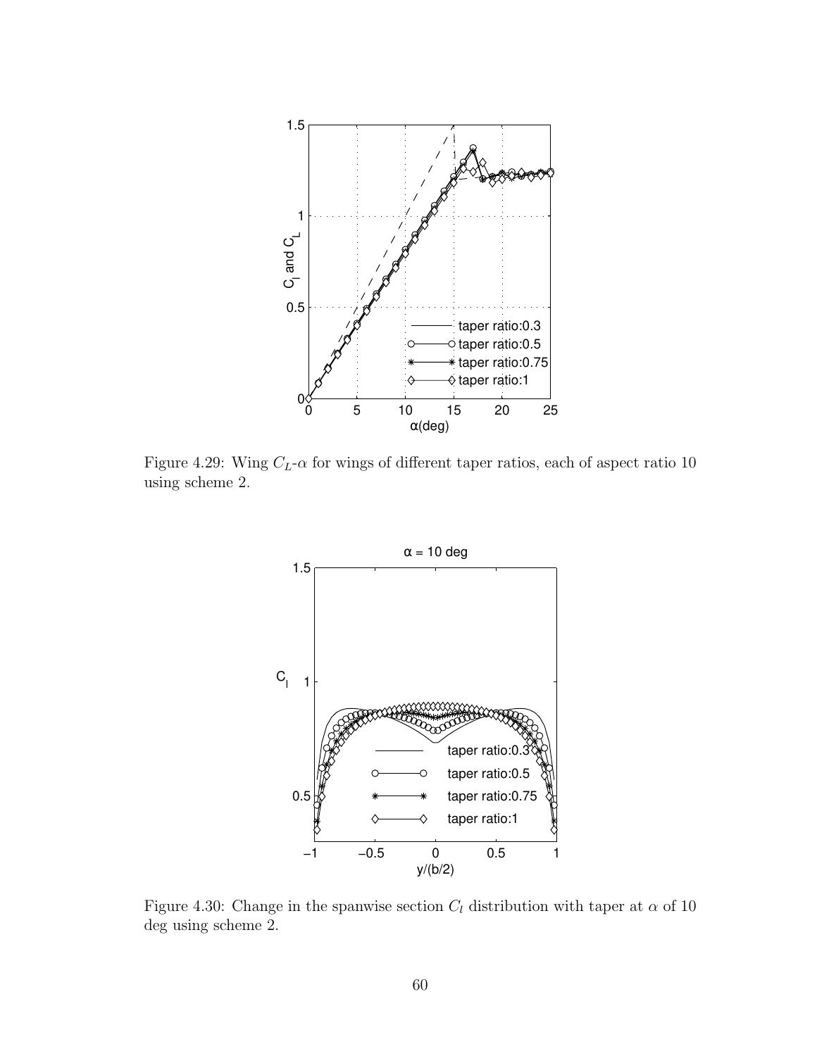Figure 4.29: Wing $C_L$-$\alpha$ for wings of different taper ratios, each of aspect ratio 10 using scheme 2.

Figure 4.30: Change in the spanwise section $C_l$ distribution with taper at $\alpha$ of 10 deg using scheme 2.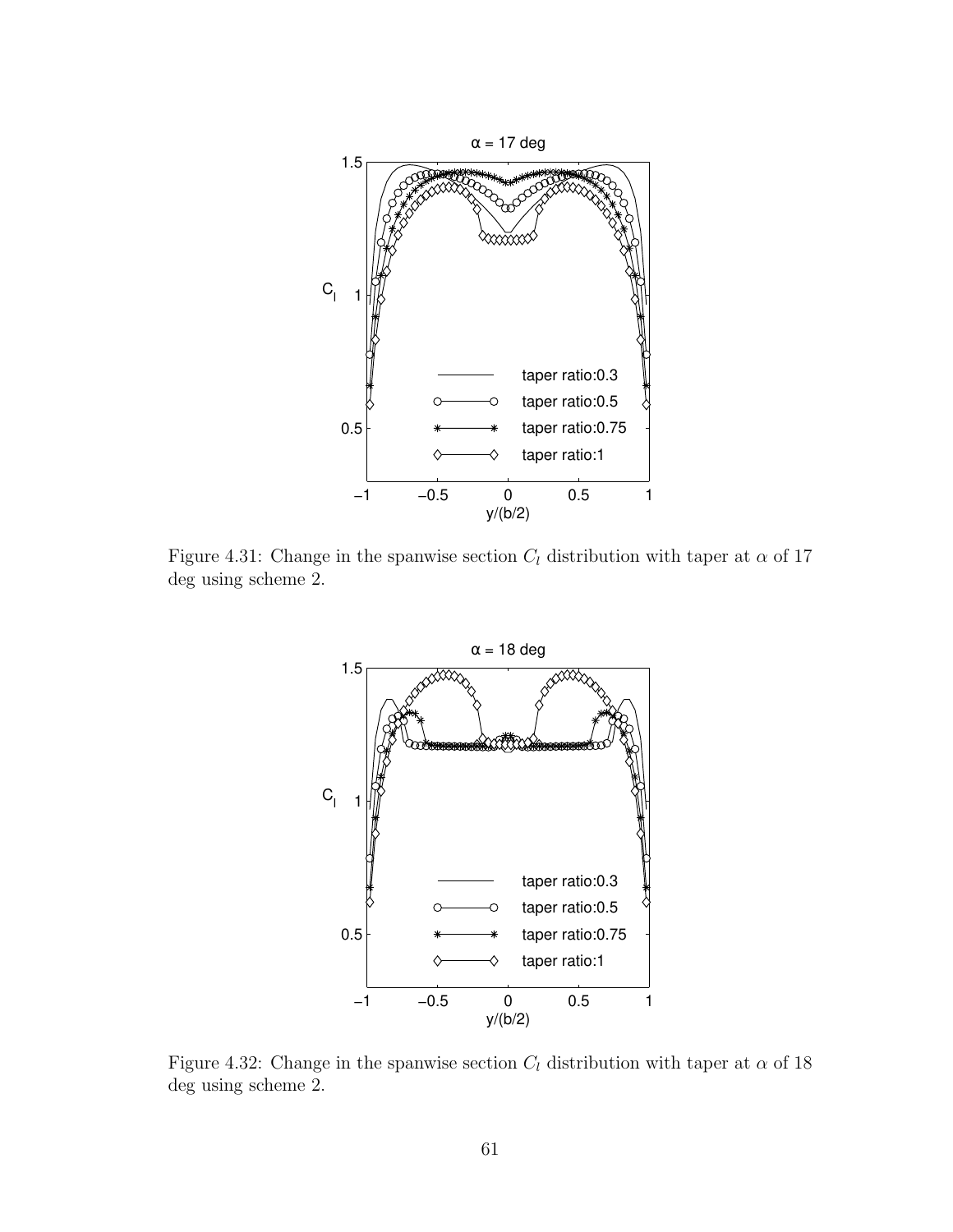Figure 4.31: Change in the spanwise section $C_l$ distribution with taper at $\alpha$ of 17 deg using scheme 2.

Figure 4.32: Change in the spanwise section $C_l$ distribution with taper at $\alpha$ of 18 deg using scheme 2.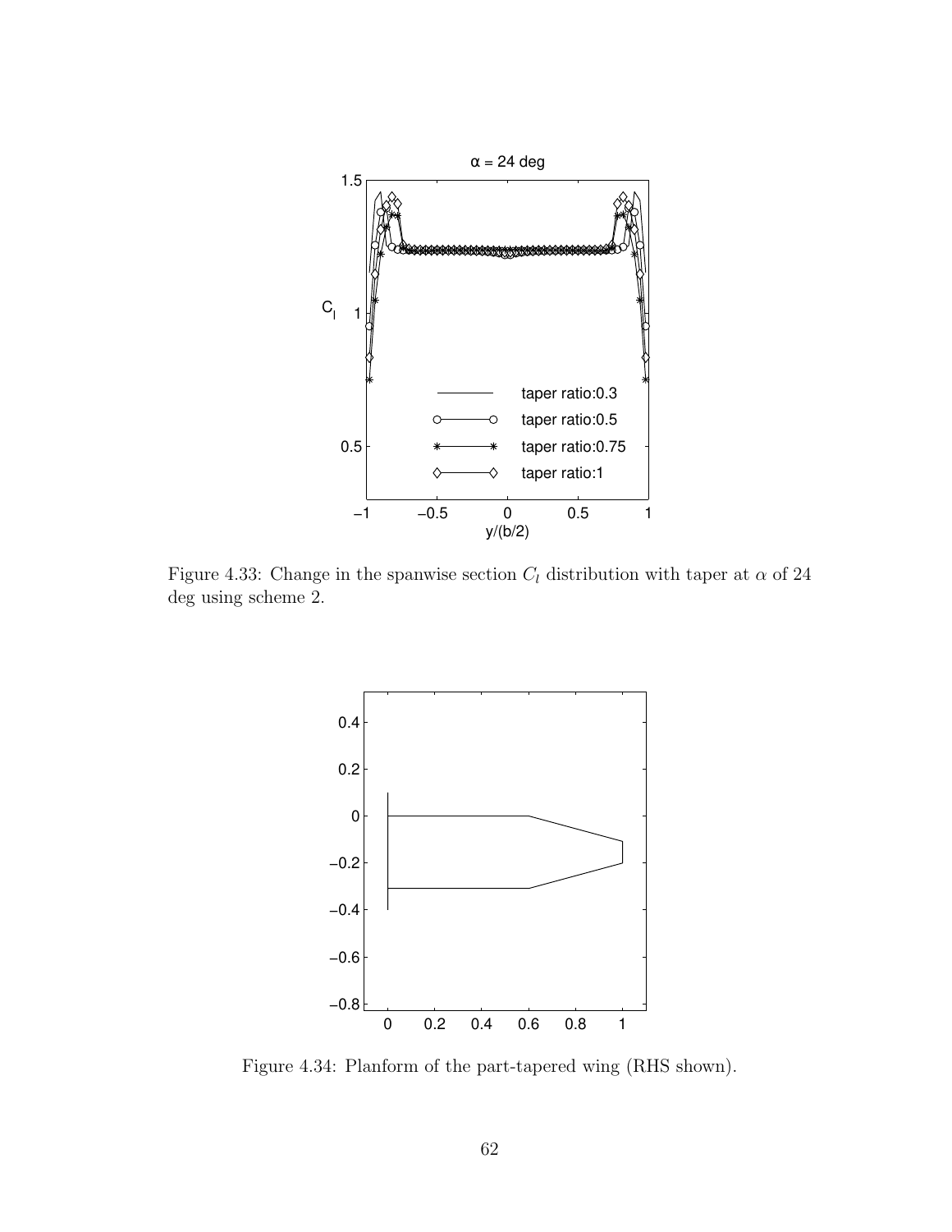Figure 4.33: Change in the spanwise section $C_l$ distribution with taper at $\alpha$ of 24 deg using scheme 2.

Figure 4.34: Planform of the part-tapered wing (RHS shown).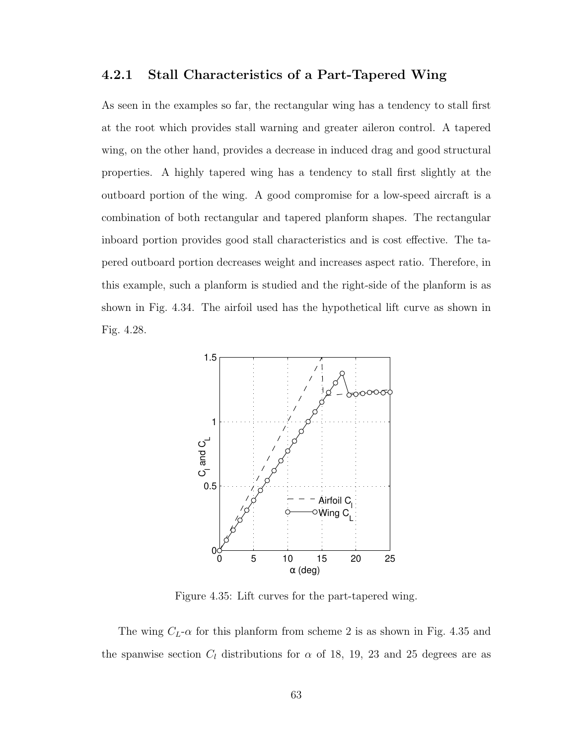### 4.2.1 Stall Characteristics of a Part-Tapered Wing

As seen in the examples so far, the rectangular wing has a tendency to stall first at the root which provides stall warning and greater aileron control. A tapered wing, on the other hand, provides a decrease in induced drag and good structural properties. A highly tapered wing has a tendency to stall first slightly at the outboard portion of the wing. A good compromise for a low-speed aircraft is a combination of both rectangular and tapered planform shapes. The rectangular inboard portion provides good stall characteristics and is cost effective. The tapered outboard portion decreases weight and increases aspect ratio. Therefore, in this example, such a planform is studied and the right-side of the planform is as shown in Fig. 4.34. The airfoil used has the hypothetical lift curve as shown in Fig. 4.28.

Figure 4.35: Lift curves for the part-tapered wing.

The wing $C_L$-$\alpha$ for this planform from scheme 2 is as shown in Fig. 4.35 and the spanwise section $C_l$ distributions for $\alpha$ of 18, 19, 23 and 25 degrees are as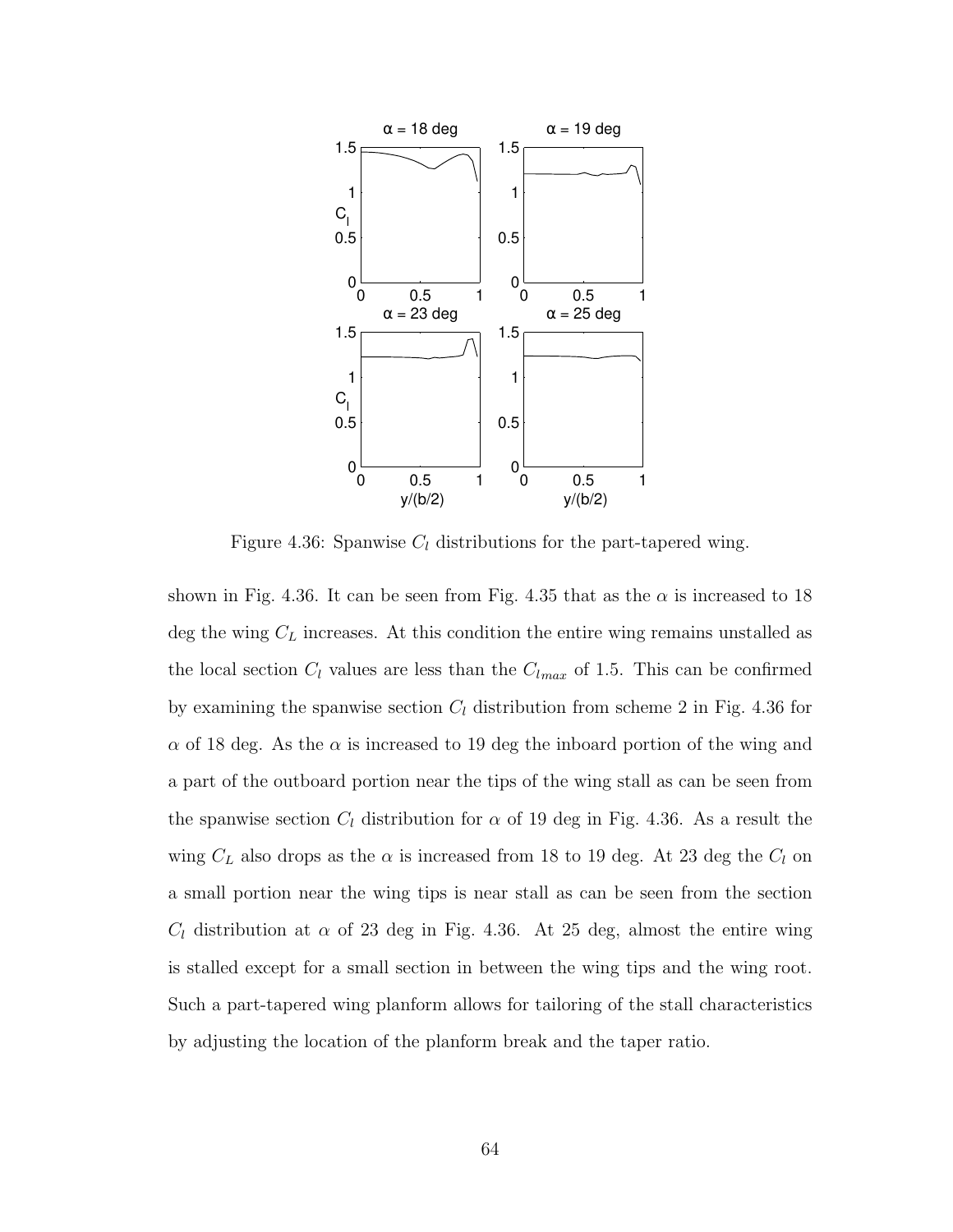Figure 4.36: Spanwise $C_l$ distributions for the part-tapered wing.

shown in Fig. 4.36. It can be seen from Fig. 4.35 that as the $\alpha$ is increased to 18 deg the wing $C_L$ increases. At this condition the entire wing remains unstalled as the local section $C_l$ values are less than the $C_{l_{max}}$ of 1.5. This can be confirmed by examining the spanwise section $C_l$ distribution from scheme 2 in Fig. 4.36 for $\alpha$ of 18 deg. As the $\alpha$ is increased to 19 deg the inboard portion of the wing and a part of the outboard portion near the tips of the wing stall as can be seen from the spanwise section $C_l$ distribution for $\alpha$ of 19 deg in Fig. 4.36. As a result the wing $C_L$ also drops as the $\alpha$ is increased from 18 to 19 deg. At 23 deg the $C_l$ on a small portion near the wing tips is near stall as can be seen from the section $C_l$ distribution at $\alpha$ of 23 deg in Fig. 4.36. At 25 deg, almost the entire wing is stalled except for a small section in between the wing tips and the wing root. Such a part-tapered wing planform allows for tailoring of the stall characteristics by adjusting the location of the planform break and the taper ratio.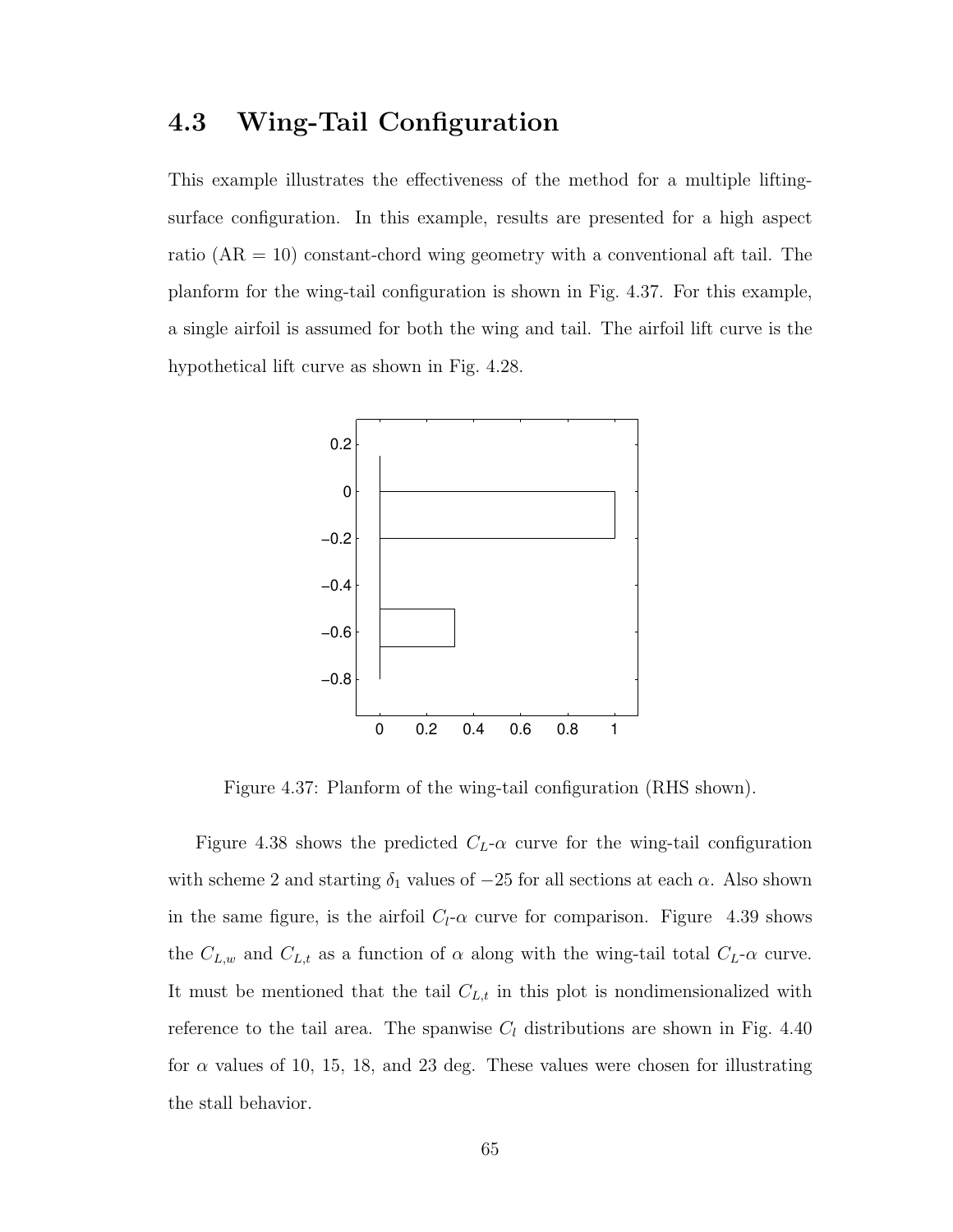## 4.3 Wing-Tail Configuration

This example illustrates the effectiveness of the method for a multiple lifting-surface configuration. In this example, results are presented for a high aspect ratio (AR = 10) constant-chord wing geometry with a conventional aft tail. The planform for the wing-tail configuration is shown in Fig. 4.37. For this example, a single airfoil is assumed for both the wing and tail. The airfoil lift curve is the hypothetical lift curve as shown in Fig. 4.28.

Figure 4.37: Planform of the wing-tail configuration (RHS shown).

Figure 4.38 shows the predicted $C_L$-$\alpha$ curve for the wing-tail configuration with scheme 2 and starting $\delta_1$ values of $-25$ for all sections at each $\alpha$. Also shown in the same figure, is the airfoil $C_l$-$\alpha$ curve for comparison. Figure 4.39 shows the $C_{L,w}$ and $C_{L,t}$ as a function of $\alpha$ along with the wing-tail total $C_L$-$\alpha$ curve. It must be mentioned that the tail $C_{L,t}$ in this plot is nondimensionalized with reference to the tail area. The spanwise $C_l$ distributions are shown in Fig. 4.40 for $\alpha$ values of 10, 15, 18, and 23 deg. These values were chosen for illustrating the stall behavior.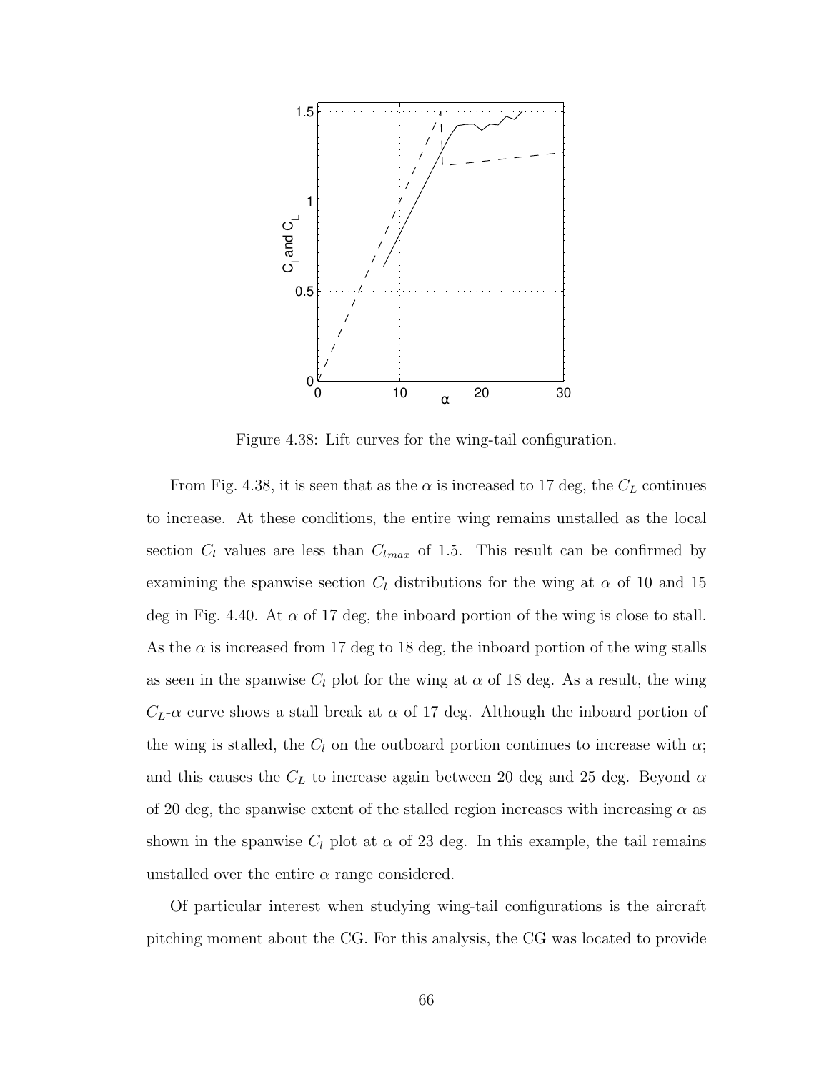Figure 4.38: Lift curves for the wing-tail configuration.

From Fig. 4.38, it is seen that as the $\alpha$ is increased to 17 deg, the $C_L$ continues to increase. At these conditions, the entire wing remains unstalled as the local section $C_l$ values are less than $C_{l_{max}}$ of 1.5. This result can be confirmed by examining the spanwise section $C_l$ distributions for the wing at $\alpha$ of 10 and 15 deg in Fig. 4.40. At $\alpha$ of 17 deg, the inboard portion of the wing is close to stall. As the $\alpha$ is increased from 17 deg to 18 deg, the inboard portion of the wing stalls as seen in the spanwise $C_l$ plot for the wing at $\alpha$ of 18 deg. As a result, the wing $C_L$-$\alpha$ curve shows a stall break at $\alpha$ of 17 deg. Although the inboard portion of the wing is stalled, the $C_l$ on the outboard portion continues to increase with $\alpha$; and this causes the $C_L$ to increase again between 20 deg and 25 deg. Beyond $\alpha$ of 20 deg, the spanwise extent of the stalled region increases with increasing $\alpha$ as shown in the spanwise $C_l$ plot at $\alpha$ of 23 deg. In this example, the tail remains unstalled over the entire $\alpha$ range considered.

Of particular interest when studying wing-tail configurations is the aircraft pitching moment about the CG. For this analysis, the CG was located to provide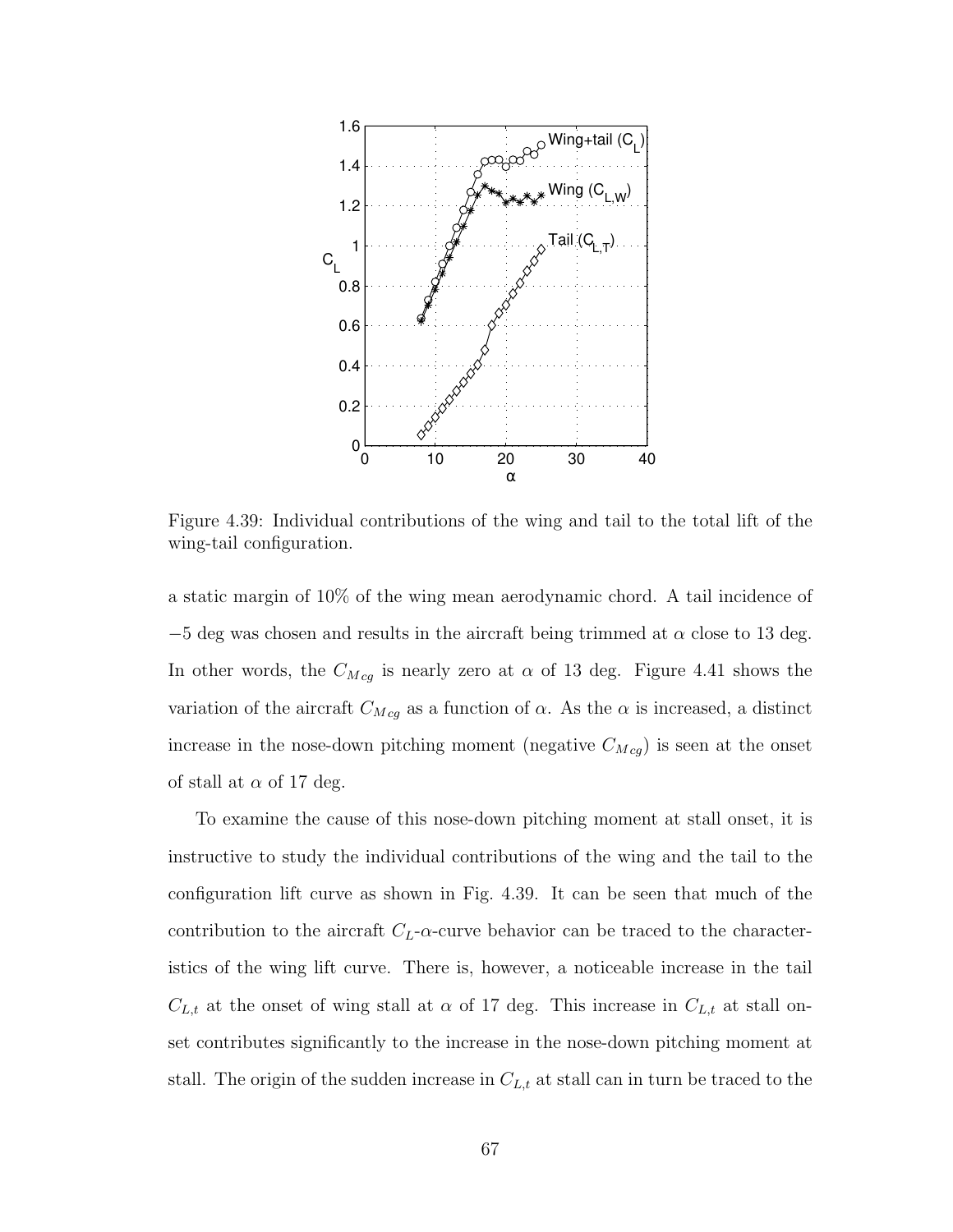Figure 4.39: Individual contributions of the wing and tail to the total lift of the wing-tail configuration.

a static margin of 10% of the wing mean aerodynamic chord. A tail incidence of $-5$ deg was chosen and results in the aircraft being trimmed at $\alpha$ close to 13 deg. In other words, the $C_{M\,cg}$ is nearly zero at $\alpha$ of 13 deg. Figure 4.41 shows the variation of the aircraft $C_{M\,cg}$ as a function of $\alpha$. As the $\alpha$ is increased, a distinct increase in the nose-down pitching moment (negative $C_{M\,cg}$) is seen at the onset of stall at $\alpha$ of 17 deg.

To examine the cause of this nose-down pitching moment at stall onset, it is instructive to study the individual contributions of the wing and the tail to the configuration lift curve as shown in Fig. 4.39. It can be seen that much of the contribution to the aircraft $C_L$-$\alpha$-curve behavior can be traced to the characteristics of the wing lift curve. There is, however, a noticeable increase in the tail $C_{L,t}$ at the onset of wing stall at $\alpha$ of 17 deg. This increase in $C_{L,t}$ at stall onset contributes significantly to the increase in the nose-down pitching moment at stall. The origin of the sudden increase in $C_{L,t}$ at stall can in turn be traced to the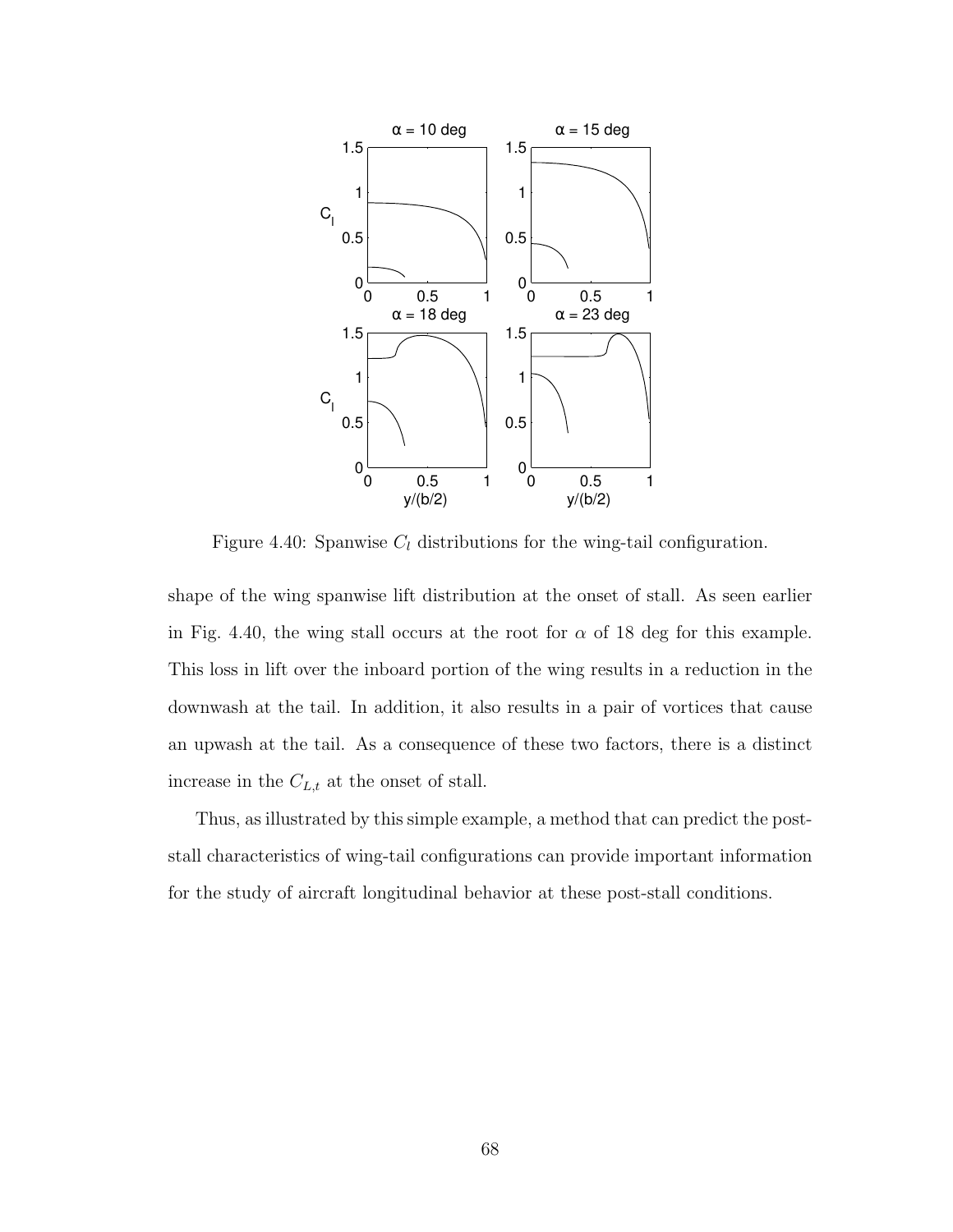Figure 4.40: Spanwise $C_l$ distributions for the wing-tail configuration.

shape of the wing spanwise lift distribution at the onset of stall. As seen earlier in Fig. 4.40, the wing stall occurs at the root for $\alpha$ of 18 deg for this example. This loss in lift over the inboard portion of the wing results in a reduction in the downwash at the tail. In addition, it also results in a pair of vortices that cause an upwash at the tail. As a consequence of these two factors, there is a distinct increase in the $C_{L,t}$ at the onset of stall.

Thus, as illustrated by this simple example, a method that can predict the post-stall characteristics of wing-tail configurations can provide important information for the study of aircraft longitudinal behavior at these post-stall conditions.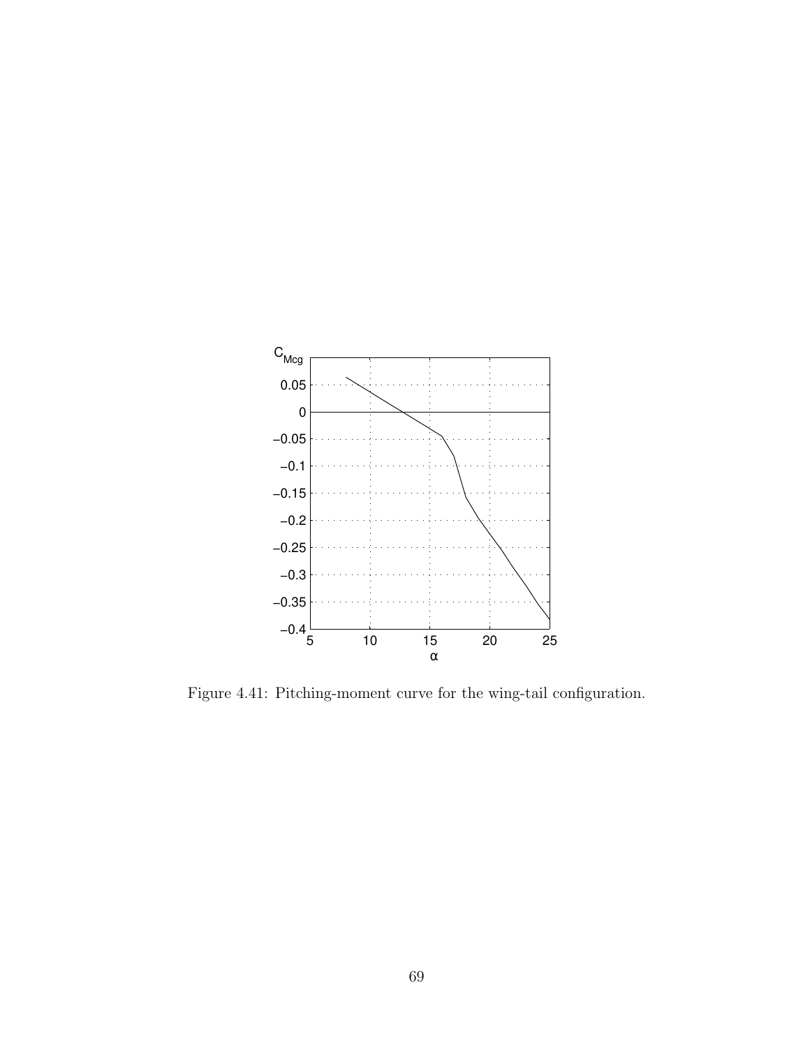Figure 4.41: Pitching-moment curve for the wing-tail configuration.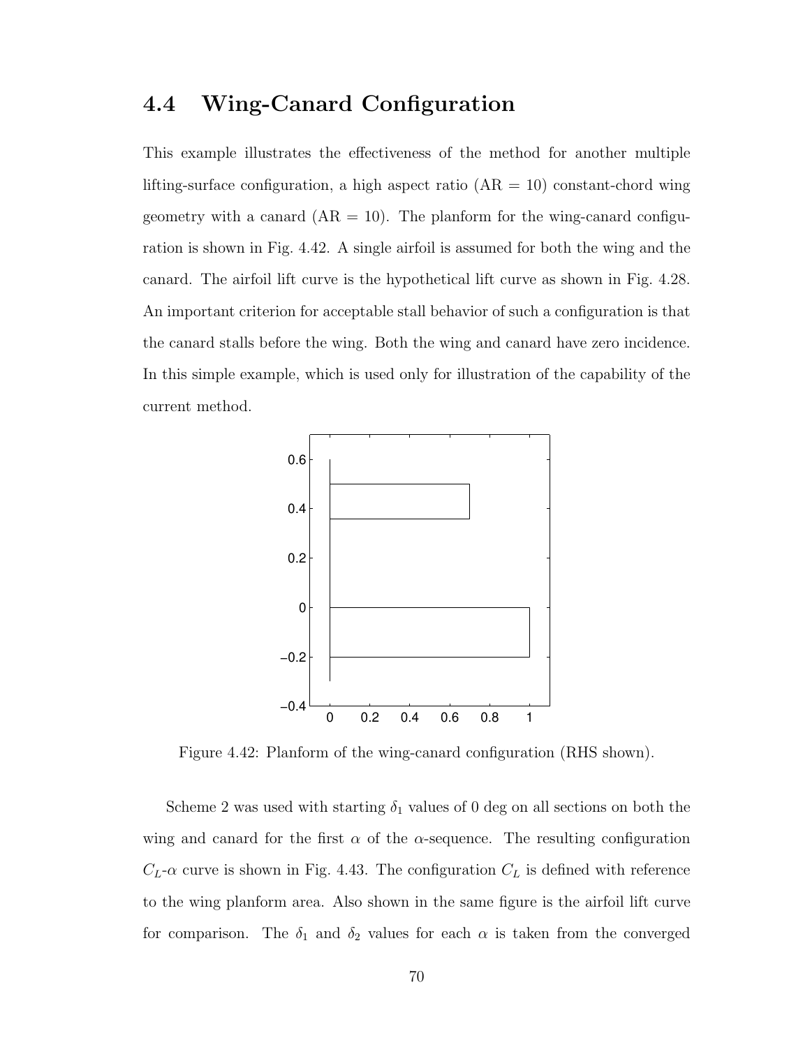## 4.4 Wing-Canard Configuration

This example illustrates the effectiveness of the method for another multiple lifting-surface configuration, a high aspect ratio (AR = 10) constant-chord wing geometry with a canard (AR = 10). The planform for the wing-canard configuration is shown in Fig. 4.42. A single airfoil is assumed for both the wing and the canard. The airfoil lift curve is the hypothetical lift curve as shown in Fig. 4.28. An important criterion for acceptable stall behavior of such a configuration is that the canard stalls before the wing. Both the wing and canard have zero incidence. In this simple example, which is used only for illustration of the capability of the current method.

Figure 4.42: Planform of the wing-canard configuration (RHS shown).

Scheme 2 was used with starting $\delta_1$ values of 0 deg on all sections on both the wing and canard for the first $\alpha$ of the $\alpha$-sequence. The resulting configuration $C_L$-$\alpha$ curve is shown in Fig. 4.43. The configuration $C_L$ is defined with reference to the wing planform area. Also shown in the same figure is the airfoil lift curve for comparison. The $\delta_1$ and $\delta_2$ values for each $\alpha$ is taken from the converged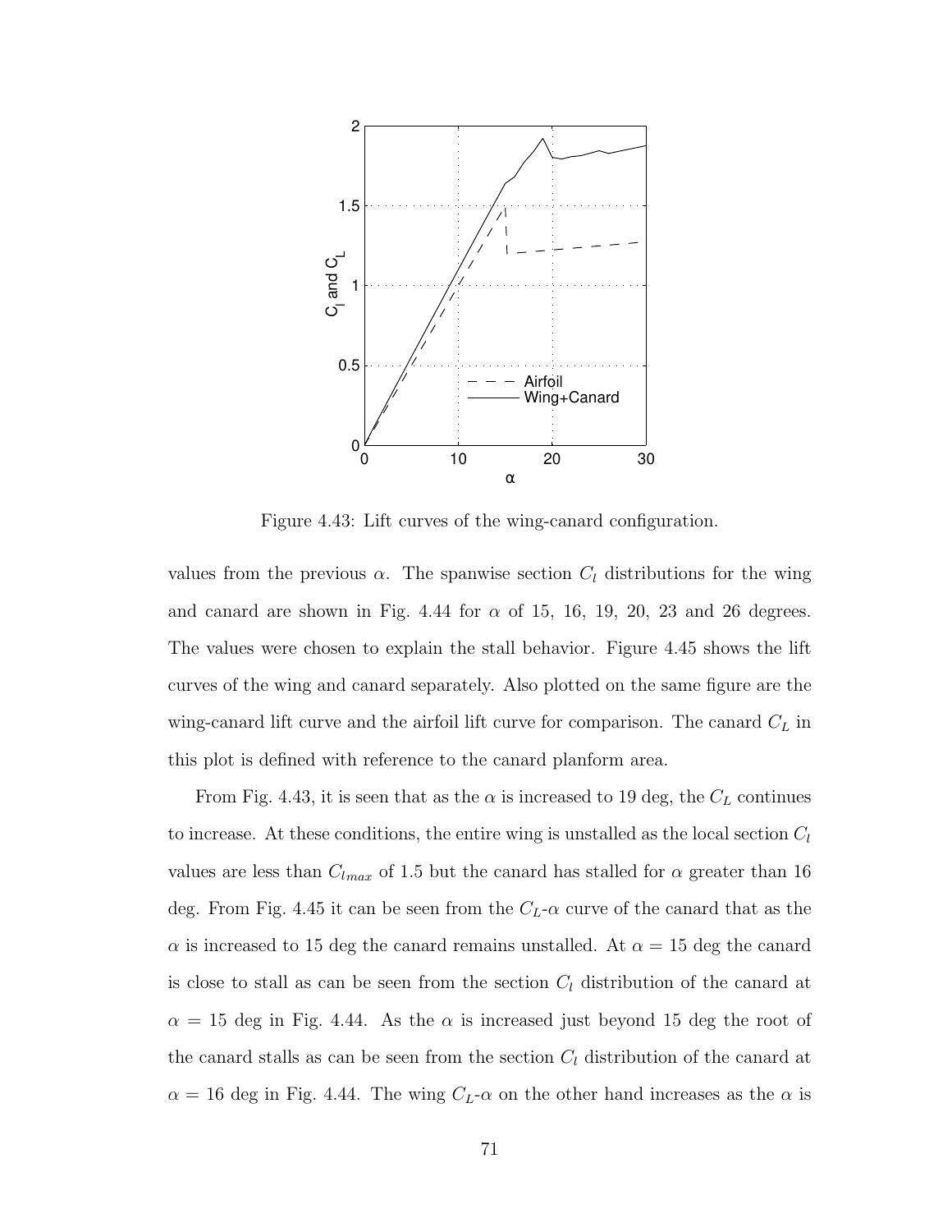Figure 4.43: Lift curves of the wing-canard configuration.

values from the previous $\alpha$. The spanwise section $C_l$ distributions for the wing and canard are shown in Fig. 4.44 for $\alpha$ of 15, 16, 19, 20, 23 and 26 degrees. The values were chosen to explain the stall behavior. Figure 4.45 shows the lift curves of the wing and canard separately. Also plotted on the same figure are the wing-canard lift curve and the airfoil lift curve for comparison. The canard $C_L$ in this plot is defined with reference to the canard planform area.

From Fig. 4.43, it is seen that as the $\alpha$ is increased to 19 deg, the $C_L$ continues to increase. At these conditions, the entire wing is unstalled as the local section $C_l$ values are less than $C_{l_{max}}$ of 1.5 but the canard has stalled for $\alpha$ greater than 16 deg. From Fig. 4.45 it can be seen from the $C_L$-$\alpha$ curve of the canard that as the $\alpha$ is increased to 15 deg the canard remains unstalled. At $\alpha = 15$ deg the canard is close to stall as can be seen from the section $C_l$ distribution of the canard at $\alpha = 15$ deg in Fig. 4.44. As the $\alpha$ is increased just beyond 15 deg the root of the canard stalls as can be seen from the section $C_l$ distribution of the canard at $\alpha = 16$ deg in Fig. 4.44. The wing $C_L$-$\alpha$ on the other hand increases as the $\alpha$ is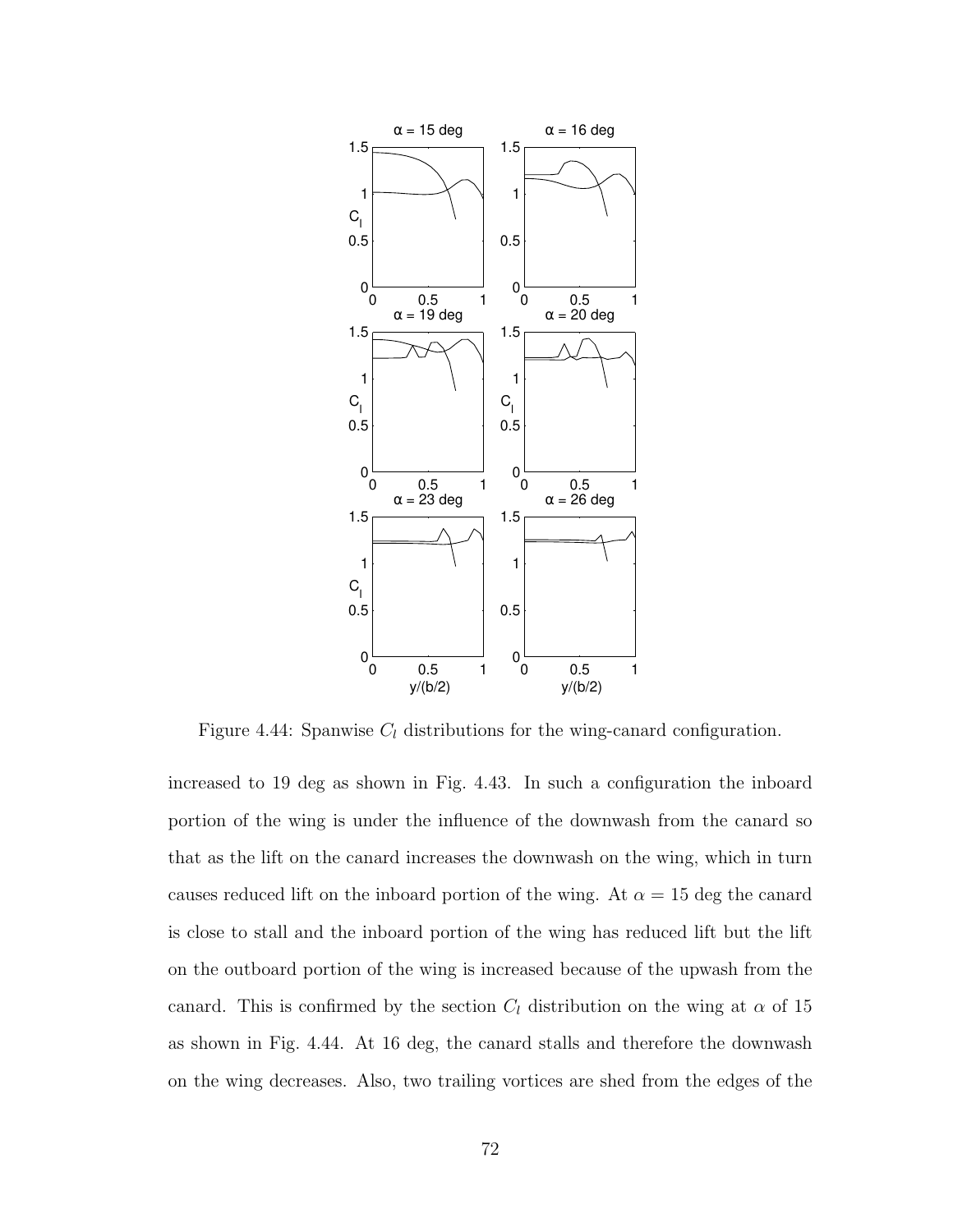Figure 4.44: Spanwise $C_l$ distributions for the wing-canard configuration.

increased to 19 deg as shown in Fig. 4.43. In such a configuration the inboard portion of the wing is under the influence of the downwash from the canard so that as the lift on the canard increases the downwash on the wing, which in turn causes reduced lift on the inboard portion of the wing. At $\alpha = 15$ deg the canard is close to stall and the inboard portion of the wing has reduced lift but the lift on the outboard portion of the wing is increased because of the upwash from the canard. This is confirmed by the section $C_l$ distribution on the wing at $\alpha$ of 15 as shown in Fig. 4.44. At 16 deg, the canard stalls and therefore the downwash on the wing decreases. Also, two trailing vortices are shed from the edges of the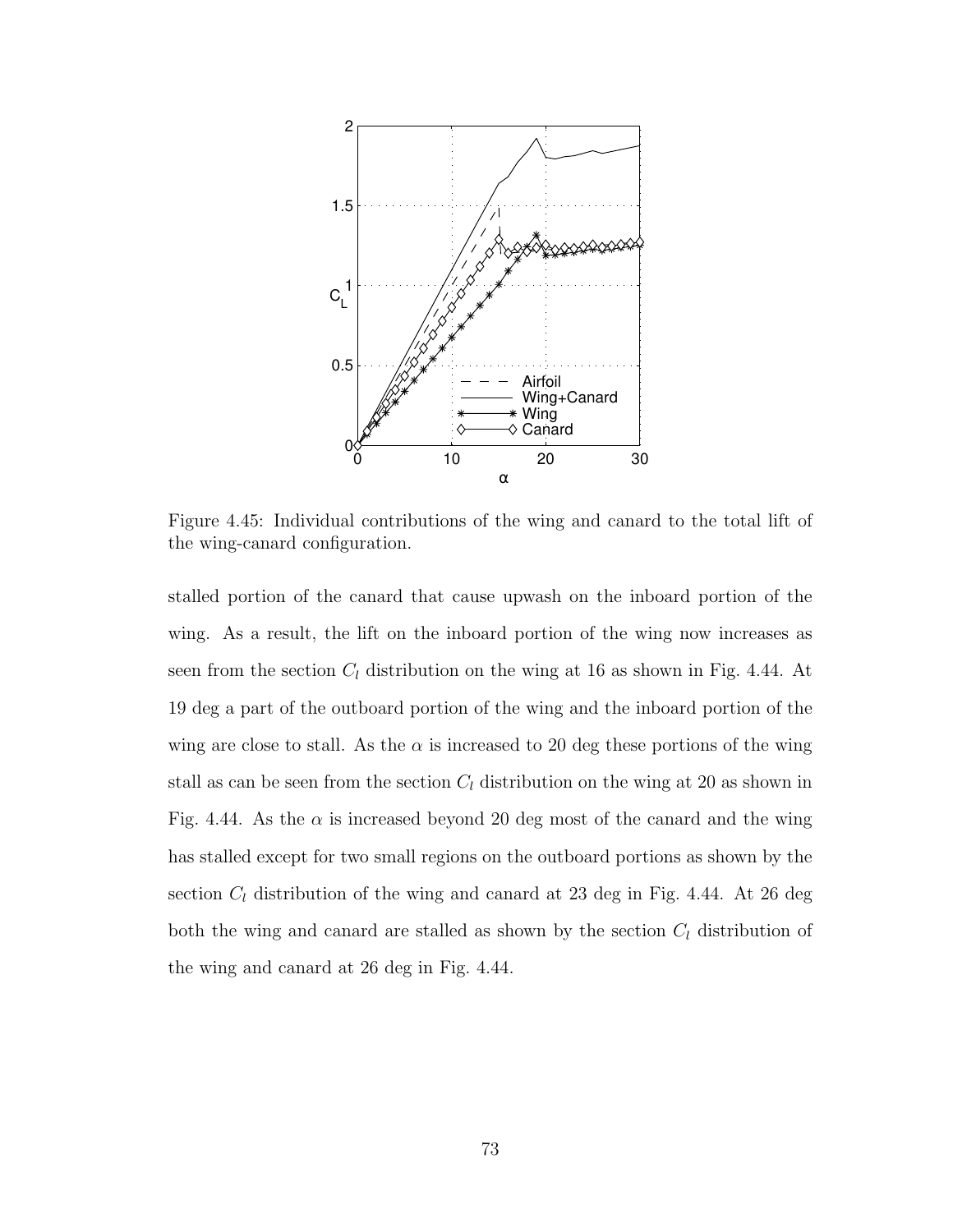Figure 4.45: Individual contributions of the wing and canard to the total lift of the wing-canard configuration.

stalled portion of the canard that cause upwash on the inboard portion of the wing. As a result, the lift on the inboard portion of the wing now increases as seen from the section $C_l$ distribution on the wing at 16 as shown in Fig. 4.44. At 19 deg a part of the outboard portion of the wing and the inboard portion of the wing are close to stall. As the $\alpha$ is increased to 20 deg these portions of the wing stall as can be seen from the section $C_l$ distribution on the wing at 20 as shown in Fig. 4.44. As the $\alpha$ is increased beyond 20 deg most of the canard and the wing has stalled except for two small regions on the outboard portions as shown by the section $C_l$ distribution of the wing and canard at 23 deg in Fig. 4.44. At 26 deg both the wing and canard are stalled as shown by the section $C_l$ distribution of the wing and canard at 26 deg in Fig. 4.44.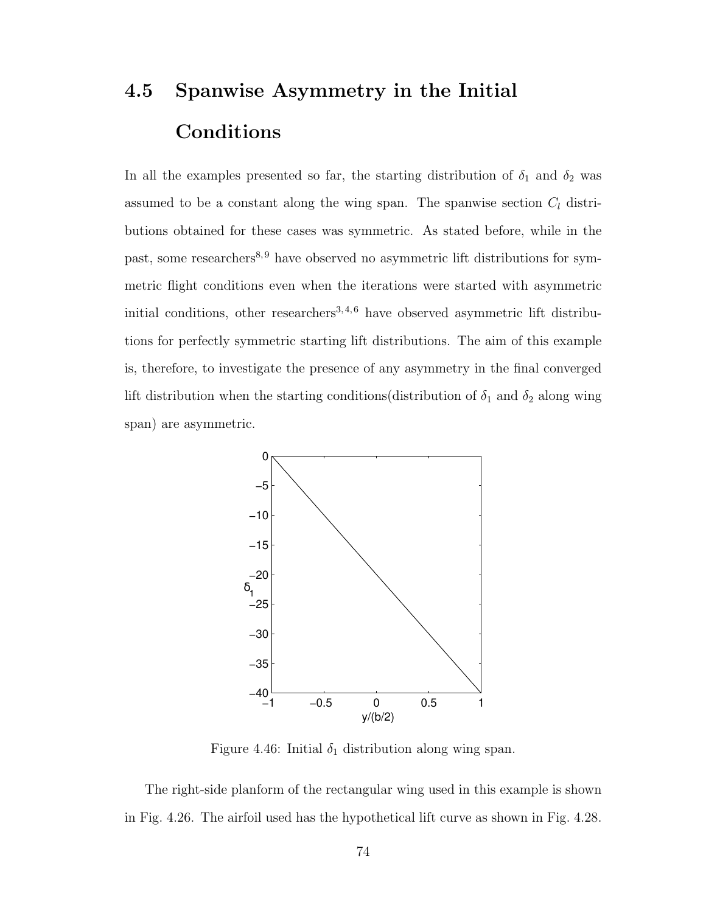## 4.5 Spanwise Asymmetry in the Initial Conditions

In all the examples presented so far, the starting distribution of $\delta_1$ and $\delta_2$ was assumed to be a constant along the wing span. The spanwise section $C_l$ distributions obtained for these cases was symmetric. As stated before, while in the past, some researchers[8,9] have observed no asymmetric lift distributions for symmetric flight conditions even when the iterations were started with asymmetric initial conditions, other researchers[3,4,6] have observed asymmetric lift distributions for perfectly symmetric starting lift distributions. The aim of this example is, therefore, to investigate the presence of any asymmetry in the final converged lift distribution when the starting conditions(distribution of $\delta_1$ and $\delta_2$ along wing span) are asymmetric.

Figure 4.46: Initial $\delta_1$ distribution along wing span.

The right-side planform of the rectangular wing used in this example is shown in Fig. 4.26. The airfoil used has the hypothetical lift curve as shown in Fig. 4.28.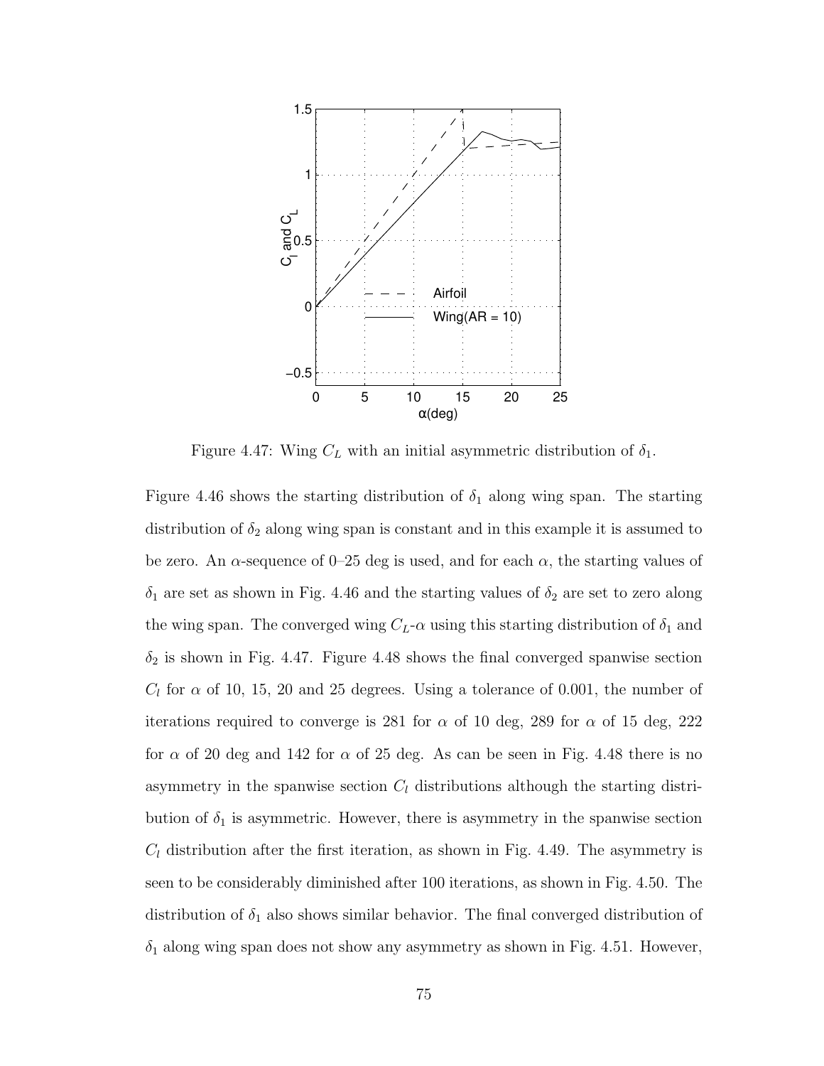Figure 4.47: Wing $C_L$ with an initial asymmetric distribution of $\delta_1$.

Figure 4.46 shows the starting distribution of $\delta_1$ along wing span. The starting distribution of $\delta_2$ along wing span is constant and in this example it is assumed to be zero. An $\alpha$-sequence of 0–25 deg is used, and for each $\alpha$, the starting values of $\delta_1$ are set as shown in Fig. 4.46 and the starting values of $\delta_2$ are set to zero along the wing span. The converged wing $C_L$-$\alpha$ using this starting distribution of $\delta_1$ and $\delta_2$ is shown in Fig. 4.47. Figure 4.48 shows the final converged spanwise section $C_l$ for $\alpha$ of 10, 15, 20 and 25 degrees. Using a tolerance of 0.001, the number of iterations required to converge is 281 for $\alpha$ of 10 deg, 289 for $\alpha$ of 15 deg, 222 for $\alpha$ of 20 deg and 142 for $\alpha$ of 25 deg. As can be seen in Fig. 4.48 there is no asymmetry in the spanwise section $C_l$ distributions although the starting distribution of $\delta_1$ is asymmetric. However, there is asymmetry in the spanwise section $C_l$ distribution after the first iteration, as shown in Fig. 4.49. The asymmetry is seen to be considerably diminished after 100 iterations, as shown in Fig. 4.50. The distribution of $\delta_1$ also shows similar behavior. The final converged distribution of $\delta_1$ along wing span does not show any asymmetry as shown in Fig. 4.51. However,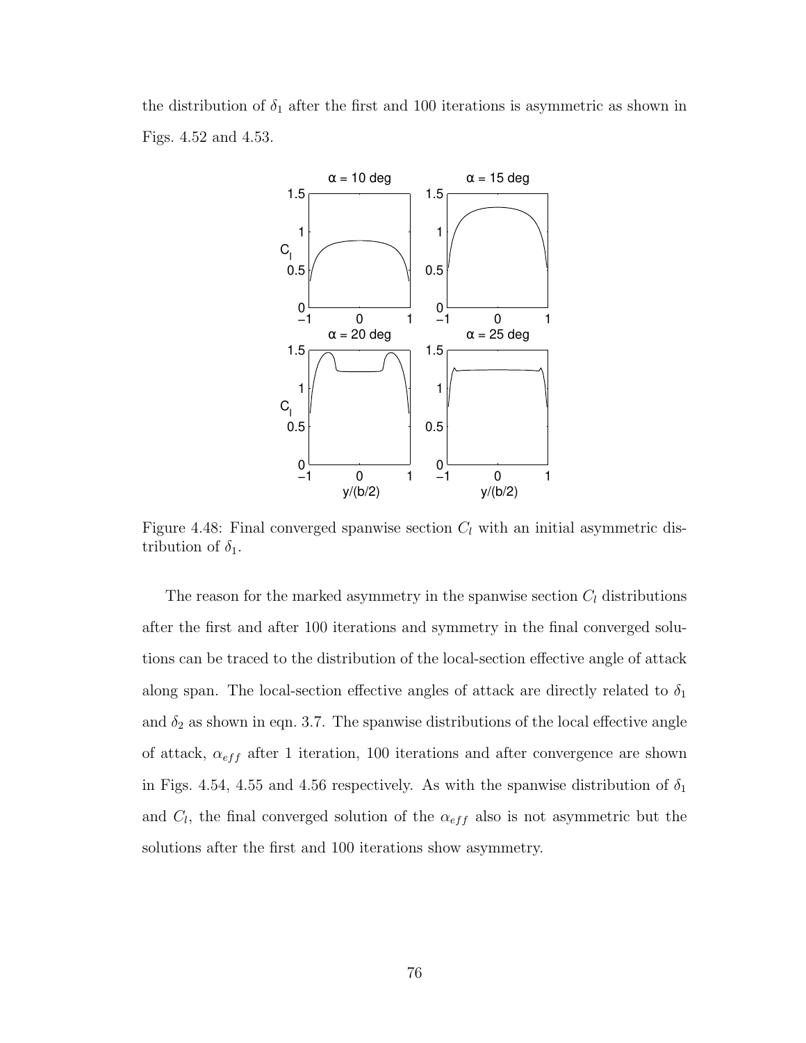the distribution of $\delta_1$ after the first and 100 iterations is asymmetric as shown in Figs. 4.52 and 4.53.

Figure 4.48: Final converged spanwise section $C_l$ with an initial asymmetric distribution of $\delta_1$.

The reason for the marked asymmetry in the spanwise section $C_l$ distributions after the first and after 100 iterations and symmetry in the final converged solutions can be traced to the distribution of the local-section effective angle of attack along span. The local-section effective angles of attack are directly related to $\delta_1$ and $\delta_2$ as shown in eqn. 3.7. The spanwise distributions of the local effective angle of attack, $\alpha_{eff}$ after 1 iteration, 100 iterations and after convergence are shown in Figs. 4.54, 4.55 and 4.56 respectively. As with the spanwise distribution of $\delta_1$ and $C_l$, the final converged solution of the $\alpha_{eff}$ also is not asymmetric but the solutions after the first and 100 iterations show asymmetry.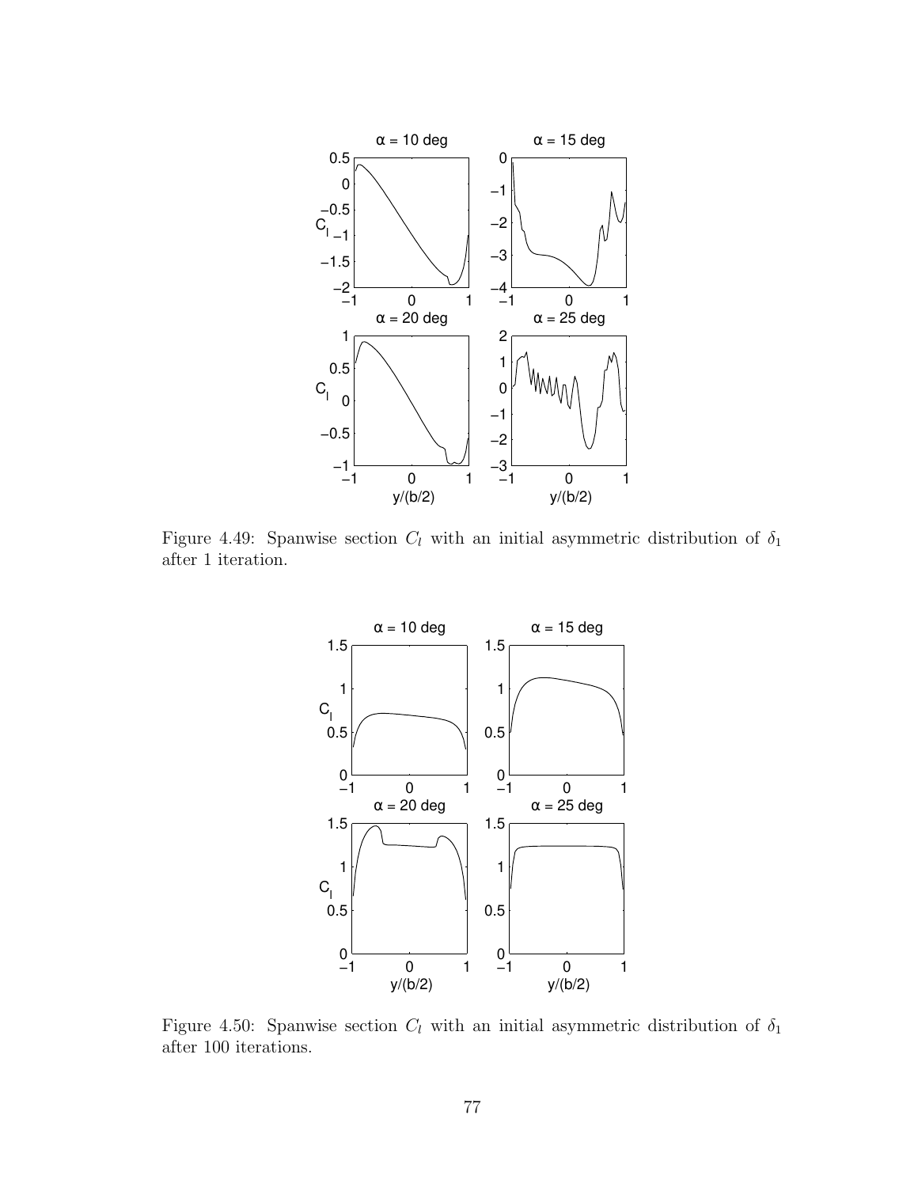Figure 4.49: Spanwise section $C_l$ with an initial asymmetric distribution of $\delta_1$ after 1 iteration.

Figure 4.50: Spanwise section $C_l$ with an initial asymmetric distribution of $\delta_1$ after 100 iterations.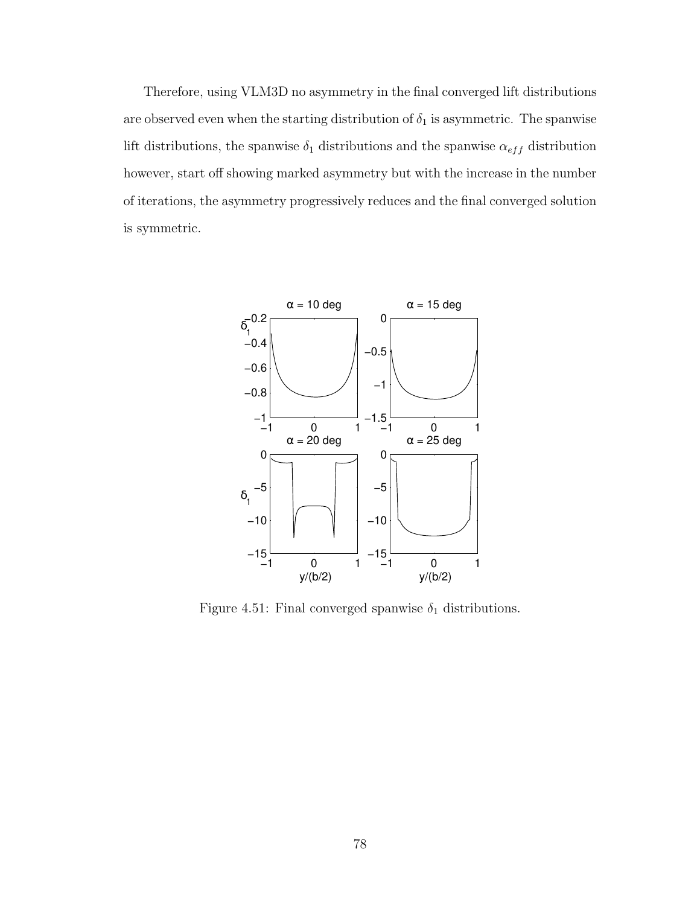Therefore, using VLM3D no asymmetry in the final converged lift distributions are observed even when the starting distribution of $\delta_1$ is asymmetric. The spanwise lift distributions, the spanwise $\delta_1$ distributions and the spanwise $\alpha_{eff}$ distribution however, start off showing marked asymmetry but with the increase in the number of iterations, the asymmetry progressively reduces and the final converged solution is symmetric.

Figure 4.51: Final converged spanwise $\delta_1$ distributions.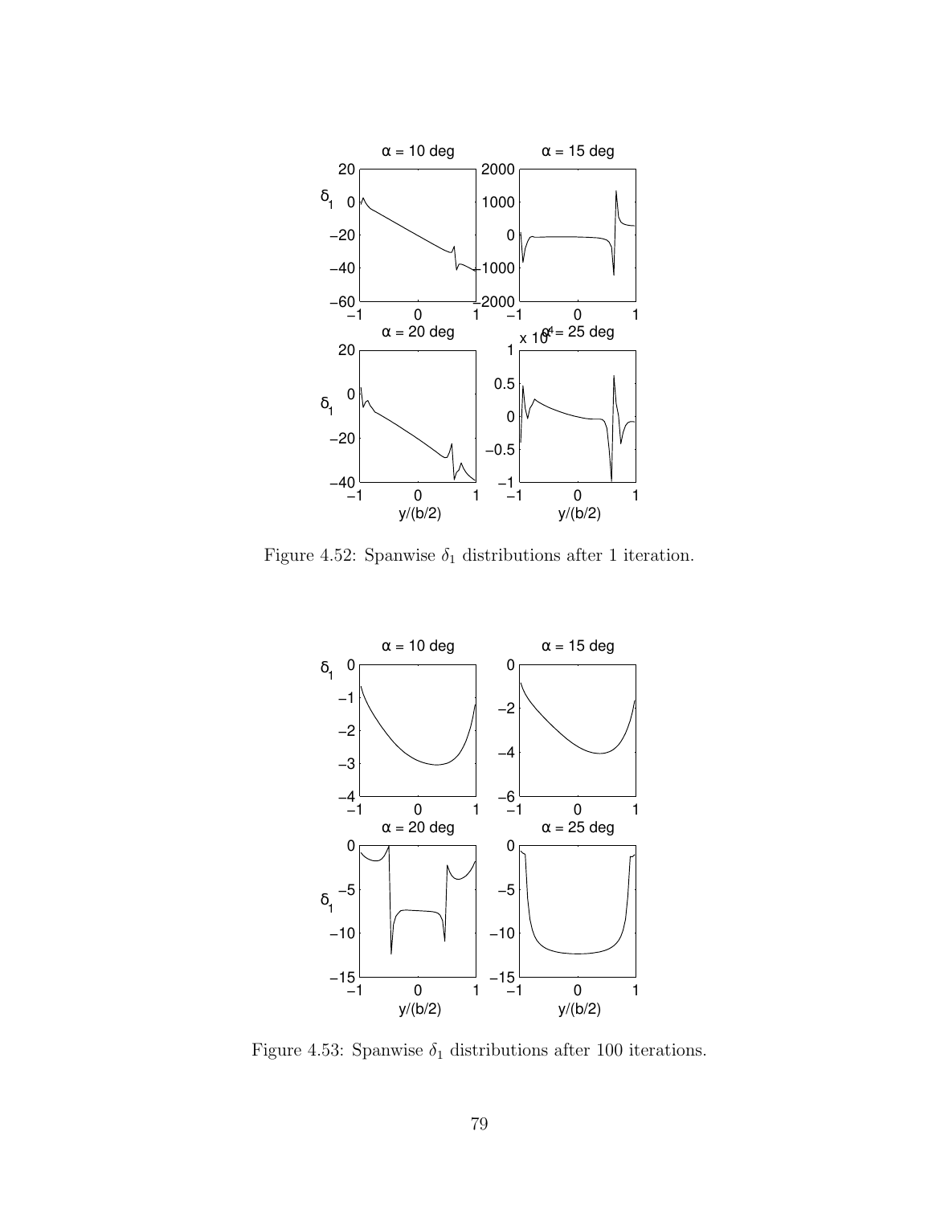Figure 4.52: Spanwise $\delta_1$ distributions after 1 iteration.

Figure 4.53: Spanwise $\delta_1$ distributions after 100 iterations.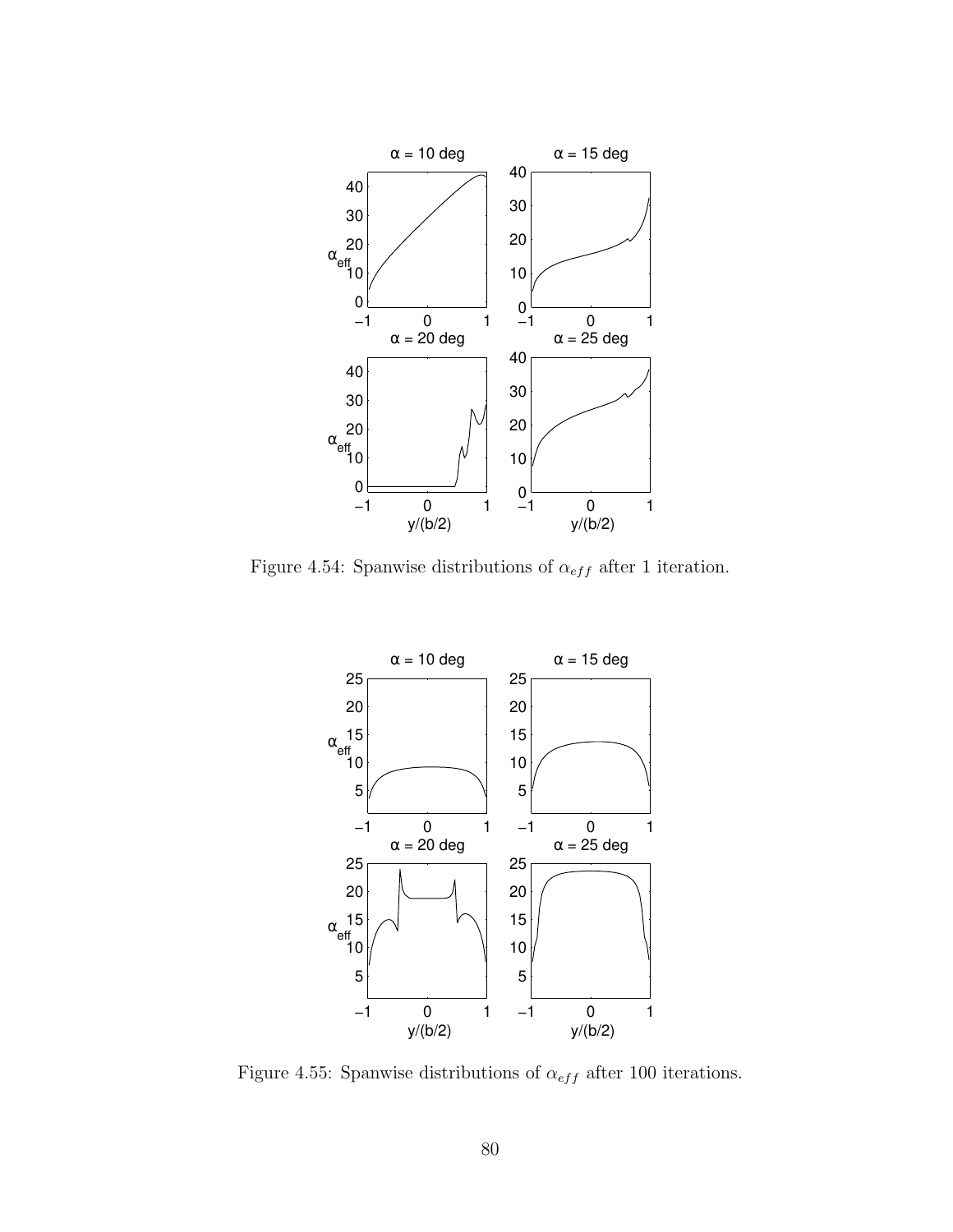Figure 4.54: Spanwise distributions of $\alpha_{eff}$ after 1 iteration.

Figure 4.55: Spanwise distributions of $\alpha_{eff}$ after 100 iterations.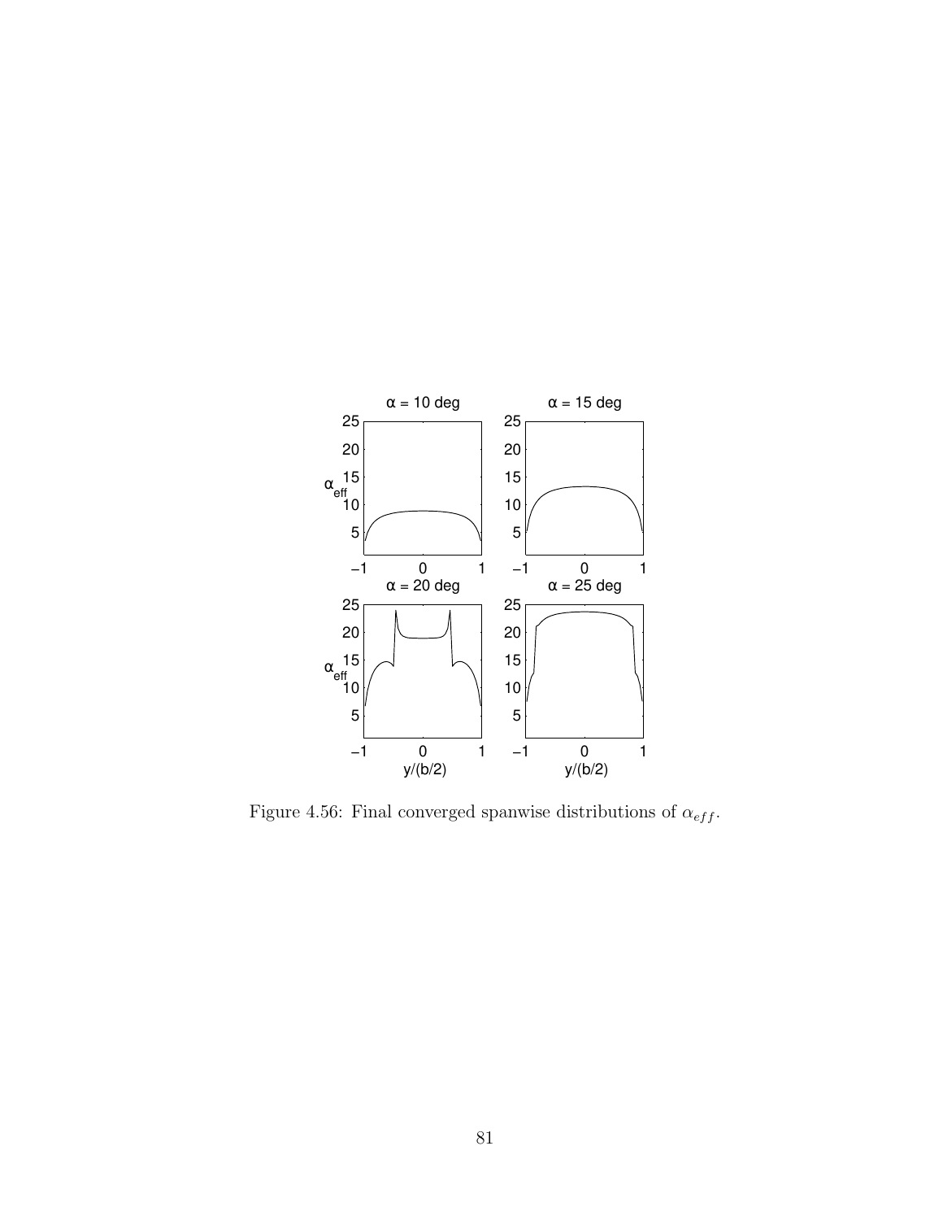Figure 4.56: Final converged spanwise distributions of $\alpha_{eff}$.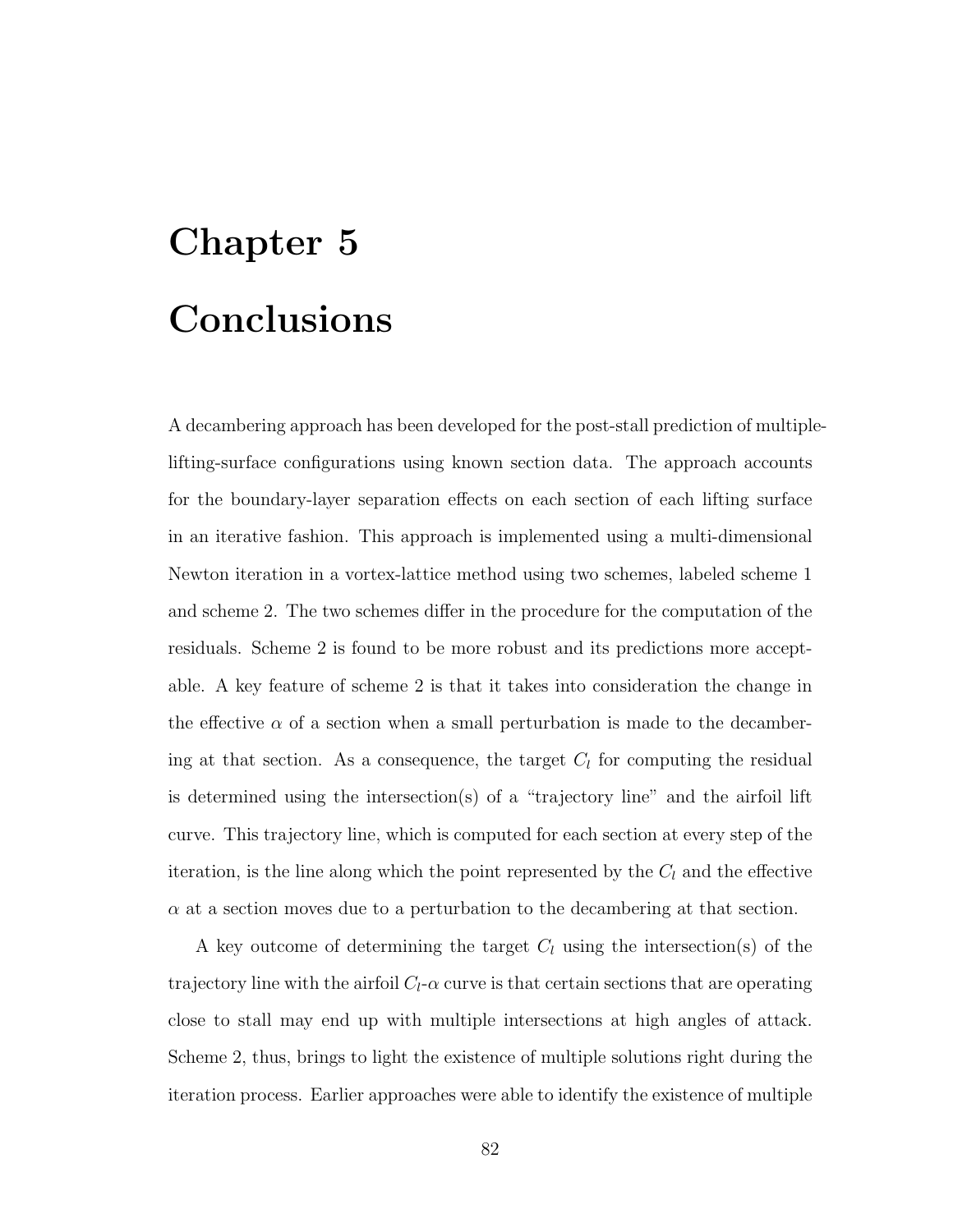# Chapter 5

# Conclusions

A decambering approach has been developed for the post-stall prediction of multiple-lifting-surface configurations using known section data. The approach accounts for the boundary-layer separation effects on each section of each lifting surface in an iterative fashion. This approach is implemented using a multi-dimensional Newton iteration in a vortex-lattice method using two schemes, labeled scheme 1 and scheme 2. The two schemes differ in the procedure for the computation of the residuals. Scheme 2 is found to be more robust and its predictions more acceptable. A key feature of scheme 2 is that it takes into consideration the change in the effective $\alpha$ of a section when a small perturbation is made to the decambering at that section. As a consequence, the target $C_l$ for computing the residual is determined using the intersection(s) of a "trajectory line" and the airfoil lift curve. This trajectory line, which is computed for each section at every step of the iteration, is the line along which the point represented by the $C_l$ and the effective $\alpha$ at a section moves due to a perturbation to the decambering at that section.

A key outcome of determining the target $C_l$ using the intersection(s) of the trajectory line with the airfoil $C_l$-$\alpha$ curve is that certain sections that are operating close to stall may end up with multiple intersections at high angles of attack. Scheme 2, thus, brings to light the existence of multiple solutions right during the iteration process. Earlier approaches were able to identify the existence of multiple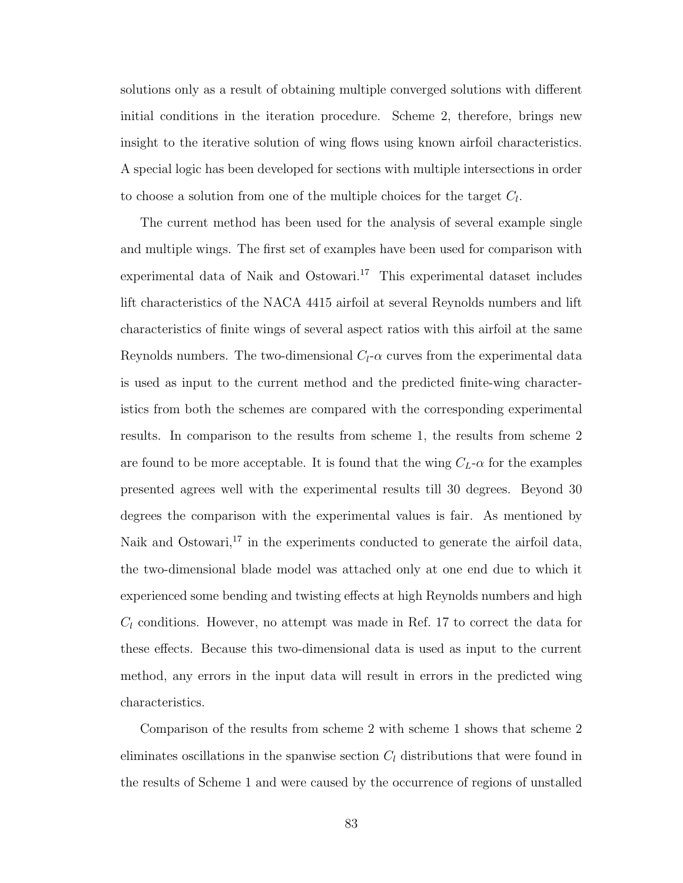solutions only as a result of obtaining multiple converged solutions with different initial conditions in the iteration procedure. Scheme 2, therefore, brings new insight to the iterative solution of wing flows using known airfoil characteristics. A special logic has been developed for sections with multiple intersections in order to choose a solution from one of the multiple choices for the target $C_l$.

The current method has been used for the analysis of several example single and multiple wings. The first set of examples have been used for comparison with experimental data of Naik and Ostowari.[17] This experimental dataset includes lift characteristics of the NACA 4415 airfoil at several Reynolds numbers and lift characteristics of finite wings of several aspect ratios with this airfoil at the same Reynolds numbers. The two-dimensional $C_l$-$\alpha$ curves from the experimental data is used as input to the current method and the predicted finite-wing characteristics from both the schemes are compared with the corresponding experimental results. In comparison to the results from scheme 1, the results from scheme 2 are found to be more acceptable. It is found that the wing $C_L$-$\alpha$ for the examples presented agrees well with the experimental results till 30 degrees. Beyond 30 degrees the comparison with the experimental values is fair. As mentioned by Naik and Ostowari,[17] in the experiments conducted to generate the airfoil data, the two-dimensional blade model was attached only at one end due to which it experienced some bending and twisting effects at high Reynolds numbers and high $C_l$ conditions. However, no attempt was made in Ref. 17 to correct the data for these effects. Because this two-dimensional data is used as input to the current method, any errors in the input data will result in errors in the predicted wing characteristics.

Comparison of the results from scheme 2 with scheme 1 shows that scheme 2 eliminates oscillations in the spanwise section $C_l$ distributions that were found in the results of Scheme 1 and were caused by the occurrence of regions of unstalled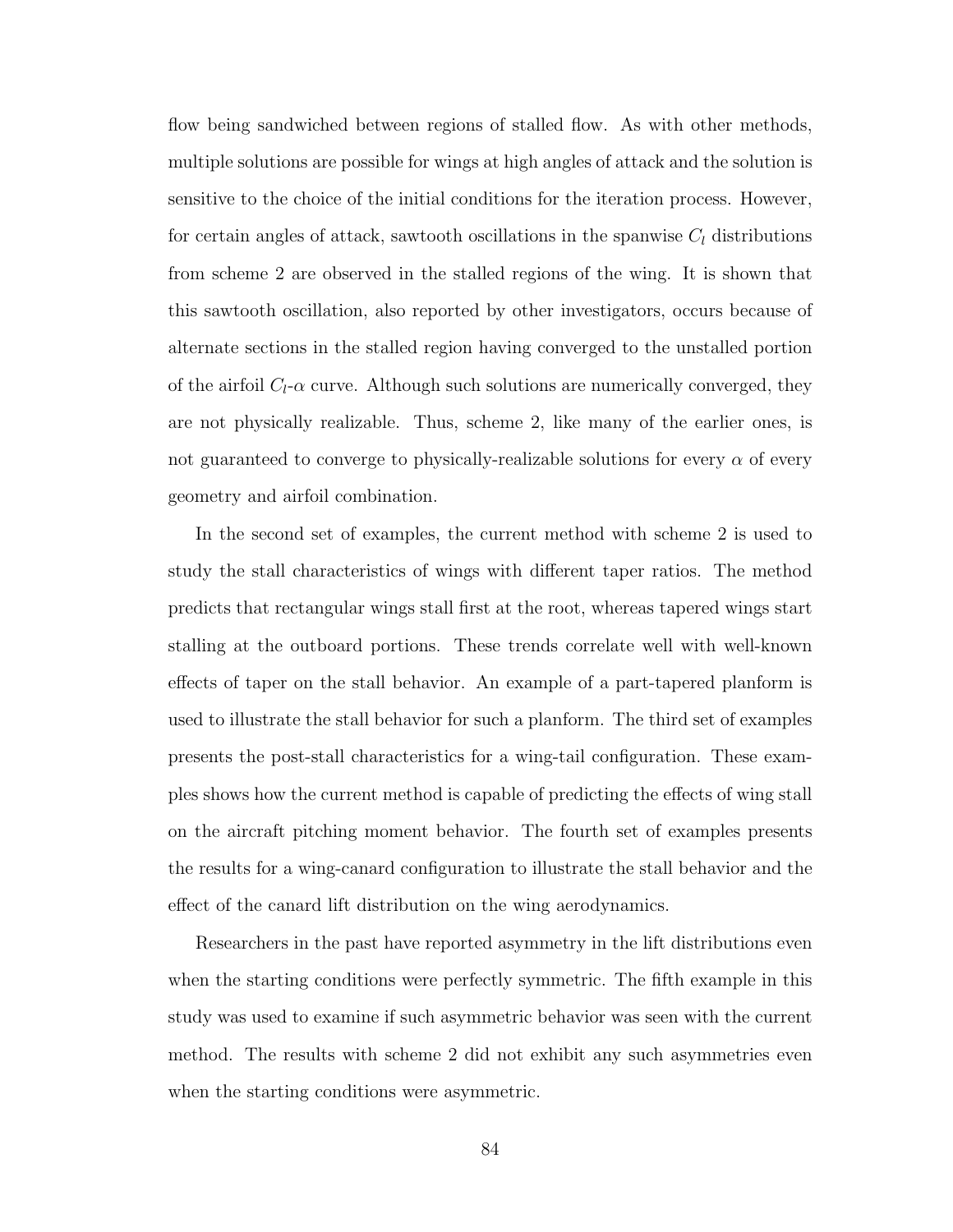flow being sandwiched between regions of stalled flow. As with other methods, multiple solutions are possible for wings at high angles of attack and the solution is sensitive to the choice of the initial conditions for the iteration process. However, for certain angles of attack, sawtooth oscillations in the spanwise $C_l$ distributions from scheme 2 are observed in the stalled regions of the wing. It is shown that this sawtooth oscillation, also reported by other investigators, occurs because of alternate sections in the stalled region having converged to the unstalled portion of the airfoil $C_l$-$\alpha$ curve. Although such solutions are numerically converged, they are not physically realizable. Thus, scheme 2, like many of the earlier ones, is not guaranteed to converge to physically-realizable solutions for every $\alpha$ of every geometry and airfoil combination.

In the second set of examples, the current method with scheme 2 is used to study the stall characteristics of wings with different taper ratios. The method predicts that rectangular wings stall first at the root, whereas tapered wings start stalling at the outboard portions. These trends correlate well with well-known effects of taper on the stall behavior. An example of a part-tapered planform is used to illustrate the stall behavior for such a planform. The third set of examples presents the post-stall characteristics for a wing-tail configuration. These examples shows how the current method is capable of predicting the effects of wing stall on the aircraft pitching moment behavior. The fourth set of examples presents the results for a wing-canard configuration to illustrate the stall behavior and the effect of the canard lift distribution on the wing aerodynamics.

Researchers in the past have reported asymmetry in the lift distributions even when the starting conditions were perfectly symmetric. The fifth example in this study was used to examine if such asymmetric behavior was seen with the current method. The results with scheme 2 did not exhibit any such asymmetries even when the starting conditions were asymmetric.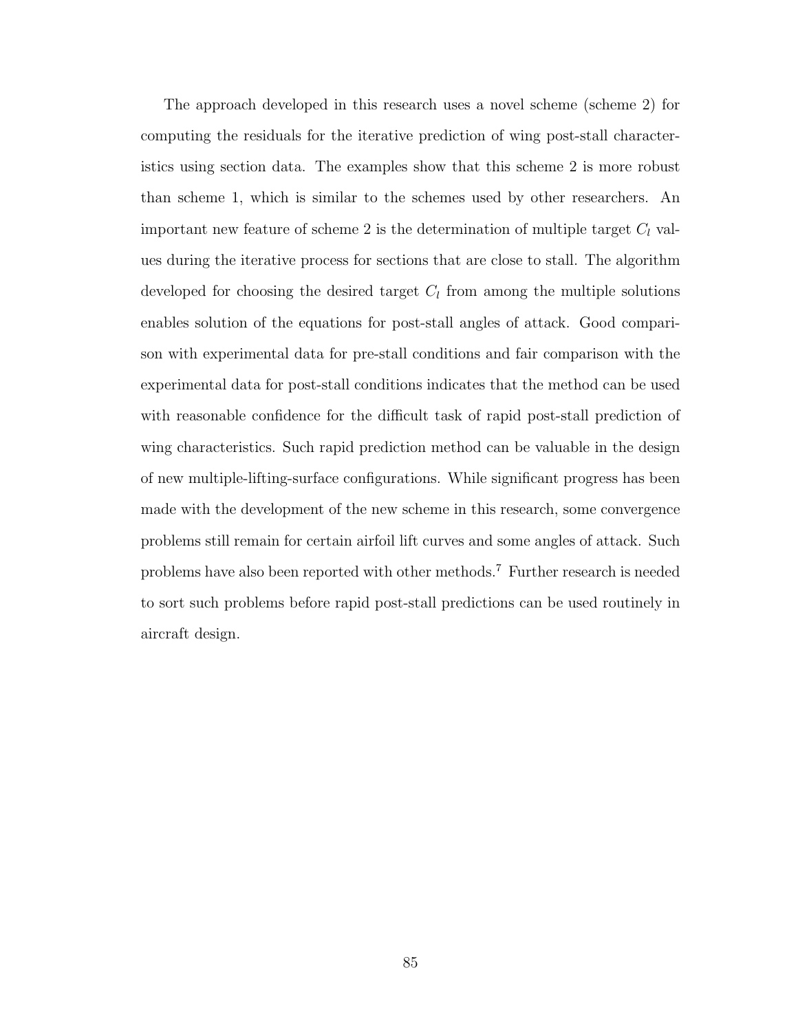The approach developed in this research uses a novel scheme (scheme 2) for computing the residuals for the iterative prediction of wing post-stall characteristics using section data. The examples show that this scheme 2 is more robust than scheme 1, which is similar to the schemes used by other researchers. An important new feature of scheme 2 is the determination of multiple target $C_l$ values during the iterative process for sections that are close to stall. The algorithm developed for choosing the desired target $C_l$ from among the multiple solutions enables solution of the equations for post-stall angles of attack. Good comparison with experimental data for pre-stall conditions and fair comparison with the experimental data for post-stall conditions indicates that the method can be used with reasonable confidence for the difficult task of rapid post-stall prediction of wing characteristics. Such rapid prediction method can be valuable in the design of new multiple-lifting-surface configurations. While significant progress has been made with the development of the new scheme in this research, some convergence problems still remain for certain airfoil lift curves and some angles of attack. Such problems have also been reported with other methods.[7] Further research is needed to sort such problems before rapid post-stall predictions can be used routinely in aircraft design.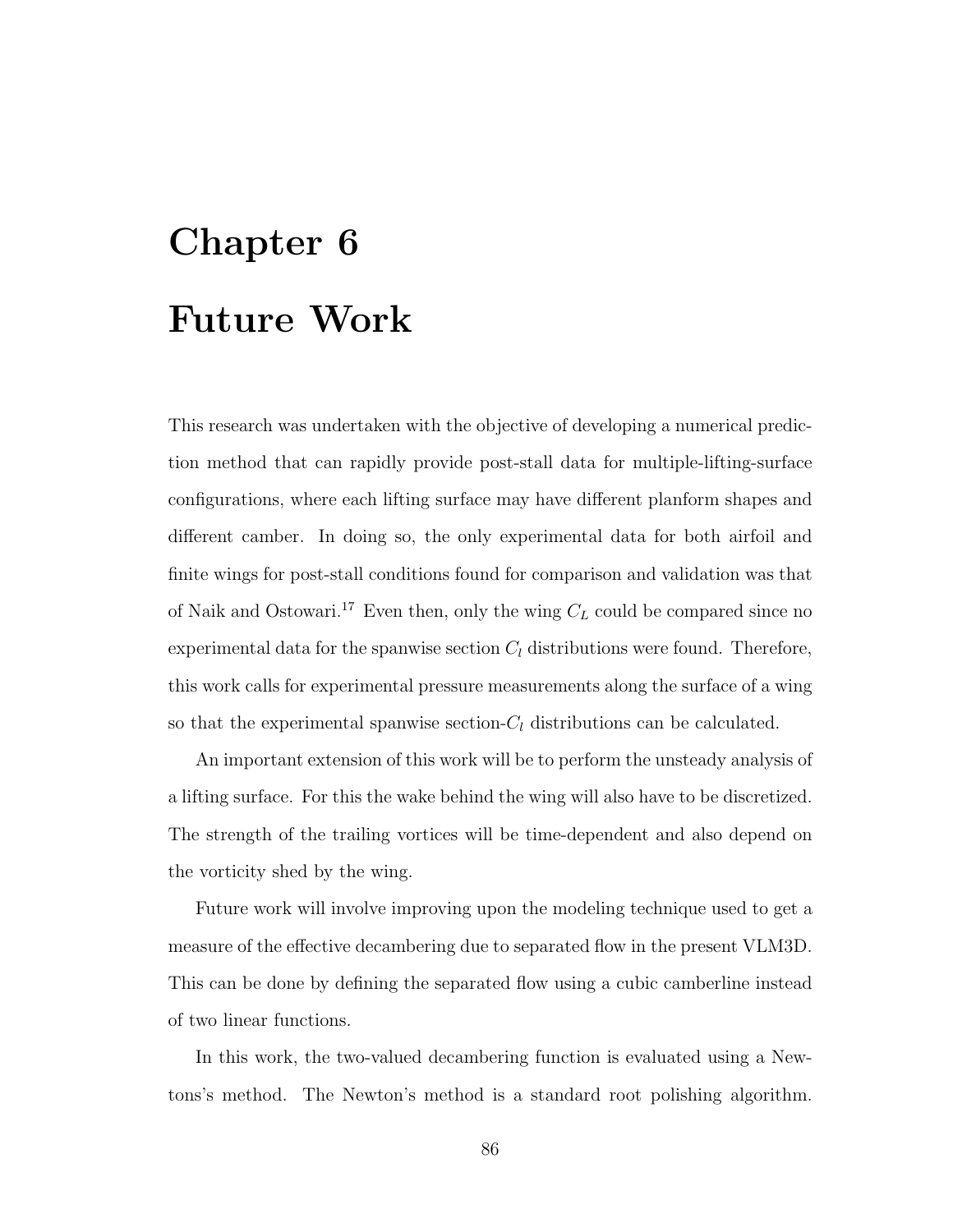# Chapter 6

# Future Work

This research was undertaken with the objective of developing a numerical prediction method that can rapidly provide post-stall data for multiple-lifting-surface configurations, where each lifting surface may have different planform shapes and different camber. In doing so, the only experimental data for both airfoil and finite wings for post-stall conditions found for comparison and validation was that of Naik and Ostowari.[17] Even then, only the wing $C_L$ could be compared since no experimental data for the spanwise section $C_l$ distributions were found. Therefore, this work calls for experimental pressure measurements along the surface of a wing so that the experimental spanwise section-$C_l$ distributions can be calculated.

An important extension of this work will be to perform the unsteady analysis of a lifting surface. For this the wake behind the wing will also have to be discretized. The strength of the trailing vortices will be time-dependent and also depend on the vorticity shed by the wing.

Future work will involve improving upon the modeling technique used to get a measure of the effective decambering due to separated flow in the present VLM3D. This can be done by defining the separated flow using a cubic camberline instead of two linear functions.

In this work, the two-valued decambering function is evaluated using a Newtons's method. The Newton's method is a standard root polishing algorithm.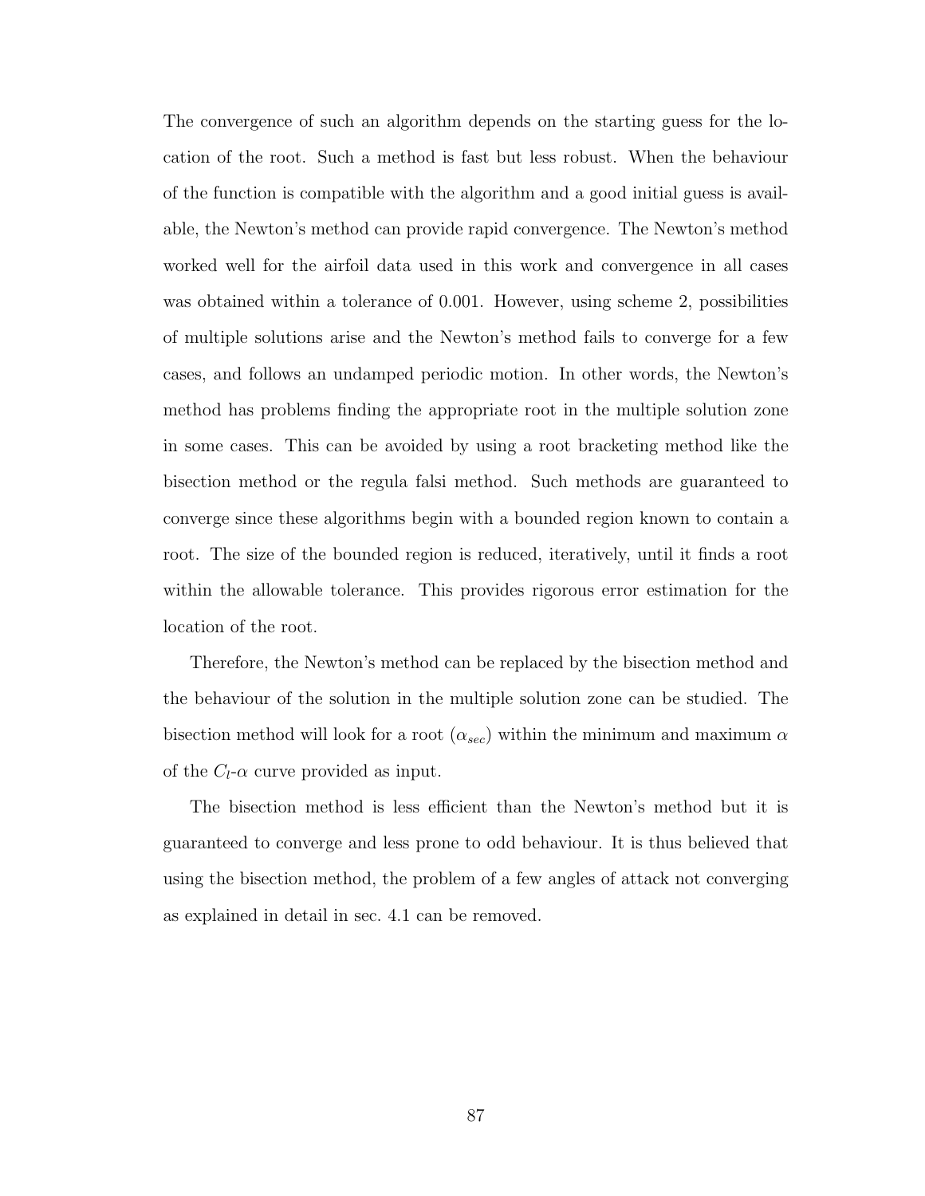The convergence of such an algorithm depends on the starting guess for the location of the root. Such a method is fast but less robust. When the behaviour of the function is compatible with the algorithm and a good initial guess is available, the Newton's method can provide rapid convergence. The Newton's method worked well for the airfoil data used in this work and convergence in all cases was obtained within a tolerance of 0.001. However, using scheme 2, possibilities of multiple solutions arise and the Newton's method fails to converge for a few cases, and follows an undamped periodic motion. In other words, the Newton's method has problems finding the appropriate root in the multiple solution zone in some cases. This can be avoided by using a root bracketing method like the bisection method or the regula falsi method. Such methods are guaranteed to converge since these algorithms begin with a bounded region known to contain a root. The size of the bounded region is reduced, iteratively, until it finds a root within the allowable tolerance. This provides rigorous error estimation for the location of the root.

Therefore, the Newton's method can be replaced by the bisection method and the behaviour of the solution in the multiple solution zone can be studied. The bisection method will look for a root ($\alpha_{sec}$) within the minimum and maximum $\alpha$ of the $C_l$-$\alpha$ curve provided as input.

The bisection method is less efficient than the Newton's method but it is guaranteed to converge and less prone to odd behaviour. It is thus believed that using the bisection method, the problem of a few angles of attack not converging as explained in detail in sec. 4.1 can be removed.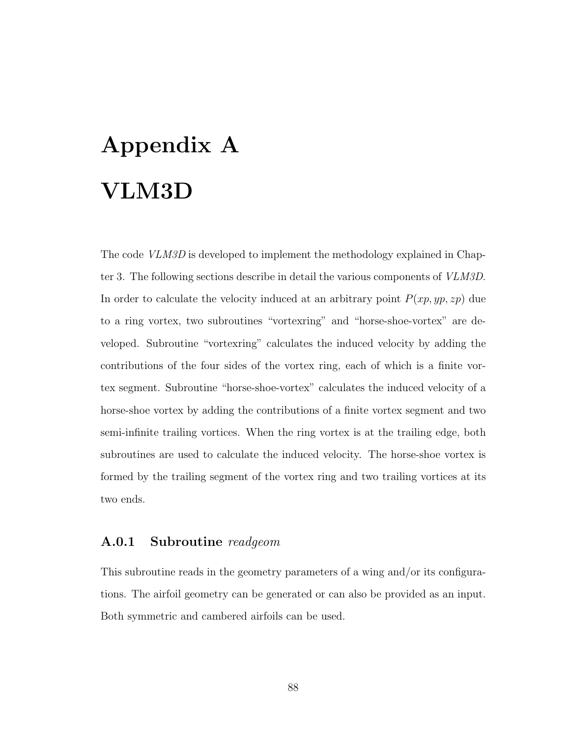# Appendix A

# VLM3D

The code *VLM3D* is developed to implement the methodology explained in Chapter 3. The following sections describe in detail the various components of *VLM3D*. In order to calculate the velocity induced at an arbitrary point $P(xp, yp, zp)$ due to a ring vortex, two subroutines “vortexring” and “horse-shoe-vortex” are developed. Subroutine “vortexring” calculates the induced velocity by adding the contributions of the four sides of the vortex ring, each of which is a finite vortex segment. Subroutine “horse-shoe-vortex” calculates the induced velocity of a horse-shoe vortex by adding the contributions of a finite vortex segment and two semi-infinite trailing vortices. When the ring vortex is at the trailing edge, both subroutines are used to calculate the induced velocity. The horse-shoe vortex is formed by the trailing segment of the vortex ring and two trailing vortices at its two ends.

### A.0.1 Subroutine *readgeom*

This subroutine reads in the geometry parameters of a wing and/or its configurations. The airfoil geometry can be generated or can also be provided as an input. Both symmetric and cambered airfoils can be used.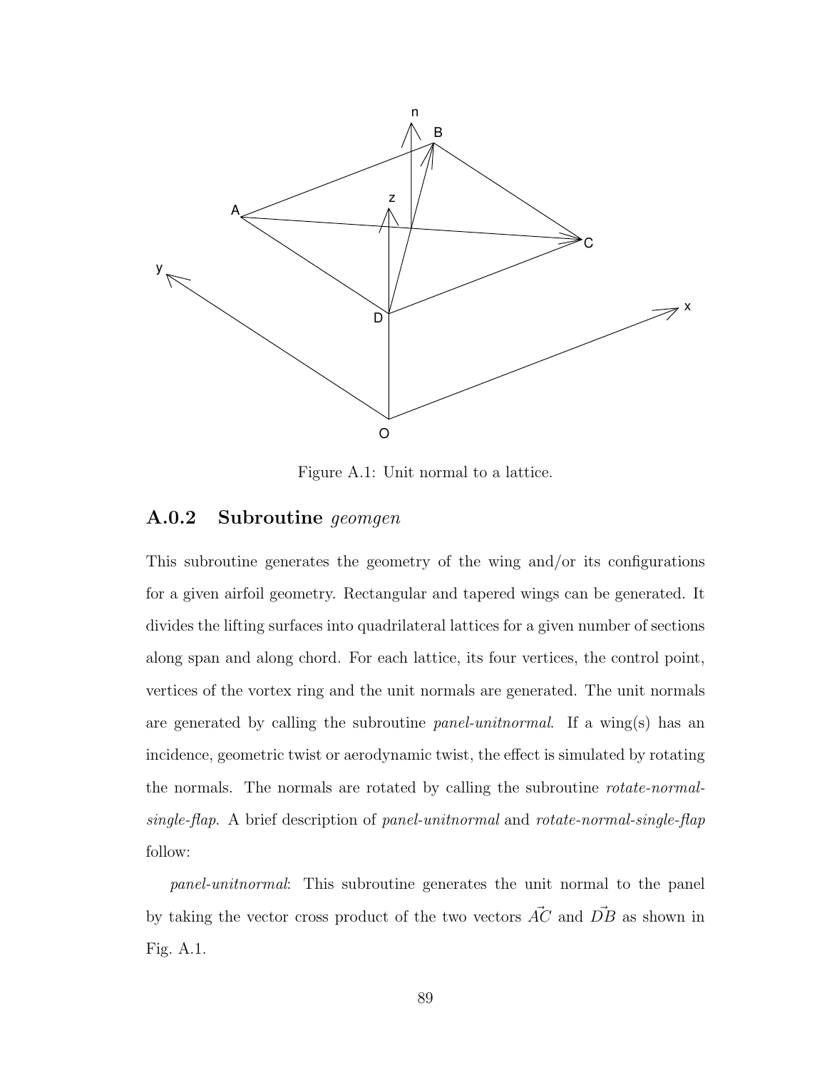Figure A.1: Unit normal to a lattice.

### A.0.2 Subroutine *geomgen*

This subroutine generates the geometry of the wing and/or its configurations for a given airfoil geometry. Rectangular and tapered wings can be generated. It divides the lifting surfaces into quadrilateral lattices for a given number of sections along span and along chord. For each lattice, its four vertices, the control point, vertices of the vortex ring and the unit normals are generated. The unit normals are generated by calling the subroutine *panel-unitnormal*. If a wing(s) has an incidence, geometric twist or aerodynamic twist, the effect is simulated by rotating the normals. The normals are rotated by calling the subroutine *rotate-normal-single-flap*. A brief description of *panel-unitnormal* and *rotate-normal-single-flap* follow:

*panel-unitnormal*: This subroutine generates the unit normal to the panel by taking the vector cross product of the two vectors $\vec{AC}$ and $\vec{DB}$ as shown in Fig. A.1.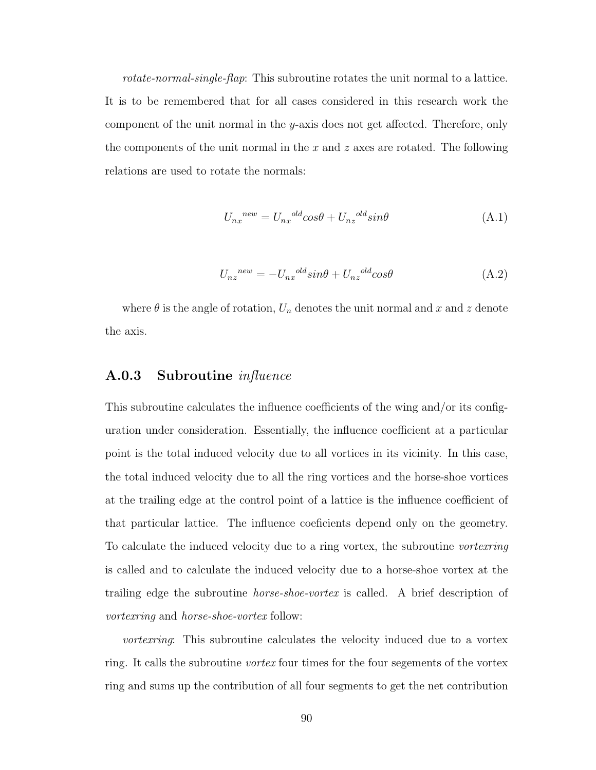*rotate-normal-single-flap*: This subroutine rotates the unit normal to a lattice. It is to be remembered that for all cases considered in this research work the component of the unit normal in the $y$-axis does not get affected. Therefore, only the components of the unit normal in the $x$ and $z$ axes are rotated. The following relations are used to rotate the normals:

$$U_{n_x}{}^{new} = U_{n_x}{}^{old} cos\theta + U_{n_z}{}^{old} sin\theta \tag{A.1}$$

$$U_{n_z}{}^{new} = -U_{n_x}{}^{old} sin\theta + U_{n_z}{}^{old} cos\theta \tag{A.2}$$

where $\theta$ is the angle of rotation, $U_n$ denotes the unit normal and $x$ and $z$ denote the axis.

### A.0.3 Subroutine *influence*

This subroutine calculates the influence coefficients of the wing and/or its configuration under consideration. Essentially, the influence coefficient at a particular point is the total induced velocity due to all vortices in its vicinity. In this case, the total induced velocity due to all the ring vortices and the horse-shoe vortices at the trailing edge at the control point of a lattice is the influence coefficient of that particular lattice. The influence coeficients depend only on the geometry. To calculate the induced velocity due to a ring vortex, the subroutine *vortexring* is called and to calculate the induced velocity due to a horse-shoe vortex at the trailing edge the subroutine *horse-shoe-vortex* is called. A brief description of *vortexring* and *horse-shoe-vortex* follow:

*vortexring*: This subroutine calculates the velocity induced due to a vortex ring. It calls the subroutine *vortex* four times for the four segements of the vortex ring and sums up the contribution of all four segments to get the net contribution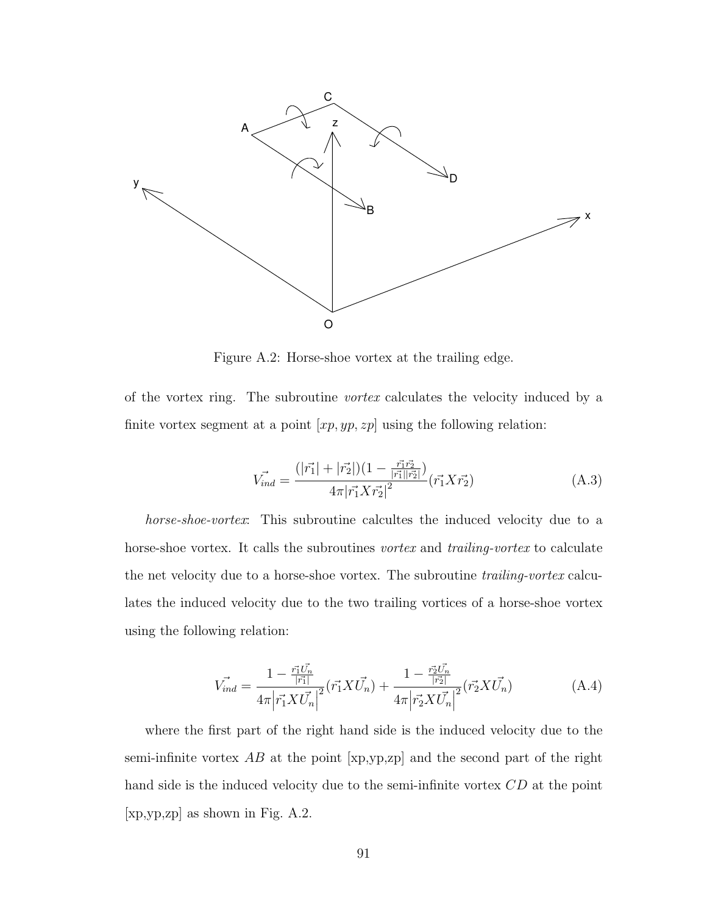Figure A.2: Horse-shoe vortex at the trailing edge.

of the vortex ring. The subroutine *vortex* calculates the velocity induced by a finite vortex segment at a point $[xp, yp, zp]$ using the following relation:

$$\vec{V_{ind}} = \frac{(|\vec{r_1}| + |\vec{r_2}|)(1 - \frac{\vec{r_1}\vec{r_2}}{|\vec{r_1}||\vec{r_2}|})}{4\pi|\vec{r_1}X\vec{r_2}|^2}(\vec{r_1}X\vec{r_2}) \tag{A.3}$$

*horse-shoe-vortex*: This subroutine calcultes the induced velocity due to a horse-shoe vortex. It calls the subroutines *vortex* and *trailing-vortex* to calculate the net velocity due to a horse-shoe vortex. The subroutine *trailing-vortex* calculates the induced velocity due to the two trailing vortices of a horse-shoe vortex using the following relation:

$$\vec{V_{ind}} = \frac{1 - \frac{\vec{r_1}\vec{U_n}}{|\vec{r_1}|}}{4\pi\left|\vec{r_1}X\vec{U_n}\right|^2}(\vec{r_1}X\vec{U_n}) + \frac{1 - \frac{\vec{r_2}\vec{U_n}}{|\vec{r_2}|}}{4\pi\left|\vec{r_2}X\vec{U_n}\right|^2}(\vec{r_2}X\vec{U_n}) \tag{A.4}$$

where the first part of the right hand side is the induced velocity due to the semi-infinite vortex $AB$ at the point [xp,yp,zp] and the second part of the right hand side is the induced velocity due to the semi-infinite vortex $CD$ at the point [xp,yp,zp] as shown in Fig. A.2.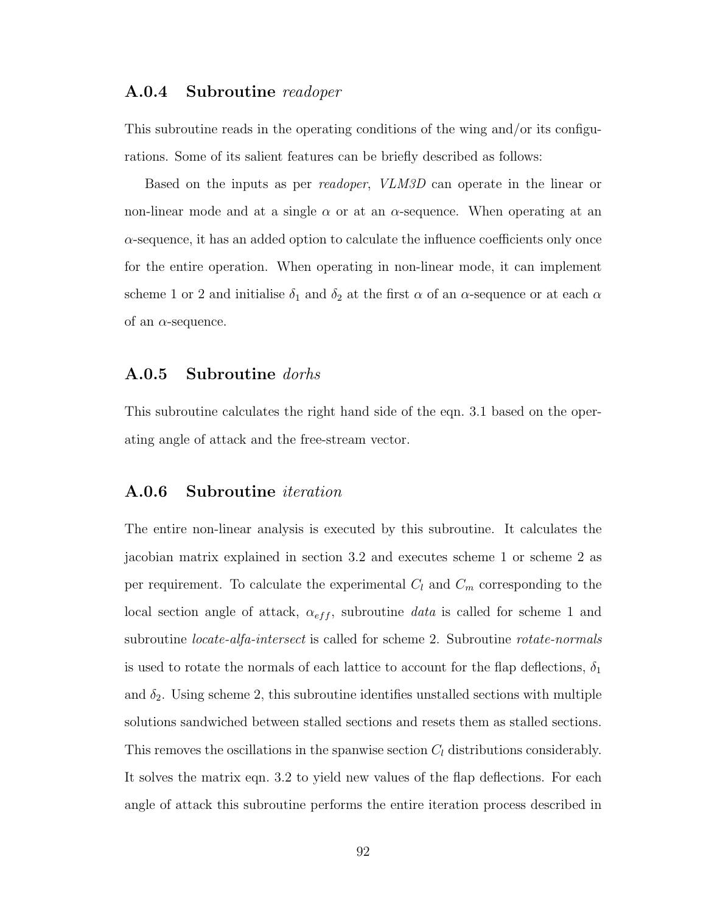### A.0.4 Subroutine *readoper*

This subroutine reads in the operating conditions of the wing and/or its configurations. Some of its salient features can be briefly described as follows:

Based on the inputs as per *readoper*, *VLM3D* can operate in the linear or non-linear mode and at a single $\alpha$ or at an $\alpha$-sequence. When operating at an $\alpha$-sequence, it has an added option to calculate the influence coefficients only once for the entire operation. When operating in non-linear mode, it can implement scheme 1 or 2 and initialise $\delta_1$ and $\delta_2$ at the first $\alpha$ of an $\alpha$-sequence or at each $\alpha$ of an $\alpha$-sequence.

### A.0.5 Subroutine *dorhs*

This subroutine calculates the right hand side of the eqn. 3.1 based on the operating angle of attack and the free-stream vector.

### A.0.6 Subroutine *iteration*

The entire non-linear analysis is executed by this subroutine. It calculates the jacobian matrix explained in section 3.2 and executes scheme 1 or scheme 2 as per requirement. To calculate the experimental $C_l$ and $C_m$ corresponding to the local section angle of attack, $\alpha_{eff}$, subroutine *data* is called for scheme 1 and subroutine *locate-alfa-intersect* is called for scheme 2. Subroutine *rotate-normals* is used to rotate the normals of each lattice to account for the flap deflections, $\delta_1$ and $\delta_2$. Using scheme 2, this subroutine identifies unstalled sections with multiple solutions sandwiched between stalled sections and resets them as stalled sections. This removes the oscillations in the spanwise section $C_l$ distributions considerably. It solves the matrix eqn. 3.2 to yield new values of the flap deflections. For each angle of attack this subroutine performs the entire iteration process described in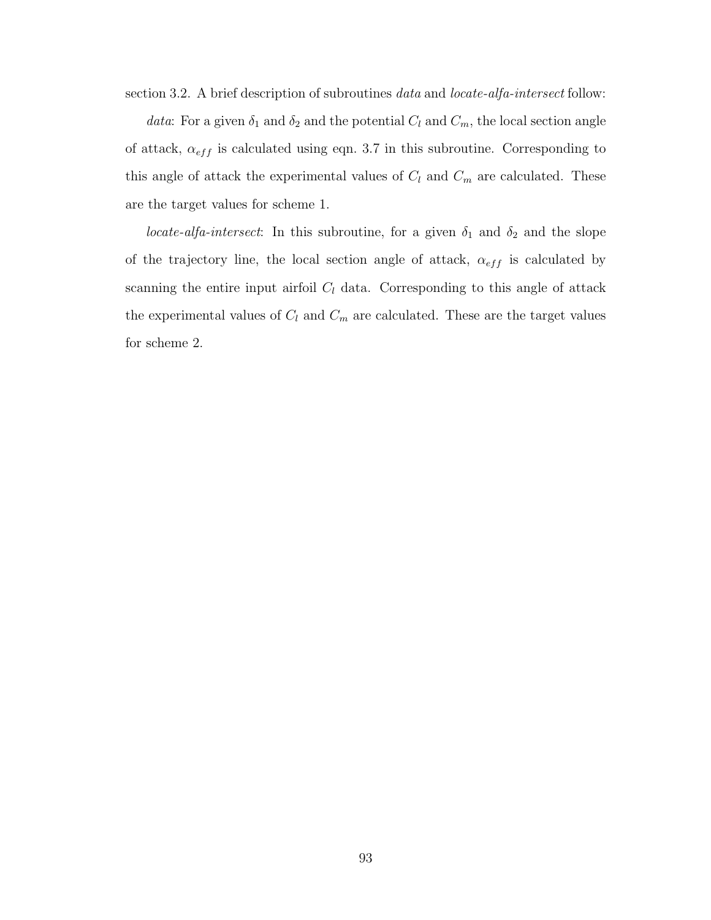section 3.2. A brief description of subroutines *data* and *locate-alfa-intersect* follow:

*data*: For a given $\delta_1$ and $\delta_2$ and the potential $C_l$ and $C_m$, the local section angle of attack, $\alpha_{eff}$ is calculated using eqn. 3.7 in this subroutine. Corresponding to this angle of attack the experimental values of $C_l$ and $C_m$ are calculated. These are the target values for scheme 1.

*locate-alfa-intersect*: In this subroutine, for a given $\delta_1$ and $\delta_2$ and the slope of the trajectory line, the local section angle of attack, $\alpha_{eff}$ is calculated by scanning the entire input airfoil $C_l$ data. Corresponding to this angle of attack the experimental values of $C_l$ and $C_m$ are calculated. These are the target values for scheme 2.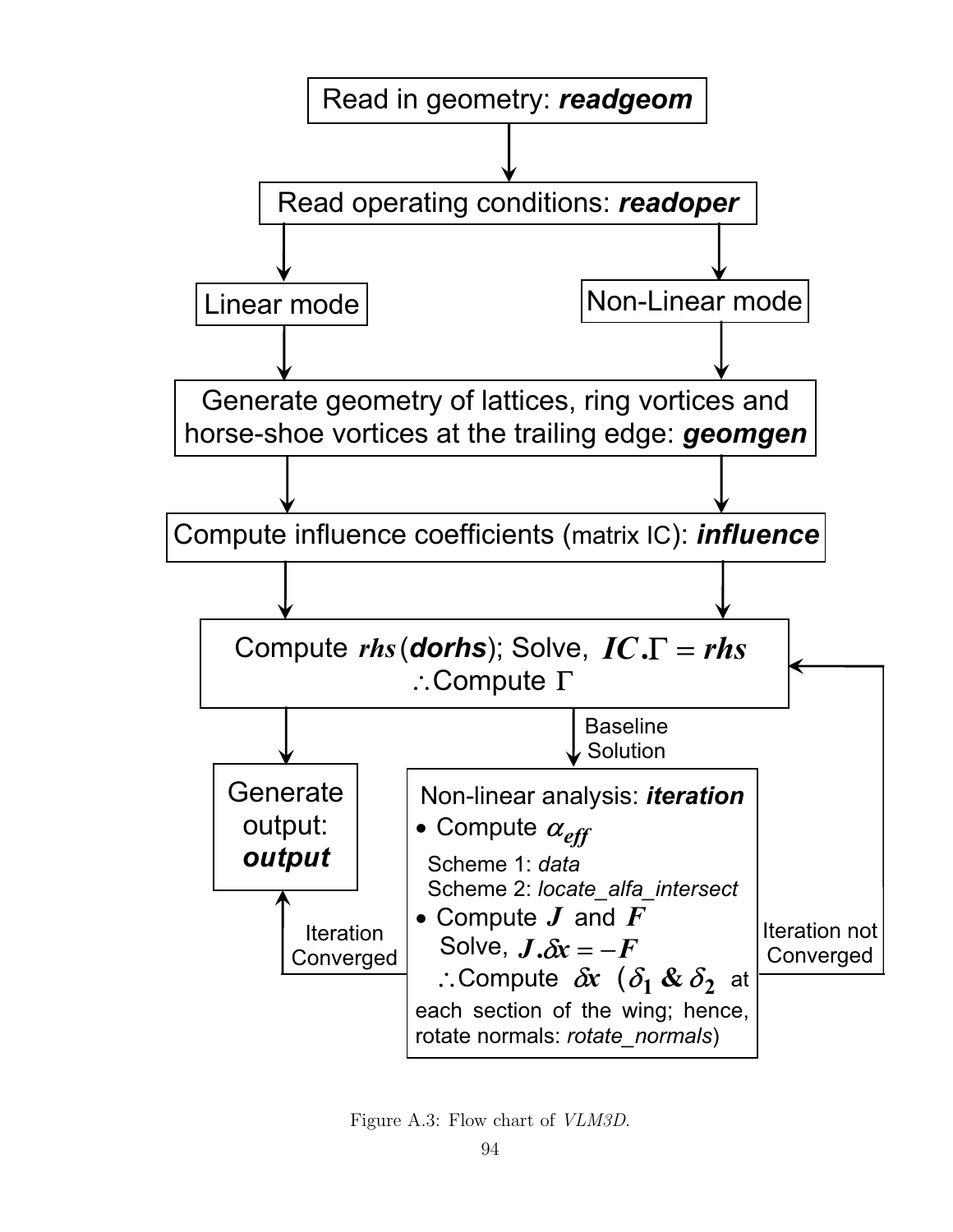Read in geometry: ***readgeom***

Read operating conditions: ***readoper***

Linear mode

Non-Linear mode

Generate geometry of lattices, ring vortices and horse-shoe vortices at the trailing edge: ***geomgen***

Compute influence coefficients (matrix IC): ***influence***

Compute $rhs$ (***dorhs***); Solve, $IC.\Gamma = rhs$ $\therefore$ Compute $\Gamma$

Baseline Solution

Generate output: ***output***

Non-linear analysis: ***iteration***

- Compute $\alpha_{eff}$

  Scheme 1: *data*

  Scheme 2: *locate_alfa_intersect*

- Compute $J$ and $F$

  Solve, $J.\delta x = -F$

  $\therefore$ Compute $\delta x$ ($\delta_1$ & $\delta_2$ at each section of the wing; hence, rotate normals: *rotate_normals*)

Iteration Converged

Iteration not Converged

Figure A.3: Flow chart of *VLM3D*.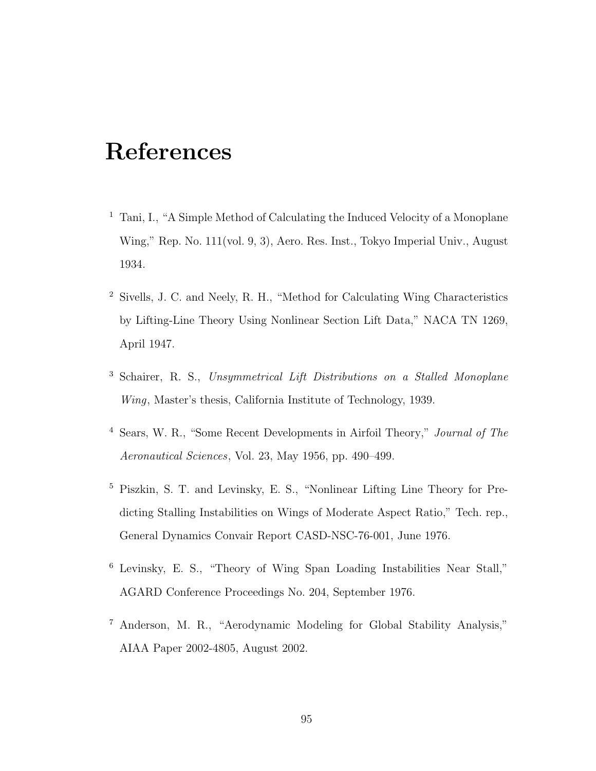# References

[1] Tani, I., "A Simple Method of Calculating the Induced Velocity of a Monoplane Wing," Rep. No. 111(vol. 9, 3), Aero. Res. Inst., Tokyo Imperial Univ., August 1934.

[2] Sivells, J. C. and Neely, R. H., "Method for Calculating Wing Characteristics by Lifting-Line Theory Using Nonlinear Section Lift Data," NACA TN 1269, April 1947.

[3] Schairer, R. S., *Unsymmetrical Lift Distributions on a Stalled Monoplane Wing*, Master's thesis, California Institute of Technology, 1939.

[4] Sears, W. R., "Some Recent Developments in Airfoil Theory," *Journal of The Aeronautical Sciences*, Vol. 23, May 1956, pp. 490–499.

[5] Piszkin, S. T. and Levinsky, E. S., "Nonlinear Lifting Line Theory for Predicting Stalling Instabilities on Wings of Moderate Aspect Ratio," Tech. rep., General Dynamics Convair Report CASD-NSC-76-001, June 1976.

[6] Levinsky, E. S., "Theory of Wing Span Loading Instabilities Near Stall," AGARD Conference Proceedings No. 204, September 1976.

[7] Anderson, M. R., "Aerodynamic Modeling for Global Stability Analysis," AIAA Paper 2002-4805, August 2002.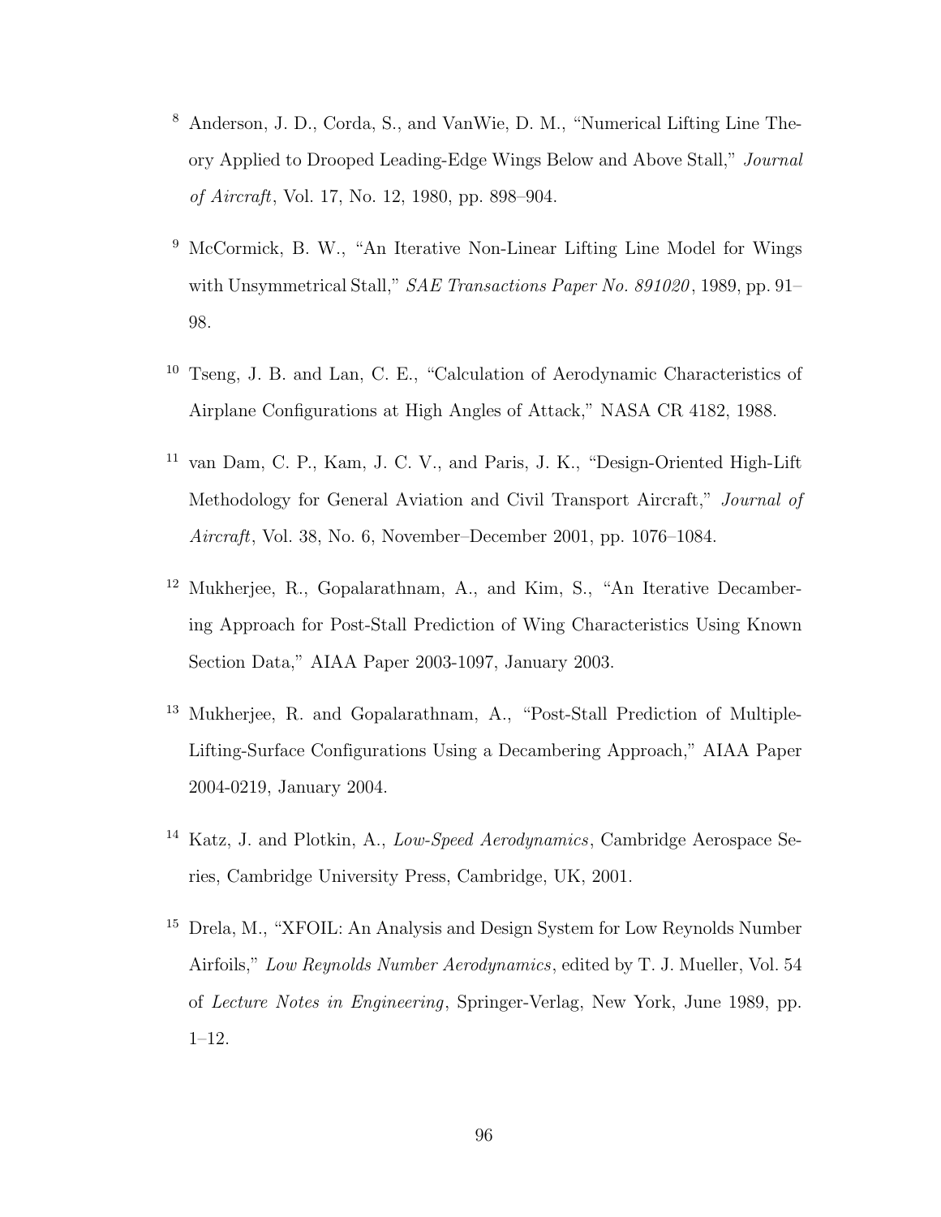[8] Anderson, J. D., Corda, S., and VanWie, D. M., "Numerical Lifting Line Theory Applied to Drooped Leading-Edge Wings Below and Above Stall," *Journal of Aircraft*, Vol. 17, No. 12, 1980, pp. 898–904.

[9] McCormick, B. W., "An Iterative Non-Linear Lifting Line Model for Wings with Unsymmetrical Stall," *SAE Transactions Paper No. 891020*, 1989, pp. 91–98.

[10] Tseng, J. B. and Lan, C. E., "Calculation of Aerodynamic Characteristics of Airplane Configurations at High Angles of Attack," NASA CR 4182, 1988.

[11] van Dam, C. P., Kam, J. C. V., and Paris, J. K., "Design-Oriented High-Lift Methodology for General Aviation and Civil Transport Aircraft," *Journal of Aircraft*, Vol. 38, No. 6, November–December 2001, pp. 1076–1084.

[12] Mukherjee, R., Gopalarathnam, A., and Kim, S., "An Iterative Decambering Approach for Post-Stall Prediction of Wing Characteristics Using Known Section Data," AIAA Paper 2003-1097, January 2003.

[13] Mukherjee, R. and Gopalarathnam, A., "Post-Stall Prediction of Multiple-Lifting-Surface Configurations Using a Decambering Approach," AIAA Paper 2004-0219, January 2004.

[14] Katz, J. and Plotkin, A., *Low-Speed Aerodynamics*, Cambridge Aerospace Series, Cambridge University Press, Cambridge, UK, 2001.

[15] Drela, M., "XFOIL: An Analysis and Design System for Low Reynolds Number Airfoils," *Low Reynolds Number Aerodynamics*, edited by T. J. Mueller, Vol. 54 of *Lecture Notes in Engineering*, Springer-Verlag, New York, June 1989, pp. 1–12.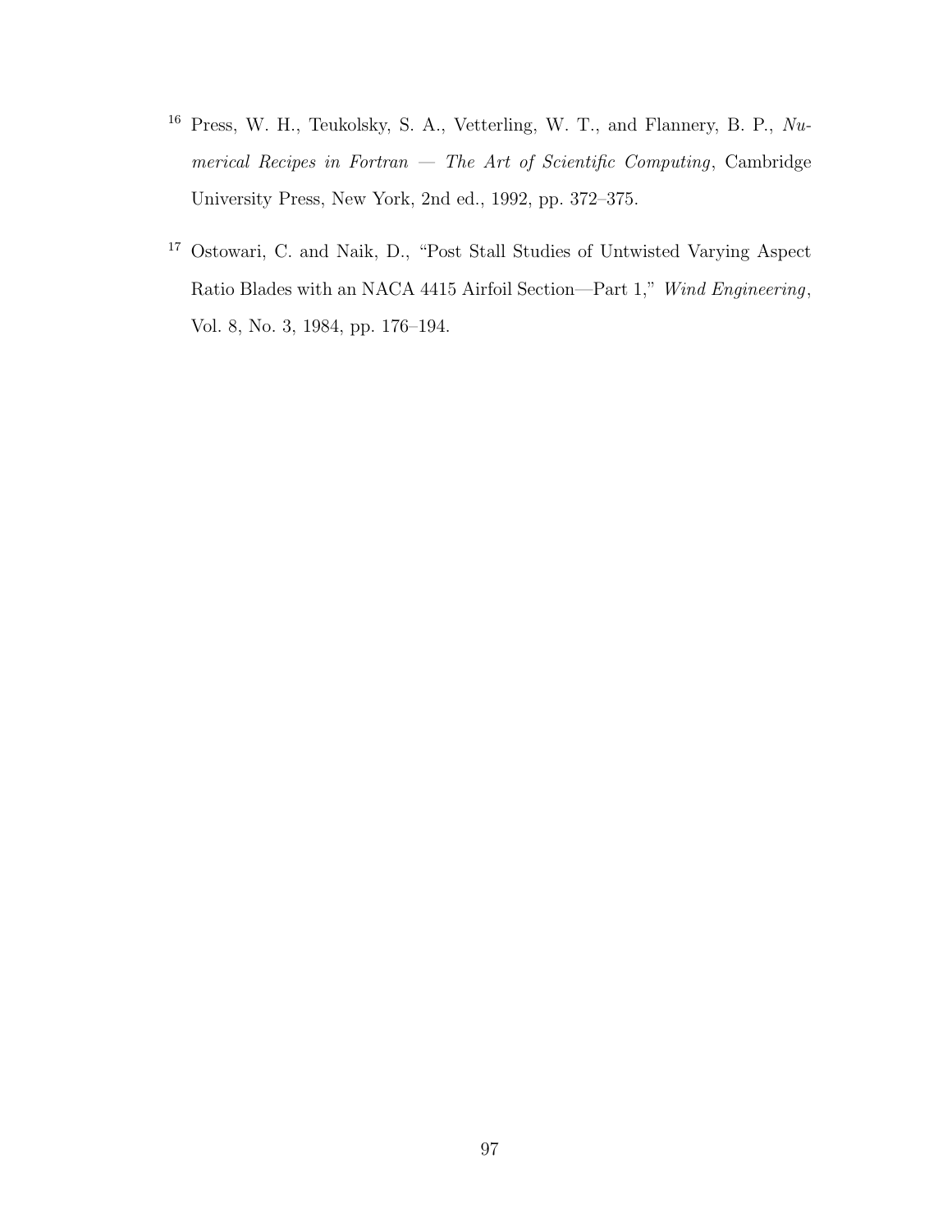[16] Press, W. H., Teukolsky, S. A., Vetterling, W. T., and Flannery, B. P., *Numerical Recipes in Fortran — The Art of Scientific Computing*, Cambridge University Press, New York, 2nd ed., 1992, pp. 372–375.

[17] Ostowari, C. and Naik, D., "Post Stall Studies of Untwisted Varying Aspect Ratio Blades with an NACA 4415 Airfoil Section—Part 1," *Wind Engineering*, Vol. 8, No. 3, 1984, pp. 176–194.